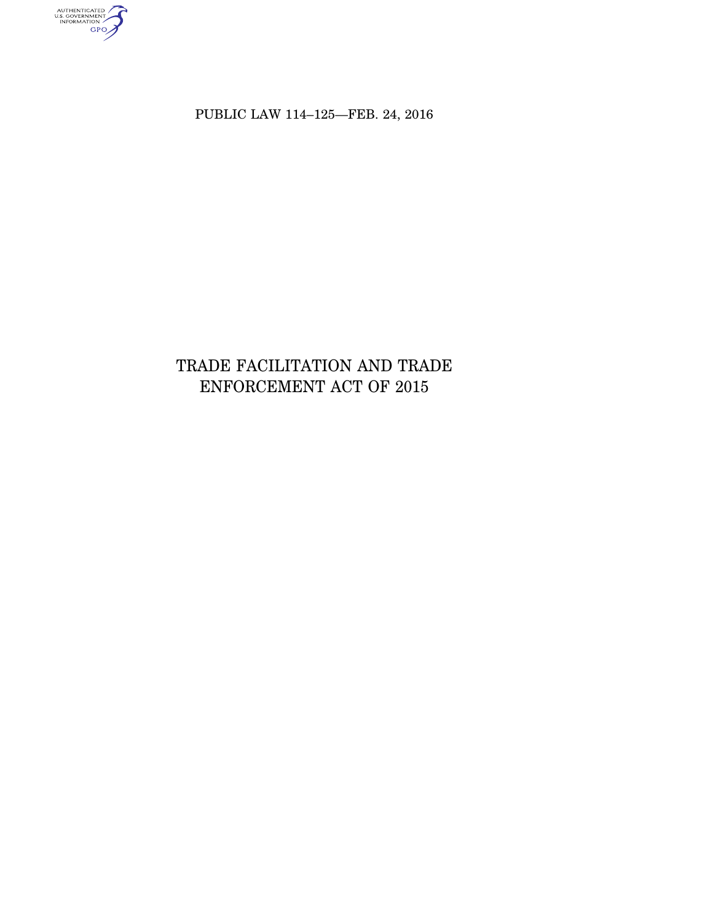PUBLIC LAW 114–125—FEB. 24, 2016

# TRADE FACILITATION AND TRADE ENFORCEMENT ACT OF 2015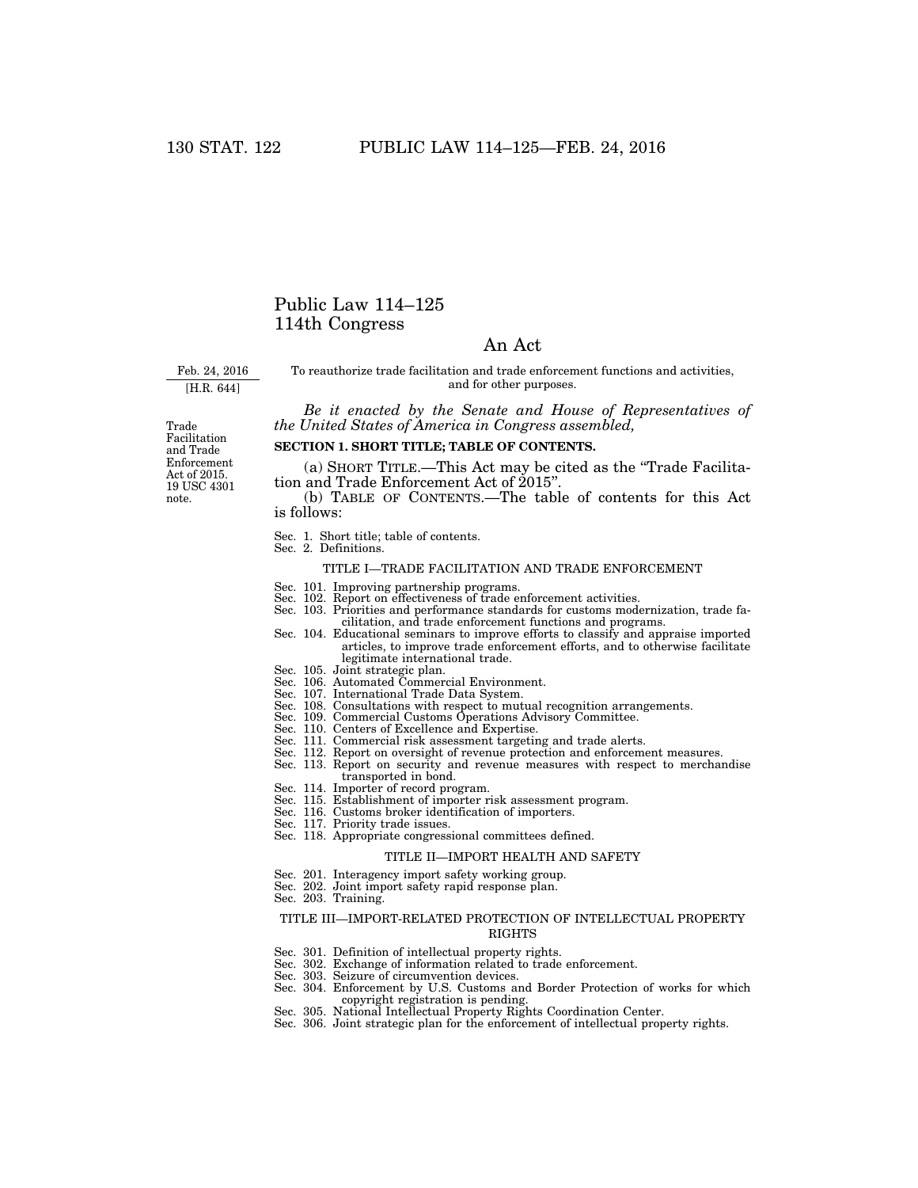# Public Law 114–125
# 114th Congress

## An Act

Feb. 24, 2016
[H.R. 644]

To reauthorize trade facilitation and trade enforcement functions and activities, and for other purposes.

Trade Facilitation and Trade Enforcement Act of 2015. 19 USC 4301 note.

*Be it enacted by the Senate and House of Representatives of the United States of America in Congress assembled,*

**SECTION 1. SHORT TITLE; TABLE OF CONTENTS.**

(a) SHORT TITLE.—This Act may be cited as the "Trade Facilitation and Trade Enforcement Act of 2015".

(b) TABLE OF CONTENTS.—The table of contents for this Act is follows:

Sec. 1. Short title; table of contents.
Sec. 2. Definitions.

TITLE I—TRADE FACILITATION AND TRADE ENFORCEMENT

Sec. 101. Improving partnership programs.
Sec. 102. Report on effectiveness of trade enforcement activities.
Sec. 103. Priorities and performance standards for customs modernization, trade facilitation, and trade enforcement functions and programs.
Sec. 104. Educational seminars to improve efforts to classify and appraise imported articles, to improve trade enforcement efforts, and to otherwise facilitate legitimate international trade.
Sec. 105. Joint strategic plan.
Sec. 106. Automated Commercial Environment.
Sec. 107. International Trade Data System.
Sec. 108. Consultations with respect to mutual recognition arrangements.
Sec. 109. Commercial Customs Operations Advisory Committee.
Sec. 110. Centers of Excellence and Expertise.
Sec. 111. Commercial risk assessment targeting and trade alerts.
Sec. 112. Report on oversight of revenue protection and enforcement measures.
Sec. 113. Report on security and revenue measures with respect to merchandise transported in bond.
Sec. 114. Importer of record program.
Sec. 115. Establishment of importer risk assessment program.
Sec. 116. Customs broker identification of importers.
Sec. 117. Priority trade issues.
Sec. 118. Appropriate congressional committees defined.

TITLE II—IMPORT HEALTH AND SAFETY

Sec. 201. Interagency import safety working group.
Sec. 202. Joint import safety rapid response plan.
Sec. 203. Training.

TITLE III—IMPORT-RELATED PROTECTION OF INTELLECTUAL PROPERTY RIGHTS

Sec. 301. Definition of intellectual property rights.
Sec. 302. Exchange of information related to trade enforcement.
Sec. 303. Seizure of circumvention devices.
Sec. 304. Enforcement by U.S. Customs and Border Protection of works for which copyright registration is pending.
Sec. 305. National Intellectual Property Rights Coordination Center.
Sec. 306. Joint strategic plan for the enforcement of intellectual property rights.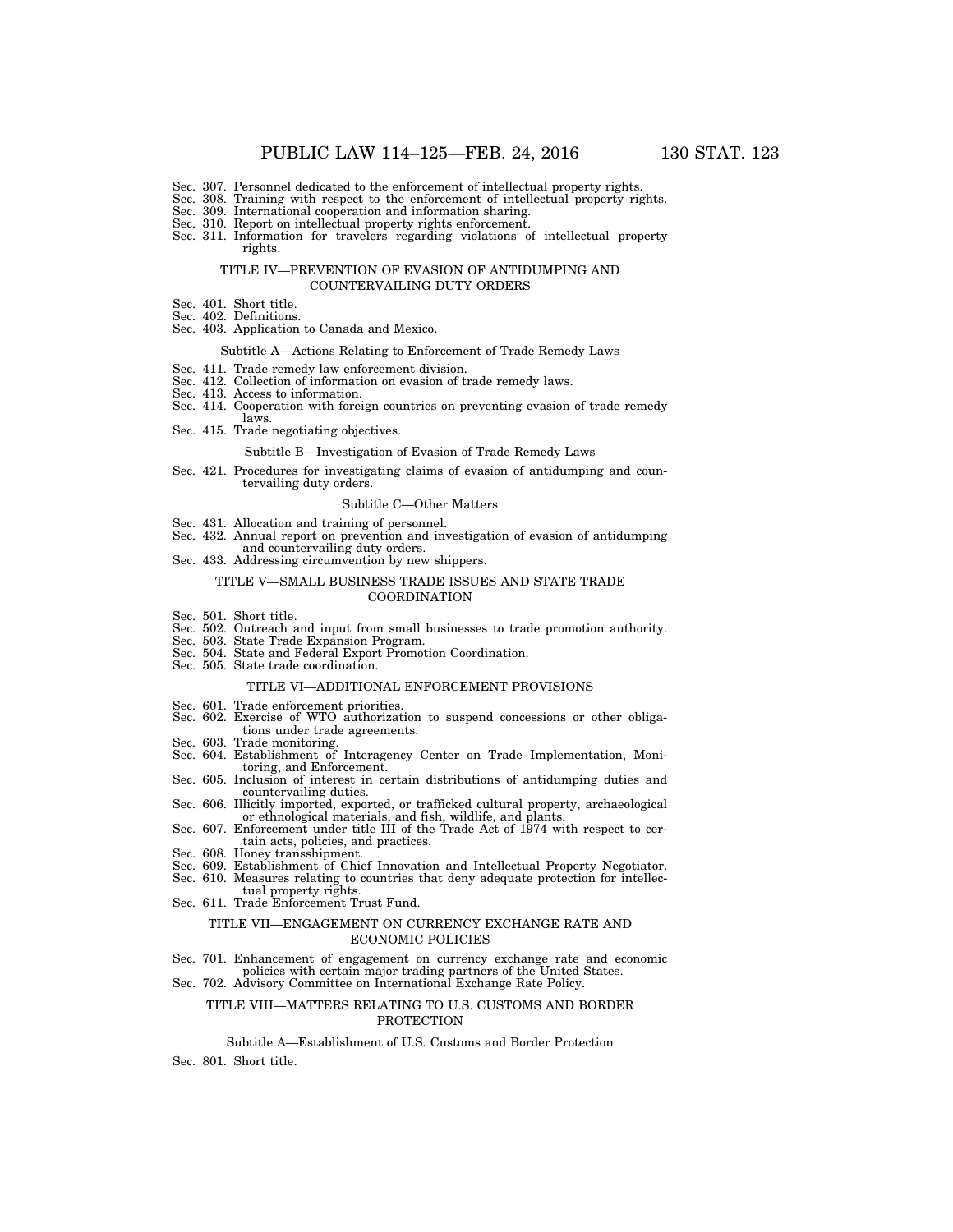Sec. 307. Personnel dedicated to the enforcement of intellectual property rights.
Sec. 308. Training with respect to the enforcement of intellectual property rights.
Sec. 309. International cooperation and information sharing.
Sec. 310. Report on intellectual property rights enforcement.
Sec. 311. Information for travelers regarding violations of intellectual property rights.

### TITLE IV—PREVENTION OF EVASION OF ANTIDUMPING AND COUNTERVAILING DUTY ORDERS

Sec. 401. Short title.
Sec. 402. Definitions.
Sec. 403. Application to Canada and Mexico.

#### Subtitle A—Actions Relating to Enforcement of Trade Remedy Laws

Sec. 411. Trade remedy law enforcement division.
Sec. 412. Collection of information on evasion of trade remedy laws.
Sec. 413. Access to information.
Sec. 414. Cooperation with foreign countries on preventing evasion of trade remedy laws.
Sec. 415. Trade negotiating objectives.

#### Subtitle B—Investigation of Evasion of Trade Remedy Laws

Sec. 421. Procedures for investigating claims of evasion of antidumping and countervailing duty orders.

#### Subtitle C—Other Matters

Sec. 431. Allocation and training of personnel.
Sec. 432. Annual report on prevention and investigation of evasion of antidumping and countervailing duty orders.
Sec. 433. Addressing circumvention by new shippers.

### TITLE V—SMALL BUSINESS TRADE ISSUES AND STATE TRADE COORDINATION

Sec. 501. Short title.
Sec. 502. Outreach and input from small businesses to trade promotion authority.
Sec. 503. State Trade Expansion Program.
Sec. 504. State and Federal Export Promotion Coordination.
Sec. 505. State trade coordination.

### TITLE VI—ADDITIONAL ENFORCEMENT PROVISIONS

Sec. 601. Trade enforcement priorities.
Sec. 602. Exercise of WTO authorization to suspend concessions or other obligations under trade agreements.
Sec. 603. Trade monitoring.
Sec. 604. Establishment of Interagency Center on Trade Implementation, Monitoring, and Enforcement.
Sec. 605. Inclusion of interest in certain distributions of antidumping duties and countervailing duties.
Sec. 606. Illicitly imported, exported, or trafficked cultural property, archaeological or ethnological materials, and fish, wildlife, and plants.
Sec. 607. Enforcement under title III of the Trade Act of 1974 with respect to certain acts, policies, and practices.
Sec. 608. Honey transshipment.
Sec. 609. Establishment of Chief Innovation and Intellectual Property Negotiator.
Sec. 610. Measures relating to countries that deny adequate protection for intellectual property rights.
Sec. 611. Trade Enforcement Trust Fund.

### TITLE VII—ENGAGEMENT ON CURRENCY EXCHANGE RATE AND ECONOMIC POLICIES

Sec. 701. Enhancement of engagement on currency exchange rate and economic policies with certain major trading partners of the United States.
Sec. 702. Advisory Committee on International Exchange Rate Policy.

### TITLE VIII—MATTERS RELATING TO U.S. CUSTOMS AND BORDER PROTECTION

#### Subtitle A—Establishment of U.S. Customs and Border Protection

Sec. 801. Short title.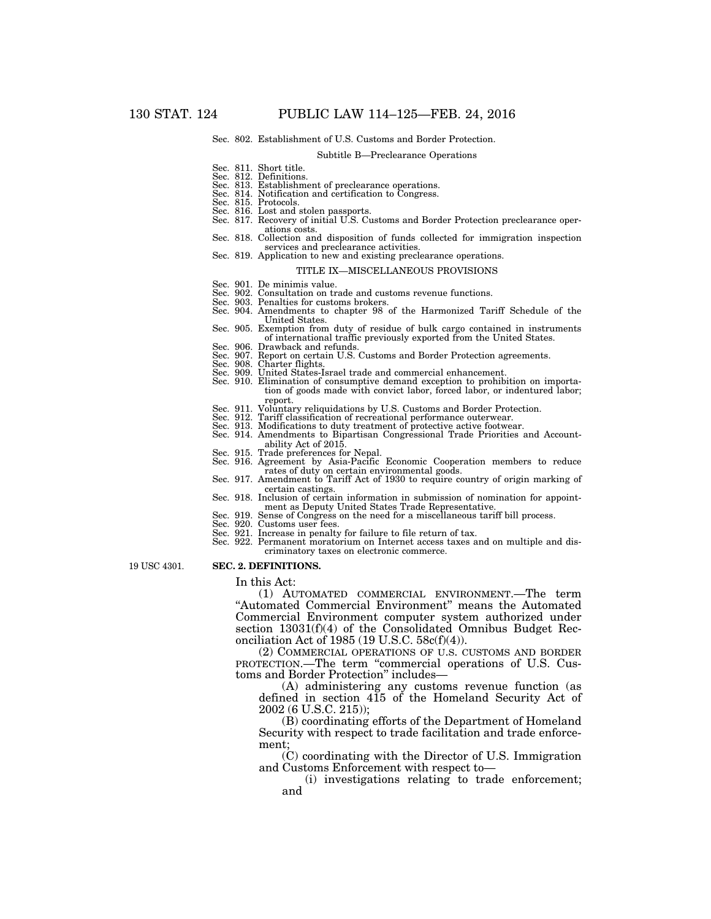Sec. 802. Establishment of U.S. Customs and Border Protection.

Subtitle B—Preclearance Operations

Sec. 811. Short title.
Sec. 812. Definitions.
Sec. 813. Establishment of preclearance operations.
Sec. 814. Notification and certification to Congress.
Sec. 815. Protocols.
Sec. 816. Lost and stolen passports.
Sec. 817. Recovery of initial U.S. Customs and Border Protection preclearance operations costs.
Sec. 818. Collection and disposition of funds collected for immigration inspection services and preclearance activities.
Sec. 819. Application to new and existing preclearance operations.

TITLE IX—MISCELLANEOUS PROVISIONS

Sec. 901. De minimis value.
Sec. 902. Consultation on trade and customs revenue functions.
Sec. 903. Penalties for customs brokers.
Sec. 904. Amendments to chapter 98 of the Harmonized Tariff Schedule of the United States.
Sec. 905. Exemption from duty of residue of bulk cargo contained in instruments of international traffic previously exported from the United States.
Sec. 906. Drawback and refunds.
Sec. 907. Report on certain U.S. Customs and Border Protection agreements.
Sec. 908. Charter flights.
Sec. 909. United States-Israel trade and commercial enhancement.
Sec. 910. Elimination of consumptive demand exception to prohibition on importation of goods made with convict labor, forced labor, or indentured labor; report.
Sec. 911. Voluntary reliquidations by U.S. Customs and Border Protection.
Sec. 912. Tariff classification of recreational performance outerwear.
Sec. 913. Modifications to duty treatment of protective active footwear.
Sec. 914. Amendments to Bipartisan Congressional Trade Priorities and Accountability Act of 2015.
Sec. 915. Trade preferences for Nepal.
Sec. 916. Agreement by Asia-Pacific Economic Cooperation members to reduce rates of duty on certain environmental goods.
Sec. 917. Amendment to Tariff Act of 1930 to require country of origin marking of certain castings.
Sec. 918. Inclusion of certain information in submission of nomination for appointment as Deputy United States Trade Representative.
Sec. 919. Sense of Congress on the need for a miscellaneous tariff bill process.
Sec. 920. Customs user fees.
Sec. 921. Increase in penalty for failure to file return of tax.
Sec. 922. Permanent moratorium on Internet access taxes and on multiple and discriminatory taxes on electronic commerce.

19 USC 4301.

**SEC. 2. DEFINITIONS.**

In this Act:

(1) AUTOMATED COMMERCIAL ENVIRONMENT.—The term "Automated Commercial Environment" means the Automated Commercial Environment computer system authorized under section 13031(f)(4) of the Consolidated Omnibus Budget Reconciliation Act of 1985 (19 U.S.C. 58c(f)(4)).

(2) COMMERCIAL OPERATIONS OF U.S. CUSTOMS AND BORDER PROTECTION.—The term "commercial operations of U.S. Customs and Border Protection" includes—

(A) administering any customs revenue function (as defined in section 415 of the Homeland Security Act of 2002 (6 U.S.C. 215));

(B) coordinating efforts of the Department of Homeland Security with respect to trade facilitation and trade enforcement;

(C) coordinating with the Director of U.S. Immigration and Customs Enforcement with respect to—

(i) investigations relating to trade enforcement; and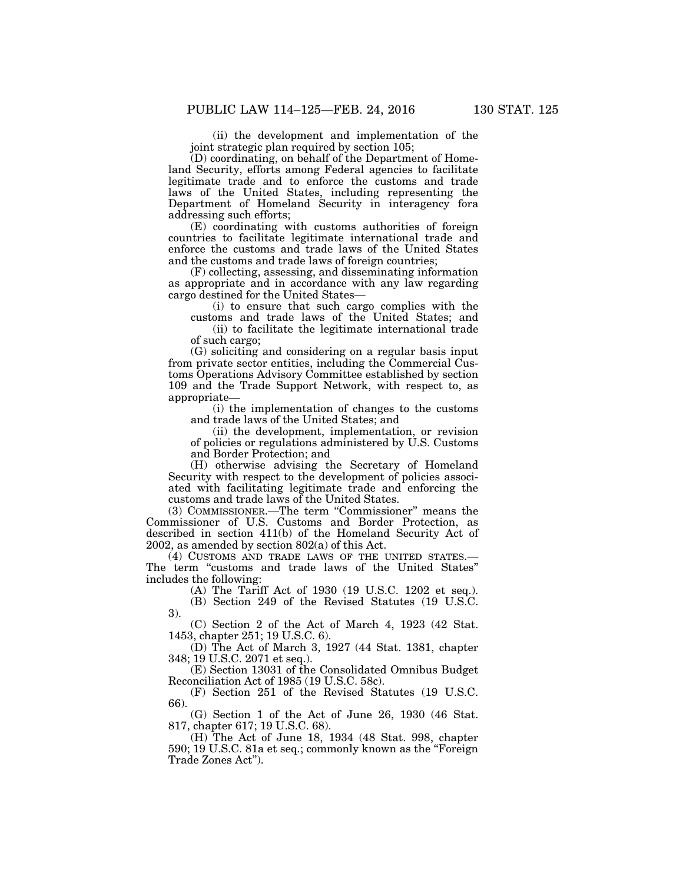(ii) the development and implementation of the joint strategic plan required by section 105;

(D) coordinating, on behalf of the Department of Homeland Security, efforts among Federal agencies to facilitate legitimate trade and to enforce the customs and trade laws of the United States, including representing the Department of Homeland Security in interagency fora addressing such efforts;

(E) coordinating with customs authorities of foreign countries to facilitate legitimate international trade and enforce the customs and trade laws of the United States and the customs and trade laws of foreign countries;

(F) collecting, assessing, and disseminating information as appropriate and in accordance with any law regarding cargo destined for the United States—

(i) to ensure that such cargo complies with the customs and trade laws of the United States; and

(ii) to facilitate the legitimate international trade of such cargo;

(G) soliciting and considering on a regular basis input from private sector entities, including the Commercial Customs Operations Advisory Committee established by section 109 and the Trade Support Network, with respect to, as appropriate—

(i) the implementation of changes to the customs and trade laws of the United States; and

(ii) the development, implementation, or revision of policies or regulations administered by U.S. Customs and Border Protection; and

(H) otherwise advising the Secretary of Homeland Security with respect to the development of policies associated with facilitating legitimate trade and enforcing the customs and trade laws of the United States.

(3) COMMISSIONER.—The term "Commissioner" means the Commissioner of U.S. Customs and Border Protection, as described in section 411(b) of the Homeland Security Act of 2002, as amended by section 802(a) of this Act.

(4) CUSTOMS AND TRADE LAWS OF THE UNITED STATES.—The term "customs and trade laws of the United States" includes the following:

(A) The Tariff Act of 1930 (19 U.S.C. 1202 et seq.).

(B) Section 249 of the Revised Statutes (19 U.S.C. 3).

(C) Section 2 of the Act of March 4, 1923 (42 Stat. 1453, chapter 251; 19 U.S.C. 6).

(D) The Act of March 3, 1927 (44 Stat. 1381, chapter 348; 19 U.S.C. 2071 et seq.).

(E) Section 13031 of the Consolidated Omnibus Budget Reconciliation Act of 1985 (19 U.S.C. 58c).

(F) Section 251 of the Revised Statutes (19 U.S.C. 66).

(G) Section 1 of the Act of June 26, 1930 (46 Stat. 817, chapter 617; 19 U.S.C. 68).

(H) The Act of June 18, 1934 (48 Stat. 998, chapter 590; 19 U.S.C. 81a et seq.; commonly known as the "Foreign Trade Zones Act").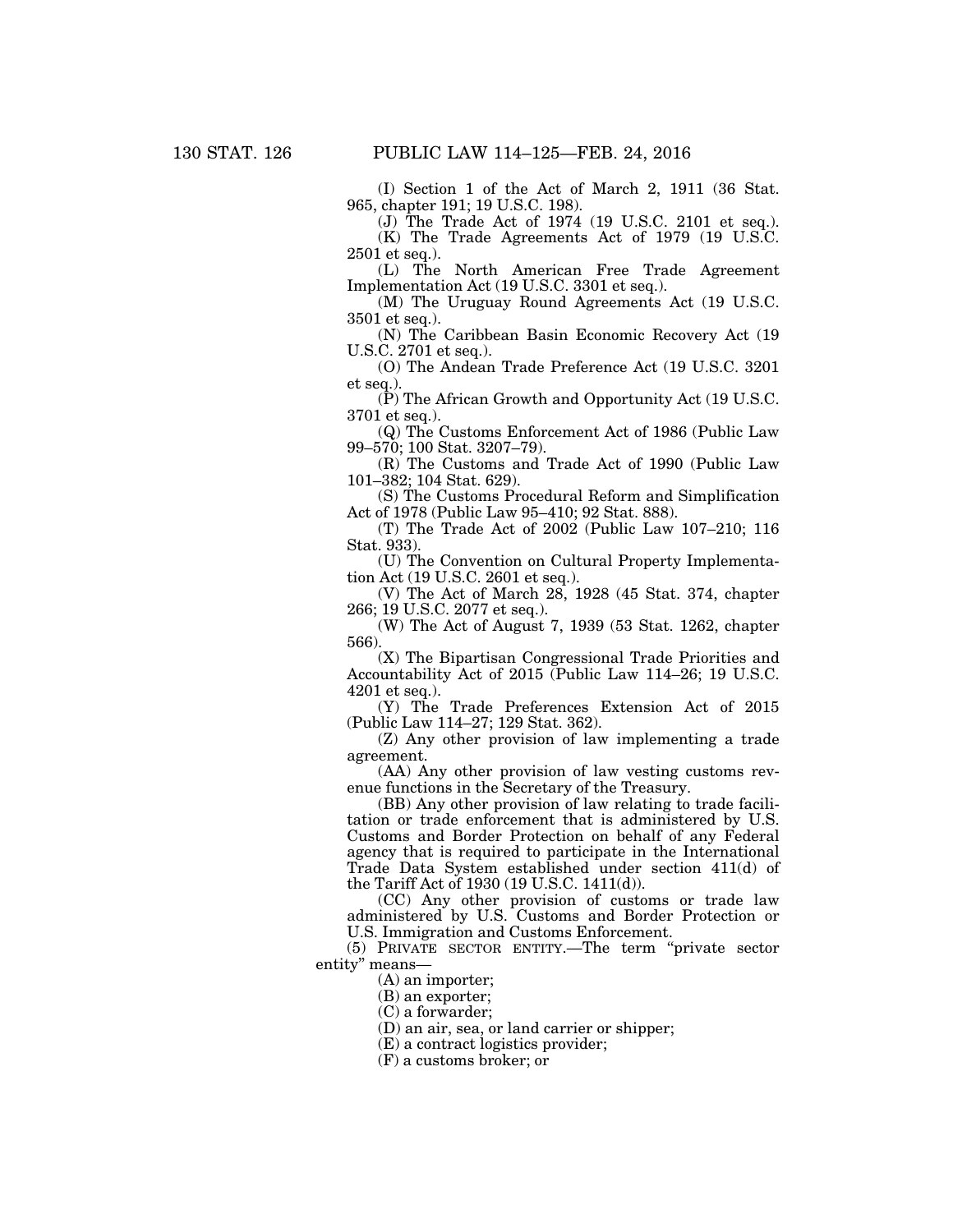(I) Section 1 of the Act of March 2, 1911 (36 Stat. 965, chapter 191; 19 U.S.C. 198).

(J) The Trade Act of 1974 (19 U.S.C. 2101 et seq.).

(K) The Trade Agreements Act of 1979 (19 U.S.C. 2501 et seq.).

(L) The North American Free Trade Agreement Implementation Act (19 U.S.C. 3301 et seq.).

(M) The Uruguay Round Agreements Act (19 U.S.C. 3501 et seq.).

(N) The Caribbean Basin Economic Recovery Act (19 U.S.C. 2701 et seq.).

(O) The Andean Trade Preference Act (19 U.S.C. 3201 et seq.).

(P) The African Growth and Opportunity Act (19 U.S.C. 3701 et seq.).

(Q) The Customs Enforcement Act of 1986 (Public Law 99–570; 100 Stat. 3207–79).

(R) The Customs and Trade Act of 1990 (Public Law 101–382; 104 Stat. 629).

(S) The Customs Procedural Reform and Simplification Act of 1978 (Public Law 95–410; 92 Stat. 888).

(T) The Trade Act of 2002 (Public Law 107–210; 116 Stat. 933).

(U) The Convention on Cultural Property Implementation Act (19 U.S.C. 2601 et seq.).

(V) The Act of March 28, 1928 (45 Stat. 374, chapter 266; 19 U.S.C. 2077 et seq.).

(W) The Act of August 7, 1939 (53 Stat. 1262, chapter 566).

(X) The Bipartisan Congressional Trade Priorities and Accountability Act of 2015 (Public Law 114–26; 19 U.S.C. 4201 et seq.).

(Y) The Trade Preferences Extension Act of 2015 (Public Law 114–27; 129 Stat. 362).

(Z) Any other provision of law implementing a trade agreement.

(AA) Any other provision of law vesting customs revenue functions in the Secretary of the Treasury.

(BB) Any other provision of law relating to trade facilitation or trade enforcement that is administered by U.S. Customs and Border Protection on behalf of any Federal agency that is required to participate in the International Trade Data System established under section 411(d) of the Tariff Act of 1930 (19 U.S.C. 1411(d)).

(CC) Any other provision of customs or trade law administered by U.S. Customs and Border Protection or U.S. Immigration and Customs Enforcement.

(5) PRIVATE SECTOR ENTITY.—The term "private sector entity" means—

(A) an importer;

(B) an exporter;

(C) a forwarder;

(D) an air, sea, or land carrier or shipper;

(E) a contract logistics provider;

(F) a customs broker; or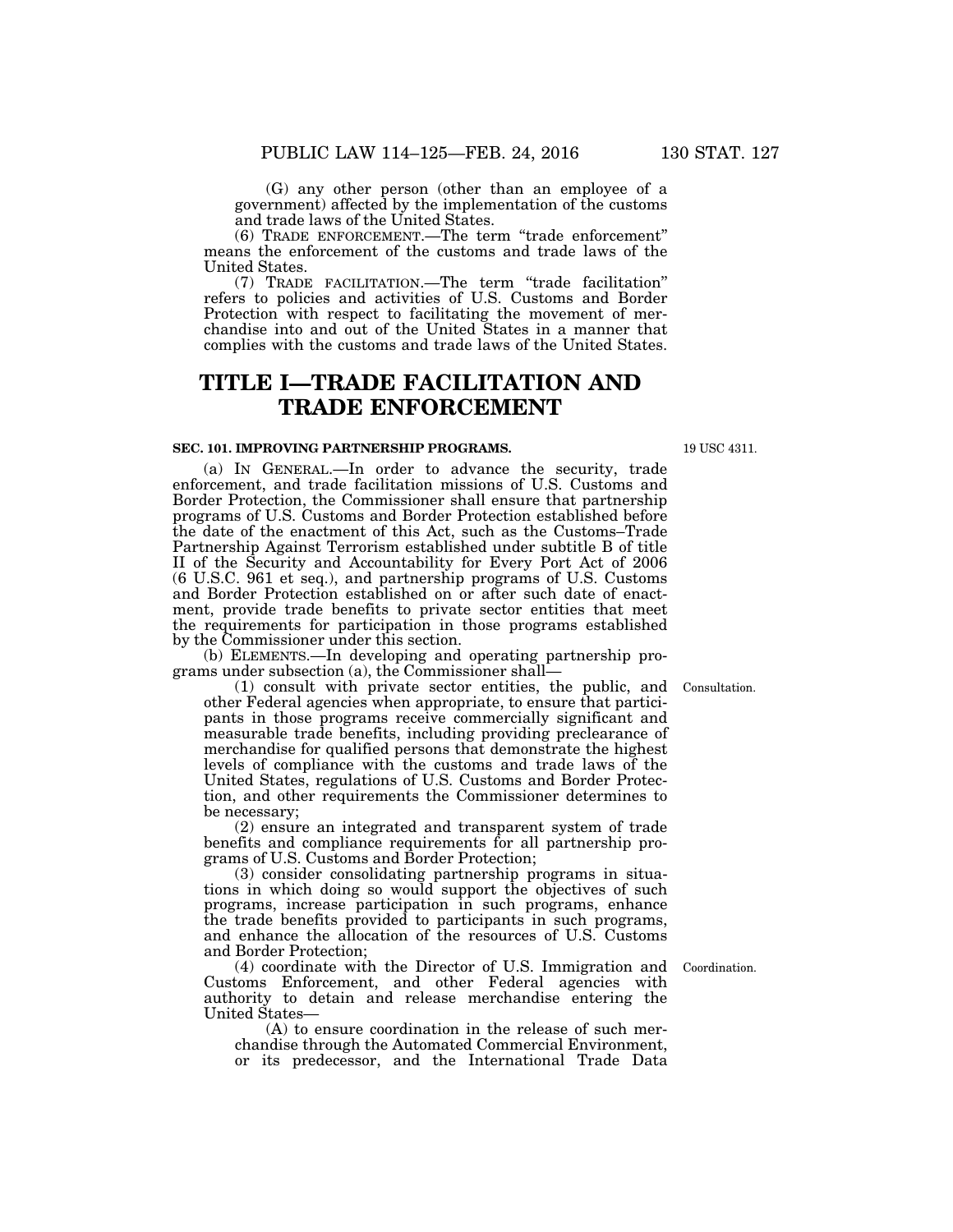(G) any other person (other than an employee of a government) affected by the implementation of the customs and trade laws of the United States.

(6) TRADE ENFORCEMENT.—The term "trade enforcement" means the enforcement of the customs and trade laws of the United States.

(7) TRADE FACILITATION.—The term "trade facilitation" refers to policies and activities of U.S. Customs and Border Protection with respect to facilitating the movement of merchandise into and out of the United States in a manner that complies with the customs and trade laws of the United States.

# TITLE I—TRADE FACILITATION AND TRADE ENFORCEMENT

**SEC. 101. IMPROVING PARTNERSHIP PROGRAMS.**

19 USC 4311.

(a) IN GENERAL.—In order to advance the security, trade enforcement, and trade facilitation missions of U.S. Customs and Border Protection, the Commissioner shall ensure that partnership programs of U.S. Customs and Border Protection established before the date of the enactment of this Act, such as the Customs–Trade Partnership Against Terrorism established under subtitle B of title II of the Security and Accountability for Every Port Act of 2006 (6 U.S.C. 961 et seq.), and partnership programs of U.S. Customs and Border Protection established on or after such date of enactment, provide trade benefits to private sector entities that meet the requirements for participation in those programs established by the Commissioner under this section.

(b) ELEMENTS.—In developing and operating partnership programs under subsection (a), the Commissioner shall—

Consultation.

(1) consult with private sector entities, the public, and other Federal agencies when appropriate, to ensure that participants in those programs receive commercially significant and measurable trade benefits, including providing preclearance of merchandise for qualified persons that demonstrate the highest levels of compliance with the customs and trade laws of the United States, regulations of U.S. Customs and Border Protection, and other requirements the Commissioner determines to be necessary;

(2) ensure an integrated and transparent system of trade benefits and compliance requirements for all partnership programs of U.S. Customs and Border Protection;

(3) consider consolidating partnership programs in situations in which doing so would support the objectives of such programs, increase participation in such programs, enhance the trade benefits provided to participants in such programs, and enhance the allocation of the resources of U.S. Customs and Border Protection;

Coordination.

(4) coordinate with the Director of U.S. Immigration and Customs Enforcement, and other Federal agencies with authority to detain and release merchandise entering the United States—

(A) to ensure coordination in the release of such merchandise through the Automated Commercial Environment, or its predecessor, and the International Trade Data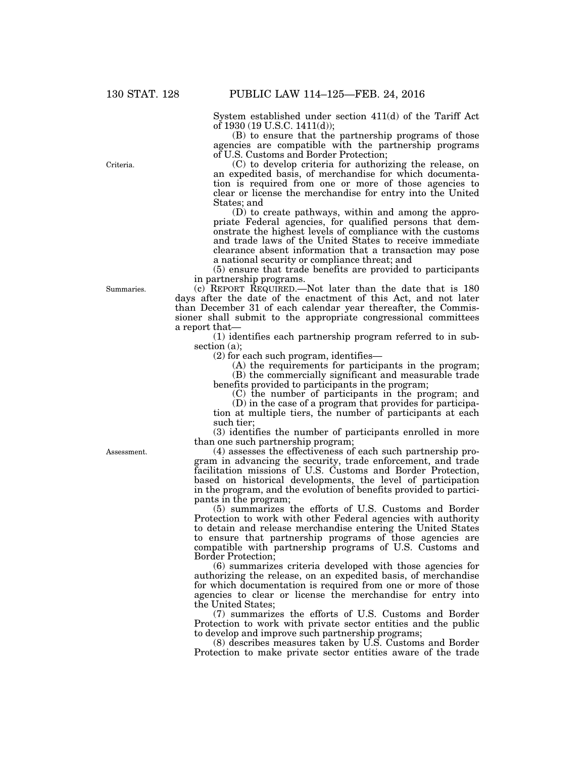System established under section 411(d) of the Tariff Act of 1930 (19 U.S.C. 1411(d));

(B) to ensure that the partnership programs of those agencies are compatible with the partnership programs of U.S. Customs and Border Protection;

Criteria.

(C) to develop criteria for authorizing the release, on an expedited basis, of merchandise for which documentation is required from one or more of those agencies to clear or license the merchandise for entry into the United States; and

(D) to create pathways, within and among the appropriate Federal agencies, for qualified persons that demonstrate the highest levels of compliance with the customs and trade laws of the United States to receive immediate clearance absent information that a transaction may pose a national security or compliance threat; and

(5) ensure that trade benefits are provided to participants in partnership programs.

Summaries.

(c) REPORT REQUIRED.—Not later than the date that is 180 days after the date of the enactment of this Act, and not later than December 31 of each calendar year thereafter, the Commissioner shall submit to the appropriate congressional committees a report that—

(1) identifies each partnership program referred to in subsection (a);

(2) for each such program, identifies—

(A) the requirements for participants in the program;

(B) the commercially significant and measurable trade benefits provided to participants in the program;

(C) the number of participants in the program; and

(D) in the case of a program that provides for participation at multiple tiers, the number of participants at each such tier;

(3) identifies the number of participants enrolled in more than one such partnership program;

Assessment.

(4) assesses the effectiveness of each such partnership program in advancing the security, trade enforcement, and trade facilitation missions of U.S. Customs and Border Protection, based on historical developments, the level of participation in the program, and the evolution of benefits provided to participants in the program;

(5) summarizes the efforts of U.S. Customs and Border Protection to work with other Federal agencies with authority to detain and release merchandise entering the United States to ensure that partnership programs of those agencies are compatible with partnership programs of U.S. Customs and Border Protection;

(6) summarizes criteria developed with those agencies for authorizing the release, on an expedited basis, of merchandise for which documentation is required from one or more of those agencies to clear or license the merchandise for entry into the United States;

(7) summarizes the efforts of U.S. Customs and Border Protection to work with private sector entities and the public to develop and improve such partnership programs;

(8) describes measures taken by U.S. Customs and Border Protection to make private sector entities aware of the trade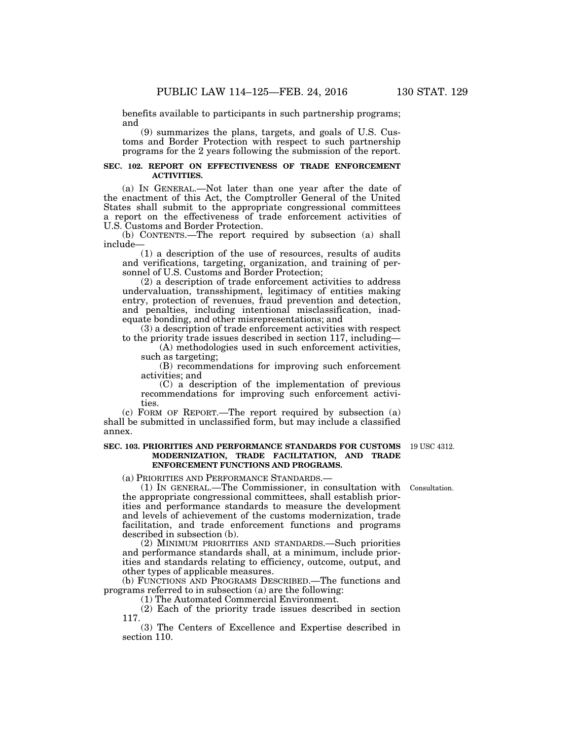benefits available to participants in such partnership programs; and

(9) summarizes the plans, targets, and goals of U.S. Customs and Border Protection with respect to such partnership programs for the 2 years following the submission of the report.

**SEC. 102. REPORT ON EFFECTIVENESS OF TRADE ENFORCEMENT ACTIVITIES.**

(a) IN GENERAL.—Not later than one year after the date of the enactment of this Act, the Comptroller General of the United States shall submit to the appropriate congressional committees a report on the effectiveness of trade enforcement activities of U.S. Customs and Border Protection.

(b) CONTENTS.—The report required by subsection (a) shall include—

(1) a description of the use of resources, results of audits and verifications, targeting, organization, and training of personnel of U.S. Customs and Border Protection;

(2) a description of trade enforcement activities to address undervaluation, transshipment, legitimacy of entities making entry, protection of revenues, fraud prevention and detection, and penalties, including intentional misclassification, inadequate bonding, and other misrepresentations; and

(3) a description of trade enforcement activities with respect to the priority trade issues described in section 117, including—

(A) methodologies used in such enforcement activities, such as targeting;

(B) recommendations for improving such enforcement activities; and

(C) a description of the implementation of previous recommendations for improving such enforcement activities.

(c) FORM OF REPORT.—The report required by subsection (a) shall be submitted in unclassified form, but may include a classified annex.

**SEC. 103. PRIORITIES AND PERFORMANCE STANDARDS FOR CUSTOMS MODERNIZATION, TRADE FACILITATION, AND TRADE ENFORCEMENT FUNCTIONS AND PROGRAMS.**

19 USC 4312.

(a) PRIORITIES AND PERFORMANCE STANDARDS.—

(1) IN GENERAL.—The Commissioner, in consultation with the appropriate congressional committees, shall establish priorities and performance standards to measure the development and levels of achievement of the customs modernization, trade facilitation, and trade enforcement functions and programs described in subsection (b).

Consultation.

(2) MINIMUM PRIORITIES AND STANDARDS.—Such priorities and performance standards shall, at a minimum, include priorities and standards relating to efficiency, outcome, output, and other types of applicable measures.

(b) FUNCTIONS AND PROGRAMS DESCRIBED.—The functions and programs referred to in subsection (a) are the following:

(1) The Automated Commercial Environment.

(2) Each of the priority trade issues described in section 117.

(3) The Centers of Excellence and Expertise described in section 110.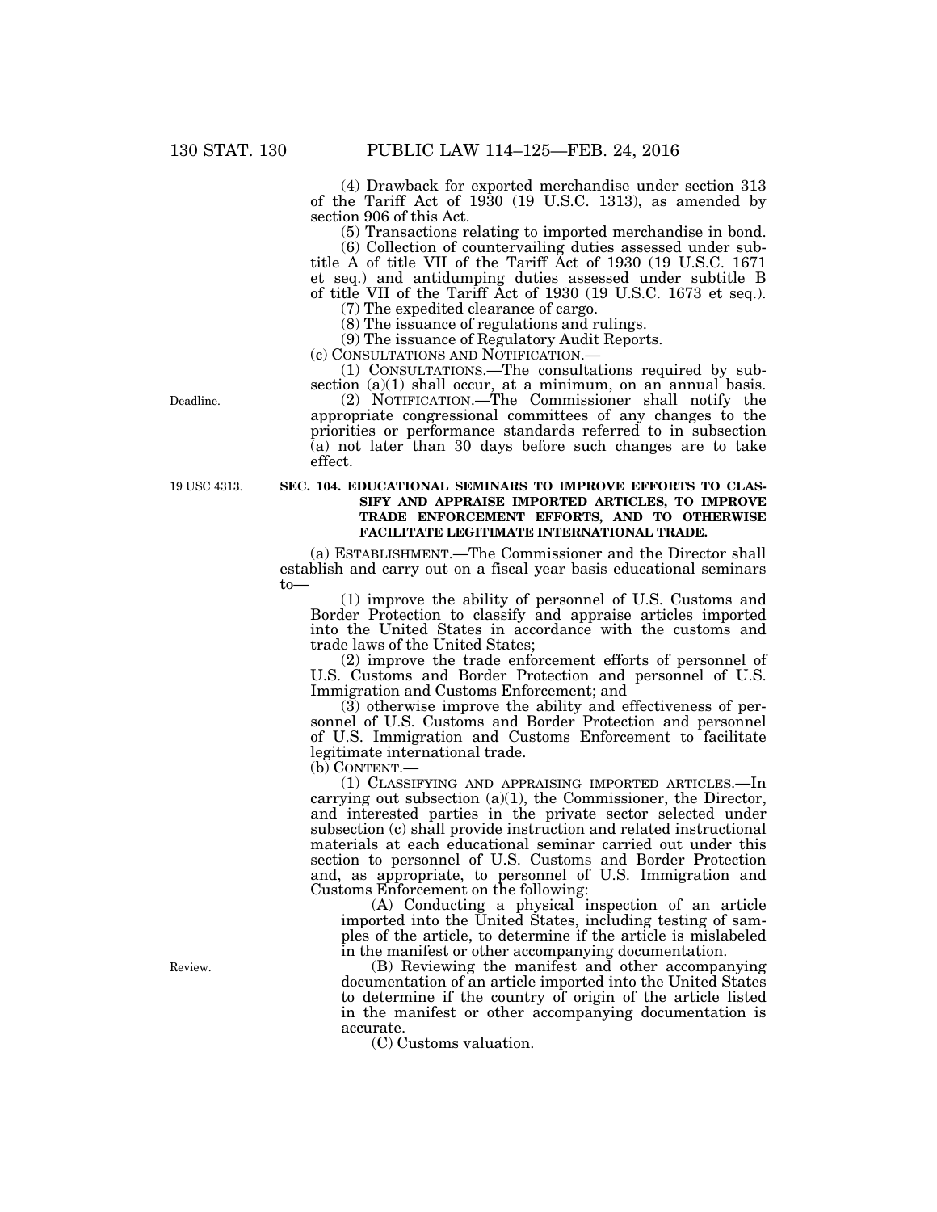(4) Drawback for exported merchandise under section 313 of the Tariff Act of 1930 (19 U.S.C. 1313), as amended by section 906 of this Act.

(5) Transactions relating to imported merchandise in bond.

(6) Collection of countervailing duties assessed under subtitle A of title VII of the Tariff Act of 1930 (19 U.S.C. 1671 et seq.) and antidumping duties assessed under subtitle B of title VII of the Tariff Act of 1930 (19 U.S.C. 1673 et seq.).

(7) The expedited clearance of cargo.

(8) The issuance of regulations and rulings.

(9) The issuance of Regulatory Audit Reports.

(c) CONSULTATIONS AND NOTIFICATION.—

(1) CONSULTATIONS.—The consultations required by subsection (a)(1) shall occur, at a minimum, on an annual basis.

Deadline.

(2) NOTIFICATION.—The Commissioner shall notify the appropriate congressional committees of any changes to the priorities or performance standards referred to in subsection (a) not later than 30 days before such changes are to take effect.

19 USC 4313.

**SEC. 104. EDUCATIONAL SEMINARS TO IMPROVE EFFORTS TO CLASSIFY AND APPRAISE IMPORTED ARTICLES, TO IMPROVE TRADE ENFORCEMENT EFFORTS, AND TO OTHERWISE FACILITATE LEGITIMATE INTERNATIONAL TRADE.**

(a) ESTABLISHMENT.—The Commissioner and the Director shall establish and carry out on a fiscal year basis educational seminars to—

(1) improve the ability of personnel of U.S. Customs and Border Protection to classify and appraise articles imported into the United States in accordance with the customs and trade laws of the United States;

(2) improve the trade enforcement efforts of personnel of U.S. Customs and Border Protection and personnel of U.S. Immigration and Customs Enforcement; and

(3) otherwise improve the ability and effectiveness of personnel of U.S. Customs and Border Protection and personnel of U.S. Immigration and Customs Enforcement to facilitate legitimate international trade.

(b) CONTENT.—

(1) CLASSIFYING AND APPRAISING IMPORTED ARTICLES.—In carrying out subsection (a)(1), the Commissioner, the Director, and interested parties in the private sector selected under subsection (c) shall provide instruction and related instructional materials at each educational seminar carried out under this section to personnel of U.S. Customs and Border Protection and, as appropriate, to personnel of U.S. Immigration and Customs Enforcement on the following:

(A) Conducting a physical inspection of an article imported into the United States, including testing of samples of the article, to determine if the article is mislabeled in the manifest or other accompanying documentation.

Review.

(B) Reviewing the manifest and other accompanying documentation of an article imported into the United States to determine if the country of origin of the article listed in the manifest or other accompanying documentation is accurate.

(C) Customs valuation.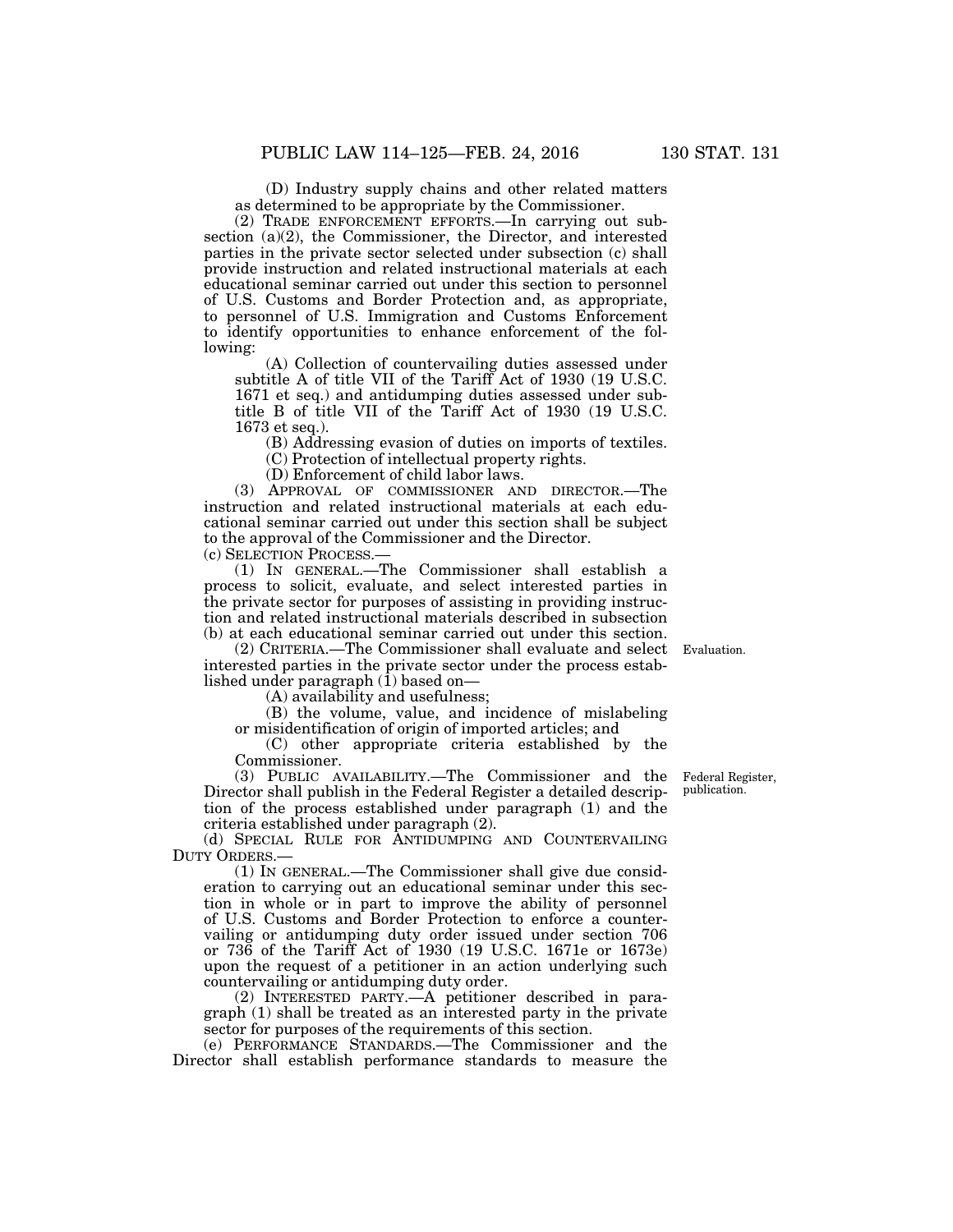(D) Industry supply chains and other related matters as determined to be appropriate by the Commissioner.

(2) TRADE ENFORCEMENT EFFORTS.—In carrying out subsection (a)(2), the Commissioner, the Director, and interested parties in the private sector selected under subsection (c) shall provide instruction and related instructional materials at each educational seminar carried out under this section to personnel of U.S. Customs and Border Protection and, as appropriate, to personnel of U.S. Immigration and Customs Enforcement to identify opportunities to enhance enforcement of the following:

(A) Collection of countervailing duties assessed under subtitle A of title VII of the Tariff Act of 1930 (19 U.S.C. 1671 et seq.) and antidumping duties assessed under subtitle B of title VII of the Tariff Act of 1930 (19 U.S.C. 1673 et seq.).

(B) Addressing evasion of duties on imports of textiles.

(C) Protection of intellectual property rights.

(D) Enforcement of child labor laws.

(3) APPROVAL OF COMMISSIONER AND DIRECTOR.—The instruction and related instructional materials at each educational seminar carried out under this section shall be subject to the approval of the Commissioner and the Director.

(c) SELECTION PROCESS.—

(1) IN GENERAL.—The Commissioner shall establish a process to solicit, evaluate, and select interested parties in the private sector for purposes of assisting in providing instruction and related instructional materials described in subsection (b) at each educational seminar carried out under this section.

Evaluation.

(2) CRITERIA.—The Commissioner shall evaluate and select interested parties in the private sector under the process established under paragraph (1) based on—

(A) availability and usefulness;

(B) the volume, value, and incidence of mislabeling or misidentification of origin of imported articles; and

(C) other appropriate criteria established by the Commissioner.

Federal Register, publication.

(3) PUBLIC AVAILABILITY.—The Commissioner and the Director shall publish in the Federal Register a detailed description of the process established under paragraph (1) and the criteria established under paragraph (2).

(d) SPECIAL RULE FOR ANTIDUMPING AND COUNTERVAILING DUTY ORDERS.—

(1) IN GENERAL.—The Commissioner shall give due consideration to carrying out an educational seminar under this section in whole or in part to improve the ability of personnel of U.S. Customs and Border Protection to enforce a countervailing or antidumping duty order issued under section 706 or 736 of the Tariff Act of 1930 (19 U.S.C. 1671e or 1673e) upon the request of a petitioner in an action underlying such countervailing or antidumping duty order.

(2) INTERESTED PARTY.—A petitioner described in paragraph (1) shall be treated as an interested party in the private sector for purposes of the requirements of this section.

(e) PERFORMANCE STANDARDS.—The Commissioner and the Director shall establish performance standards to measure the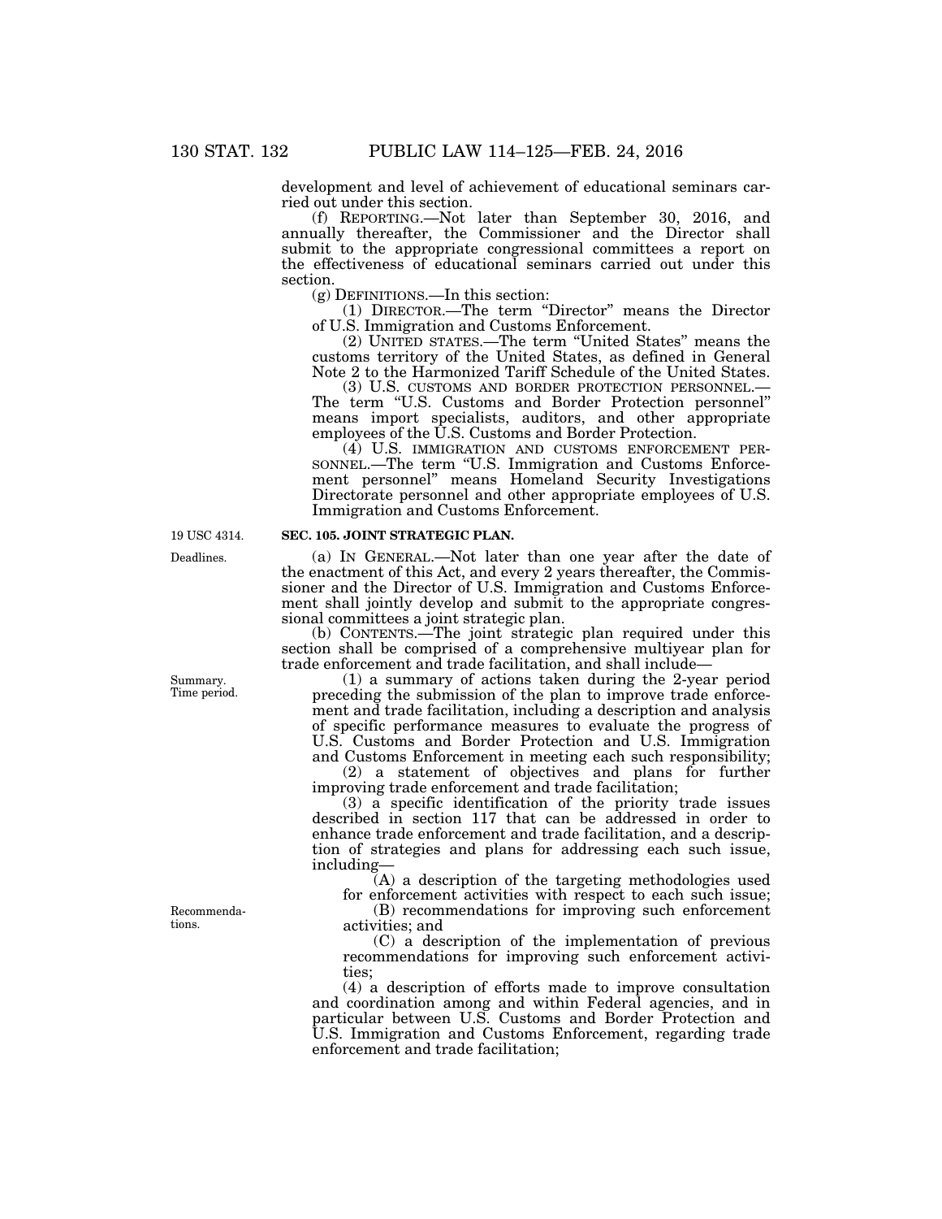development and level of achievement of educational seminars carried out under this section.

(f) REPORTING.—Not later than September 30, 2016, and annually thereafter, the Commissioner and the Director shall submit to the appropriate congressional committees a report on the effectiveness of educational seminars carried out under this section.

(g) DEFINITIONS.—In this section:

(1) DIRECTOR.—The term "Director" means the Director of U.S. Immigration and Customs Enforcement.

(2) UNITED STATES.—The term "United States" means the customs territory of the United States, as defined in General Note 2 to the Harmonized Tariff Schedule of the United States.

(3) U.S. CUSTOMS AND BORDER PROTECTION PERSONNEL.—The term "U.S. Customs and Border Protection personnel" means import specialists, auditors, and other appropriate employees of the U.S. Customs and Border Protection.

(4) U.S. IMMIGRATION AND CUSTOMS ENFORCEMENT PERSONNEL.—The term "U.S. Immigration and Customs Enforcement personnel" means Homeland Security Investigations Directorate personnel and other appropriate employees of U.S. Immigration and Customs Enforcement.

19 USC 4314.

**SEC. 105. JOINT STRATEGIC PLAN.**

Deadlines.

(a) IN GENERAL.—Not later than one year after the date of the enactment of this Act, and every 2 years thereafter, the Commissioner and the Director of U.S. Immigration and Customs Enforcement shall jointly develop and submit to the appropriate congressional committees a joint strategic plan.

(b) CONTENTS.—The joint strategic plan required under this section shall be comprised of a comprehensive multiyear plan for trade enforcement and trade facilitation, and shall include—

Summary. Time period.

(1) a summary of actions taken during the 2-year period preceding the submission of the plan to improve trade enforcement and trade facilitation, including a description and analysis of specific performance measures to evaluate the progress of U.S. Customs and Border Protection and U.S. Immigration and Customs Enforcement in meeting each such responsibility;

(2) a statement of objectives and plans for further improving trade enforcement and trade facilitation;

(3) a specific identification of the priority trade issues described in section 117 that can be addressed in order to enhance trade enforcement and trade facilitation, and a description of strategies and plans for addressing each such issue, including—

(A) a description of the targeting methodologies used for enforcement activities with respect to each such issue;

Recommendations.

(B) recommendations for improving such enforcement activities; and

(C) a description of the implementation of previous recommendations for improving such enforcement activities;

(4) a description of efforts made to improve consultation and coordination among and within Federal agencies, and in particular between U.S. Customs and Border Protection and U.S. Immigration and Customs Enforcement, regarding trade enforcement and trade facilitation;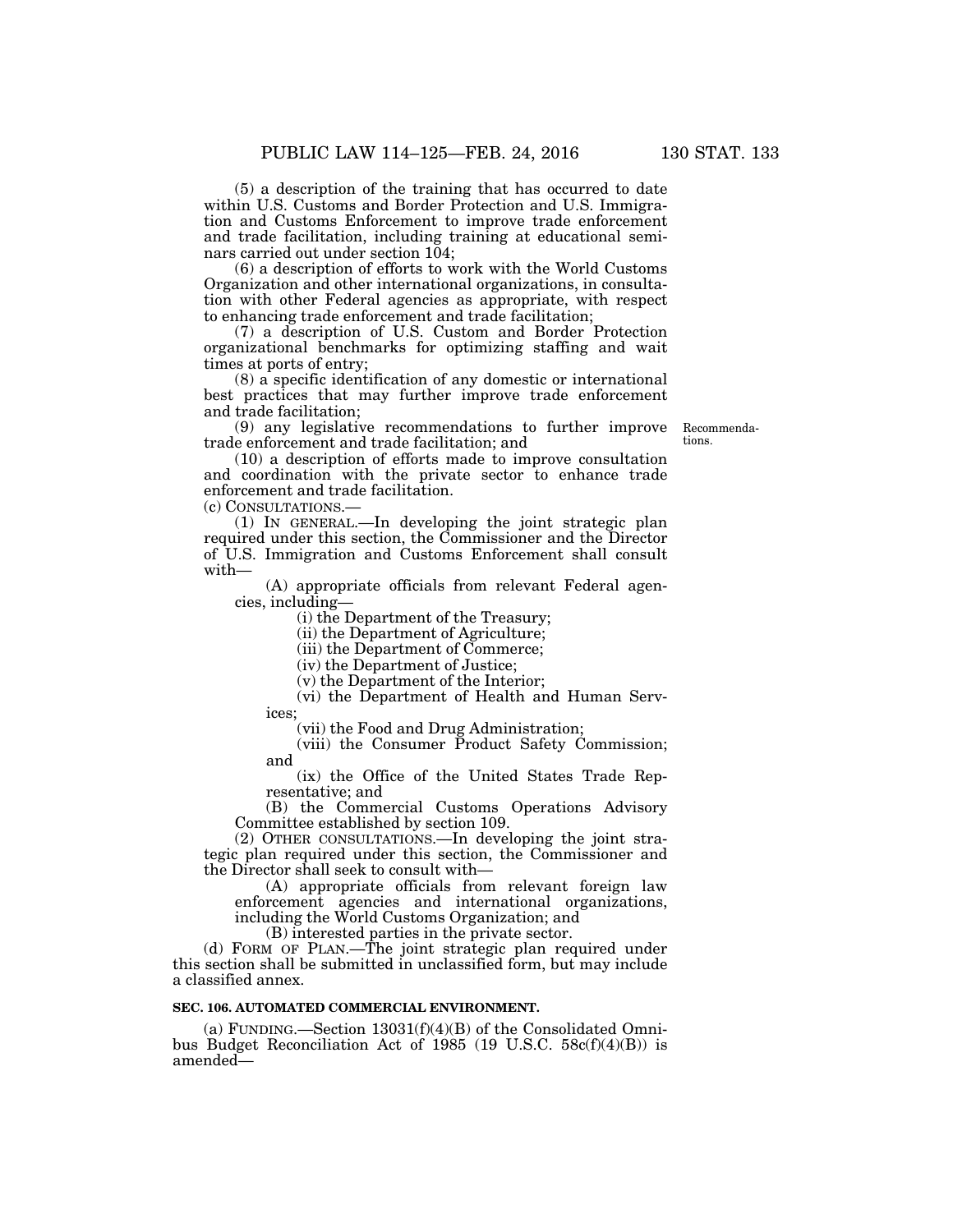(5) a description of the training that has occurred to date within U.S. Customs and Border Protection and U.S. Immigration and Customs Enforcement to improve trade enforcement and trade facilitation, including training at educational seminars carried out under section 104;

(6) a description of efforts to work with the World Customs Organization and other international organizations, in consultation with other Federal agencies as appropriate, with respect to enhancing trade enforcement and trade facilitation;

(7) a description of U.S. Custom and Border Protection organizational benchmarks for optimizing staffing and wait times at ports of entry;

(8) a specific identification of any domestic or international best practices that may further improve trade enforcement and trade facilitation;

(9) any legislative recommendations to further improve trade enforcement and trade facilitation; and

Recommendations.

(10) a description of efforts made to improve consultation and coordination with the private sector to enhance trade enforcement and trade facilitation.

(c) CONSULTATIONS.—

(1) IN GENERAL.—In developing the joint strategic plan required under this section, the Commissioner and the Director of U.S. Immigration and Customs Enforcement shall consult with—

(A) appropriate officials from relevant Federal agencies, including—

(i) the Department of the Treasury;

(ii) the Department of Agriculture;

(iii) the Department of Commerce;

(iv) the Department of Justice;

(v) the Department of the Interior;

(vi) the Department of Health and Human Services;

(vii) the Food and Drug Administration;

(viii) the Consumer Product Safety Commission; and

(ix) the Office of the United States Trade Representative; and

(B) the Commercial Customs Operations Advisory Committee established by section 109.

(2) OTHER CONSULTATIONS.—In developing the joint strategic plan required under this section, the Commissioner and the Director shall seek to consult with—

(A) appropriate officials from relevant foreign law enforcement agencies and international organizations, including the World Customs Organization; and

(B) interested parties in the private sector.

(d) FORM OF PLAN.—The joint strategic plan required under this section shall be submitted in unclassified form, but may include a classified annex.

**SEC. 106. AUTOMATED COMMERCIAL ENVIRONMENT.**

(a) FUNDING.—Section 13031(f)(4)(B) of the Consolidated Omnibus Budget Reconciliation Act of 1985 (19 U.S.C. 58c(f)(4)(B)) is amended—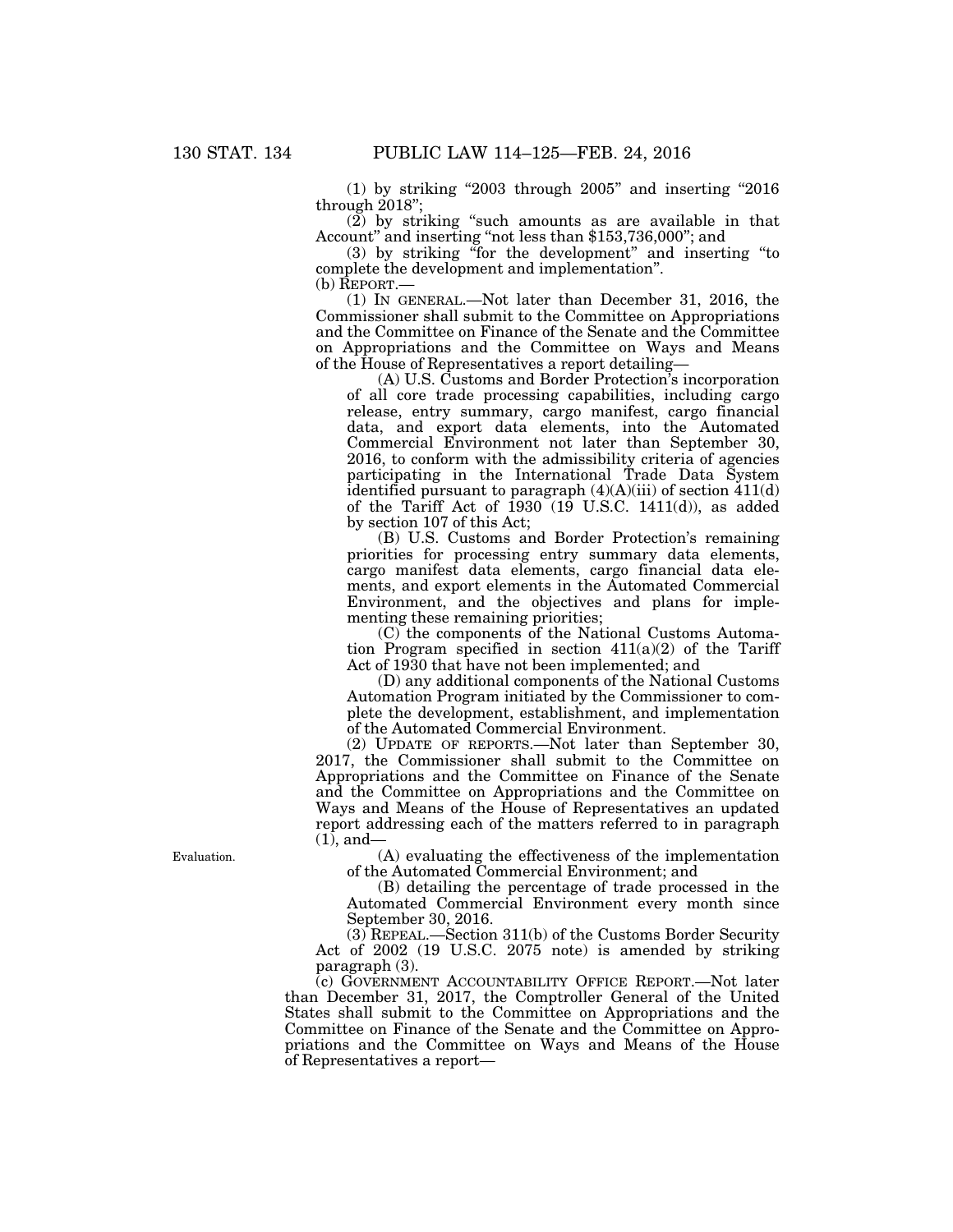(1) by striking "2003 through 2005" and inserting "2016 through 2018";

(2) by striking "such amounts as are available in that Account" and inserting "not less than $153,736,000"; and

(3) by striking "for the development" and inserting "to complete the development and implementation".

(b) REPORT.—

(1) IN GENERAL.—Not later than December 31, 2016, the Commissioner shall submit to the Committee on Appropriations and the Committee on Finance of the Senate and the Committee on Appropriations and the Committee on Ways and Means of the House of Representatives a report detailing—

(A) U.S. Customs and Border Protection's incorporation of all core trade processing capabilities, including cargo release, entry summary, cargo manifest, cargo financial data, and export data elements, into the Automated Commercial Environment not later than September 30, 2016, to conform with the admissibility criteria of agencies participating in the International Trade Data System identified pursuant to paragraph (4)(A)(iii) of section 411(d) of the Tariff Act of 1930 (19 U.S.C. 1411(d)), as added by section 107 of this Act;

(B) U.S. Customs and Border Protection's remaining priorities for processing entry summary data elements, cargo manifest data elements, cargo financial data elements, and export elements in the Automated Commercial Environment, and the objectives and plans for implementing these remaining priorities;

(C) the components of the National Customs Automation Program specified in section 411(a)(2) of the Tariff Act of 1930 that have not been implemented; and

(D) any additional components of the National Customs Automation Program initiated by the Commissioner to complete the development, establishment, and implementation of the Automated Commercial Environment.

(2) UPDATE OF REPORTS.—Not later than September 30, 2017, the Commissioner shall submit to the Committee on Appropriations and the Committee on Finance of the Senate and the Committee on Appropriations and the Committee on Ways and Means of the House of Representatives an updated report addressing each of the matters referred to in paragraph (1), and—

Evaluation.

(A) evaluating the effectiveness of the implementation of the Automated Commercial Environment; and

(B) detailing the percentage of trade processed in the Automated Commercial Environment every month since September 30, 2016.

(3) REPEAL.—Section 311(b) of the Customs Border Security Act of 2002 (19 U.S.C. 2075 note) is amended by striking paragraph (3).

(c) GOVERNMENT ACCOUNTABILITY OFFICE REPORT.—Not later than December 31, 2017, the Comptroller General of the United States shall submit to the Committee on Appropriations and the Committee on Finance of the Senate and the Committee on Appropriations and the Committee on Ways and Means of the House of Representatives a report—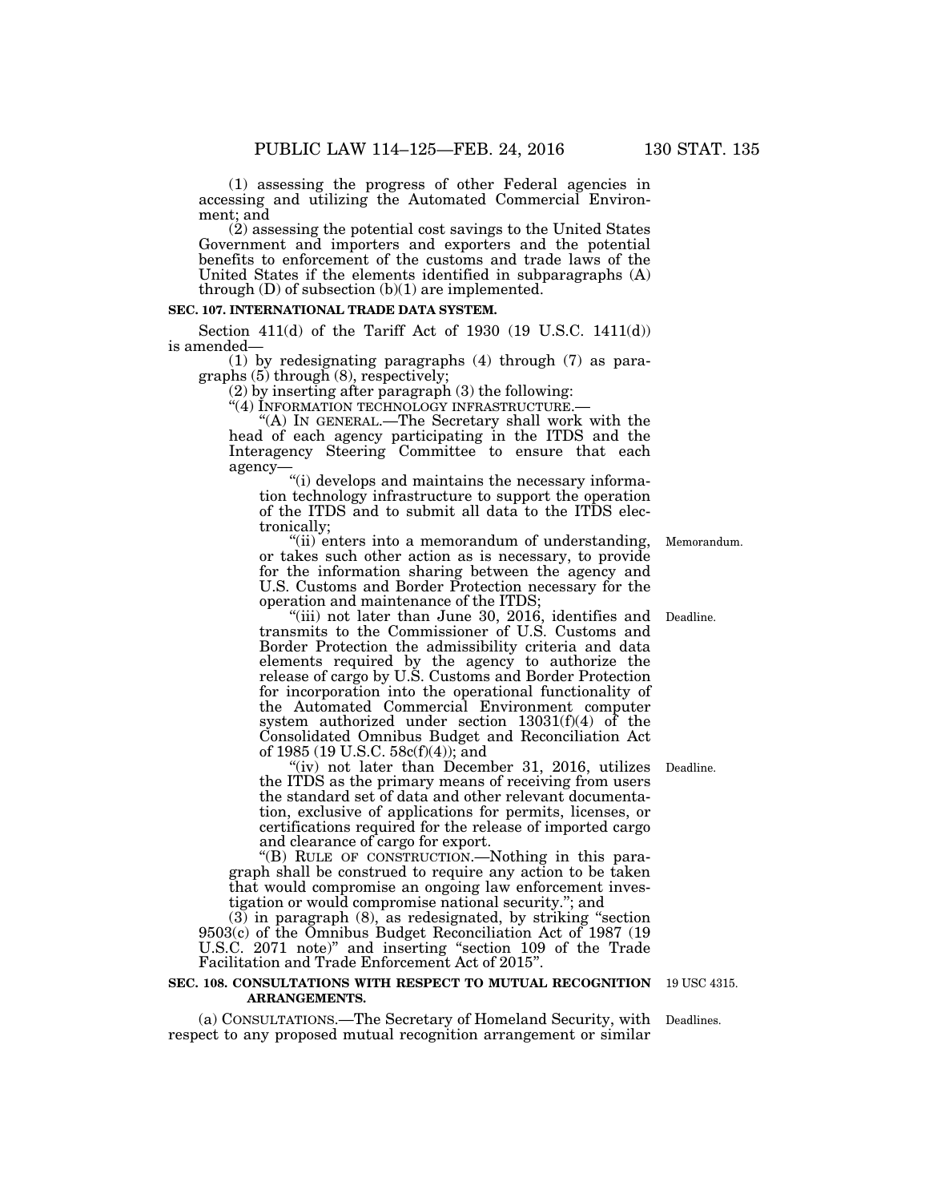(1) assessing the progress of other Federal agencies in accessing and utilizing the Automated Commercial Environment; and

(2) assessing the potential cost savings to the United States Government and importers and exporters and the potential benefits to enforcement of the customs and trade laws of the United States if the elements identified in subparagraphs (A) through (D) of subsection (b)(1) are implemented.

**SEC. 107. INTERNATIONAL TRADE DATA SYSTEM.**

Section 411(d) of the Tariff Act of 1930 (19 U.S.C. 1411(d)) is amended—

(1) by redesignating paragraphs (4) through (7) as paragraphs (5) through (8), respectively;

(2) by inserting after paragraph (3) the following:

"(4) INFORMATION TECHNOLOGY INFRASTRUCTURE.—

"(A) IN GENERAL.—The Secretary shall work with the head of each agency participating in the ITDS and the Interagency Steering Committee to ensure that each agency—

"(i) develops and maintains the necessary information technology infrastructure to support the operation of the ITDS and to submit all data to the ITDS electronically;

"(ii) enters into a memorandum of understanding, or takes such other action as is necessary, to provide for the information sharing between the agency and U.S. Customs and Border Protection necessary for the operation and maintenance of the ITDS;

Memorandum.

"(iii) not later than June 30, 2016, identifies and transmits to the Commissioner of U.S. Customs and Border Protection the admissibility criteria and data elements required by the agency to authorize the release of cargo by U.S. Customs and Border Protection for incorporation into the operational functionality of the Automated Commercial Environment computer system authorized under section 13031(f)(4) of the Consolidated Omnibus Budget and Reconciliation Act of 1985 (19 U.S.C. 58c(f)(4)); and

Deadline.

"(iv) not later than December 31, 2016, utilizes the ITDS as the primary means of receiving from users the standard set of data and other relevant documentation, exclusive of applications for permits, licenses, or certifications required for the release of imported cargo and clearance of cargo for export.

Deadline.

"(B) RULE OF CONSTRUCTION.—Nothing in this paragraph shall be construed to require any action to be taken that would compromise an ongoing law enforcement investigation or would compromise national security."; and

(3) in paragraph (8), as redesignated, by striking "section 9503(c) of the Omnibus Budget Reconciliation Act of 1987 (19 U.S.C. 2071 note)" and inserting "section 109 of the Trade Facilitation and Trade Enforcement Act of 2015".

**SEC. 108. CONSULTATIONS WITH RESPECT TO MUTUAL RECOGNITION ARRANGEMENTS.**

19 USC 4315.

(a) CONSULTATIONS.—The Secretary of Homeland Security, with respect to any proposed mutual recognition arrangement or similar

Deadlines.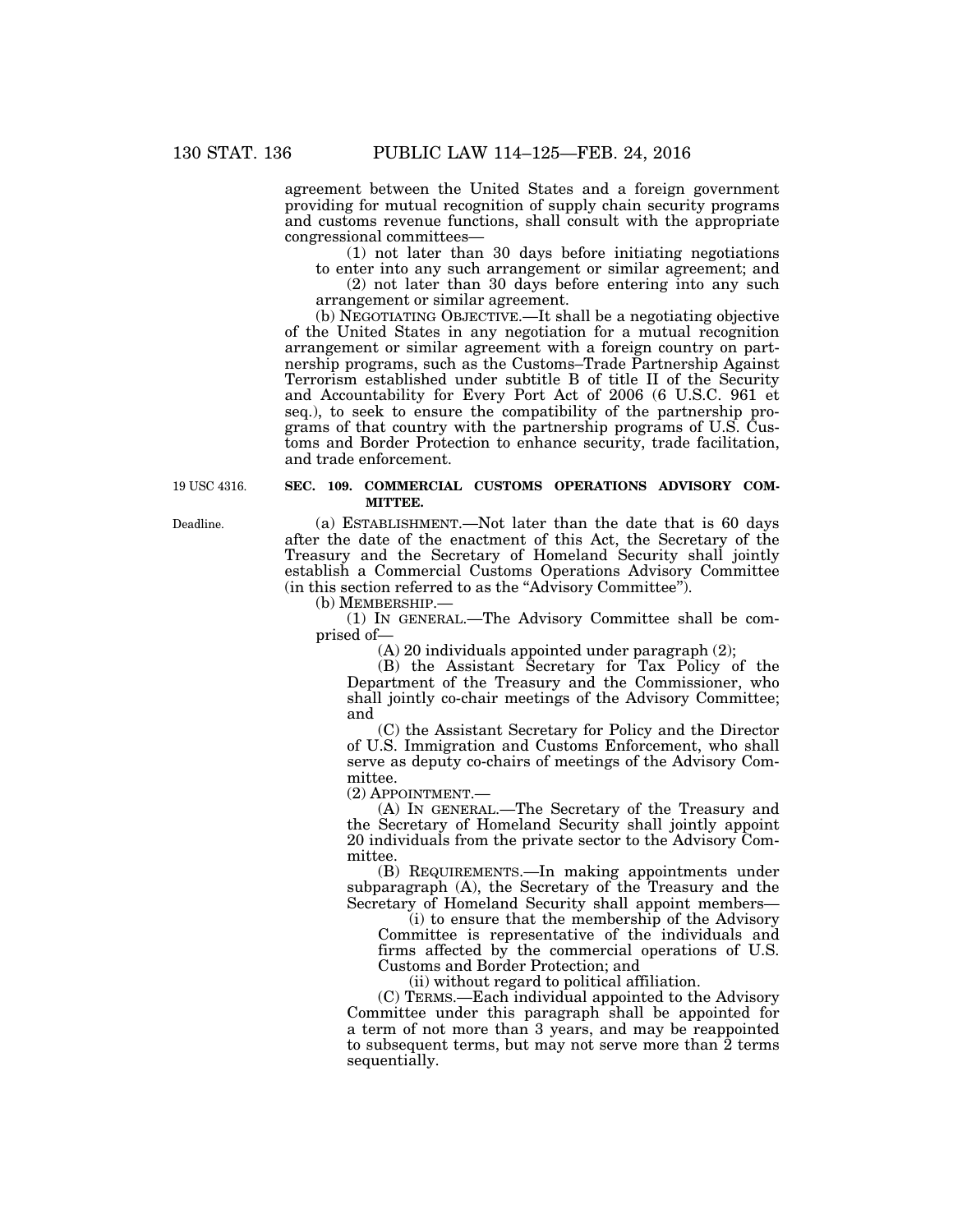agreement between the United States and a foreign government providing for mutual recognition of supply chain security programs and customs revenue functions, shall consult with the appropriate congressional committees—

(1) not later than 30 days before initiating negotiations to enter into any such arrangement or similar agreement; and

(2) not later than 30 days before entering into any such arrangement or similar agreement.

(b) NEGOTIATING OBJECTIVE.—It shall be a negotiating objective of the United States in any negotiation for a mutual recognition arrangement or similar agreement with a foreign country on partnership programs, such as the Customs–Trade Partnership Against Terrorism established under subtitle B of title II of the Security and Accountability for Every Port Act of 2006 (6 U.S.C. 961 et seq.), to seek to ensure the compatibility of the partnership programs of that country with the partnership programs of U.S. Customs and Border Protection to enhance security, trade facilitation, and trade enforcement.

19 USC 4316.

**SEC. 109. COMMERCIAL CUSTOMS OPERATIONS ADVISORY COMMITTEE.**

Deadline.

(a) ESTABLISHMENT.—Not later than the date that is 60 days after the date of the enactment of this Act, the Secretary of the Treasury and the Secretary of Homeland Security shall jointly establish a Commercial Customs Operations Advisory Committee (in this section referred to as the "Advisory Committee").

(b) MEMBERSHIP.—

(1) IN GENERAL.—The Advisory Committee shall be comprised of—

(A) 20 individuals appointed under paragraph (2);

(B) the Assistant Secretary for Tax Policy of the Department of the Treasury and the Commissioner, who shall jointly co-chair meetings of the Advisory Committee; and

(C) the Assistant Secretary for Policy and the Director of U.S. Immigration and Customs Enforcement, who shall serve as deputy co-chairs of meetings of the Advisory Committee.

(2) APPOINTMENT.—

(A) IN GENERAL.—The Secretary of the Treasury and the Secretary of Homeland Security shall jointly appoint 20 individuals from the private sector to the Advisory Committee.

(B) REQUIREMENTS.—In making appointments under subparagraph (A), the Secretary of the Treasury and the Secretary of Homeland Security shall appoint members—

(i) to ensure that the membership of the Advisory Committee is representative of the individuals and firms affected by the commercial operations of U.S. Customs and Border Protection; and

(ii) without regard to political affiliation.

(C) TERMS.—Each individual appointed to the Advisory Committee under this paragraph shall be appointed for a term of not more than 3 years, and may be reappointed to subsequent terms, but may not serve more than 2 terms sequentially.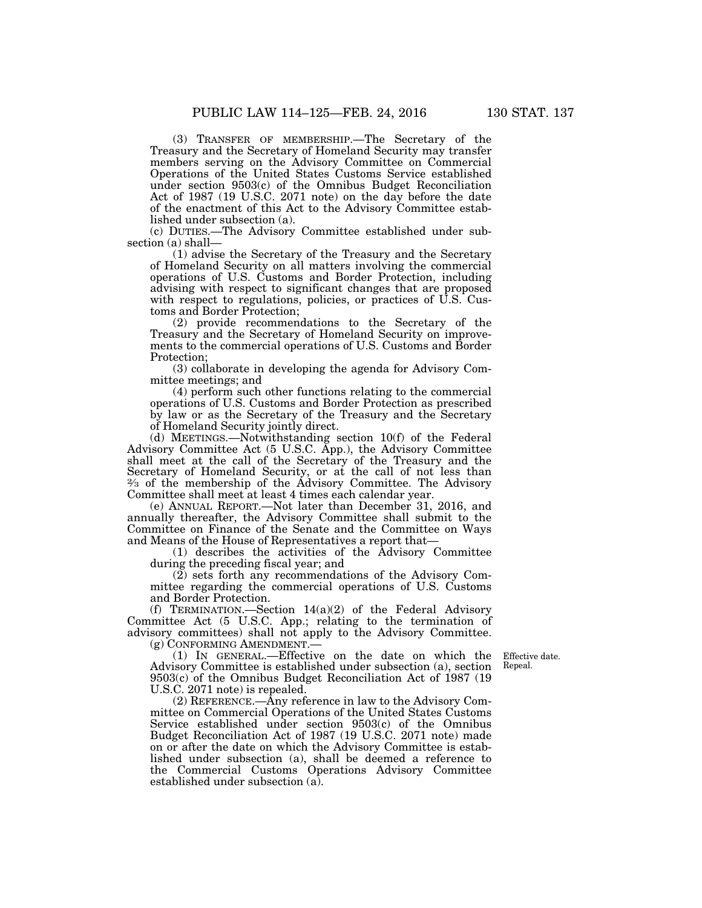(3) TRANSFER OF MEMBERSHIP.—The Secretary of the Treasury and the Secretary of Homeland Security may transfer members serving on the Advisory Committee on Commercial Operations of the United States Customs Service established under section 9503(c) of the Omnibus Budget Reconciliation Act of 1987 (19 U.S.C. 2071 note) on the day before the date of the enactment of this Act to the Advisory Committee established under subsection (a).

(c) DUTIES.—The Advisory Committee established under subsection (a) shall—

(1) advise the Secretary of the Treasury and the Secretary of Homeland Security on all matters involving the commercial operations of U.S. Customs and Border Protection, including advising with respect to significant changes that are proposed with respect to regulations, policies, or practices of U.S. Customs and Border Protection;

(2) provide recommendations to the Secretary of the Treasury and the Secretary of Homeland Security on improvements to the commercial operations of U.S. Customs and Border Protection;

(3) collaborate in developing the agenda for Advisory Committee meetings; and

(4) perform such other functions relating to the commercial operations of U.S. Customs and Border Protection as prescribed by law or as the Secretary of the Treasury and the Secretary of Homeland Security jointly direct.

(d) MEETINGS.—Notwithstanding section 10(f) of the Federal Advisory Committee Act (5 U.S.C. App.), the Advisory Committee shall meet at the call of the Secretary of the Treasury and the Secretary of Homeland Security, or at the call of not less than ⅔ of the membership of the Advisory Committee. The Advisory Committee shall meet at least 4 times each calendar year.

(e) ANNUAL REPORT.—Not later than December 31, 2016, and annually thereafter, the Advisory Committee shall submit to the Committee on Finance of the Senate and the Committee on Ways and Means of the House of Representatives a report that—

(1) describes the activities of the Advisory Committee during the preceding fiscal year; and

(2) sets forth any recommendations of the Advisory Committee regarding the commercial operations of U.S. Customs and Border Protection.

(f) TERMINATION.—Section 14(a)(2) of the Federal Advisory Committee Act (5 U.S.C. App.; relating to the termination of advisory committees) shall not apply to the Advisory Committee.

(g) CONFORMING AMENDMENT.—

Effective date. Repeal.

(1) IN GENERAL.—Effective on the date on which the Advisory Committee is established under subsection (a), section 9503(c) of the Omnibus Budget Reconciliation Act of 1987 (19 U.S.C. 2071 note) is repealed.

(2) REFERENCE.—Any reference in law to the Advisory Committee on Commercial Operations of the United States Customs Service established under section 9503(c) of the Omnibus Budget Reconciliation Act of 1987 (19 U.S.C. 2071 note) made on or after the date on which the Advisory Committee is established under subsection (a), shall be deemed a reference to the Commercial Customs Operations Advisory Committee established under subsection (a).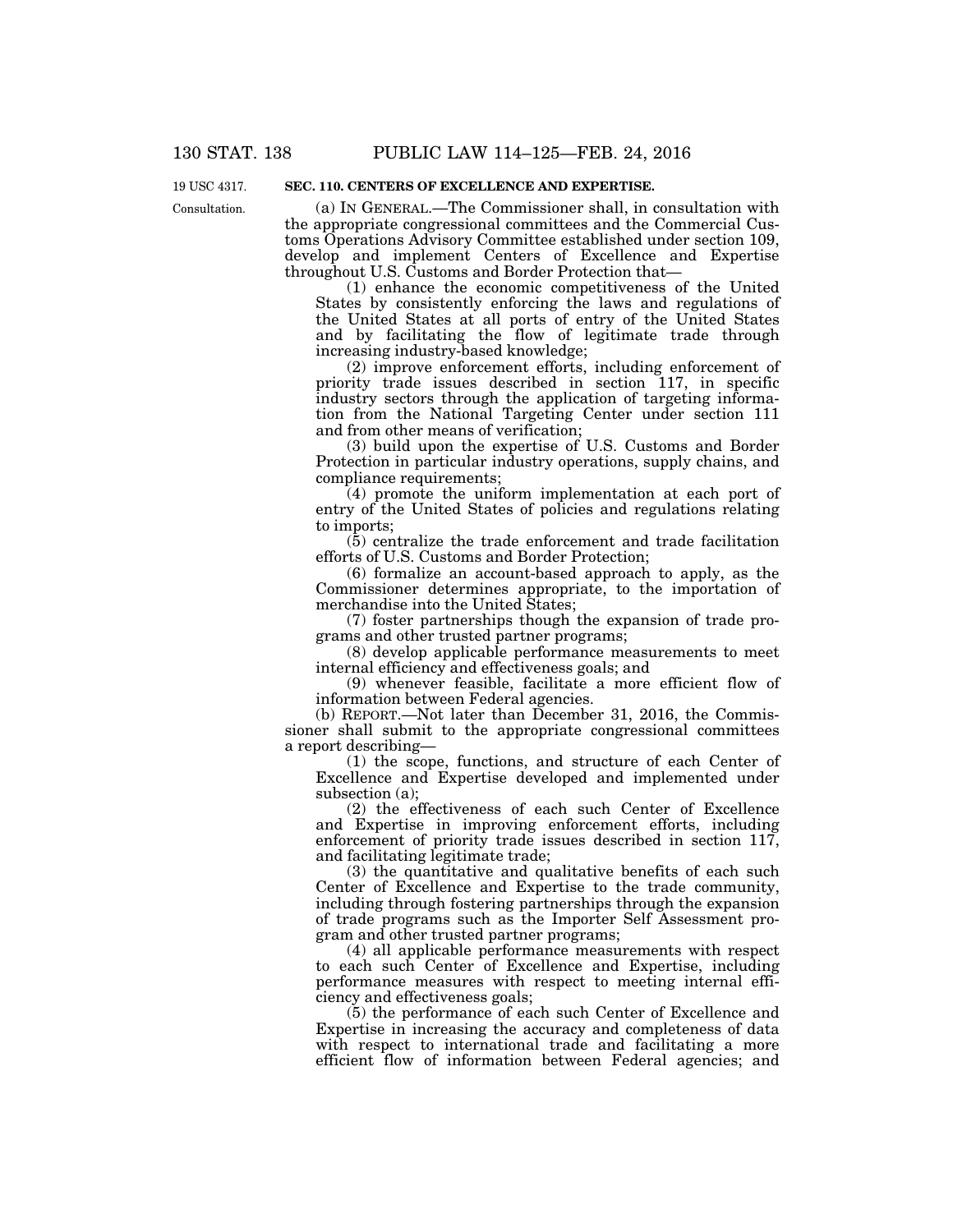19 USC 4317.

## SEC. 110. CENTERS OF EXCELLENCE AND EXPERTISE.

Consultation.

(a) IN GENERAL.—The Commissioner shall, in consultation with the appropriate congressional committees and the Commercial Customs Operations Advisory Committee established under section 109, develop and implement Centers of Excellence and Expertise throughout U.S. Customs and Border Protection that—

(1) enhance the economic competitiveness of the United States by consistently enforcing the laws and regulations of the United States at all ports of entry of the United States and by facilitating the flow of legitimate trade through increasing industry-based knowledge;

(2) improve enforcement efforts, including enforcement of priority trade issues described in section 117, in specific industry sectors through the application of targeting information from the National Targeting Center under section 111 and from other means of verification;

(3) build upon the expertise of U.S. Customs and Border Protection in particular industry operations, supply chains, and compliance requirements;

(4) promote the uniform implementation at each port of entry of the United States of policies and regulations relating to imports;

(5) centralize the trade enforcement and trade facilitation efforts of U.S. Customs and Border Protection;

(6) formalize an account-based approach to apply, as the Commissioner determines appropriate, to the importation of merchandise into the United States;

(7) foster partnerships though the expansion of trade programs and other trusted partner programs;

(8) develop applicable performance measurements to meet internal efficiency and effectiveness goals; and

(9) whenever feasible, facilitate a more efficient flow of information between Federal agencies.

(b) REPORT.—Not later than December 31, 2016, the Commissioner shall submit to the appropriate congressional committees a report describing—

(1) the scope, functions, and structure of each Center of Excellence and Expertise developed and implemented under subsection (a);

(2) the effectiveness of each such Center of Excellence and Expertise in improving enforcement efforts, including enforcement of priority trade issues described in section 117, and facilitating legitimate trade;

(3) the quantitative and qualitative benefits of each such Center of Excellence and Expertise to the trade community, including through fostering partnerships through the expansion of trade programs such as the Importer Self Assessment program and other trusted partner programs;

(4) all applicable performance measurements with respect to each such Center of Excellence and Expertise, including performance measures with respect to meeting internal efficiency and effectiveness goals;

(5) the performance of each such Center of Excellence and Expertise in increasing the accuracy and completeness of data with respect to international trade and facilitating a more efficient flow of information between Federal agencies; and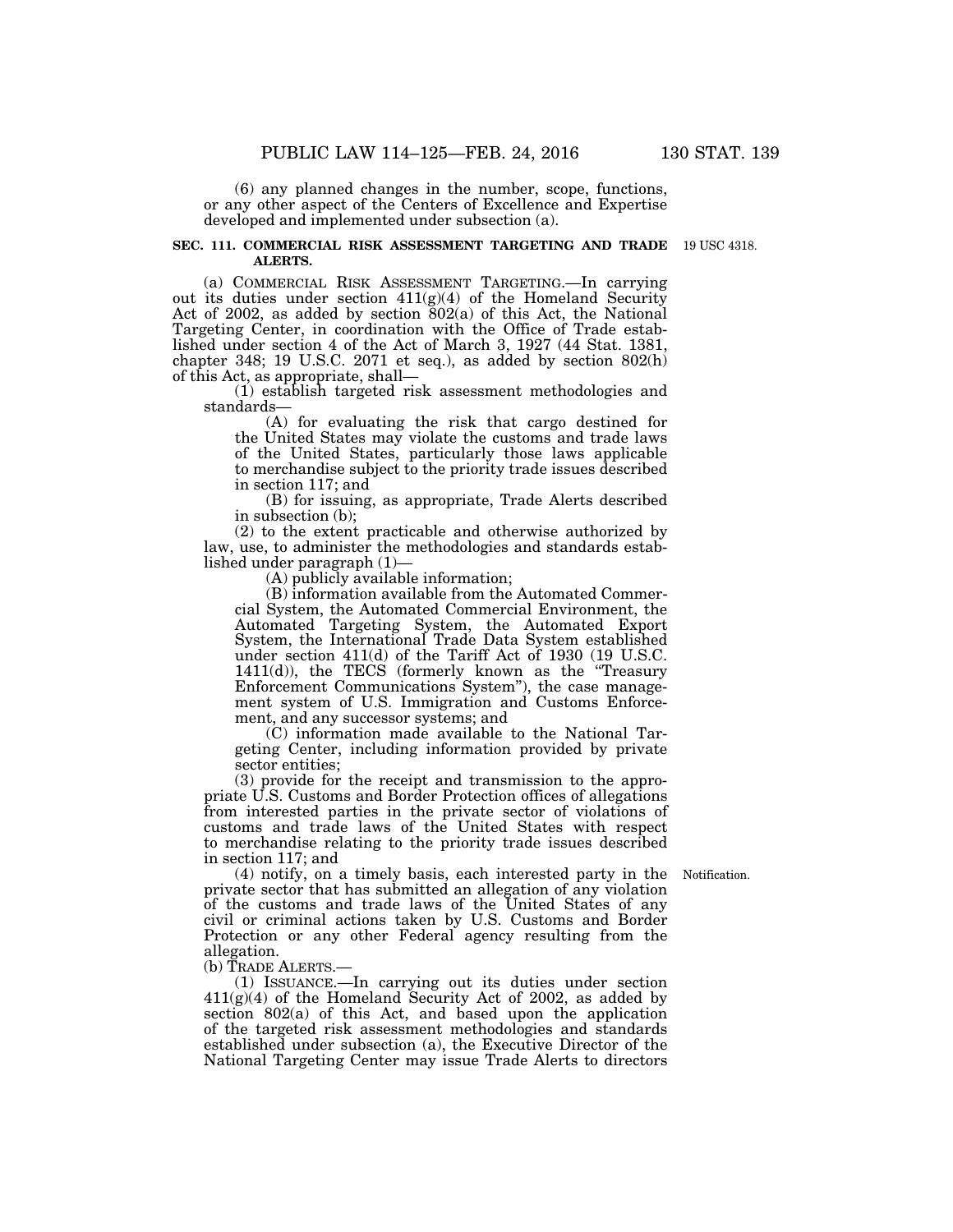(6) any planned changes in the number, scope, functions, or any other aspect of the Centers of Excellence and Expertise developed and implemented under subsection (a).

**SEC. 111. COMMERCIAL RISK ASSESSMENT TARGETING AND TRADE ALERTS.**

19 USC 4318.

(a) COMMERCIAL RISK ASSESSMENT TARGETING.—In carrying out its duties under section 411(g)(4) of the Homeland Security Act of 2002, as added by section 802(a) of this Act, the National Targeting Center, in coordination with the Office of Trade established under section 4 of the Act of March 3, 1927 (44 Stat. 1381, chapter 348; 19 U.S.C. 2071 et seq.), as added by section 802(h) of this Act, as appropriate, shall—

(1) establish targeted risk assessment methodologies and standards—

(A) for evaluating the risk that cargo destined for the United States may violate the customs and trade laws of the United States, particularly those laws applicable to merchandise subject to the priority trade issues described in section 117; and

(B) for issuing, as appropriate, Trade Alerts described in subsection (b);

(2) to the extent practicable and otherwise authorized by law, use, to administer the methodologies and standards established under paragraph (1)—

(A) publicly available information;

(B) information available from the Automated Commercial System, the Automated Commercial Environment, the Automated Targeting System, the Automated Export System, the International Trade Data System established under section 411(d) of the Tariff Act of 1930 (19 U.S.C. 1411(d)), the TECS (formerly known as the "Treasury Enforcement Communications System"), the case management system of U.S. Immigration and Customs Enforcement, and any successor systems; and

(C) information made available to the National Targeting Center, including information provided by private sector entities;

(3) provide for the receipt and transmission to the appropriate U.S. Customs and Border Protection offices of allegations from interested parties in the private sector of violations of customs and trade laws of the United States with respect to merchandise relating to the priority trade issues described in section 117; and

Notification.

(4) notify, on a timely basis, each interested party in the private sector that has submitted an allegation of any violation of the customs and trade laws of the United States of any civil or criminal actions taken by U.S. Customs and Border Protection or any other Federal agency resulting from the allegation.

(b) TRADE ALERTS.—

(1) ISSUANCE.—In carrying out its duties under section 411(g)(4) of the Homeland Security Act of 2002, as added by section 802(a) of this Act, and based upon the application of the targeted risk assessment methodologies and standards established under subsection (a), the Executive Director of the National Targeting Center may issue Trade Alerts to directors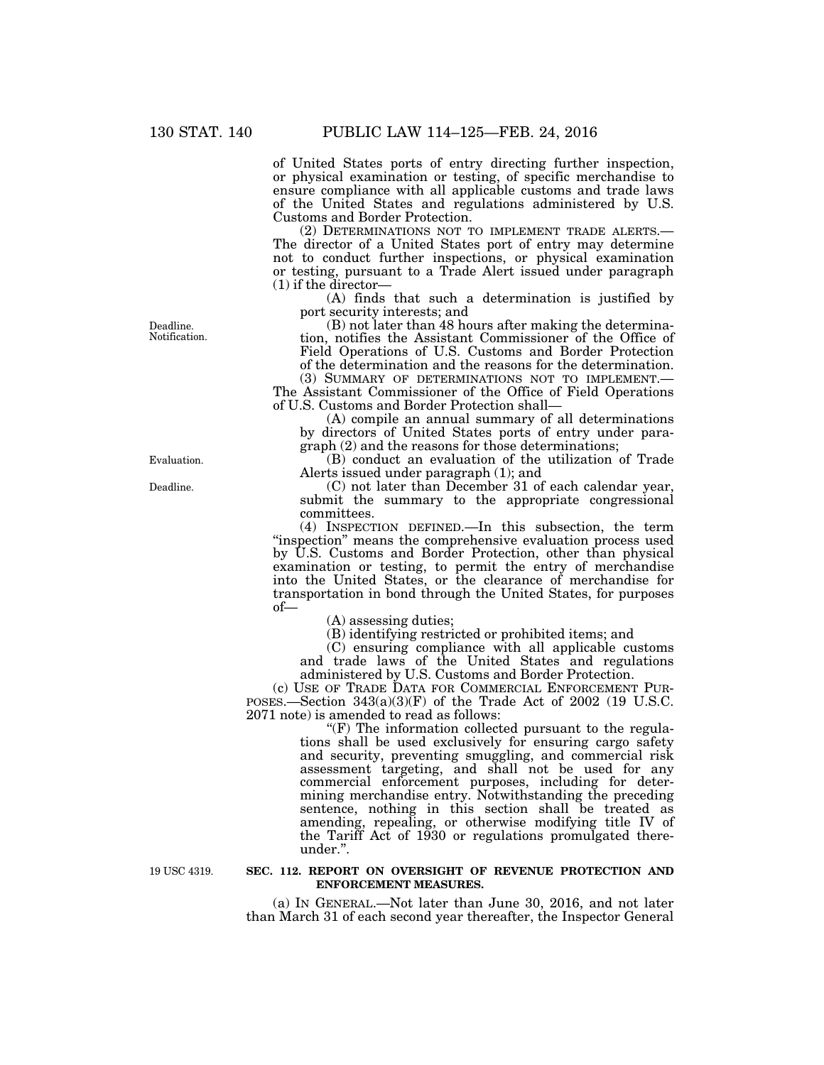of United States ports of entry directing further inspection, or physical examination or testing, of specific merchandise to ensure compliance with all applicable customs and trade laws of the United States and regulations administered by U.S. Customs and Border Protection.

(2) DETERMINATIONS NOT TO IMPLEMENT TRADE ALERTS.—The director of a United States port of entry may determine not to conduct further inspections, or physical examination or testing, pursuant to a Trade Alert issued under paragraph (1) if the director—

(A) finds that such a determination is justified by port security interests; and

(B) not later than 48 hours after making the determination, notifies the Assistant Commissioner of the Office of Field Operations of U.S. Customs and Border Protection of the determination and the reasons for the determination.

(3) SUMMARY OF DETERMINATIONS NOT TO IMPLEMENT.—The Assistant Commissioner of the Office of Field Operations of U.S. Customs and Border Protection shall—

(A) compile an annual summary of all determinations by directors of United States ports of entry under paragraph (2) and the reasons for those determinations;

(B) conduct an evaluation of the utilization of Trade Alerts issued under paragraph (1); and

(C) not later than December 31 of each calendar year, submit the summary to the appropriate congressional committees.

(4) INSPECTION DEFINED.—In this subsection, the term "inspection" means the comprehensive evaluation process used by U.S. Customs and Border Protection, other than physical examination or testing, to permit the entry of merchandise into the United States, or the clearance of merchandise for transportation in bond through the United States, for purposes of—

(A) assessing duties;

(B) identifying restricted or prohibited items; and

(C) ensuring compliance with all applicable customs and trade laws of the United States and regulations administered by U.S. Customs and Border Protection.

(c) USE OF TRADE DATA FOR COMMERCIAL ENFORCEMENT PURPOSES.—Section 343(a)(3)(F) of the Trade Act of 2002 (19 U.S.C. 2071 note) is amended to read as follows:

"(F) The information collected pursuant to the regulations shall be used exclusively for ensuring cargo safety and security, preventing smuggling, and commercial risk assessment targeting, and shall not be used for any commercial enforcement purposes, including for determining merchandise entry. Notwithstanding the preceding sentence, nothing in this section shall be treated as amending, repealing, or otherwise modifying title IV of the Tariff Act of 1930 or regulations promulgated thereunder.".

**SEC. 112. REPORT ON OVERSIGHT OF REVENUE PROTECTION AND ENFORCEMENT MEASURES.**

(a) IN GENERAL.—Not later than June 30, 2016, and not later than March 31 of each second year thereafter, the Inspector General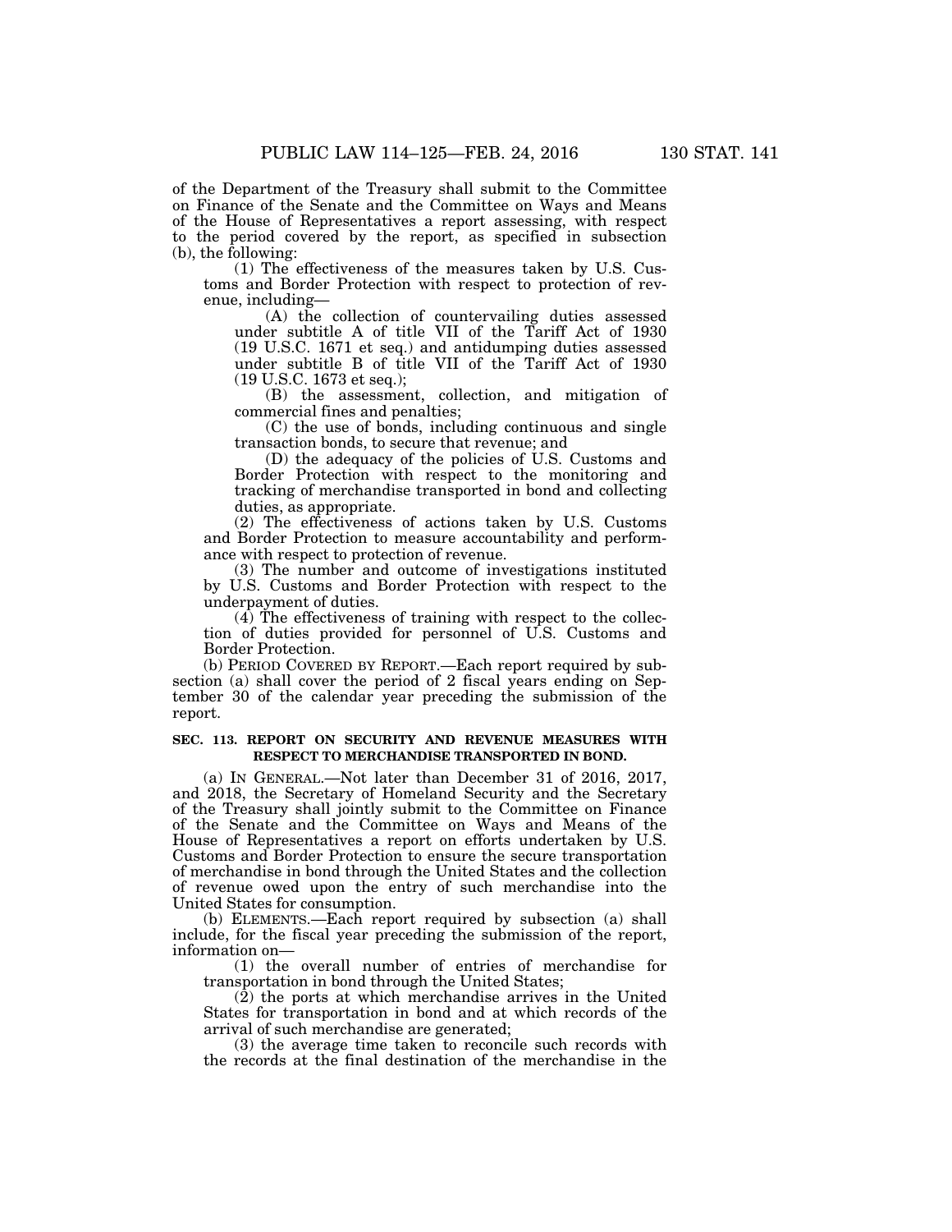of the Department of the Treasury shall submit to the Committee on Finance of the Senate and the Committee on Ways and Means of the House of Representatives a report assessing, with respect to the period covered by the report, as specified in subsection (b), the following:

(1) The effectiveness of the measures taken by U.S. Customs and Border Protection with respect to protection of revenue, including—

(A) the collection of countervailing duties assessed under subtitle A of title VII of the Tariff Act of 1930 (19 U.S.C. 1671 et seq.) and antidumping duties assessed under subtitle B of title VII of the Tariff Act of 1930 (19 U.S.C. 1673 et seq.);

(B) the assessment, collection, and mitigation of commercial fines and penalties;

(C) the use of bonds, including continuous and single transaction bonds, to secure that revenue; and

(D) the adequacy of the policies of U.S. Customs and Border Protection with respect to the monitoring and tracking of merchandise transported in bond and collecting duties, as appropriate.

(2) The effectiveness of actions taken by U.S. Customs and Border Protection to measure accountability and performance with respect to protection of revenue.

(3) The number and outcome of investigations instituted by U.S. Customs and Border Protection with respect to the underpayment of duties.

(4) The effectiveness of training with respect to the collection of duties provided for personnel of U.S. Customs and Border Protection.

(b) PERIOD COVERED BY REPORT.—Each report required by subsection (a) shall cover the period of 2 fiscal years ending on September 30 of the calendar year preceding the submission of the report.

**SEC. 113. REPORT ON SECURITY AND REVENUE MEASURES WITH RESPECT TO MERCHANDISE TRANSPORTED IN BOND.**

(a) IN GENERAL.—Not later than December 31 of 2016, 2017, and 2018, the Secretary of Homeland Security and the Secretary of the Treasury shall jointly submit to the Committee on Finance of the Senate and the Committee on Ways and Means of the House of Representatives a report on efforts undertaken by U.S. Customs and Border Protection to ensure the secure transportation of merchandise in bond through the United States and the collection of revenue owed upon the entry of such merchandise into the United States for consumption.

(b) ELEMENTS.—Each report required by subsection (a) shall include, for the fiscal year preceding the submission of the report, information on—

(1) the overall number of entries of merchandise for transportation in bond through the United States;

(2) the ports at which merchandise arrives in the United States for transportation in bond and at which records of the arrival of such merchandise are generated;

(3) the average time taken to reconcile such records with the records at the final destination of the merchandise in the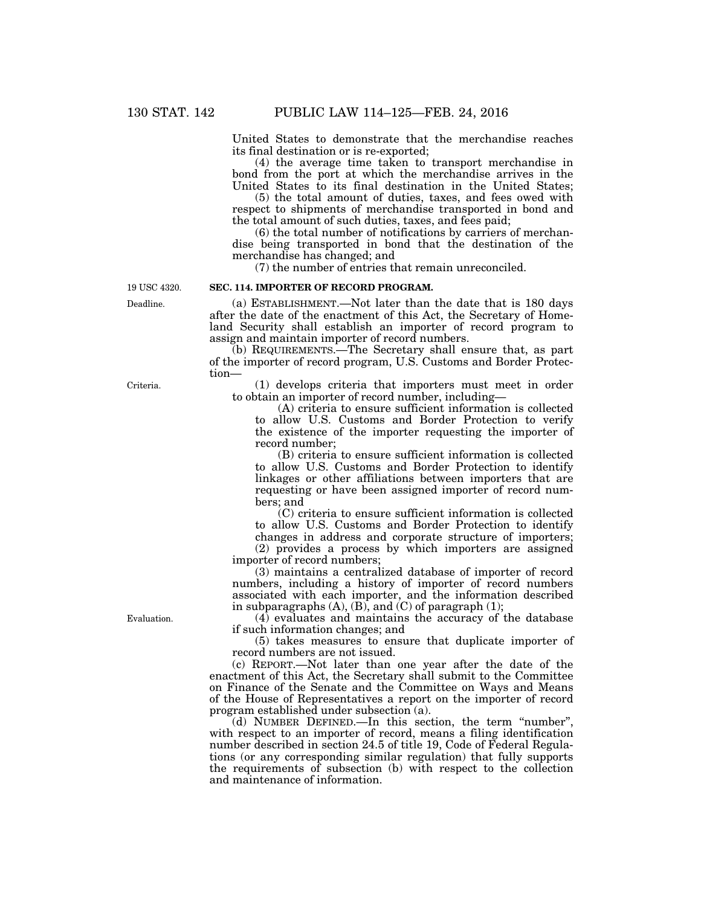United States to demonstrate that the merchandise reaches its final destination or is re-exported;

(4) the average time taken to transport merchandise in bond from the port at which the merchandise arrives in the United States to its final destination in the United States;

(5) the total amount of duties, taxes, and fees owed with respect to shipments of merchandise transported in bond and the total amount of such duties, taxes, and fees paid;

(6) the total number of notifications by carriers of merchandise being transported in bond that the destination of the merchandise has changed; and

(7) the number of entries that remain unreconciled.

19 USC 4320.

**SEC. 114. IMPORTER OF RECORD PROGRAM.**

Deadline.

(a) ESTABLISHMENT.—Not later than the date that is 180 days after the date of the enactment of this Act, the Secretary of Homeland Security shall establish an importer of record program to assign and maintain importer of record numbers.

(b) REQUIREMENTS.—The Secretary shall ensure that, as part of the importer of record program, U.S. Customs and Border Protection—

Criteria.

(1) develops criteria that importers must meet in order to obtain an importer of record number, including—

(A) criteria to ensure sufficient information is collected to allow U.S. Customs and Border Protection to verify the existence of the importer requesting the importer of record number;

(B) criteria to ensure sufficient information is collected to allow U.S. Customs and Border Protection to identify linkages or other affiliations between importers that are requesting or have been assigned importer of record numbers; and

(C) criteria to ensure sufficient information is collected to allow U.S. Customs and Border Protection to identify changes in address and corporate structure of importers;

(2) provides a process by which importers are assigned importer of record numbers;

(3) maintains a centralized database of importer of record numbers, including a history of importer of record numbers associated with each importer, and the information described in subparagraphs (A), (B), and (C) of paragraph (1);

Evaluation.

(4) evaluates and maintains the accuracy of the database if such information changes; and

(5) takes measures to ensure that duplicate importer of record numbers are not issued.

(c) REPORT.—Not later than one year after the date of the enactment of this Act, the Secretary shall submit to the Committee on Finance of the Senate and the Committee on Ways and Means of the House of Representatives a report on the importer of record program established under subsection (a).

(d) NUMBER DEFINED.—In this section, the term "number", with respect to an importer of record, means a filing identification number described in section 24.5 of title 19, Code of Federal Regulations (or any corresponding similar regulation) that fully supports the requirements of subsection (b) with respect to the collection and maintenance of information.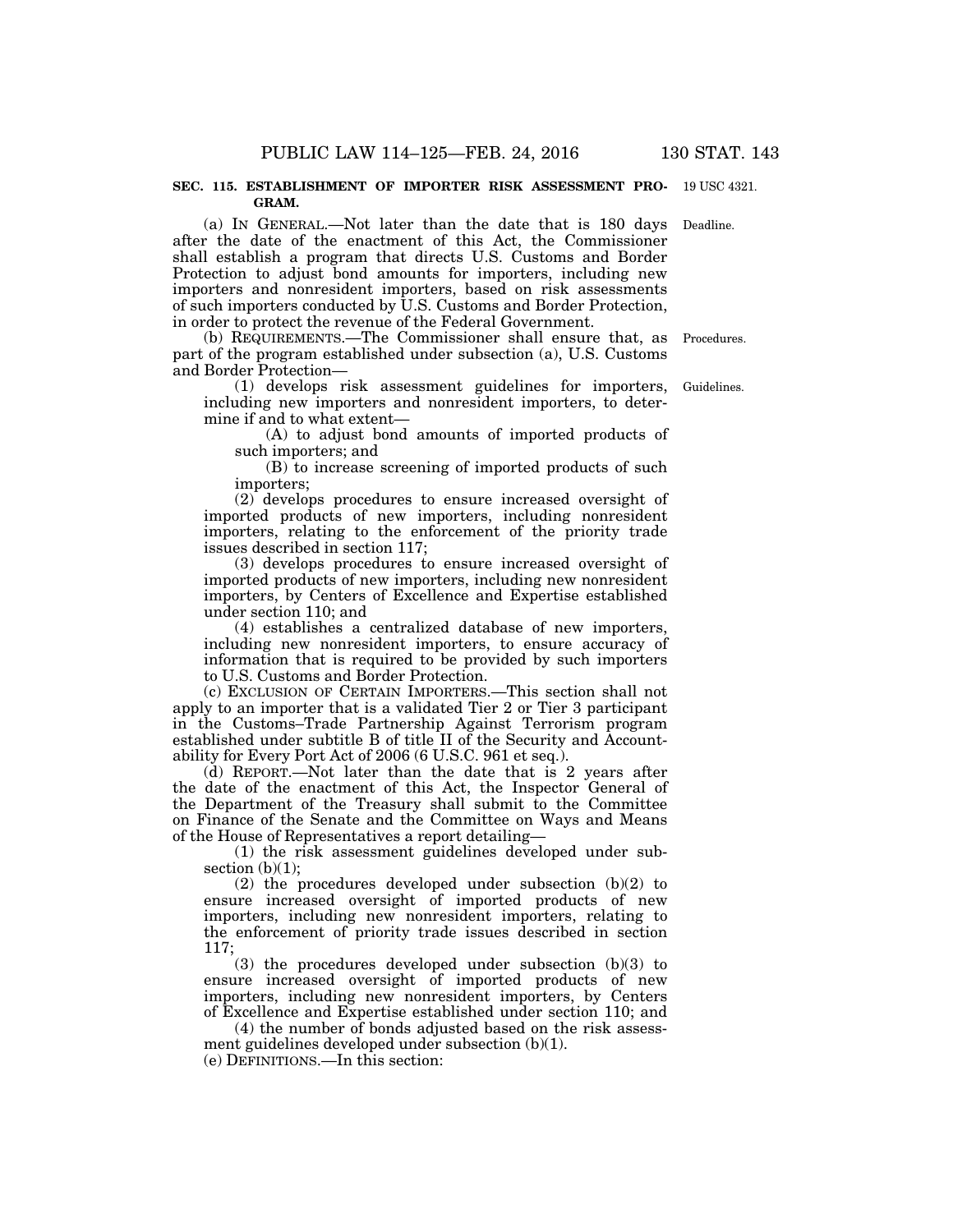**SEC. 115. ESTABLISHMENT OF IMPORTER RISK ASSESSMENT PROGRAM.**

19 USC 4321.

Deadline.

(a) IN GENERAL.—Not later than the date that is 180 days after the date of the enactment of this Act, the Commissioner shall establish a program that directs U.S. Customs and Border Protection to adjust bond amounts for importers, including new importers and nonresident importers, based on risk assessments of such importers conducted by U.S. Customs and Border Protection, in order to protect the revenue of the Federal Government.

Procedures.

(b) REQUIREMENTS.—The Commissioner shall ensure that, as part of the program established under subsection (a), U.S. Customs and Border Protection—

Guidelines.

(1) develops risk assessment guidelines for importers, including new importers and nonresident importers, to determine if and to what extent—

(A) to adjust bond amounts of imported products of such importers; and

(B) to increase screening of imported products of such importers;

(2) develops procedures to ensure increased oversight of imported products of new importers, including nonresident importers, relating to the enforcement of the priority trade issues described in section 117;

(3) develops procedures to ensure increased oversight of imported products of new importers, including new nonresident importers, by Centers of Excellence and Expertise established under section 110; and

(4) establishes a centralized database of new importers, including new nonresident importers, to ensure accuracy of information that is required to be provided by such importers to U.S. Customs and Border Protection.

(c) EXCLUSION OF CERTAIN IMPORTERS.—This section shall not apply to an importer that is a validated Tier 2 or Tier 3 participant in the Customs–Trade Partnership Against Terrorism program established under subtitle B of title II of the Security and Accountability for Every Port Act of 2006 (6 U.S.C. 961 et seq.).

(d) REPORT.—Not later than the date that is 2 years after the date of the enactment of this Act, the Inspector General of the Department of the Treasury shall submit to the Committee on Finance of the Senate and the Committee on Ways and Means of the House of Representatives a report detailing—

(1) the risk assessment guidelines developed under subsection (b)(1);

(2) the procedures developed under subsection (b)(2) to ensure increased oversight of imported products of new importers, including new nonresident importers, relating to the enforcement of priority trade issues described in section 117;

(3) the procedures developed under subsection (b)(3) to ensure increased oversight of imported products of new importers, including new nonresident importers, by Centers of Excellence and Expertise established under section 110; and

(4) the number of bonds adjusted based on the risk assessment guidelines developed under subsection (b)(1).

(e) DEFINITIONS.—In this section: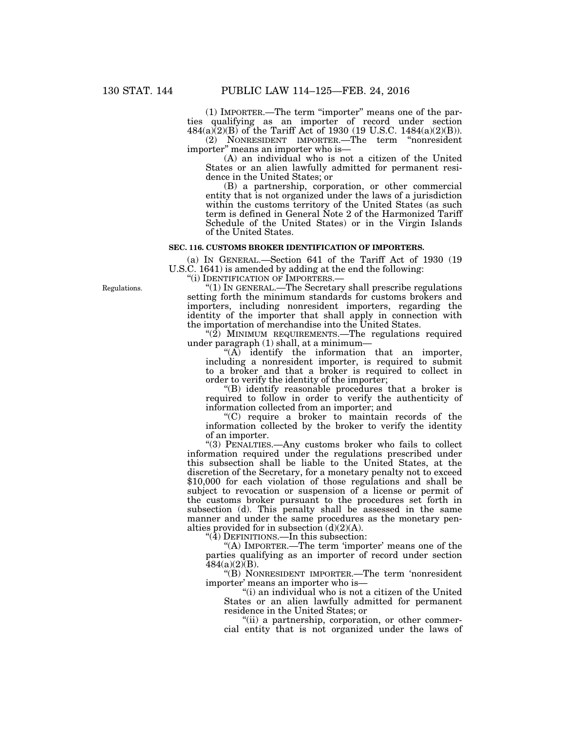(1) IMPORTER.—The term "importer" means one of the parties qualifying as an importer of record under section 484(a)(2)(B) of the Tariff Act of 1930 (19 U.S.C. 1484(a)(2)(B)).

(2) NONRESIDENT IMPORTER.—The term "nonresident importer" means an importer who is—

(A) an individual who is not a citizen of the United States or an alien lawfully admitted for permanent residence in the United States; or

(B) a partnership, corporation, or other commercial entity that is not organized under the laws of a jurisdiction within the customs territory of the United States (as such term is defined in General Note 2 of the Harmonized Tariff Schedule of the United States) or in the Virgin Islands of the United States.

### SEC. 116. CUSTOMS BROKER IDENTIFICATION OF IMPORTERS.

(a) IN GENERAL.—Section 641 of the Tariff Act of 1930 (19 U.S.C. 1641) is amended by adding at the end the following:

"(i) IDENTIFICATION OF IMPORTERS.—

Regulations.

"(1) IN GENERAL.—The Secretary shall prescribe regulations setting forth the minimum standards for customs brokers and importers, including nonresident importers, regarding the identity of the importer that shall apply in connection with the importation of merchandise into the United States.

"(2) MINIMUM REQUIREMENTS.—The regulations required under paragraph (1) shall, at a minimum—

"(A) identify the information that an importer, including a nonresident importer, is required to submit to a broker and that a broker is required to collect in order to verify the identity of the importer;

"(B) identify reasonable procedures that a broker is required to follow in order to verify the authenticity of information collected from an importer; and

"(C) require a broker to maintain records of the information collected by the broker to verify the identity of an importer.

"(3) PENALTIES.—Any customs broker who fails to collect information required under the regulations prescribed under this subsection shall be liable to the United States, at the discretion of the Secretary, for a monetary penalty not to exceed $10,000 for each violation of those regulations and shall be subject to revocation or suspension of a license or permit of the customs broker pursuant to the procedures set forth in subsection (d). This penalty shall be assessed in the same manner and under the same procedures as the monetary penalties provided for in subsection (d)(2)(A).

"(4) DEFINITIONS.—In this subsection:

"(A) IMPORTER.—The term 'importer' means one of the parties qualifying as an importer of record under section 484(a)(2)(B).

"(B) NONRESIDENT IMPORTER.—The term 'nonresident importer' means an importer who is—

"(i) an individual who is not a citizen of the United States or an alien lawfully admitted for permanent residence in the United States; or

"(ii) a partnership, corporation, or other commercial entity that is not organized under the laws of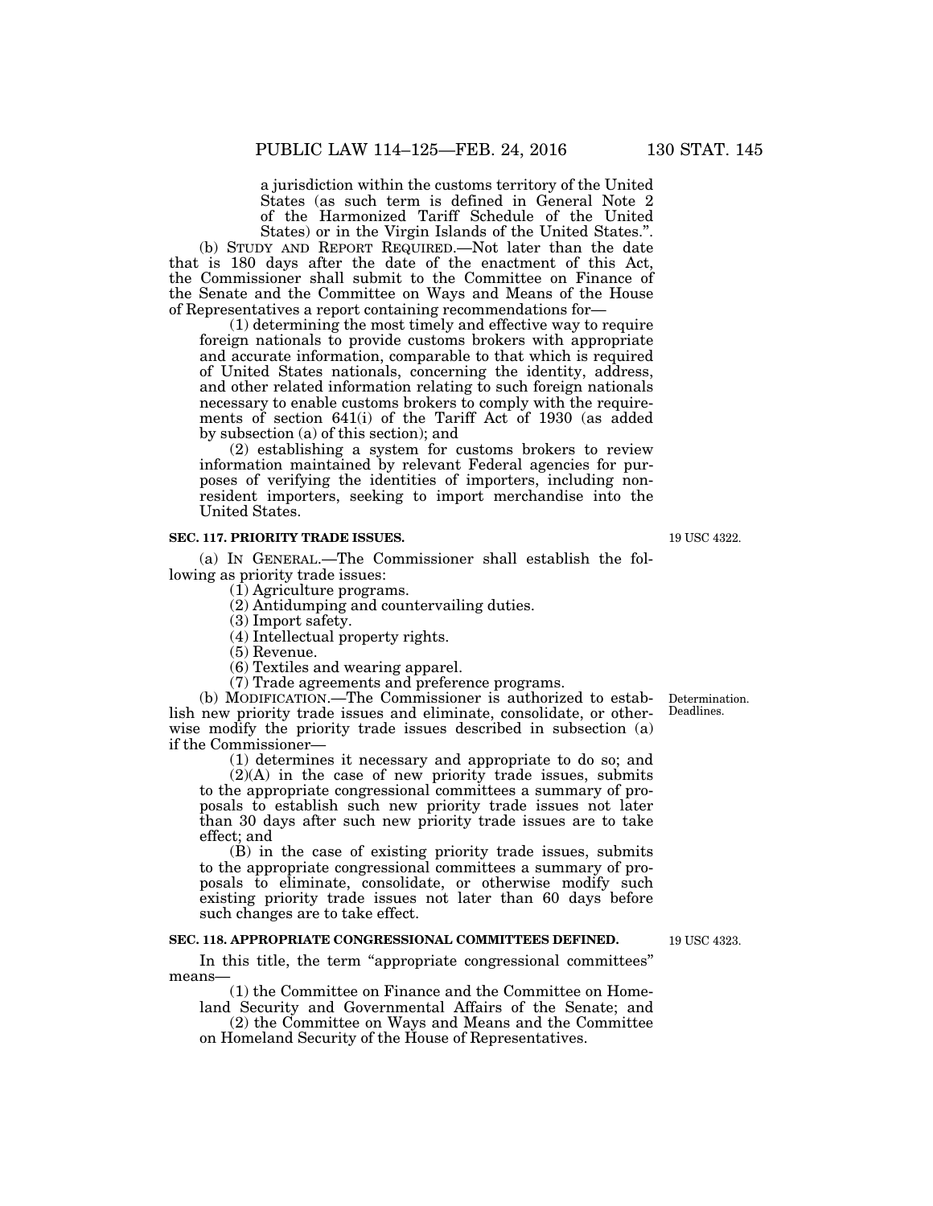a jurisdiction within the customs territory of the United States (as such term is defined in General Note 2 of the Harmonized Tariff Schedule of the United States) or in the Virgin Islands of the United States.".

(b) STUDY AND REPORT REQUIRED.—Not later than the date that is 180 days after the date of the enactment of this Act, the Commissioner shall submit to the Committee on Finance of the Senate and the Committee on Ways and Means of the House of Representatives a report containing recommendations for—

(1) determining the most timely and effective way to require foreign nationals to provide customs brokers with appropriate and accurate information, comparable to that which is required of United States nationals, concerning the identity, address, and other related information relating to such foreign nationals necessary to enable customs brokers to comply with the requirements of section 641(i) of the Tariff Act of 1930 (as added by subsection (a) of this section); and

(2) establishing a system for customs brokers to review information maintained by relevant Federal agencies for purposes of verifying the identities of importers, including nonresident importers, seeking to import merchandise into the United States.

**SEC. 117. PRIORITY TRADE ISSUES.**

19 USC 4322.

(a) IN GENERAL.—The Commissioner shall establish the following as priority trade issues:

(1) Agriculture programs.

(2) Antidumping and countervailing duties.

(3) Import safety.

(4) Intellectual property rights.

(5) Revenue.

(6) Textiles and wearing apparel.

(7) Trade agreements and preference programs.

Determination. Deadlines.

(b) MODIFICATION.—The Commissioner is authorized to establish new priority trade issues and eliminate, consolidate, or otherwise modify the priority trade issues described in subsection (a) if the Commissioner—

(1) determines it necessary and appropriate to do so; and

(2)(A) in the case of new priority trade issues, submits to the appropriate congressional committees a summary of proposals to establish such new priority trade issues not later than 30 days after such new priority trade issues are to take effect; and

(B) in the case of existing priority trade issues, submits to the appropriate congressional committees a summary of proposals to eliminate, consolidate, or otherwise modify such existing priority trade issues not later than 60 days before such changes are to take effect.

**SEC. 118. APPROPRIATE CONGRESSIONAL COMMITTEES DEFINED.**

19 USC 4323.

In this title, the term "appropriate congressional committees" means—

(1) the Committee on Finance and the Committee on Homeland Security and Governmental Affairs of the Senate; and

(2) the Committee on Ways and Means and the Committee on Homeland Security of the House of Representatives.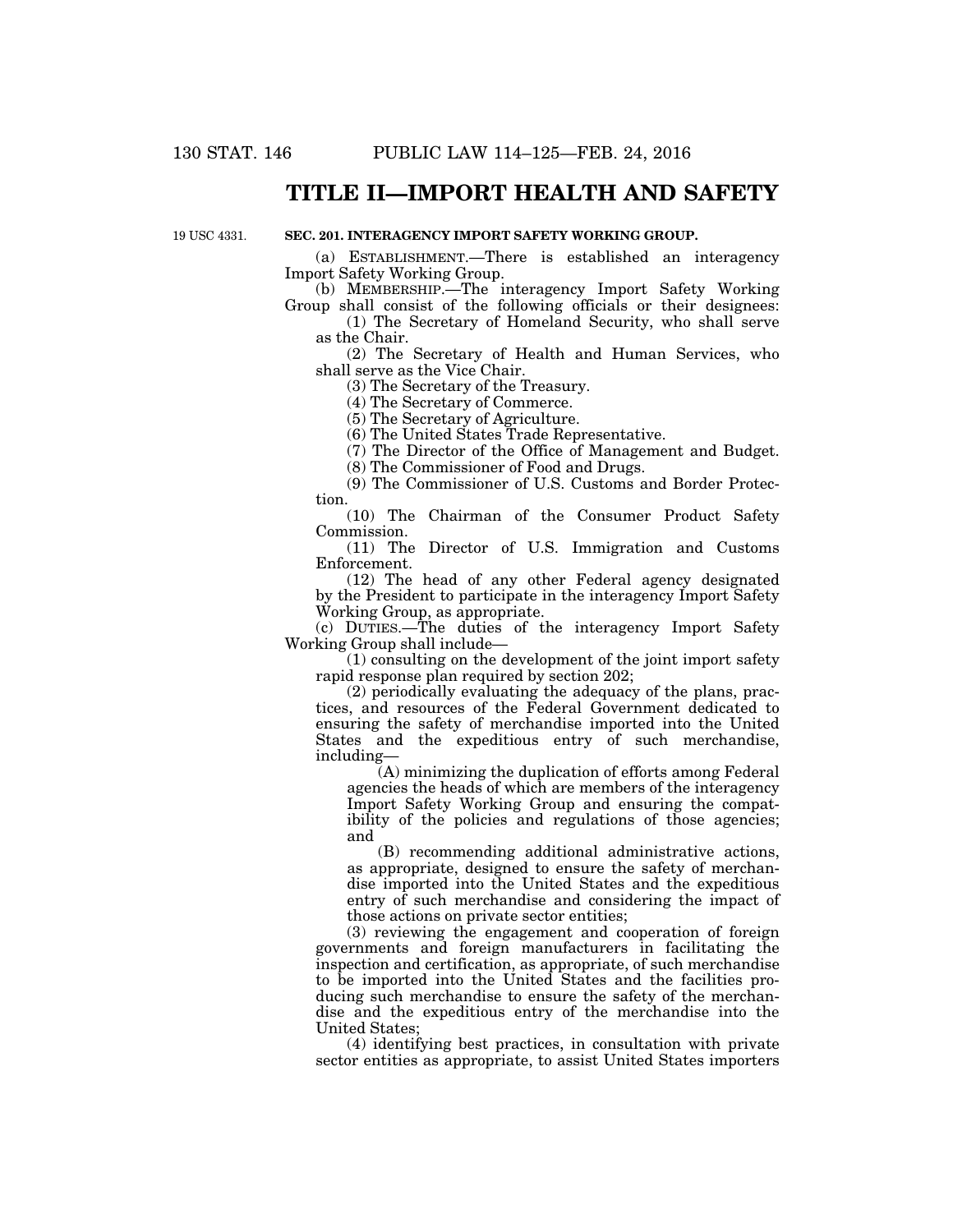# TITLE II—IMPORT HEALTH AND SAFETY

19 USC 4331.

**SEC. 201. INTERAGENCY IMPORT SAFETY WORKING GROUP.**

(a) ESTABLISHMENT.—There is established an interagency Import Safety Working Group.

(b) MEMBERSHIP.—The interagency Import Safety Working Group shall consist of the following officials or their designees:

(1) The Secretary of Homeland Security, who shall serve as the Chair.

(2) The Secretary of Health and Human Services, who shall serve as the Vice Chair.

(3) The Secretary of the Treasury.

(4) The Secretary of Commerce.

(5) The Secretary of Agriculture.

(6) The United States Trade Representative.

(7) The Director of the Office of Management and Budget.

(8) The Commissioner of Food and Drugs.

(9) The Commissioner of U.S. Customs and Border Protection.

(10) The Chairman of the Consumer Product Safety Commission.

(11) The Director of U.S. Immigration and Customs Enforcement.

(12) The head of any other Federal agency designated by the President to participate in the interagency Import Safety Working Group, as appropriate.

(c) DUTIES.—The duties of the interagency Import Safety Working Group shall include—

(1) consulting on the development of the joint import safety rapid response plan required by section 202;

(2) periodically evaluating the adequacy of the plans, practices, and resources of the Federal Government dedicated to ensuring the safety of merchandise imported into the United States and the expeditious entry of such merchandise, including—

(A) minimizing the duplication of efforts among Federal agencies the heads of which are members of the interagency Import Safety Working Group and ensuring the compatibility of the policies and regulations of those agencies; and

(B) recommending additional administrative actions, as appropriate, designed to ensure the safety of merchandise imported into the United States and the expeditious entry of such merchandise and considering the impact of those actions on private sector entities;

(3) reviewing the engagement and cooperation of foreign governments and foreign manufacturers in facilitating the inspection and certification, as appropriate, of such merchandise to be imported into the United States and the facilities producing such merchandise to ensure the safety of the merchandise and the expeditious entry of the merchandise into the United States;

(4) identifying best practices, in consultation with private sector entities as appropriate, to assist United States importers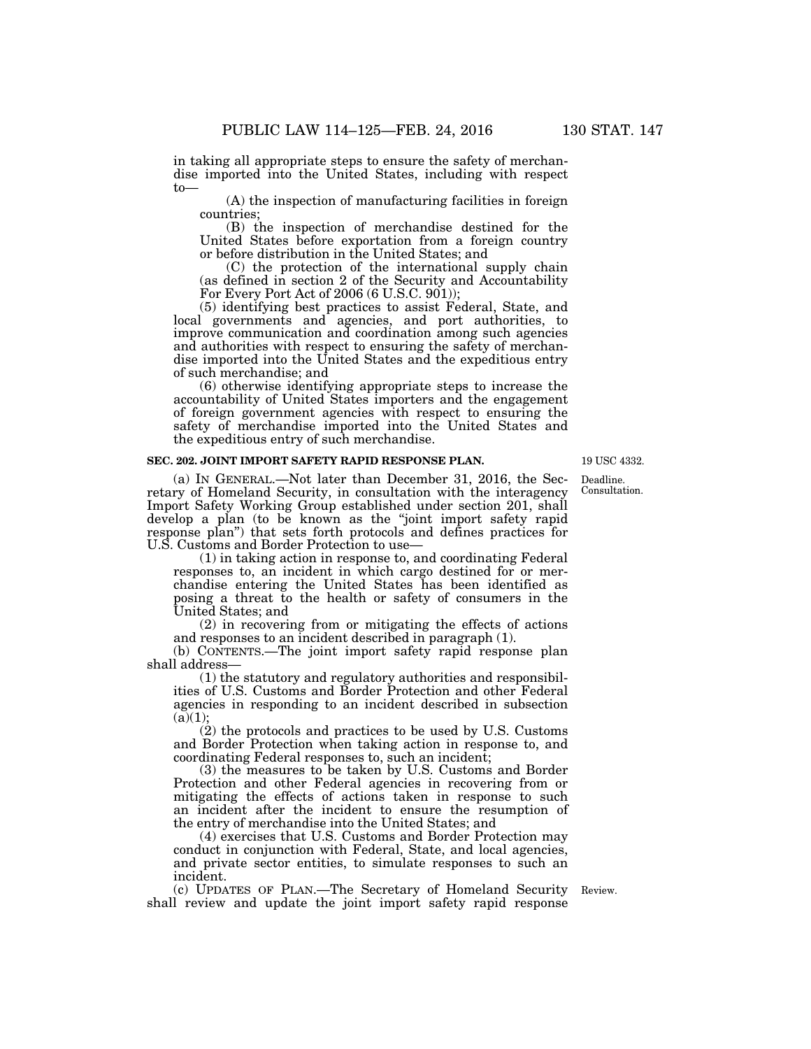in taking all appropriate steps to ensure the safety of merchandise imported into the United States, including with respect to—

(A) the inspection of manufacturing facilities in foreign countries;

(B) the inspection of merchandise destined for the United States before exportation from a foreign country or before distribution in the United States; and

(C) the protection of the international supply chain (as defined in section 2 of the Security and Accountability For Every Port Act of 2006 (6 U.S.C. 901));

(5) identifying best practices to assist Federal, State, and local governments and agencies, and port authorities, to improve communication and coordination among such agencies and authorities with respect to ensuring the safety of merchandise imported into the United States and the expeditious entry of such merchandise; and

(6) otherwise identifying appropriate steps to increase the accountability of United States importers and the engagement of foreign government agencies with respect to ensuring the safety of merchandise imported into the United States and the expeditious entry of such merchandise.

**SEC. 202. JOINT IMPORT SAFETY RAPID RESPONSE PLAN.**

19 USC 4332.

Deadline. Consultation.

(a) IN GENERAL.—Not later than December 31, 2016, the Secretary of Homeland Security, in consultation with the interagency Import Safety Working Group established under section 201, shall develop a plan (to be known as the "joint import safety rapid response plan") that sets forth protocols and defines practices for U.S. Customs and Border Protection to use—

(1) in taking action in response to, and coordinating Federal responses to, an incident in which cargo destined for or merchandise entering the United States has been identified as posing a threat to the health or safety of consumers in the United States; and

(2) in recovering from or mitigating the effects of actions and responses to an incident described in paragraph (1).

(b) CONTENTS.—The joint import safety rapid response plan shall address—

(1) the statutory and regulatory authorities and responsibilities of U.S. Customs and Border Protection and other Federal agencies in responding to an incident described in subsection (a)(1);

(2) the protocols and practices to be used by U.S. Customs and Border Protection when taking action in response to, and coordinating Federal responses to, such an incident;

(3) the measures to be taken by U.S. Customs and Border Protection and other Federal agencies in recovering from or mitigating the effects of actions taken in response to such an incident after the incident to ensure the resumption of the entry of merchandise into the United States; and

(4) exercises that U.S. Customs and Border Protection may conduct in conjunction with Federal, State, and local agencies, and private sector entities, to simulate responses to such an incident.

Review.

(c) UPDATES OF PLAN.—The Secretary of Homeland Security shall review and update the joint import safety rapid response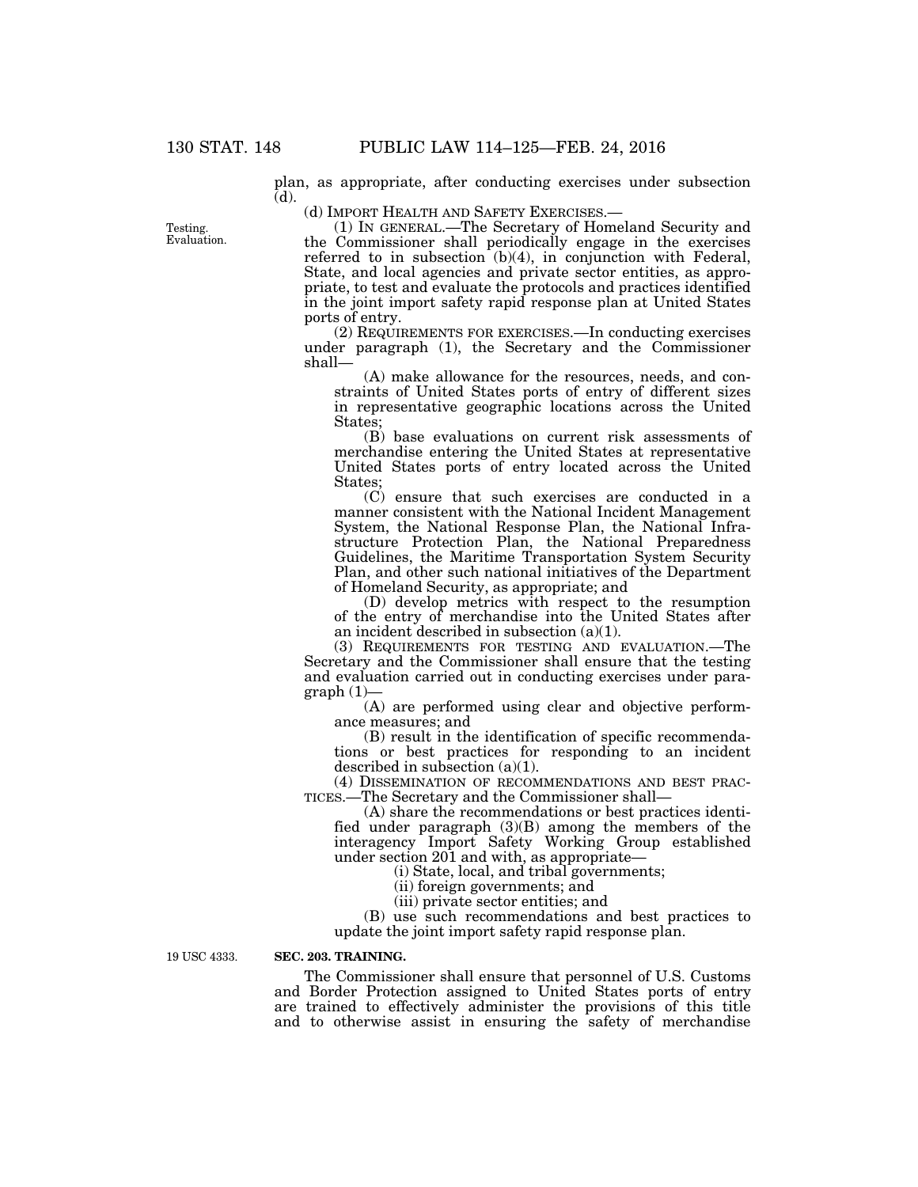plan, as appropriate, after conducting exercises under subsection (d).

(d) IMPORT HEALTH AND SAFETY EXERCISES.—

Testing. Evaluation.

(1) IN GENERAL.—The Secretary of Homeland Security and the Commissioner shall periodically engage in the exercises referred to in subsection (b)(4), in conjunction with Federal, State, and local agencies and private sector entities, as appropriate, to test and evaluate the protocols and practices identified in the joint import safety rapid response plan at United States ports of entry.

(2) REQUIREMENTS FOR EXERCISES.—In conducting exercises under paragraph (1), the Secretary and the Commissioner shall—

(A) make allowance for the resources, needs, and constraints of United States ports of entry of different sizes in representative geographic locations across the United States;

(B) base evaluations on current risk assessments of merchandise entering the United States at representative United States ports of entry located across the United States;

(C) ensure that such exercises are conducted in a manner consistent with the National Incident Management System, the National Response Plan, the National Infrastructure Protection Plan, the National Preparedness Guidelines, the Maritime Transportation System Security Plan, and other such national initiatives of the Department of Homeland Security, as appropriate; and

(D) develop metrics with respect to the resumption of the entry of merchandise into the United States after an incident described in subsection (a)(1).

(3) REQUIREMENTS FOR TESTING AND EVALUATION.—The Secretary and the Commissioner shall ensure that the testing and evaluation carried out in conducting exercises under paragraph (1)—

(A) are performed using clear and objective performance measures; and

(B) result in the identification of specific recommendations or best practices for responding to an incident described in subsection (a)(1).

(4) DISSEMINATION OF RECOMMENDATIONS AND BEST PRACTICES.—The Secretary and the Commissioner shall—

(A) share the recommendations or best practices identified under paragraph (3)(B) among the members of the interagency Import Safety Working Group established under section 201 and with, as appropriate—

(i) State, local, and tribal governments;

(ii) foreign governments; and

(iii) private sector entities; and

(B) use such recommendations and best practices to update the joint import safety rapid response plan.

19 USC 4333.

**SEC. 203. TRAINING.**

The Commissioner shall ensure that personnel of U.S. Customs and Border Protection assigned to United States ports of entry are trained to effectively administer the provisions of this title and to otherwise assist in ensuring the safety of merchandise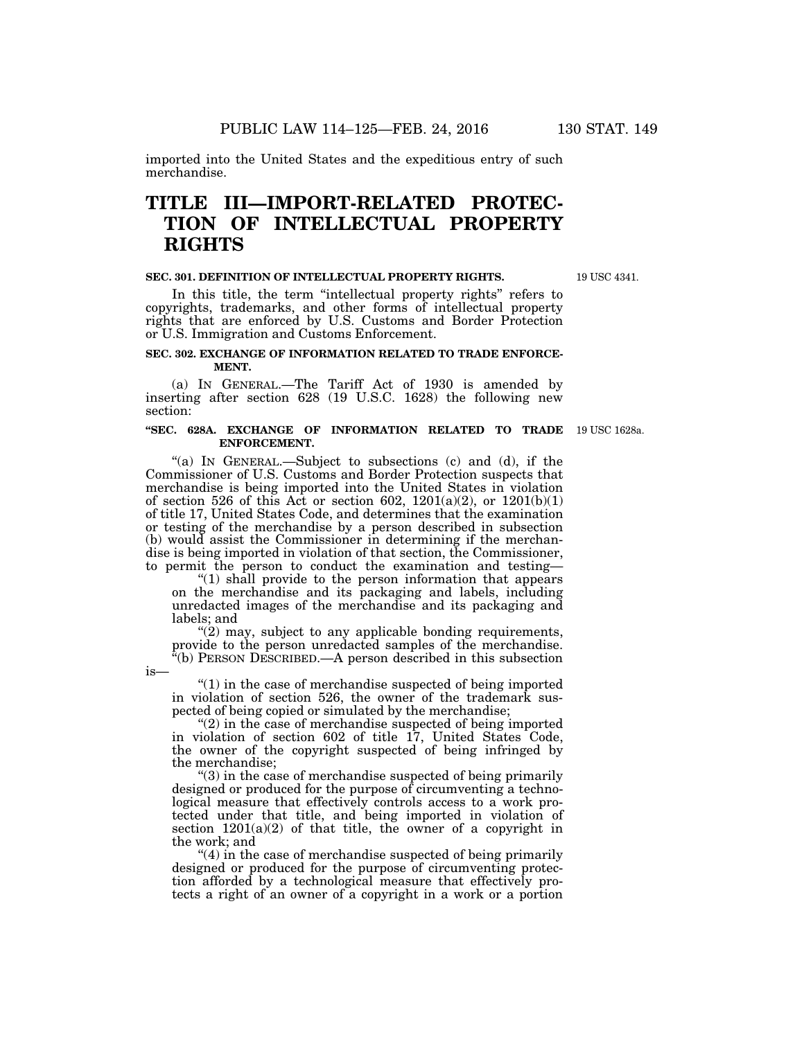imported into the United States and the expeditious entry of such merchandise.

# TITLE III—IMPORT-RELATED PROTECTION OF INTELLECTUAL PROPERTY RIGHTS

### SEC. 301. DEFINITION OF INTELLECTUAL PROPERTY RIGHTS.

19 USC 4341.

In this title, the term "intellectual property rights" refers to copyrights, trademarks, and other forms of intellectual property rights that are enforced by U.S. Customs and Border Protection or U.S. Immigration and Customs Enforcement.

### SEC. 302. EXCHANGE OF INFORMATION RELATED TO TRADE ENFORCEMENT.

(a) IN GENERAL.—The Tariff Act of 1930 is amended by inserting after section 628 (19 U.S.C. 1628) the following new section:

### "SEC. 628A. EXCHANGE OF INFORMATION RELATED TO TRADE ENFORCEMENT.

19 USC 1628a.

"(a) IN GENERAL.—Subject to subsections (c) and (d), if the Commissioner of U.S. Customs and Border Protection suspects that merchandise is being imported into the United States in violation of section 526 of this Act or section 602, 1201(a)(2), or 1201(b)(1) of title 17, United States Code, and determines that the examination or testing of the merchandise by a person described in subsection (b) would assist the Commissioner in determining if the merchandise is being imported in violation of that section, the Commissioner, to permit the person to conduct the examination and testing—

"(1) shall provide to the person information that appears on the merchandise and its packaging and labels, including unredacted images of the merchandise and its packaging and labels; and

"(2) may, subject to any applicable bonding requirements, provide to the person unredacted samples of the merchandise.

"(b) PERSON DESCRIBED.—A person described in this subsection is—

"(1) in the case of merchandise suspected of being imported in violation of section 526, the owner of the trademark suspected of being copied or simulated by the merchandise;

"(2) in the case of merchandise suspected of being imported in violation of section 602 of title 17, United States Code, the owner of the copyright suspected of being infringed by the merchandise;

"(3) in the case of merchandise suspected of being primarily designed or produced for the purpose of circumventing a technological measure that effectively controls access to a work protected under that title, and being imported in violation of section 1201(a)(2) of that title, the owner of a copyright in the work; and

"(4) in the case of merchandise suspected of being primarily designed or produced for the purpose of circumventing protection afforded by a technological measure that effectively protects a right of an owner of a copyright in a work or a portion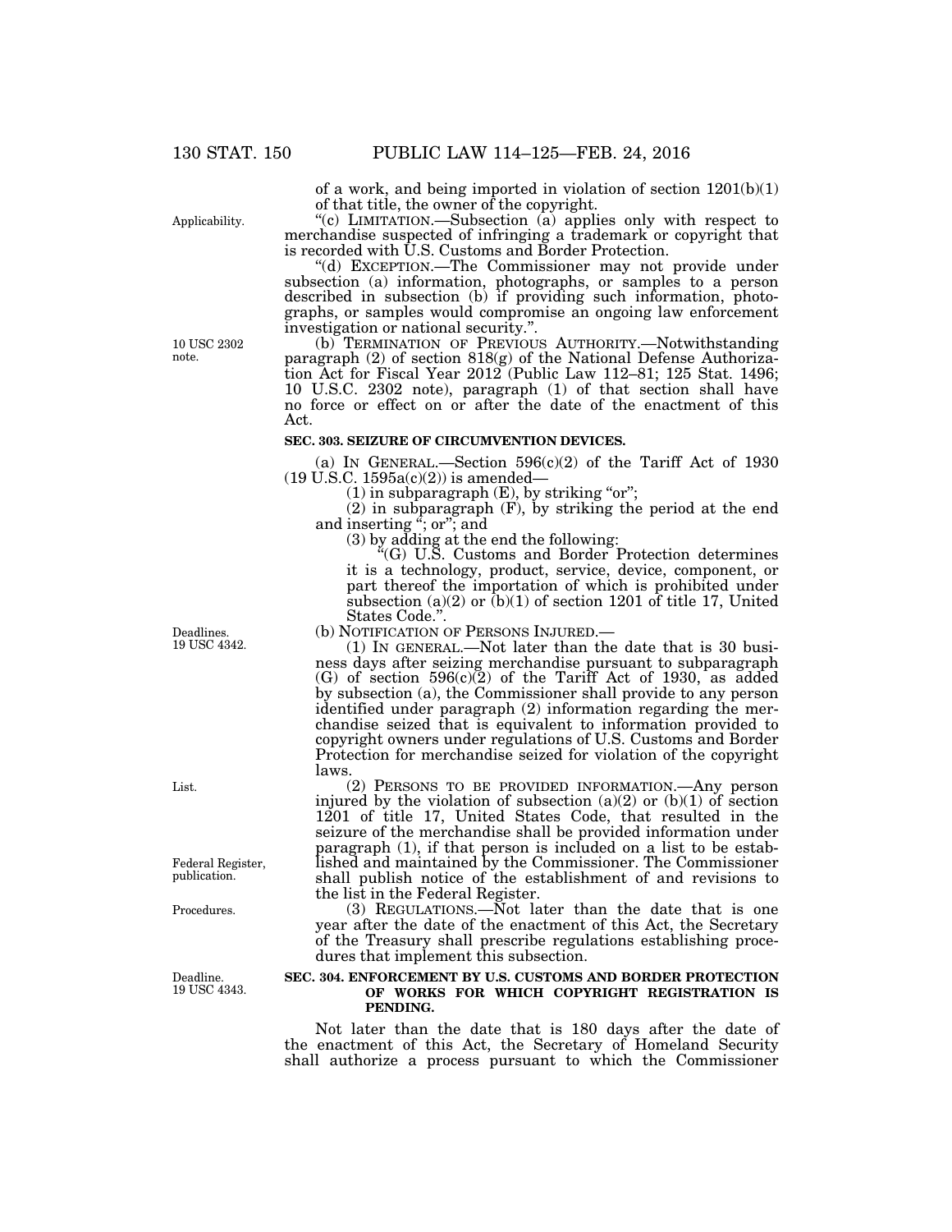of a work, and being imported in violation of section 1201(b)(1) of that title, the owner of the copyright.

"(c) LIMITATION.—Subsection (a) applies only with respect to merchandise suspected of infringing a trademark or copyright that is recorded with U.S. Customs and Border Protection.

"(d) EXCEPTION.—The Commissioner may not provide under subsection (a) information, photographs, or samples to a person described in subsection (b) if providing such information, photographs, or samples would compromise an ongoing law enforcement investigation or national security.".

(b) TERMINATION OF PREVIOUS AUTHORITY.—Notwithstanding paragraph (2) of section 818(g) of the National Defense Authorization Act for Fiscal Year 2012 (Public Law 112–81; 125 Stat. 1496; 10 U.S.C. 2302 note), paragraph (1) of that section shall have no force or effect on or after the date of the enactment of this Act.

**SEC. 303. SEIZURE OF CIRCUMVENTION DEVICES.**

(a) IN GENERAL.—Section 596(c)(2) of the Tariff Act of 1930 (19 U.S.C. 1595a(c)(2)) is amended—

(1) in subparagraph (E), by striking "or";

(2) in subparagraph (F), by striking the period at the end and inserting "; or"; and

(3) by adding at the end the following:

"(G) U.S. Customs and Border Protection determines it is a technology, product, service, device, component, or part thereof the importation of which is prohibited under subsection (a)(2) or (b)(1) of section 1201 of title 17, United States Code.".

(b) NOTIFICATION OF PERSONS INJURED.—

(1) IN GENERAL.—Not later than the date that is 30 business days after seizing merchandise pursuant to subparagraph (G) of section 596(c)(2) of the Tariff Act of 1930, as added by subsection (a), the Commissioner shall provide to any person identified under paragraph (2) information regarding the merchandise seized that is equivalent to information provided to copyright owners under regulations of U.S. Customs and Border Protection for merchandise seized for violation of the copyright laws.

(2) PERSONS TO BE PROVIDED INFORMATION.—Any person injured by the violation of subsection (a)(2) or (b)(1) of section 1201 of title 17, United States Code, that resulted in the seizure of the merchandise shall be provided information under paragraph (1), if that person is included on a list to be established and maintained by the Commissioner. The Commissioner shall publish notice of the establishment of and revisions to the list in the Federal Register.

(3) REGULATIONS.—Not later than the date that is one year after the date of the enactment of this Act, the Secretary of the Treasury shall prescribe regulations establishing procedures that implement this subsection.

**SEC. 304. ENFORCEMENT BY U.S. CUSTOMS AND BORDER PROTECTION OF WORKS FOR WHICH COPYRIGHT REGISTRATION IS PENDING.**

Not later than the date that is 180 days after the date of the enactment of this Act, the Secretary of Homeland Security shall authorize a process pursuant to which the Commissioner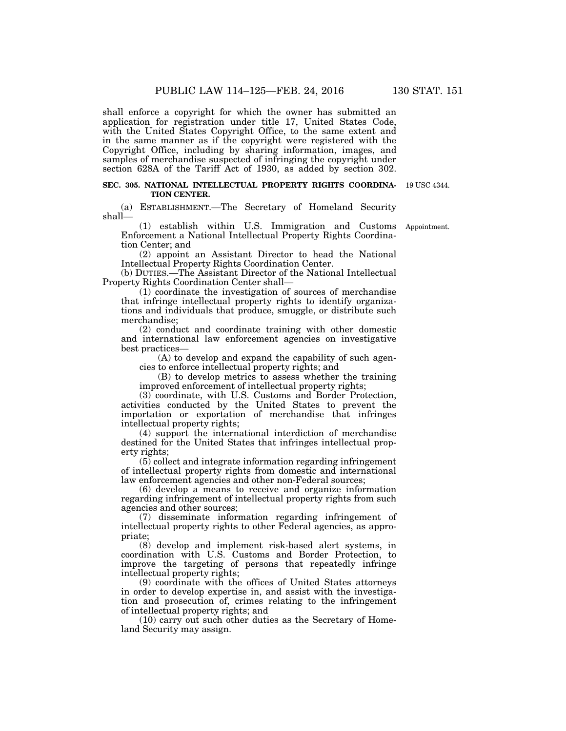shall enforce a copyright for which the owner has submitted an application for registration under title 17, United States Code, with the United States Copyright Office, to the same extent and in the same manner as if the copyright were registered with the Copyright Office, including by sharing information, images, and samples of merchandise suspected of infringing the copyright under section 628A of the Tariff Act of 1930, as added by section 302.

**SEC. 305. NATIONAL INTELLECTUAL PROPERTY RIGHTS COORDINATION CENTER.**

19 USC 4344.

(a) ESTABLISHMENT.—The Secretary of Homeland Security shall—

(1) establish within U.S. Immigration and Customs Enforcement a National Intellectual Property Rights Coordination Center; and

Appointment.

(2) appoint an Assistant Director to head the National Intellectual Property Rights Coordination Center.

(b) DUTIES.—The Assistant Director of the National Intellectual Property Rights Coordination Center shall—

(1) coordinate the investigation of sources of merchandise that infringe intellectual property rights to identify organizations and individuals that produce, smuggle, or distribute such merchandise;

(2) conduct and coordinate training with other domestic and international law enforcement agencies on investigative best practices—

(A) to develop and expand the capability of such agencies to enforce intellectual property rights; and

(B) to develop metrics to assess whether the training improved enforcement of intellectual property rights;

(3) coordinate, with U.S. Customs and Border Protection, activities conducted by the United States to prevent the importation or exportation of merchandise that infringes intellectual property rights;

(4) support the international interdiction of merchandise destined for the United States that infringes intellectual property rights;

(5) collect and integrate information regarding infringement of intellectual property rights from domestic and international law enforcement agencies and other non-Federal sources;

(6) develop a means to receive and organize information regarding infringement of intellectual property rights from such agencies and other sources;

(7) disseminate information regarding infringement of intellectual property rights to other Federal agencies, as appropriate;

(8) develop and implement risk-based alert systems, in coordination with U.S. Customs and Border Protection, to improve the targeting of persons that repeatedly infringe intellectual property rights;

(9) coordinate with the offices of United States attorneys in order to develop expertise in, and assist with the investigation and prosecution of, crimes relating to the infringement of intellectual property rights; and

(10) carry out such other duties as the Secretary of Homeland Security may assign.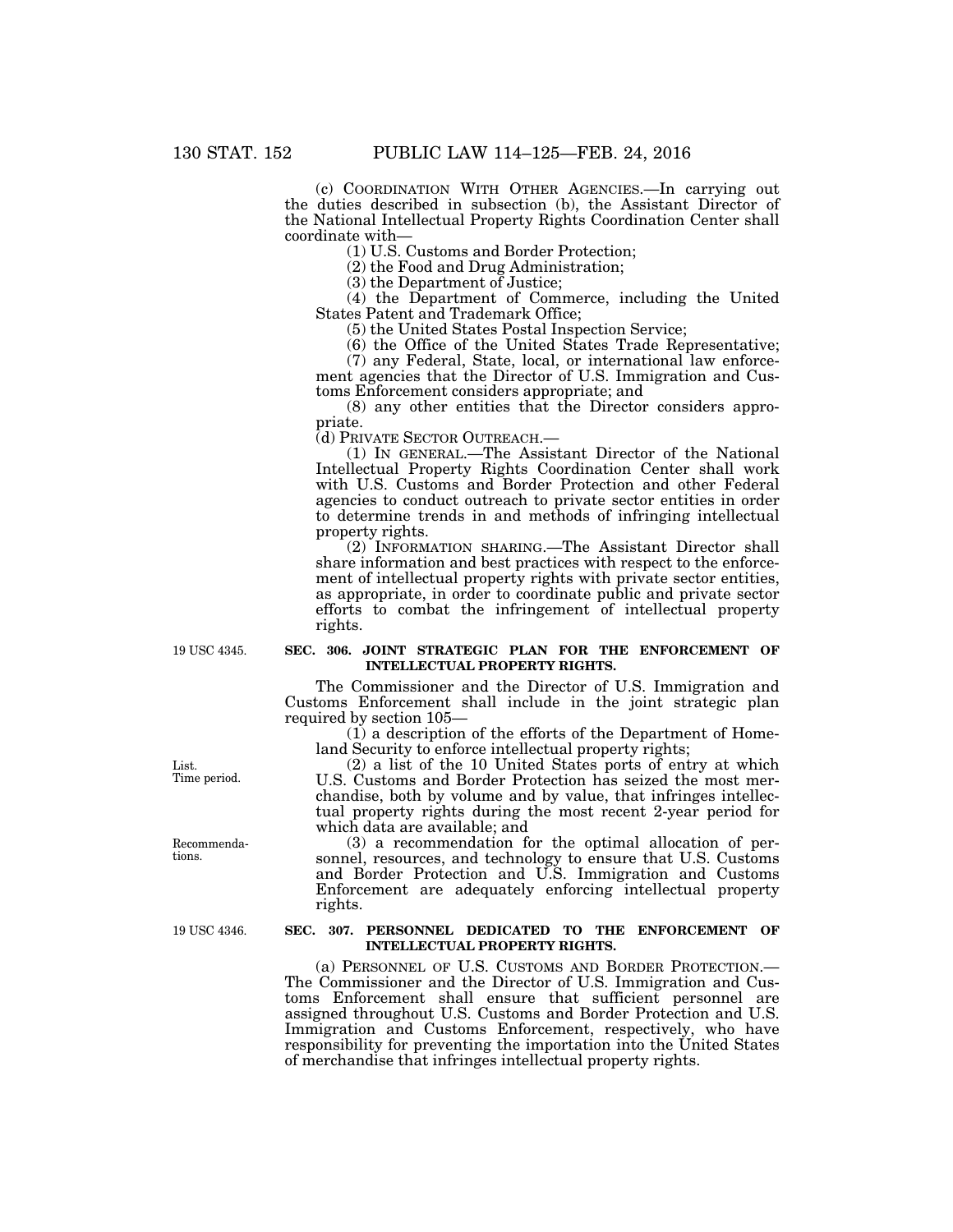(c) COORDINATION WITH OTHER AGENCIES.—In carrying out the duties described in subsection (b), the Assistant Director of the National Intellectual Property Rights Coordination Center shall coordinate with—

(1) U.S. Customs and Border Protection;

(2) the Food and Drug Administration;

(3) the Department of Justice;

(4) the Department of Commerce, including the United States Patent and Trademark Office;

(5) the United States Postal Inspection Service;

(6) the Office of the United States Trade Representative;

(7) any Federal, State, local, or international law enforcement agencies that the Director of U.S. Immigration and Customs Enforcement considers appropriate; and

(8) any other entities that the Director considers appropriate.

(d) PRIVATE SECTOR OUTREACH.—

(1) IN GENERAL.—The Assistant Director of the National Intellectual Property Rights Coordination Center shall work with U.S. Customs and Border Protection and other Federal agencies to conduct outreach to private sector entities in order to determine trends in and methods of infringing intellectual property rights.

(2) INFORMATION SHARING.—The Assistant Director shall share information and best practices with respect to the enforcement of intellectual property rights with private sector entities, as appropriate, in order to coordinate public and private sector efforts to combat the infringement of intellectual property rights.

19 USC 4345.

## SEC. 306. JOINT STRATEGIC PLAN FOR THE ENFORCEMENT OF INTELLECTUAL PROPERTY RIGHTS.

The Commissioner and the Director of U.S. Immigration and Customs Enforcement shall include in the joint strategic plan required by section 105—

(1) a description of the efforts of the Department of Homeland Security to enforce intellectual property rights;

List. Time period.

(2) a list of the 10 United States ports of entry at which U.S. Customs and Border Protection has seized the most merchandise, both by volume and by value, that infringes intellectual property rights during the most recent 2-year period for which data are available; and

Recommendations.

(3) a recommendation for the optimal allocation of personnel, resources, and technology to ensure that U.S. Customs and Border Protection and U.S. Immigration and Customs Enforcement are adequately enforcing intellectual property rights.

19 USC 4346.

## SEC. 307. PERSONNEL DEDICATED TO THE ENFORCEMENT OF INTELLECTUAL PROPERTY RIGHTS.

(a) PERSONNEL OF U.S. CUSTOMS AND BORDER PROTECTION.—The Commissioner and the Director of U.S. Immigration and Customs Enforcement shall ensure that sufficient personnel are assigned throughout U.S. Customs and Border Protection and U.S. Immigration and Customs Enforcement, respectively, who have responsibility for preventing the importation into the United States of merchandise that infringes intellectual property rights.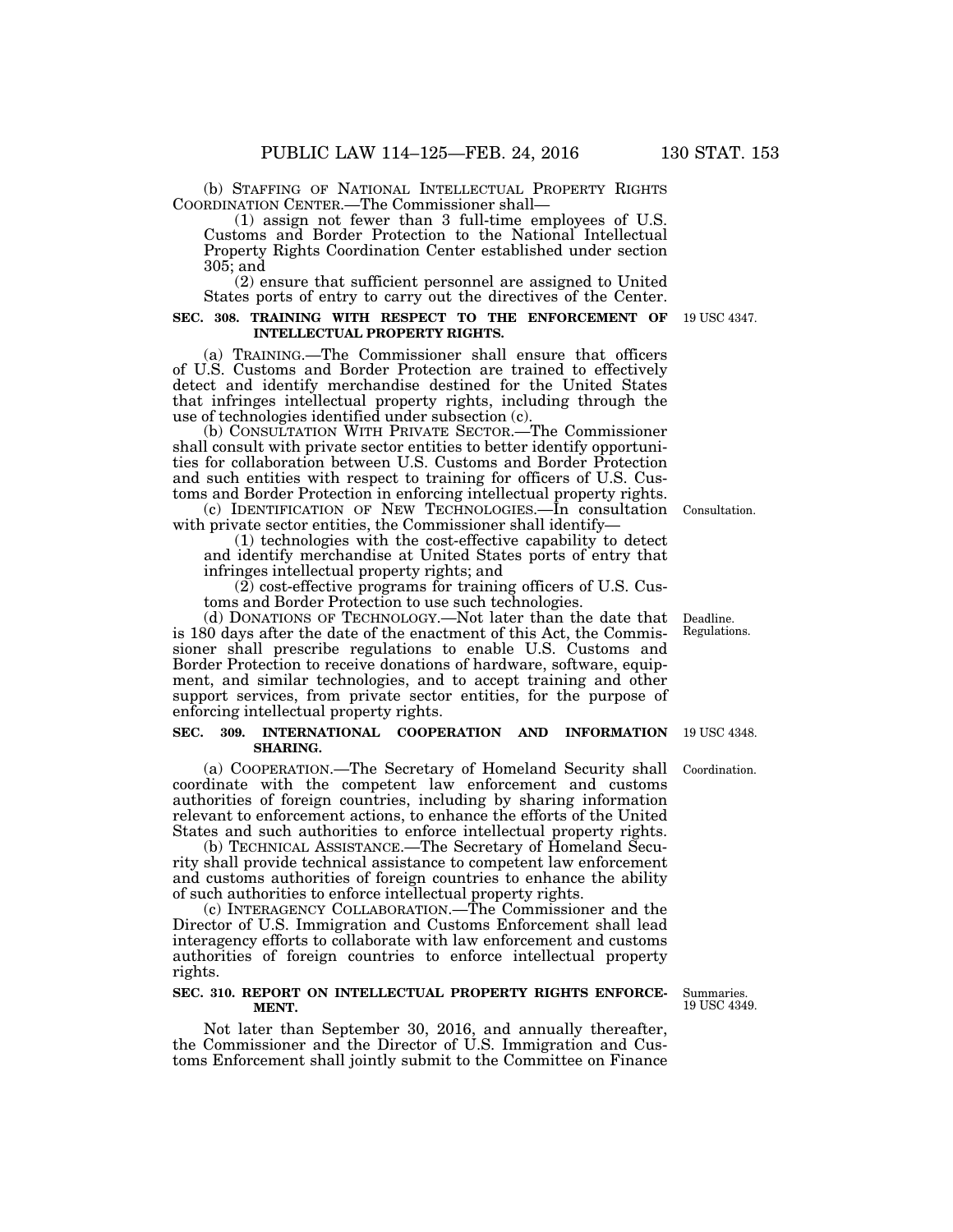(b) STAFFING OF NATIONAL INTELLECTUAL PROPERTY RIGHTS COORDINATION CENTER.—The Commissioner shall—

(1) assign not fewer than 3 full-time employees of U.S. Customs and Border Protection to the National Intellectual Property Rights Coordination Center established under section 305; and

(2) ensure that sufficient personnel are assigned to United States ports of entry to carry out the directives of the Center.

**SEC. 308. TRAINING WITH RESPECT TO THE ENFORCEMENT OF INTELLECTUAL PROPERTY RIGHTS.**

19 USC 4347.

(a) TRAINING.—The Commissioner shall ensure that officers of U.S. Customs and Border Protection are trained to effectively detect and identify merchandise destined for the United States that infringes intellectual property rights, including through the use of technologies identified under subsection (c).

(b) CONSULTATION WITH PRIVATE SECTOR.—The Commissioner shall consult with private sector entities to better identify opportunities for collaboration between U.S. Customs and Border Protection and such entities with respect to training for officers of U.S. Customs and Border Protection in enforcing intellectual property rights.

Consultation.

(c) IDENTIFICATION OF NEW TECHNOLOGIES.—In consultation with private sector entities, the Commissioner shall identify—

(1) technologies with the cost-effective capability to detect and identify merchandise at United States ports of entry that infringes intellectual property rights; and

(2) cost-effective programs for training officers of U.S. Customs and Border Protection to use such technologies.

Deadline. Regulations.

(d) DONATIONS OF TECHNOLOGY.—Not later than the date that is 180 days after the date of the enactment of this Act, the Commissioner shall prescribe regulations to enable U.S. Customs and Border Protection to receive donations of hardware, software, equipment, and similar technologies, and to accept training and other support services, from private sector entities, for the purpose of enforcing intellectual property rights.

**SEC. 309. INTERNATIONAL COOPERATION AND INFORMATION SHARING.**

19 USC 4348.

Coordination.

(a) COOPERATION.—The Secretary of Homeland Security shall coordinate with the competent law enforcement and customs authorities of foreign countries, including by sharing information relevant to enforcement actions, to enhance the efforts of the United States and such authorities to enforce intellectual property rights.

(b) TECHNICAL ASSISTANCE.—The Secretary of Homeland Security shall provide technical assistance to competent law enforcement and customs authorities of foreign countries to enhance the ability of such authorities to enforce intellectual property rights.

(c) INTERAGENCY COLLABORATION.—The Commissioner and the Director of U.S. Immigration and Customs Enforcement shall lead interagency efforts to collaborate with law enforcement and customs authorities of foreign countries to enforce intellectual property rights.

**SEC. 310. REPORT ON INTELLECTUAL PROPERTY RIGHTS ENFORCEMENT.**

Summaries. 19 USC 4349.

Not later than September 30, 2016, and annually thereafter, the Commissioner and the Director of U.S. Immigration and Customs Enforcement shall jointly submit to the Committee on Finance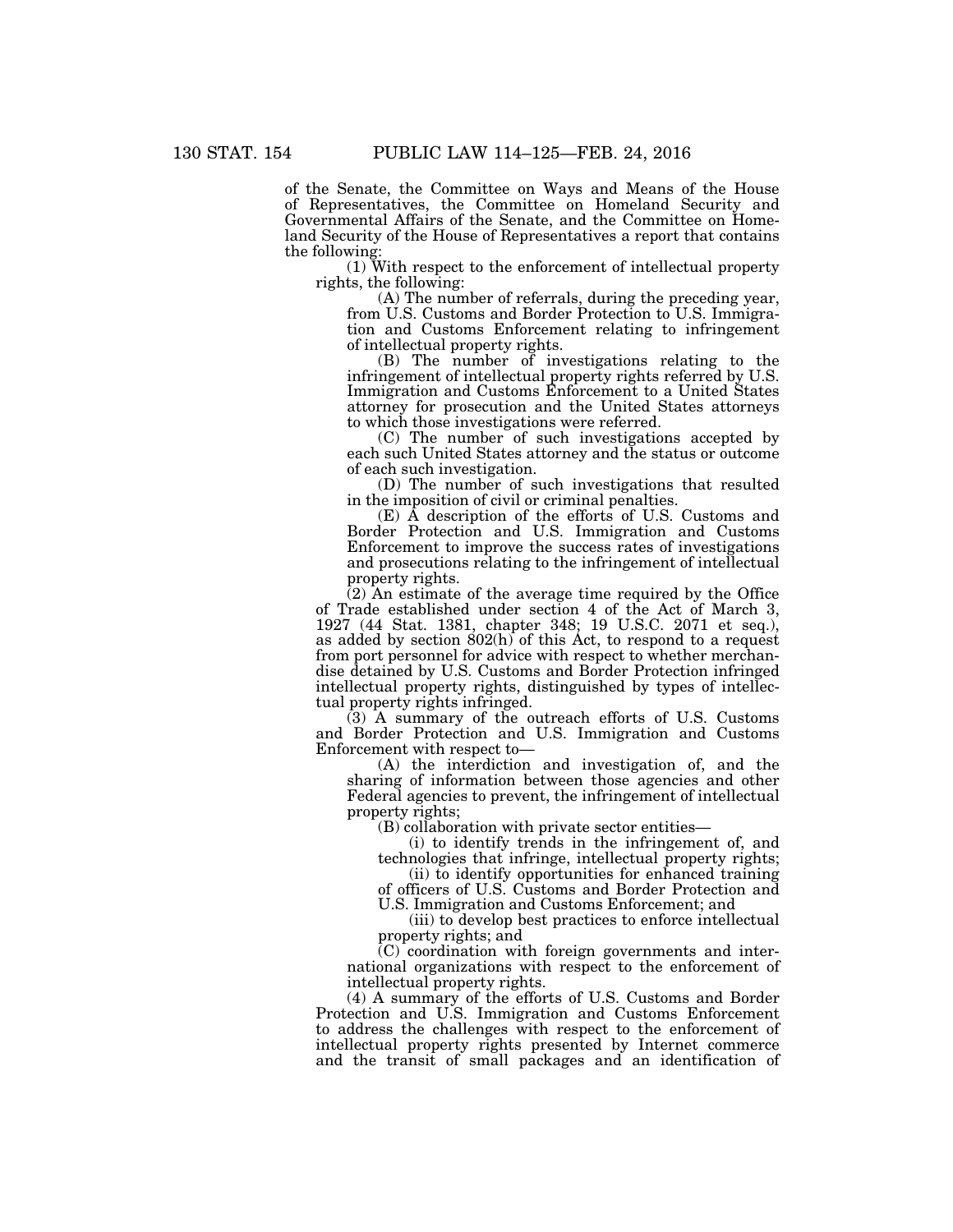of the Senate, the Committee on Ways and Means of the House of Representatives, the Committee on Homeland Security and Governmental Affairs of the Senate, and the Committee on Homeland Security of the House of Representatives a report that contains the following:

(1) With respect to the enforcement of intellectual property rights, the following:

(A) The number of referrals, during the preceding year, from U.S. Customs and Border Protection to U.S. Immigration and Customs Enforcement relating to infringement of intellectual property rights.

(B) The number of investigations relating to the infringement of intellectual property rights referred by U.S. Immigration and Customs Enforcement to a United States attorney for prosecution and the United States attorneys to which those investigations were referred.

(C) The number of such investigations accepted by each such United States attorney and the status or outcome of each such investigation.

(D) The number of such investigations that resulted in the imposition of civil or criminal penalties.

(E) A description of the efforts of U.S. Customs and Border Protection and U.S. Immigration and Customs Enforcement to improve the success rates of investigations and prosecutions relating to the infringement of intellectual property rights.

(2) An estimate of the average time required by the Office of Trade established under section 4 of the Act of March 3, 1927 (44 Stat. 1381, chapter 348; 19 U.S.C. 2071 et seq.), as added by section 802(h) of this Act, to respond to a request from port personnel for advice with respect to whether merchandise detained by U.S. Customs and Border Protection infringed intellectual property rights, distinguished by types of intellectual property rights infringed.

(3) A summary of the outreach efforts of U.S. Customs and Border Protection and U.S. Immigration and Customs Enforcement with respect to—

(A) the interdiction and investigation of, and the sharing of information between those agencies and other Federal agencies to prevent, the infringement of intellectual property rights;

(B) collaboration with private sector entities—

(i) to identify trends in the infringement of, and technologies that infringe, intellectual property rights;

(ii) to identify opportunities for enhanced training of officers of U.S. Customs and Border Protection and U.S. Immigration and Customs Enforcement; and

(iii) to develop best practices to enforce intellectual property rights; and

(C) coordination with foreign governments and international organizations with respect to the enforcement of intellectual property rights.

(4) A summary of the efforts of U.S. Customs and Border Protection and U.S. Immigration and Customs Enforcement to address the challenges with respect to the enforcement of intellectual property rights presented by Internet commerce and the transit of small packages and an identification of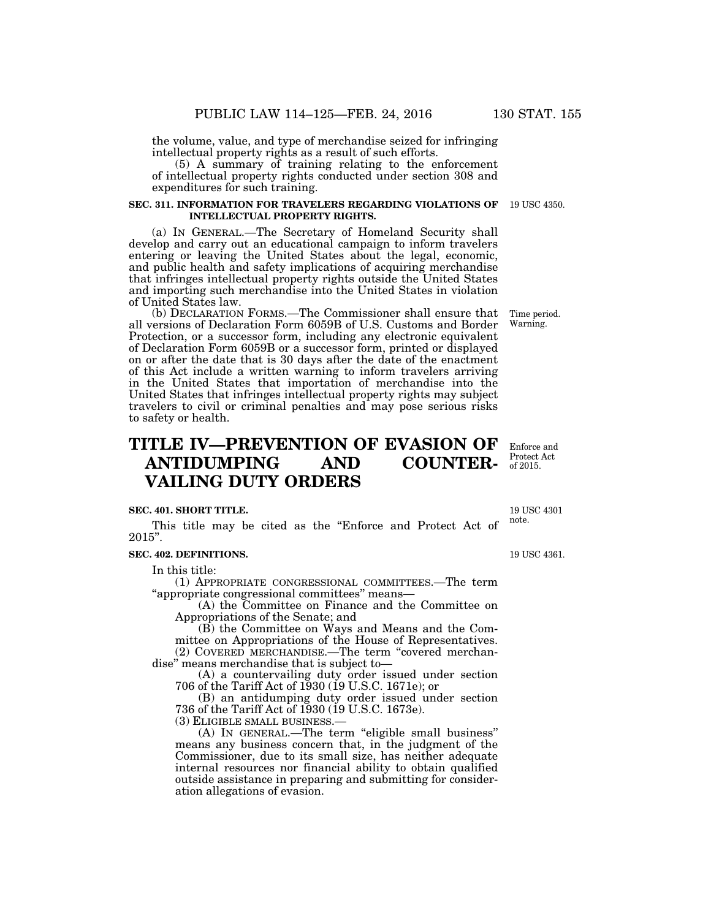the volume, value, and type of merchandise seized for infringing intellectual property rights as a result of such efforts.

(5) A summary of training relating to the enforcement of intellectual property rights conducted under section 308 and expenditures for such training.

**SEC. 311. INFORMATION FOR TRAVELERS REGARDING VIOLATIONS OF INTELLECTUAL PROPERTY RIGHTS.**

19 USC 4350.

(a) IN GENERAL.—The Secretary of Homeland Security shall develop and carry out an educational campaign to inform travelers entering or leaving the United States about the legal, economic, and public health and safety implications of acquiring merchandise that infringes intellectual property rights outside the United States and importing such merchandise into the United States in violation of United States law.

Time period. Warning.

(b) DECLARATION FORMS.—The Commissioner shall ensure that all versions of Declaration Form 6059B of U.S. Customs and Border Protection, or a successor form, including any electronic equivalent of Declaration Form 6059B or a successor form, printed or displayed on or after the date that is 30 days after the date of the enactment of this Act include a written warning to inform travelers arriving in the United States that importation of merchandise into the United States that infringes intellectual property rights may subject travelers to civil or criminal penalties and may pose serious risks to safety or health.

# TITLE IV—PREVENTION OF EVASION OF ANTIDUMPING AND COUNTERVAILING DUTY ORDERS

Enforce and Protect Act of 2015.

**SEC. 401. SHORT TITLE.**

19 USC 4301 note.

This title may be cited as the "Enforce and Protect Act of 2015".

**SEC. 402. DEFINITIONS.**

19 USC 4361.

In this title:

(1) APPROPRIATE CONGRESSIONAL COMMITTEES.—The term "appropriate congressional committees" means—

(A) the Committee on Finance and the Committee on Appropriations of the Senate; and

(B) the Committee on Ways and Means and the Committee on Appropriations of the House of Representatives.

(2) COVERED MERCHANDISE.—The term "covered merchandise" means merchandise that is subject to—

(A) a countervailing duty order issued under section 706 of the Tariff Act of 1930 (19 U.S.C. 1671e); or

(B) an antidumping duty order issued under section 736 of the Tariff Act of 1930 (19 U.S.C. 1673e).

(3) ELIGIBLE SMALL BUSINESS.—

(A) IN GENERAL.—The term "eligible small business" means any business concern that, in the judgment of the Commissioner, due to its small size, has neither adequate internal resources nor financial ability to obtain qualified outside assistance in preparing and submitting for consideration allegations of evasion.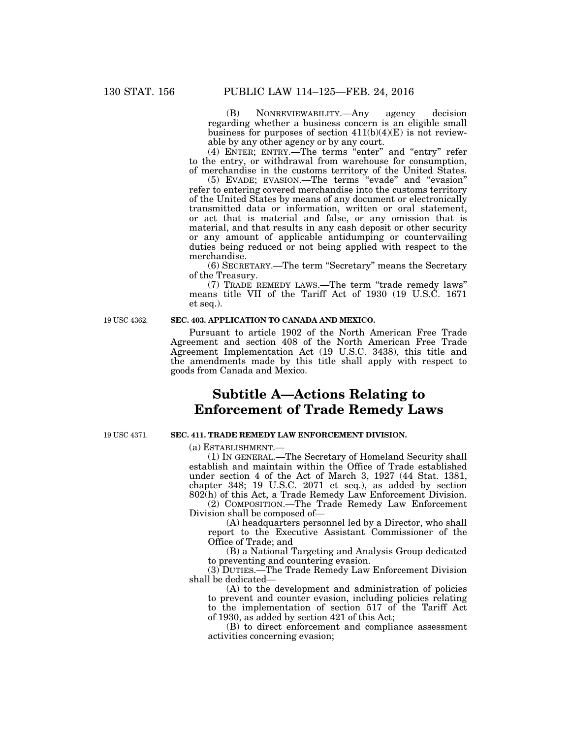(B) NONREVIEWABILITY.—Any agency decision regarding whether a business concern is an eligible small business for purposes of section 411(b)(4)(E) is not reviewable by any other agency or by any court.

(4) ENTER; ENTRY.—The terms "enter" and "entry" refer to the entry, or withdrawal from warehouse for consumption, of merchandise in the customs territory of the United States.

(5) EVADE; EVASION.—The terms "evade" and "evasion" refer to entering covered merchandise into the customs territory of the United States by means of any document or electronically transmitted data or information, written or oral statement, or act that is material and false, or any omission that is material, and that results in any cash deposit or other security or any amount of applicable antidumping or countervailing duties being reduced or not being applied with respect to the merchandise.

(6) SECRETARY.—The term "Secretary" means the Secretary of the Treasury.

(7) TRADE REMEDY LAWS.—The term "trade remedy laws" means title VII of the Tariff Act of 1930 (19 U.S.C. 1671 et seq.).

19 USC 4362.

**SEC. 403. APPLICATION TO CANADA AND MEXICO.**

Pursuant to article 1902 of the North American Free Trade Agreement and section 408 of the North American Free Trade Agreement Implementation Act (19 U.S.C. 3438), this title and the amendments made by this title shall apply with respect to goods from Canada and Mexico.

## Subtitle A—Actions Relating to Enforcement of Trade Remedy Laws

19 USC 4371.

**SEC. 411. TRADE REMEDY LAW ENFORCEMENT DIVISION.**

(a) ESTABLISHMENT.—

(1) IN GENERAL.—The Secretary of Homeland Security shall establish and maintain within the Office of Trade established under section 4 of the Act of March 3, 1927 (44 Stat. 1381, chapter 348; 19 U.S.C. 2071 et seq.), as added by section 802(h) of this Act, a Trade Remedy Law Enforcement Division.

(2) COMPOSITION.—The Trade Remedy Law Enforcement Division shall be composed of—

(A) headquarters personnel led by a Director, who shall report to the Executive Assistant Commissioner of the Office of Trade; and

(B) a National Targeting and Analysis Group dedicated to preventing and countering evasion.

(3) DUTIES.—The Trade Remedy Law Enforcement Division shall be dedicated—

(A) to the development and administration of policies to prevent and counter evasion, including policies relating to the implementation of section 517 of the Tariff Act of 1930, as added by section 421 of this Act;

(B) to direct enforcement and compliance assessment activities concerning evasion;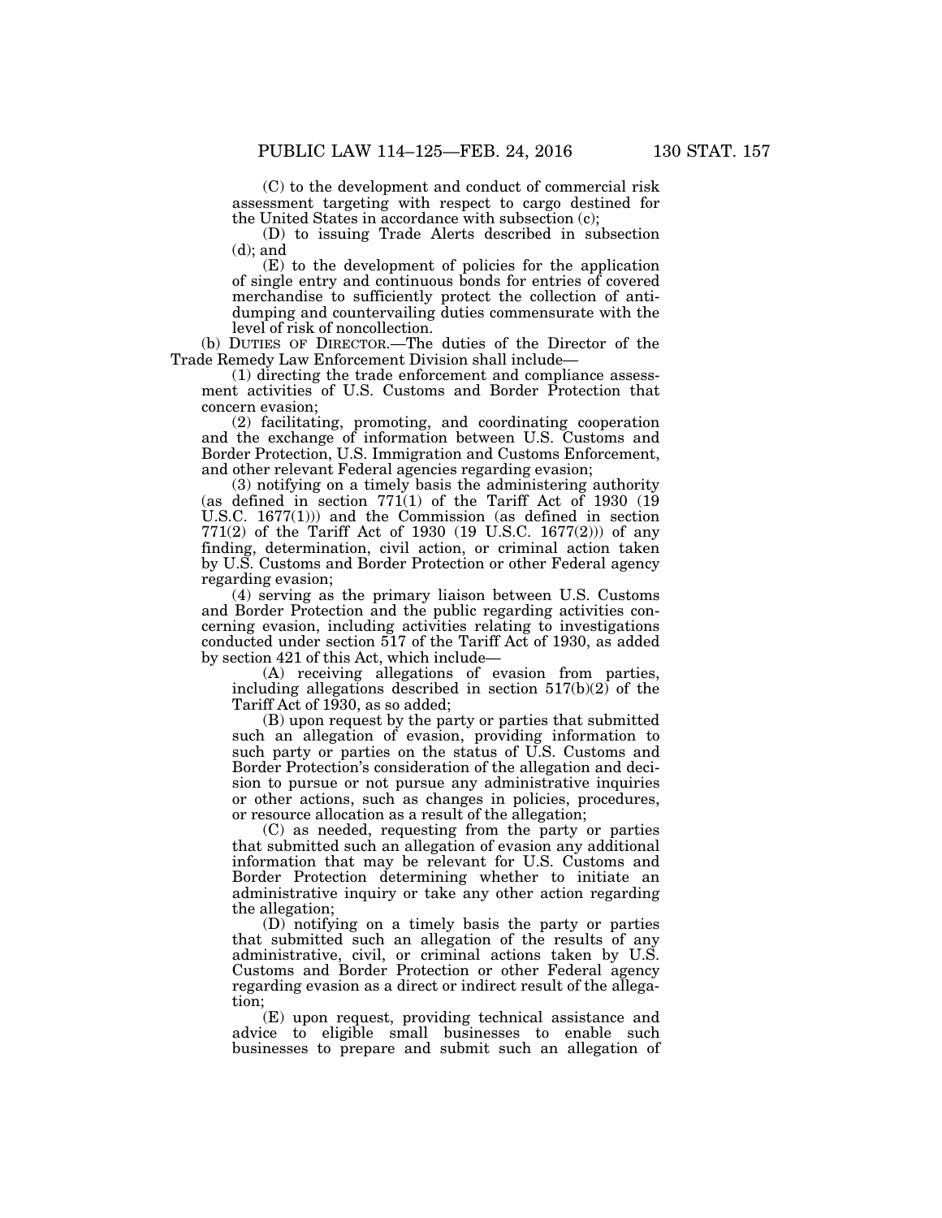(C) to the development and conduct of commercial risk assessment targeting with respect to cargo destined for the United States in accordance with subsection (c);

(D) to issuing Trade Alerts described in subsection (d); and

(E) to the development of policies for the application of single entry and continuous bonds for entries of covered merchandise to sufficiently protect the collection of antidumping and countervailing duties commensurate with the level of risk of noncollection.

(b) DUTIES OF DIRECTOR.—The duties of the Director of the Trade Remedy Law Enforcement Division shall include—

(1) directing the trade enforcement and compliance assessment activities of U.S. Customs and Border Protection that concern evasion;

(2) facilitating, promoting, and coordinating cooperation and the exchange of information between U.S. Customs and Border Protection, U.S. Immigration and Customs Enforcement, and other relevant Federal agencies regarding evasion;

(3) notifying on a timely basis the administering authority (as defined in section 771(1) of the Tariff Act of 1930 (19 U.S.C. 1677(1))) and the Commission (as defined in section 771(2) of the Tariff Act of 1930 (19 U.S.C. 1677(2))) of any finding, determination, civil action, or criminal action taken by U.S. Customs and Border Protection or other Federal agency regarding evasion;

(4) serving as the primary liaison between U.S. Customs and Border Protection and the public regarding activities concerning evasion, including activities relating to investigations conducted under section 517 of the Tariff Act of 1930, as added by section 421 of this Act, which include—

(A) receiving allegations of evasion from parties, including allegations described in section 517(b)(2) of the Tariff Act of 1930, as so added;

(B) upon request by the party or parties that submitted such an allegation of evasion, providing information to such party or parties on the status of U.S. Customs and Border Protection's consideration of the allegation and decision to pursue or not pursue any administrative inquiries or other actions, such as changes in policies, procedures, or resource allocation as a result of the allegation;

(C) as needed, requesting from the party or parties that submitted such an allegation of evasion any additional information that may be relevant for U.S. Customs and Border Protection determining whether to initiate an administrative inquiry or take any other action regarding the allegation;

(D) notifying on a timely basis the party or parties that submitted such an allegation of the results of any administrative, civil, or criminal actions taken by U.S. Customs and Border Protection or other Federal agency regarding evasion as a direct or indirect result of the allegation;

(E) upon request, providing technical assistance and advice to eligible small businesses to enable such businesses to prepare and submit such an allegation of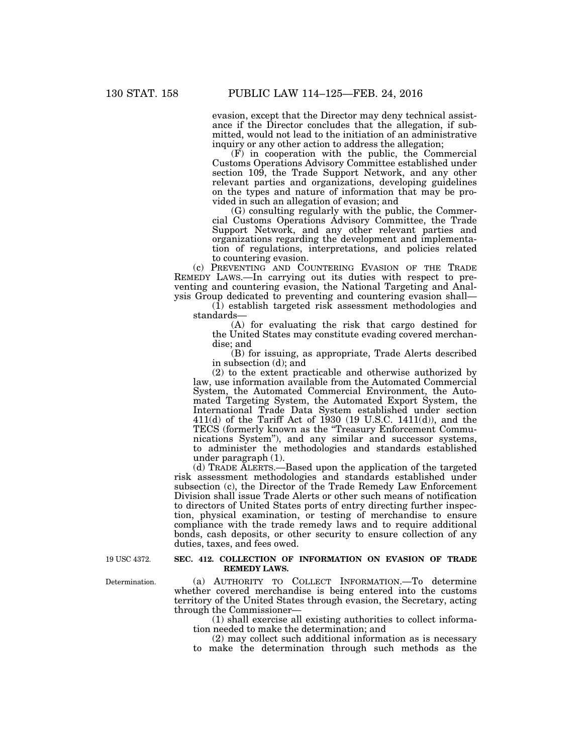evasion, except that the Director may deny technical assistance if the Director concludes that the allegation, if submitted, would not lead to the initiation of an administrative inquiry or any other action to address the allegation;

(F) in cooperation with the public, the Commercial Customs Operations Advisory Committee established under section 109, the Trade Support Network, and any other relevant parties and organizations, developing guidelines on the types and nature of information that may be provided in such an allegation of evasion; and

(G) consulting regularly with the public, the Commercial Customs Operations Advisory Committee, the Trade Support Network, and any other relevant parties and organizations regarding the development and implementation of regulations, interpretations, and policies related to countering evasion.

(c) PREVENTING AND COUNTERING EVASION OF THE TRADE REMEDY LAWS.—In carrying out its duties with respect to preventing and countering evasion, the National Targeting and Analysis Group dedicated to preventing and countering evasion shall—

(1) establish targeted risk assessment methodologies and standards—

(A) for evaluating the risk that cargo destined for the United States may constitute evading covered merchandise; and

(B) for issuing, as appropriate, Trade Alerts described in subsection (d); and

(2) to the extent practicable and otherwise authorized by law, use information available from the Automated Commercial System, the Automated Commercial Environment, the Automated Targeting System, the Automated Export System, the International Trade Data System established under section 411(d) of the Tariff Act of 1930 (19 U.S.C. 1411(d)), and the TECS (formerly known as the "Treasury Enforcement Communications System"), and any similar and successor systems, to administer the methodologies and standards established under paragraph (1).

(d) TRADE ALERTS.—Based upon the application of the targeted risk assessment methodologies and standards established under subsection (c), the Director of the Trade Remedy Law Enforcement Division shall issue Trade Alerts or other such means of notification to directors of United States ports of entry directing further inspection, physical examination, or testing of merchandise to ensure compliance with the trade remedy laws and to require additional bonds, cash deposits, or other security to ensure collection of any duties, taxes, and fees owed.

19 USC 4372.

**SEC. 412. COLLECTION OF INFORMATION ON EVASION OF TRADE REMEDY LAWS.**

Determination.

(a) AUTHORITY TO COLLECT INFORMATION.—To determine whether covered merchandise is being entered into the customs territory of the United States through evasion, the Secretary, acting through the Commissioner—

(1) shall exercise all existing authorities to collect information needed to make the determination; and

(2) may collect such additional information as is necessary to make the determination through such methods as the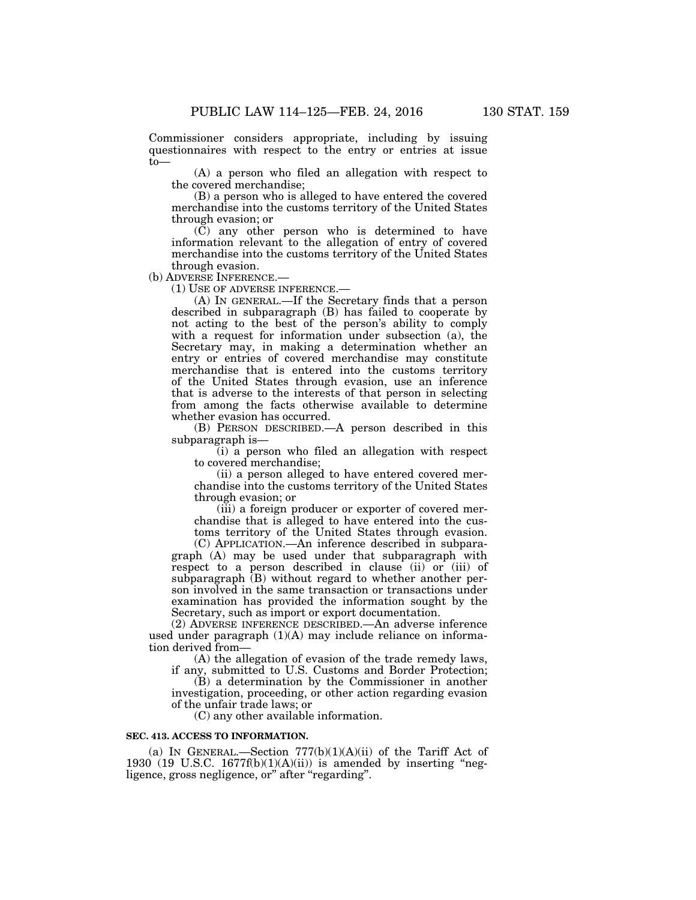Commissioner considers appropriate, including by issuing questionnaires with respect to the entry or entries at issue to—

(A) a person who filed an allegation with respect to the covered merchandise;

(B) a person who is alleged to have entered the covered merchandise into the customs territory of the United States through evasion; or

(C) any other person who is determined to have information relevant to the allegation of entry of covered merchandise into the customs territory of the United States through evasion.

(b) ADVERSE INFERENCE.—

(1) USE OF ADVERSE INFERENCE.—

(A) IN GENERAL.—If the Secretary finds that a person described in subparagraph (B) has failed to cooperate by not acting to the best of the person's ability to comply with a request for information under subsection (a), the Secretary may, in making a determination whether an entry or entries of covered merchandise may constitute merchandise that is entered into the customs territory of the United States through evasion, use an inference that is adverse to the interests of that person in selecting from among the facts otherwise available to determine whether evasion has occurred.

(B) PERSON DESCRIBED.—A person described in this subparagraph is—

(i) a person who filed an allegation with respect to covered merchandise;

(ii) a person alleged to have entered covered merchandise into the customs territory of the United States through evasion; or

(iii) a foreign producer or exporter of covered merchandise that is alleged to have entered into the customs territory of the United States through evasion.

(C) APPLICATION.—An inference described in subparagraph (A) may be used under that subparagraph with respect to a person described in clause (ii) or (iii) of subparagraph (B) without regard to whether another person involved in the same transaction or transactions under examination has provided the information sought by the Secretary, such as import or export documentation.

(2) ADVERSE INFERENCE DESCRIBED.—An adverse inference used under paragraph (1)(A) may include reliance on information derived from—

(A) the allegation of evasion of the trade remedy laws, if any, submitted to U.S. Customs and Border Protection;

(B) a determination by the Commissioner in another investigation, proceeding, or other action regarding evasion of the unfair trade laws; or

(C) any other available information.

**SEC. 413. ACCESS TO INFORMATION.**

(a) IN GENERAL.—Section 777(b)(1)(A)(ii) of the Tariff Act of 1930 (19 U.S.C. 1677f(b)(1)(A)(ii)) is amended by inserting "negligence, gross negligence, or" after "regarding".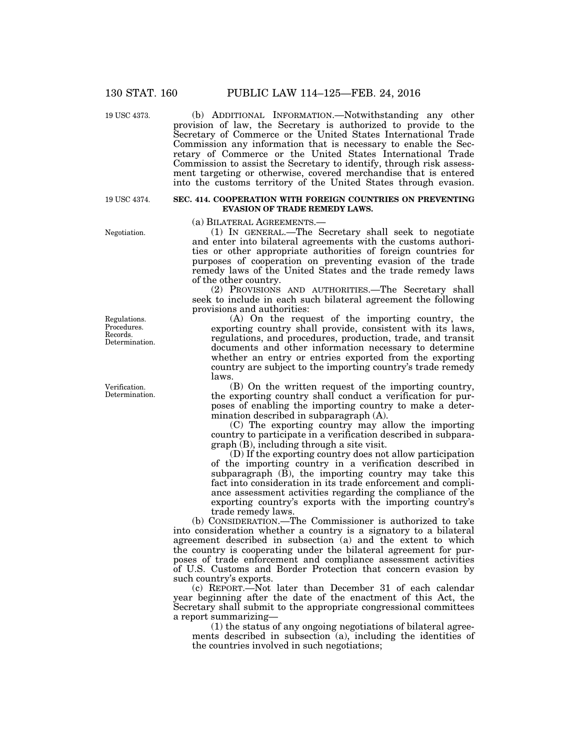19 USC 4373.

(b) ADDITIONAL INFORMATION.—Notwithstanding any other provision of law, the Secretary is authorized to provide to the Secretary of Commerce or the United States International Trade Commission any information that is necessary to enable the Secretary of Commerce or the United States International Trade Commission to assist the Secretary to identify, through risk assessment targeting or otherwise, covered merchandise that is entered into the customs territory of the United States through evasion.

19 USC 4374.

**SEC. 414. COOPERATION WITH FOREIGN COUNTRIES ON PREVENTING EVASION OF TRADE REMEDY LAWS.**

(a) BILATERAL AGREEMENTS.—

Negotiation.

(1) IN GENERAL.—The Secretary shall seek to negotiate and enter into bilateral agreements with the customs authorities or other appropriate authorities of foreign countries for purposes of cooperation on preventing evasion of the trade remedy laws of the United States and the trade remedy laws of the other country.

(2) PROVISIONS AND AUTHORITIES.—The Secretary shall seek to include in each such bilateral agreement the following provisions and authorities:

Regulations. Procedures. Records. Determination.

(A) On the request of the importing country, the exporting country shall provide, consistent with its laws, regulations, and procedures, production, trade, and transit documents and other information necessary to determine whether an entry or entries exported from the exporting country are subject to the importing country's trade remedy laws.

Verification. Determination.

(B) On the written request of the importing country, the exporting country shall conduct a verification for purposes of enabling the importing country to make a determination described in subparagraph (A).

(C) The exporting country may allow the importing country to participate in a verification described in subparagraph (B), including through a site visit.

(D) If the exporting country does not allow participation of the importing country in a verification described in subparagraph (B), the importing country may take this fact into consideration in its trade enforcement and compliance assessment activities regarding the compliance of the exporting country's exports with the importing country's trade remedy laws.

(b) CONSIDERATION.—The Commissioner is authorized to take into consideration whether a country is a signatory to a bilateral agreement described in subsection (a) and the extent to which the country is cooperating under the bilateral agreement for purposes of trade enforcement and compliance assessment activities of U.S. Customs and Border Protection that concern evasion by such country's exports.

(c) REPORT.—Not later than December 31 of each calendar year beginning after the date of the enactment of this Act, the Secretary shall submit to the appropriate congressional committees a report summarizing—

(1) the status of any ongoing negotiations of bilateral agreements described in subsection (a), including the identities of the countries involved in such negotiations;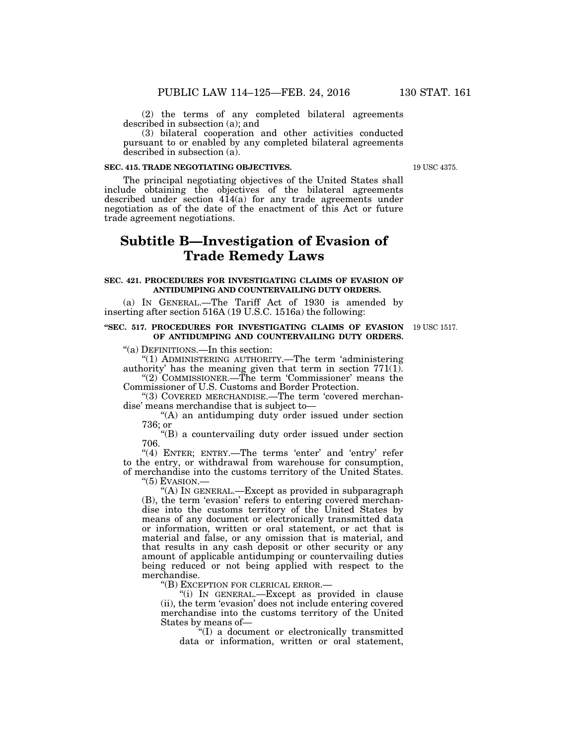(2) the terms of any completed bilateral agreements described in subsection (a); and

(3) bilateral cooperation and other activities conducted pursuant to or enabled by any completed bilateral agreements described in subsection (a).

**SEC. 415. TRADE NEGOTIATING OBJECTIVES.**

19 USC 4375.

The principal negotiating objectives of the United States shall include obtaining the objectives of the bilateral agreements described under section 414(a) for any trade agreements under negotiation as of the date of the enactment of this Act or future trade agreement negotiations.

# Subtitle B—Investigation of Evasion of Trade Remedy Laws

**SEC. 421. PROCEDURES FOR INVESTIGATING CLAIMS OF EVASION OF ANTIDUMPING AND COUNTERVAILING DUTY ORDERS.**

(a) IN GENERAL.—The Tariff Act of 1930 is amended by inserting after section 516A (19 U.S.C. 1516a) the following:

**"SEC. 517. PROCEDURES FOR INVESTIGATING CLAIMS OF EVASION OF ANTIDUMPING AND COUNTERVAILING DUTY ORDERS.**

19 USC 1517.

"(a) DEFINITIONS.—In this section:

"(1) ADMINISTERING AUTHORITY.—The term 'administering authority' has the meaning given that term in section 771(1).

"(2) COMMISSIONER.—The term 'Commissioner' means the Commissioner of U.S. Customs and Border Protection.

"(3) COVERED MERCHANDISE.—The term 'covered merchandise' means merchandise that is subject to—

"(A) an antidumping duty order issued under section 736; or

"(B) a countervailing duty order issued under section 706.

"(4) ENTER; ENTRY.—The terms 'enter' and 'entry' refer to the entry, or withdrawal from warehouse for consumption, of merchandise into the customs territory of the United States.

"(5) EVASION.—

"(A) IN GENERAL.—Except as provided in subparagraph (B), the term 'evasion' refers to entering covered merchandise into the customs territory of the United States by means of any document or electronically transmitted data or information, written or oral statement, or act that is material and false, or any omission that is material, and that results in any cash deposit or other security or any amount of applicable antidumping or countervailing duties being reduced or not being applied with respect to the merchandise.

"(B) EXCEPTION FOR CLERICAL ERROR.—

"(i) IN GENERAL.—Except as provided in clause (ii), the term 'evasion' does not include entering covered merchandise into the customs territory of the United States by means of—

"(I) a document or electronically transmitted data or information, written or oral statement,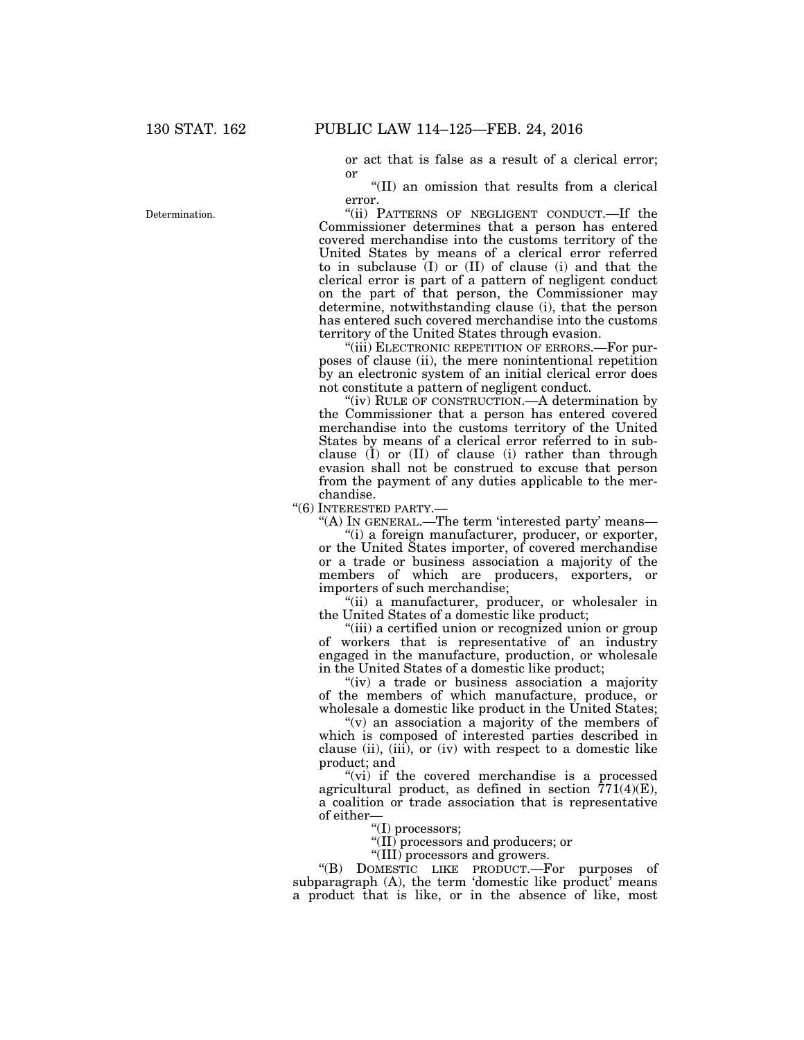or act that is false as a result of a clerical error; or

"(II) an omission that results from a clerical error.

Determination.

"(ii) PATTERNS OF NEGLIGENT CONDUCT.—If the Commissioner determines that a person has entered covered merchandise into the customs territory of the United States by means of a clerical error referred to in subclause (I) or (II) of clause (i) and that the clerical error is part of a pattern of negligent conduct on the part of that person, the Commissioner may determine, notwithstanding clause (i), that the person has entered such covered merchandise into the customs territory of the United States through evasion.

"(iii) ELECTRONIC REPETITION OF ERRORS.—For purposes of clause (ii), the mere nonintentional repetition by an electronic system of an initial clerical error does not constitute a pattern of negligent conduct.

"(iv) RULE OF CONSTRUCTION.—A determination by the Commissioner that a person has entered covered merchandise into the customs territory of the United States by means of a clerical error referred to in subclause (I) or (II) of clause (i) rather than through evasion shall not be construed to excuse that person from the payment of any duties applicable to the merchandise.

"(6) INTERESTED PARTY.—

"(A) IN GENERAL.—The term 'interested party' means—

"(i) a foreign manufacturer, producer, or exporter, or the United States importer, of covered merchandise or a trade or business association a majority of the members of which are producers, exporters, or importers of such merchandise;

"(ii) a manufacturer, producer, or wholesaler in the United States of a domestic like product;

"(iii) a certified union or recognized union or group of workers that is representative of an industry engaged in the manufacture, production, or wholesale in the United States of a domestic like product;

"(iv) a trade or business association a majority of the members of which manufacture, produce, or wholesale a domestic like product in the United States;

"(v) an association a majority of the members of which is composed of interested parties described in clause (ii), (iii), or (iv) with respect to a domestic like product; and

"(vi) if the covered merchandise is a processed agricultural product, as defined in section 771(4)(E), a coalition or trade association that is representative of either—

"(I) processors;

"(II) processors and producers; or

"(III) processors and growers.

"(B) DOMESTIC LIKE PRODUCT.—For purposes of subparagraph (A), the term 'domestic like product' means a product that is like, or in the absence of like, most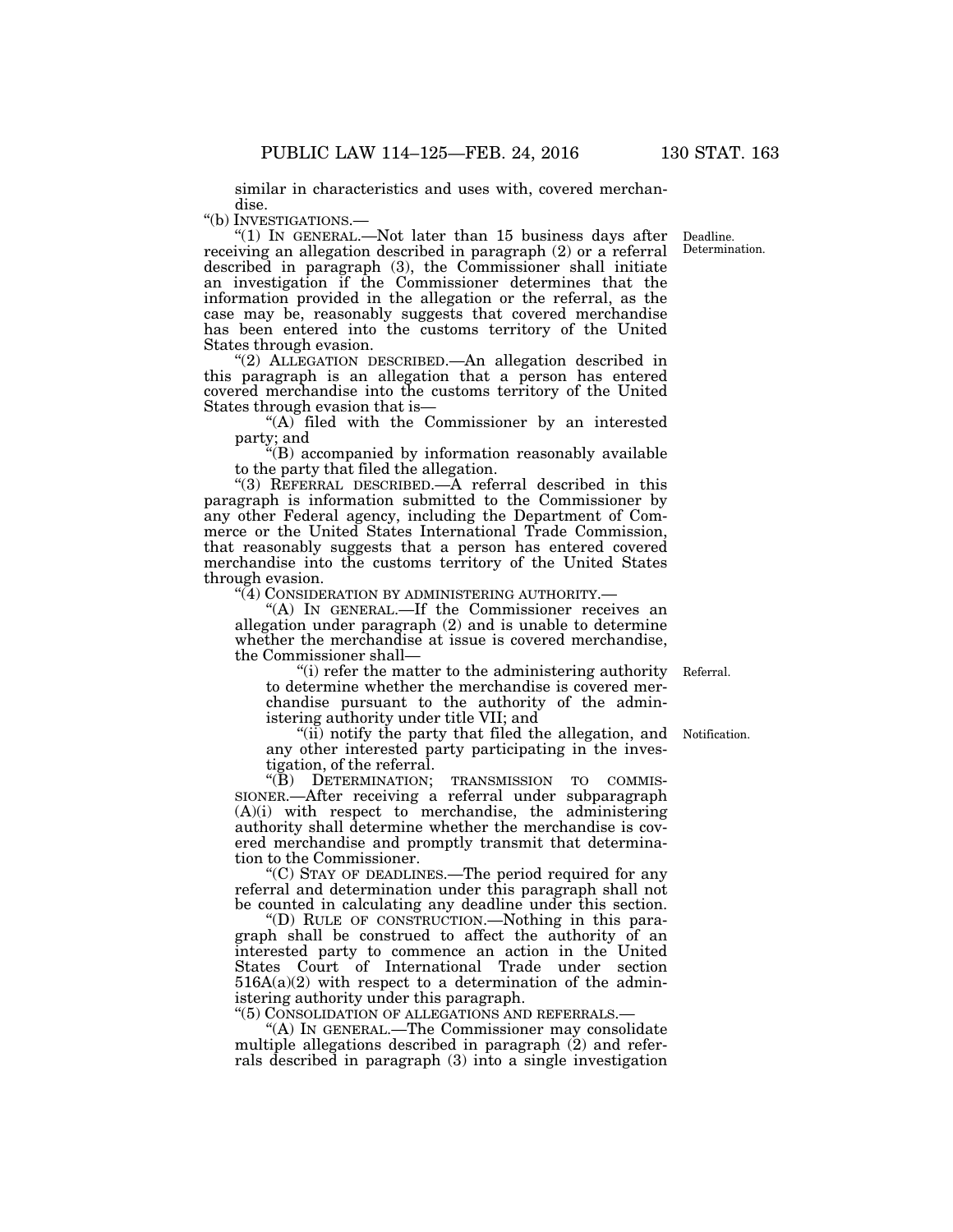similar in characteristics and uses with, covered merchandise.

"(b) INVESTIGATIONS.—

"(1) IN GENERAL.—Not later than 15 business days after receiving an allegation described in paragraph (2) or a referral described in paragraph (3), the Commissioner shall initiate an investigation if the Commissioner determines that the information provided in the allegation or the referral, as the case may be, reasonably suggests that covered merchandise has been entered into the customs territory of the United States through evasion.

Deadline. Determination.

"(2) ALLEGATION DESCRIBED.—An allegation described in this paragraph is an allegation that a person has entered covered merchandise into the customs territory of the United States through evasion that is—

"(A) filed with the Commissioner by an interested party; and

"(B) accompanied by information reasonably available to the party that filed the allegation.

"(3) REFERRAL DESCRIBED.—A referral described in this paragraph is information submitted to the Commissioner by any other Federal agency, including the Department of Commerce or the United States International Trade Commission, that reasonably suggests that a person has entered covered merchandise into the customs territory of the United States through evasion.

"(4) CONSIDERATION BY ADMINISTERING AUTHORITY.—

"(A) IN GENERAL.—If the Commissioner receives an allegation under paragraph (2) and is unable to determine whether the merchandise at issue is covered merchandise, the Commissioner shall—

"(i) refer the matter to the administering authority to determine whether the merchandise is covered merchandise pursuant to the authority of the administering authority under title VII; and

Referral.

"(ii) notify the party that filed the allegation, and any other interested party participating in the investigation, of the referral.

Notification.

"(B) DETERMINATION; TRANSMISSION TO COMMISSIONER.—After receiving a referral under subparagraph (A)(i) with respect to merchandise, the administering authority shall determine whether the merchandise is covered merchandise and promptly transmit that determination to the Commissioner.

"(C) STAY OF DEADLINES.—The period required for any referral and determination under this paragraph shall not be counted in calculating any deadline under this section.

"(D) RULE OF CONSTRUCTION.—Nothing in this paragraph shall be construed to affect the authority of an interested party to commence an action in the United States Court of International Trade under section 516A(a)(2) with respect to a determination of the administering authority under this paragraph.

"(5) CONSOLIDATION OF ALLEGATIONS AND REFERRALS.—

"(A) IN GENERAL.—The Commissioner may consolidate multiple allegations described in paragraph (2) and referrals described in paragraph (3) into a single investigation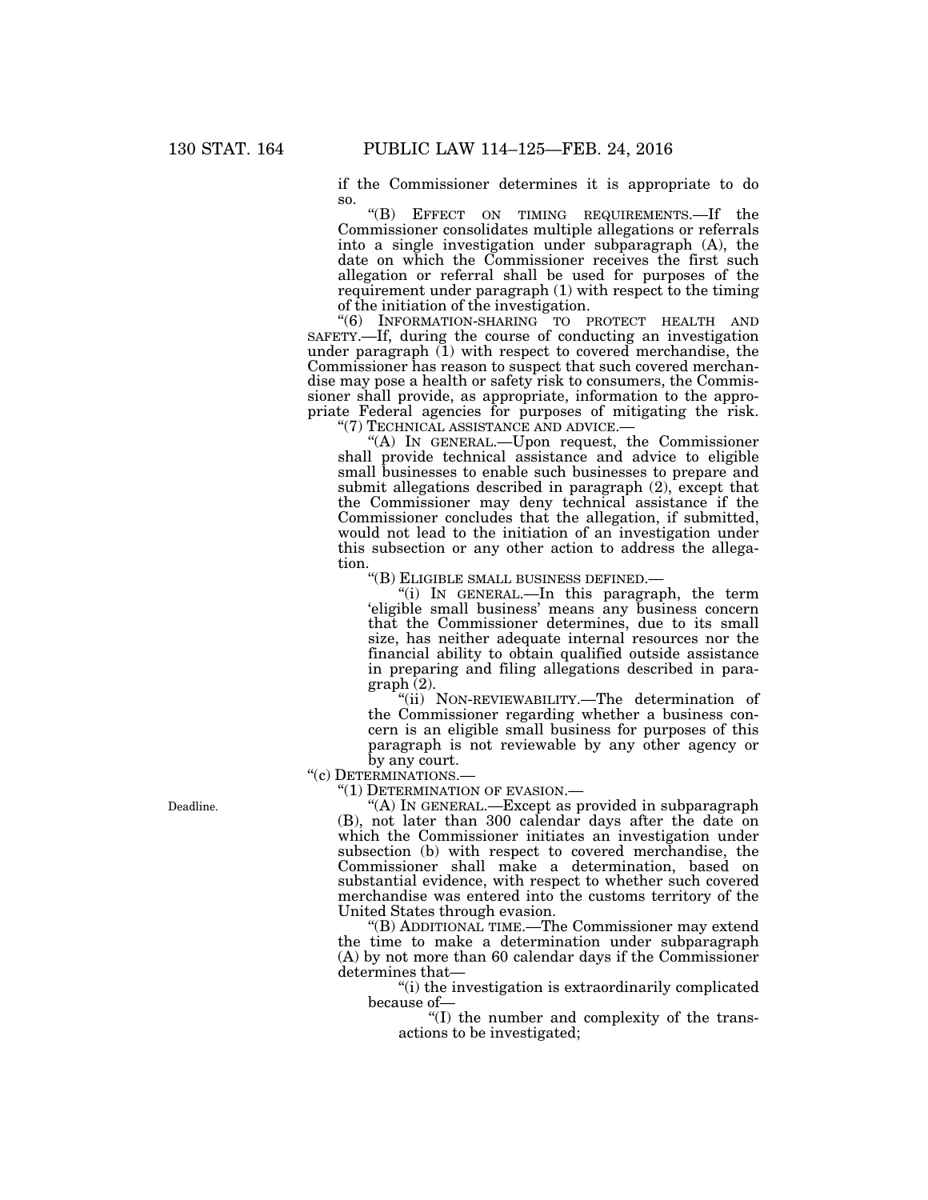if the Commissioner determines it is appropriate to do so.

"(B) EFFECT ON TIMING REQUIREMENTS.—If the Commissioner consolidates multiple allegations or referrals into a single investigation under subparagraph (A), the date on which the Commissioner receives the first such allegation or referral shall be used for purposes of the requirement under paragraph (1) with respect to the timing of the initiation of the investigation.

"(6) INFORMATION-SHARING TO PROTECT HEALTH AND SAFETY.—If, during the course of conducting an investigation under paragraph (1) with respect to covered merchandise, the Commissioner has reason to suspect that such covered merchandise may pose a health or safety risk to consumers, the Commissioner shall provide, as appropriate, information to the appropriate Federal agencies for purposes of mitigating the risk.

"(7) TECHNICAL ASSISTANCE AND ADVICE.—

"(A) IN GENERAL.—Upon request, the Commissioner shall provide technical assistance and advice to eligible small businesses to enable such businesses to prepare and submit allegations described in paragraph (2), except that the Commissioner may deny technical assistance if the Commissioner concludes that the allegation, if submitted, would not lead to the initiation of an investigation under this subsection or any other action to address the allegation.

"(B) ELIGIBLE SMALL BUSINESS DEFINED.—

"(i) IN GENERAL.—In this paragraph, the term 'eligible small business' means any business concern that the Commissioner determines, due to its small size, has neither adequate internal resources nor the financial ability to obtain qualified outside assistance in preparing and filing allegations described in paragraph (2).

"(ii) NON-REVIEWABILITY.—The determination of the Commissioner regarding whether a business concern is an eligible small business for purposes of this paragraph is not reviewable by any other agency or by any court.

"(c) DETERMINATIONS.—

"(1) DETERMINATION OF EVASION.—

Deadline.

"(A) IN GENERAL.—Except as provided in subparagraph (B), not later than 300 calendar days after the date on which the Commissioner initiates an investigation under subsection (b) with respect to covered merchandise, the Commissioner shall make a determination, based on substantial evidence, with respect to whether such covered merchandise was entered into the customs territory of the United States through evasion.

"(B) ADDITIONAL TIME.—The Commissioner may extend the time to make a determination under subparagraph (A) by not more than 60 calendar days if the Commissioner determines that—

"(i) the investigation is extraordinarily complicated because of—

"(I) the number and complexity of the transactions to be investigated;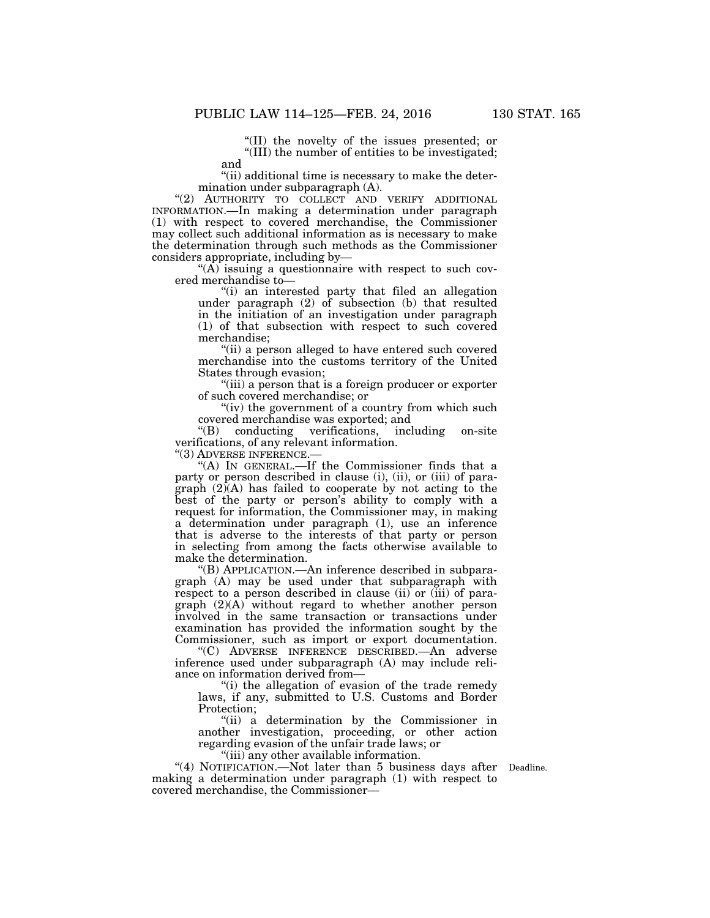"(II) the novelty of the issues presented; or

"(III) the number of entities to be investigated; and

"(ii) additional time is necessary to make the determination under subparagraph (A).

"(2) AUTHORITY TO COLLECT AND VERIFY ADDITIONAL INFORMATION.—In making a determination under paragraph (1) with respect to covered merchandise, the Commissioner may collect such additional information as is necessary to make the determination through such methods as the Commissioner considers appropriate, including by—

"(A) issuing a questionnaire with respect to such covered merchandise to—

"(i) an interested party that filed an allegation under paragraph (2) of subsection (b) that resulted in the initiation of an investigation under paragraph (1) of that subsection with respect to such covered merchandise;

"(ii) a person alleged to have entered such covered merchandise into the customs territory of the United States through evasion;

"(iii) a person that is a foreign producer or exporter of such covered merchandise; or

"(iv) the government of a country from which such covered merchandise was exported; and

"(B) conducting verifications, including on-site verifications, of any relevant information.

"(3) ADVERSE INFERENCE.—

"(A) IN GENERAL.—If the Commissioner finds that a party or person described in clause (i), (ii), or (iii) of paragraph (2)(A) has failed to cooperate by not acting to the best of the party or person's ability to comply with a request for information, the Commissioner may, in making a determination under paragraph (1), use an inference that is adverse to the interests of that party or person in selecting from among the facts otherwise available to make the determination.

"(B) APPLICATION.—An inference described in subparagraph (A) may be used under that subparagraph with respect to a person described in clause (ii) or (iii) of paragraph (2)(A) without regard to whether another person involved in the same transaction or transactions under examination has provided the information sought by the Commissioner, such as import or export documentation.

"(C) ADVERSE INFERENCE DESCRIBED.—An adverse inference used under subparagraph (A) may include reliance on information derived from—

"(i) the allegation of evasion of the trade remedy laws, if any, submitted to U.S. Customs and Border Protection;

"(ii) a determination by the Commissioner in another investigation, proceeding, or other action regarding evasion of the unfair trade laws; or

"(iii) any other available information.

"(4) NOTIFICATION.—Not later than 5 business days after making a determination under paragraph (1) with respect to covered merchandise, the Commissioner—

Deadline.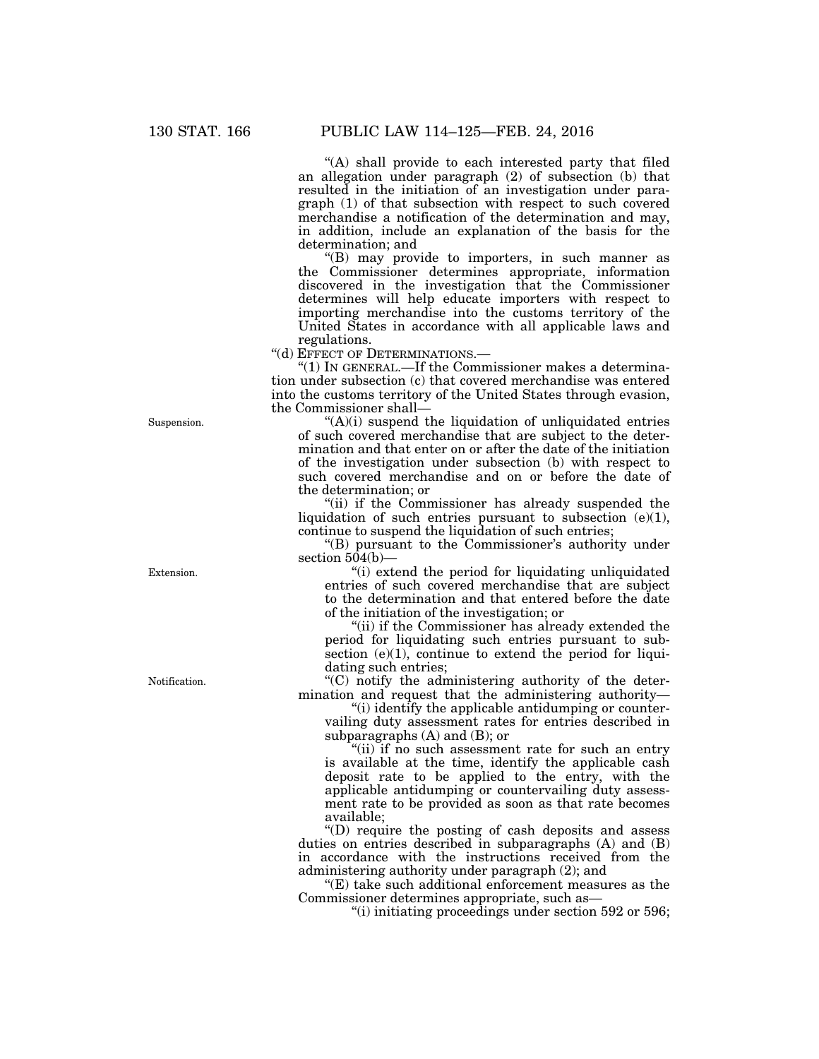"(A) shall provide to each interested party that filed an allegation under paragraph (2) of subsection (b) that resulted in the initiation of an investigation under paragraph (1) of that subsection with respect to such covered merchandise a notification of the determination and may, in addition, include an explanation of the basis for the determination; and

"(B) may provide to importers, in such manner as the Commissioner determines appropriate, information discovered in the investigation that the Commissioner determines will help educate importers with respect to importing merchandise into the customs territory of the United States in accordance with all applicable laws and regulations.

"(d) EFFECT OF DETERMINATIONS.—

"(1) IN GENERAL.—If the Commissioner makes a determination under subsection (c) that covered merchandise was entered into the customs territory of the United States through evasion, the Commissioner shall—

Suspension.

"(A)(i) suspend the liquidation of unliquidated entries of such covered merchandise that are subject to the determination and that enter on or after the date of the initiation of the investigation under subsection (b) with respect to such covered merchandise and on or before the date of the determination; or

"(ii) if the Commissioner has already suspended the liquidation of such entries pursuant to subsection (e)(1), continue to suspend the liquidation of such entries;

"(B) pursuant to the Commissioner's authority under section 504(b)—

Extension.

"(i) extend the period for liquidating unliquidated entries of such covered merchandise that are subject to the determination and that entered before the date of the initiation of the investigation; or

"(ii) if the Commissioner has already extended the period for liquidating such entries pursuant to subsection (e)(1), continue to extend the period for liquidating such entries;

Notification.

"(C) notify the administering authority of the determination and request that the administering authority—

"(i) identify the applicable antidumping or countervailing duty assessment rates for entries described in subparagraphs (A) and (B); or

"(ii) if no such assessment rate for such an entry is available at the time, identify the applicable cash deposit rate to be applied to the entry, with the applicable antidumping or countervailing duty assessment rate to be provided as soon as that rate becomes available;

"(D) require the posting of cash deposits and assess duties on entries described in subparagraphs (A) and (B) in accordance with the instructions received from the administering authority under paragraph (2); and

"(E) take such additional enforcement measures as the Commissioner determines appropriate, such as—

"(i) initiating proceedings under section 592 or 596;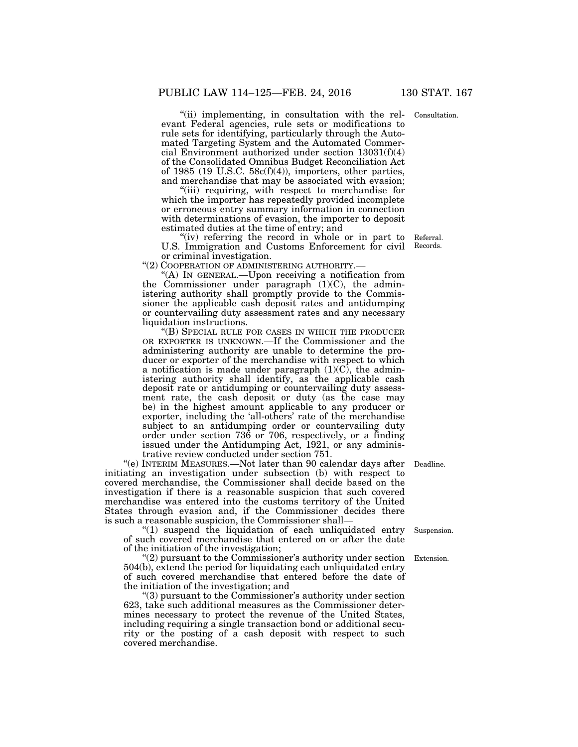"(ii) implementing, in consultation with the relevant Federal agencies, rule sets or modifications to rule sets for identifying, particularly through the Automated Targeting System and the Automated Commercial Environment authorized under section 13031(f)(4) of the Consolidated Omnibus Budget Reconciliation Act of 1985 (19 U.S.C. 58c(f)(4)), importers, other parties, and merchandise that may be associated with evasion;

"(iii) requiring, with respect to merchandise for which the importer has repeatedly provided incomplete or erroneous entry summary information in connection with determinations of evasion, the importer to deposit estimated duties at the time of entry; and

"(iv) referring the record in whole or in part to U.S. Immigration and Customs Enforcement for civil or criminal investigation.

"(2) COOPERATION OF ADMINISTERING AUTHORITY.—

"(A) IN GENERAL.—Upon receiving a notification from the Commissioner under paragraph (1)(C), the administering authority shall promptly provide to the Commissioner the applicable cash deposit rates and antidumping or countervailing duty assessment rates and any necessary liquidation instructions.

"(B) SPECIAL RULE FOR CASES IN WHICH THE PRODUCER OR EXPORTER IS UNKNOWN.—If the Commissioner and the administering authority are unable to determine the producer or exporter of the merchandise with respect to which a notification is made under paragraph (1)(C), the administering authority shall identify, as the applicable cash deposit rate or antidumping or countervailing duty assessment rate, the cash deposit or duty (as the case may be) in the highest amount applicable to any producer or exporter, including the 'all-others' rate of the merchandise subject to an antidumping order or countervailing duty order under section 736 or 706, respectively, or a finding issued under the Antidumping Act, 1921, or any administrative review conducted under section 751.

"(e) INTERIM MEASURES.—Not later than 90 calendar days after initiating an investigation under subsection (b) with respect to covered merchandise, the Commissioner shall decide based on the investigation if there is a reasonable suspicion that such covered merchandise was entered into the customs territory of the United States through evasion and, if the Commissioner decides there is such a reasonable suspicion, the Commissioner shall—

"(1) suspend the liquidation of each unliquidated entry of such covered merchandise that entered on or after the date of the initiation of the investigation;

"(2) pursuant to the Commissioner's authority under section 504(b), extend the period for liquidating each unliquidated entry of such covered merchandise that entered before the date of the initiation of the investigation; and

"(3) pursuant to the Commissioner's authority under section 623, take such additional measures as the Commissioner determines necessary to protect the revenue of the United States, including requiring a single transaction bond or additional security or the posting of a cash deposit with respect to such covered merchandise.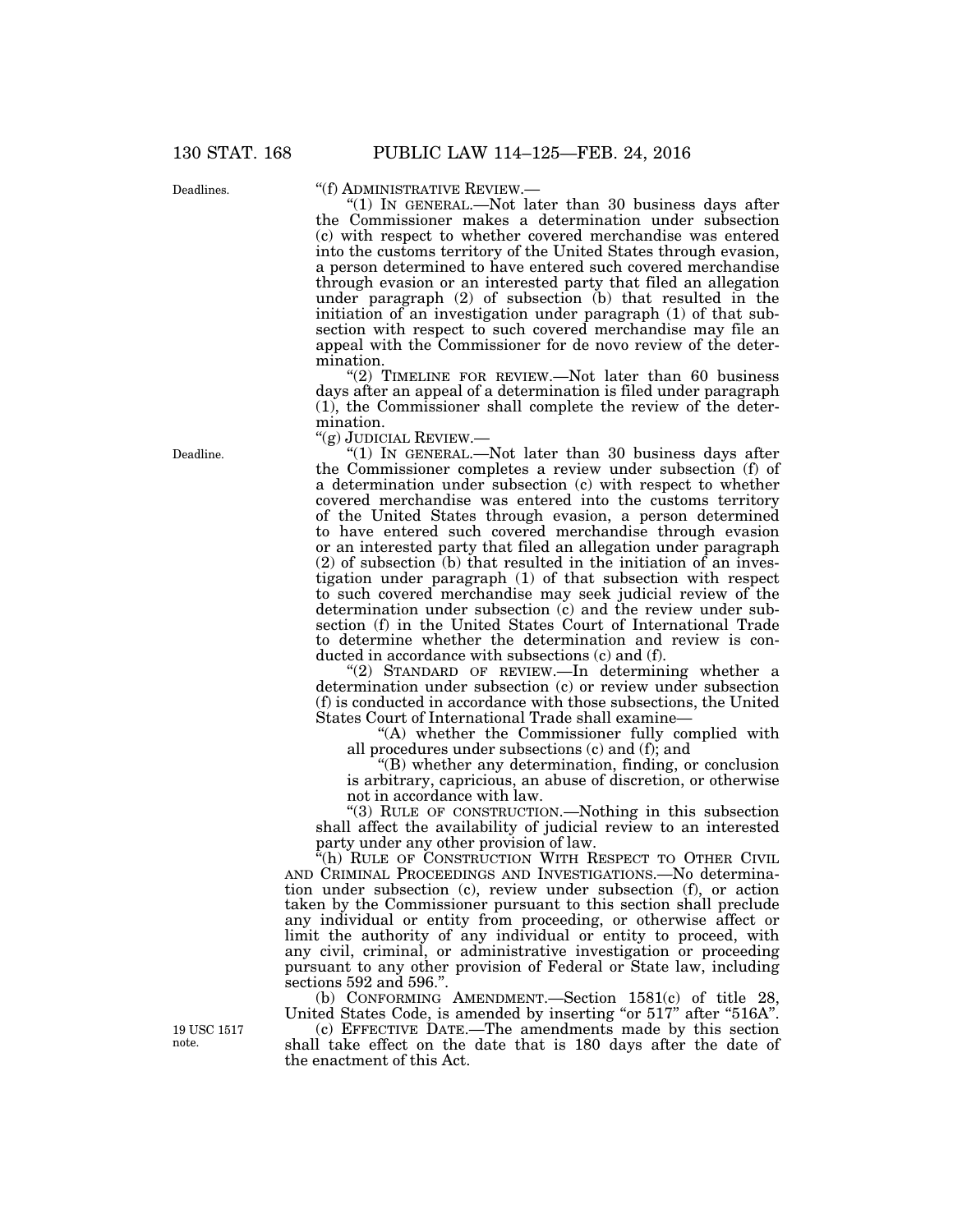"(f) ADMINISTRATIVE REVIEW.—

"(1) IN GENERAL.—Not later than 30 business days after the Commissioner makes a determination under subsection (c) with respect to whether covered merchandise was entered into the customs territory of the United States through evasion, a person determined to have entered such covered merchandise through evasion or an interested party that filed an allegation under paragraph (2) of subsection (b) that resulted in the initiation of an investigation under paragraph (1) of that subsection with respect to such covered merchandise may file an appeal with the Commissioner for de novo review of the determination.

"(2) TIMELINE FOR REVIEW.—Not later than 60 business days after an appeal of a determination is filed under paragraph (1), the Commissioner shall complete the review of the determination.

"(g) JUDICIAL REVIEW.—

"(1) IN GENERAL.—Not later than 30 business days after the Commissioner completes a review under subsection (f) of a determination under subsection (c) with respect to whether covered merchandise was entered into the customs territory of the United States through evasion, a person determined to have entered such covered merchandise through evasion or an interested party that filed an allegation under paragraph (2) of subsection (b) that resulted in the initiation of an investigation under paragraph (1) of that subsection with respect to such covered merchandise may seek judicial review of the determination under subsection (c) and the review under subsection (f) in the United States Court of International Trade to determine whether the determination and review is conducted in accordance with subsections (c) and (f).

"(2) STANDARD OF REVIEW.—In determining whether a determination under subsection (c) or review under subsection (f) is conducted in accordance with those subsections, the United States Court of International Trade shall examine—

"(A) whether the Commissioner fully complied with all procedures under subsections (c) and (f); and

"(B) whether any determination, finding, or conclusion is arbitrary, capricious, an abuse of discretion, or otherwise not in accordance with law.

"(3) RULE OF CONSTRUCTION.—Nothing in this subsection shall affect the availability of judicial review to an interested party under any other provision of law.

"(h) RULE OF CONSTRUCTION WITH RESPECT TO OTHER CIVIL AND CRIMINAL PROCEEDINGS AND INVESTIGATIONS.—No determination under subsection (c), review under subsection (f), or action taken by the Commissioner pursuant to this section shall preclude any individual or entity from proceeding, or otherwise affect or limit the authority of any individual or entity to proceed, with any civil, criminal, or administrative investigation or proceeding pursuant to any other provision of Federal or State law, including sections 592 and 596.".

(b) CONFORMING AMENDMENT.—Section 1581(c) of title 28, United States Code, is amended by inserting "or 517" after "516A".

(c) EFFECTIVE DATE.—The amendments made by this section shall take effect on the date that is 180 days after the date of the enactment of this Act.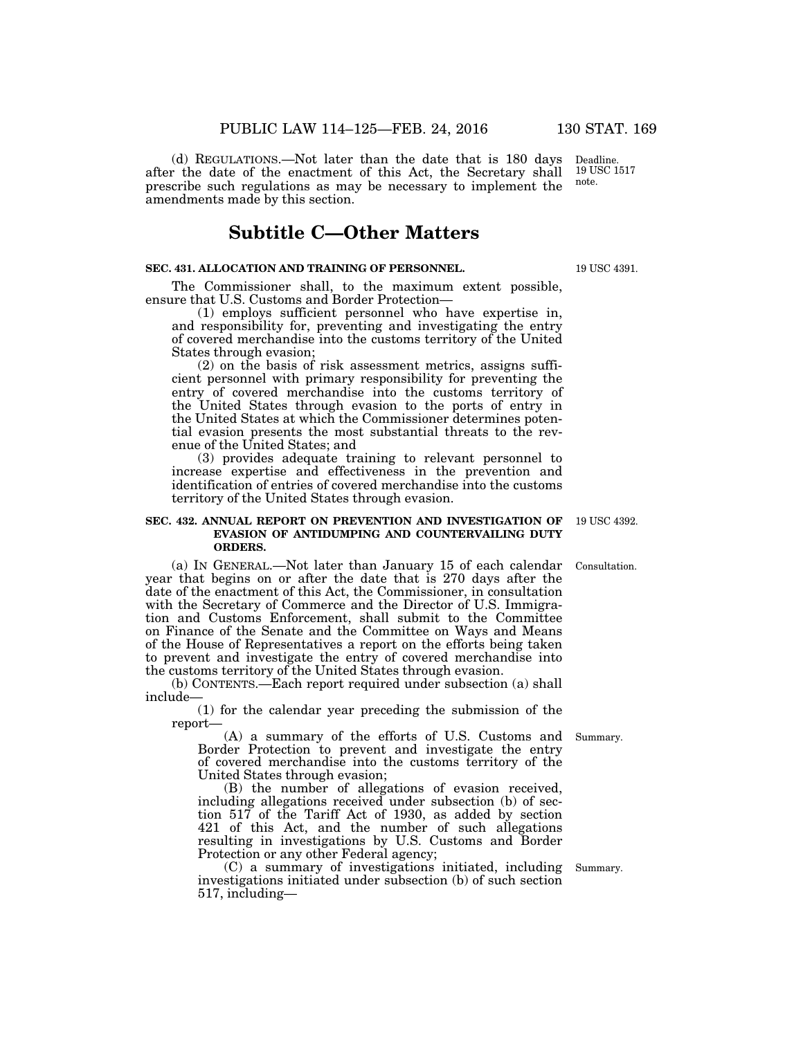(d) REGULATIONS.—Not later than the date that is 180 days after the date of the enactment of this Act, the Secretary shall prescribe such regulations as may be necessary to implement the amendments made by this section.

Deadline. 19 USC 1517 note.

## Subtitle C—Other Matters

### SEC. 431. ALLOCATION AND TRAINING OF PERSONNEL.

19 USC 4391.

The Commissioner shall, to the maximum extent possible, ensure that U.S. Customs and Border Protection—

(1) employs sufficient personnel who have expertise in, and responsibility for, preventing and investigating the entry of covered merchandise into the customs territory of the United States through evasion;

(2) on the basis of risk assessment metrics, assigns sufficient personnel with primary responsibility for preventing the entry of covered merchandise into the customs territory of the United States through evasion to the ports of entry in the United States at which the Commissioner determines potential evasion presents the most substantial threats to the revenue of the United States; and

(3) provides adequate training to relevant personnel to increase expertise and effectiveness in the prevention and identification of entries of covered merchandise into the customs territory of the United States through evasion.

### SEC. 432. ANNUAL REPORT ON PREVENTION AND INVESTIGATION OF EVASION OF ANTIDUMPING AND COUNTERVAILING DUTY ORDERS.

19 USC 4392.

Consultation.

(a) IN GENERAL.—Not later than January 15 of each calendar year that begins on or after the date that is 270 days after the date of the enactment of this Act, the Commissioner, in consultation with the Secretary of Commerce and the Director of U.S. Immigration and Customs Enforcement, shall submit to the Committee on Finance of the Senate and the Committee on Ways and Means of the House of Representatives a report on the efforts being taken to prevent and investigate the entry of covered merchandise into the customs territory of the United States through evasion.

(b) CONTENTS.—Each report required under subsection (a) shall include—

(1) for the calendar year preceding the submission of the report—

Summary.

(A) a summary of the efforts of U.S. Customs and Border Protection to prevent and investigate the entry of covered merchandise into the customs territory of the United States through evasion;

(B) the number of allegations of evasion received, including allegations received under subsection (b) of section 517 of the Tariff Act of 1930, as added by section 421 of this Act, and the number of such allegations resulting in investigations by U.S. Customs and Border Protection or any other Federal agency;

Summary.

(C) a summary of investigations initiated, including investigations initiated under subsection (b) of such section 517, including—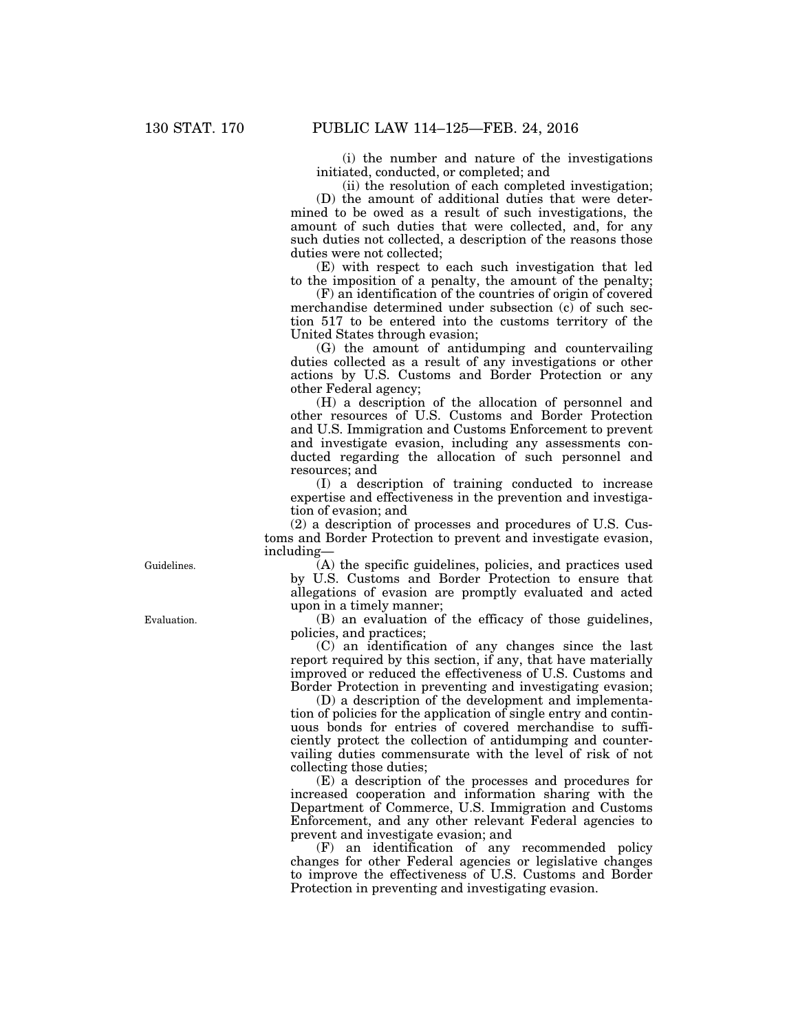(i) the number and nature of the investigations initiated, conducted, or completed; and

(ii) the resolution of each completed investigation;

(D) the amount of additional duties that were determined to be owed as a result of such investigations, the amount of such duties that were collected, and, for any such duties not collected, a description of the reasons those duties were not collected;

(E) with respect to each such investigation that led to the imposition of a penalty, the amount of the penalty;

(F) an identification of the countries of origin of covered merchandise determined under subsection (c) of such section 517 to be entered into the customs territory of the United States through evasion;

(G) the amount of antidumping and countervailing duties collected as a result of any investigations or other actions by U.S. Customs and Border Protection or any other Federal agency;

(H) a description of the allocation of personnel and other resources of U.S. Customs and Border Protection and U.S. Immigration and Customs Enforcement to prevent and investigate evasion, including any assessments conducted regarding the allocation of such personnel and resources; and

(I) a description of training conducted to increase expertise and effectiveness in the prevention and investigation of evasion; and

(2) a description of processes and procedures of U.S. Customs and Border Protection to prevent and investigate evasion, including—

Guidelines.

(A) the specific guidelines, policies, and practices used by U.S. Customs and Border Protection to ensure that allegations of evasion are promptly evaluated and acted upon in a timely manner;

Evaluation.

(B) an evaluation of the efficacy of those guidelines, policies, and practices;

(C) an identification of any changes since the last report required by this section, if any, that have materially improved or reduced the effectiveness of U.S. Customs and Border Protection in preventing and investigating evasion;

(D) a description of the development and implementation of policies for the application of single entry and continuous bonds for entries of covered merchandise to sufficiently protect the collection of antidumping and countervailing duties commensurate with the level of risk of not collecting those duties;

(E) a description of the processes and procedures for increased cooperation and information sharing with the Department of Commerce, U.S. Immigration and Customs Enforcement, and any other relevant Federal agencies to prevent and investigate evasion; and

(F) an identification of any recommended policy changes for other Federal agencies or legislative changes to improve the effectiveness of U.S. Customs and Border Protection in preventing and investigating evasion.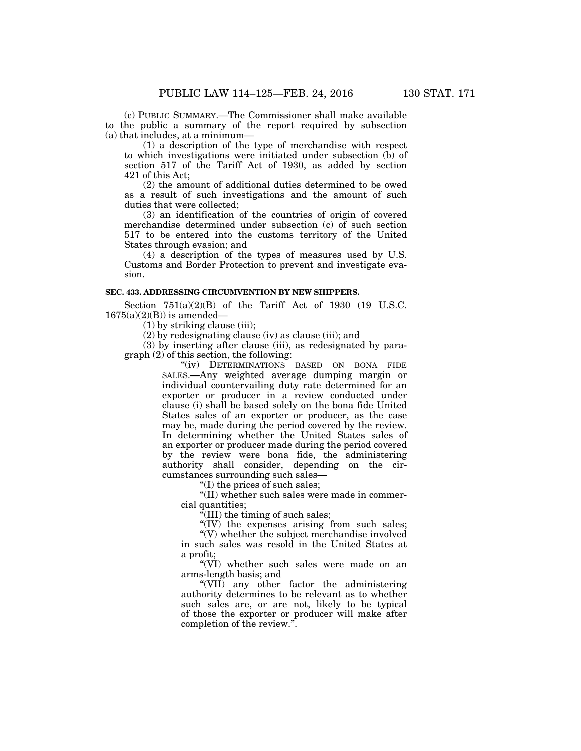(c) PUBLIC SUMMARY.—The Commissioner shall make available to the public a summary of the report required by subsection (a) that includes, at a minimum—

(1) a description of the type of merchandise with respect to which investigations were initiated under subsection (b) of section 517 of the Tariff Act of 1930, as added by section 421 of this Act;

(2) the amount of additional duties determined to be owed as a result of such investigations and the amount of such duties that were collected;

(3) an identification of the countries of origin of covered merchandise determined under subsection (c) of such section 517 to be entered into the customs territory of the United States through evasion; and

(4) a description of the types of measures used by U.S. Customs and Border Protection to prevent and investigate evasion.

**SEC. 433. ADDRESSING CIRCUMVENTION BY NEW SHIPPERS.**

Section 751(a)(2)(B) of the Tariff Act of 1930 (19 U.S.C. 1675(a)(2)(B)) is amended—

(1) by striking clause (iii);

(2) by redesignating clause (iv) as clause (iii); and

(3) by inserting after clause (iii), as redesignated by paragraph (2) of this section, the following:

"(iv) DETERMINATIONS BASED ON BONA FIDE SALES.—Any weighted average dumping margin or individual countervailing duty rate determined for an exporter or producer in a review conducted under clause (i) shall be based solely on the bona fide United States sales of an exporter or producer, as the case may be, made during the period covered by the review. In determining whether the United States sales of an exporter or producer made during the period covered by the review were bona fide, the administering authority shall consider, depending on the circumstances surrounding such sales—

"(I) the prices of such sales;

"(II) whether such sales were made in commercial quantities;

"(III) the timing of such sales;

"(IV) the expenses arising from such sales;

"(V) whether the subject merchandise involved in such sales was resold in the United States at a profit;

"(VI) whether such sales were made on an arms-length basis; and

"(VII) any other factor the administering authority determines to be relevant as to whether such sales are, or are not, likely to be typical of those the exporter or producer will make after completion of the review.".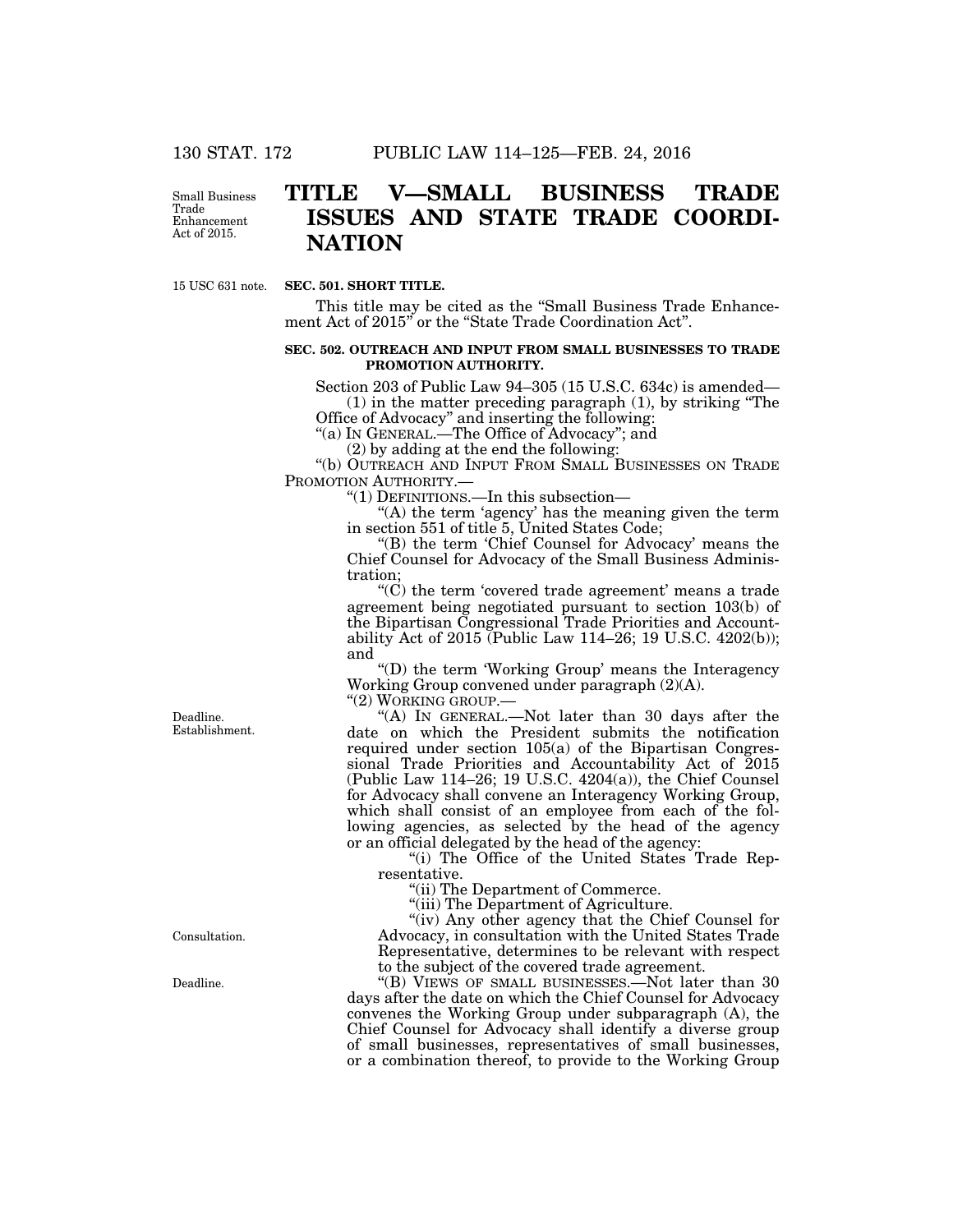# TITLE V—SMALL BUSINESS TRADE ISSUES AND STATE TRADE COORDINATION

Small Business Trade Enhancement Act of 2015.

15 USC 631 note.

**SEC. 501. SHORT TITLE.**

This title may be cited as the "Small Business Trade Enhancement Act of 2015" or the "State Trade Coordination Act".

**SEC. 502. OUTREACH AND INPUT FROM SMALL BUSINESSES TO TRADE PROMOTION AUTHORITY.**

Section 203 of Public Law 94–305 (15 U.S.C. 634c) is amended—

(1) in the matter preceding paragraph (1), by striking "The Office of Advocacy" and inserting the following:

"(a) IN GENERAL.—The Office of Advocacy"; and

(2) by adding at the end the following:

"(b) OUTREACH AND INPUT FROM SMALL BUSINESSES ON TRADE PROMOTION AUTHORITY.—

"(1) DEFINITIONS.—In this subsection—

"(A) the term 'agency' has the meaning given the term in section 551 of title 5, United States Code;

"(B) the term 'Chief Counsel for Advocacy' means the Chief Counsel for Advocacy of the Small Business Administration;

"(C) the term 'covered trade agreement' means a trade agreement being negotiated pursuant to section 103(b) of the Bipartisan Congressional Trade Priorities and Accountability Act of 2015 (Public Law 114–26; 19 U.S.C. 4202(b)); and

"(D) the term 'Working Group' means the Interagency Working Group convened under paragraph (2)(A).

"(2) WORKING GROUP.—

Deadline. Establishment.

"(A) IN GENERAL.—Not later than 30 days after the date on which the President submits the notification required under section 105(a) of the Bipartisan Congressional Trade Priorities and Accountability Act of 2015 (Public Law 114–26; 19 U.S.C. 4204(a)), the Chief Counsel for Advocacy shall convene an Interagency Working Group, which shall consist of an employee from each of the following agencies, as selected by the head of the agency or an official delegated by the head of the agency:

"(i) The Office of the United States Trade Representative.

"(ii) The Department of Commerce.

"(iii) The Department of Agriculture.

Consultation.

"(iv) Any other agency that the Chief Counsel for Advocacy, in consultation with the United States Trade Representative, determines to be relevant with respect to the subject of the covered trade agreement.

Deadline.

"(B) VIEWS OF SMALL BUSINESSES.—Not later than 30 days after the date on which the Chief Counsel for Advocacy convenes the Working Group under subparagraph (A), the Chief Counsel for Advocacy shall identify a diverse group of small businesses, representatives of small businesses, or a combination thereof, to provide to the Working Group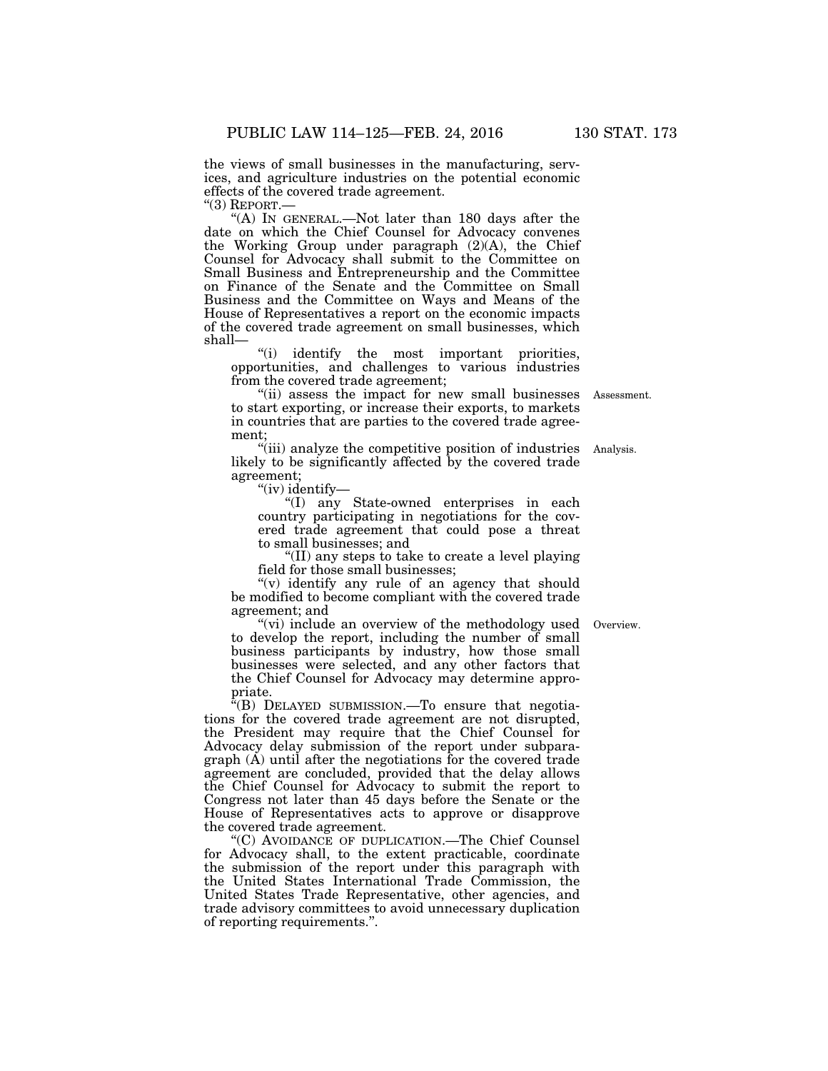the views of small businesses in the manufacturing, services, and agriculture industries on the potential economic effects of the covered trade agreement.

"(3) REPORT.—

"(A) IN GENERAL.—Not later than 180 days after the date on which the Chief Counsel for Advocacy convenes the Working Group under paragraph (2)(A), the Chief Counsel for Advocacy shall submit to the Committee on Small Business and Entrepreneurship and the Committee on Finance of the Senate and the Committee on Small Business and the Committee on Ways and Means of the House of Representatives a report on the economic impacts of the covered trade agreement on small businesses, which shall—

"(i) identify the most important priorities, opportunities, and challenges to various industries from the covered trade agreement;

"(ii) assess the impact for new small businesses to start exporting, or increase their exports, to markets in countries that are parties to the covered trade agreement;

Assessment.

"(iii) analyze the competitive position of industries likely to be significantly affected by the covered trade agreement;

Analysis.

"(iv) identify—

"(I) any State-owned enterprises in each country participating in negotiations for the covered trade agreement that could pose a threat to small businesses; and

"(II) any steps to take to create a level playing field for those small businesses;

"(v) identify any rule of an agency that should be modified to become compliant with the covered trade agreement; and

"(vi) include an overview of the methodology used to develop the report, including the number of small business participants by industry, how those small businesses were selected, and any other factors that the Chief Counsel for Advocacy may determine appropriate.

Overview.

"(B) DELAYED SUBMISSION.—To ensure that negotiations for the covered trade agreement are not disrupted, the President may require that the Chief Counsel for Advocacy delay submission of the report under subparagraph (A) until after the negotiations for the covered trade agreement are concluded, provided that the delay allows the Chief Counsel for Advocacy to submit the report to Congress not later than 45 days before the Senate or the House of Representatives acts to approve or disapprove the covered trade agreement.

"(C) AVOIDANCE OF DUPLICATION.—The Chief Counsel for Advocacy shall, to the extent practicable, coordinate the submission of the report under this paragraph with the United States International Trade Commission, the United States Trade Representative, other agencies, and trade advisory committees to avoid unnecessary duplication of reporting requirements.".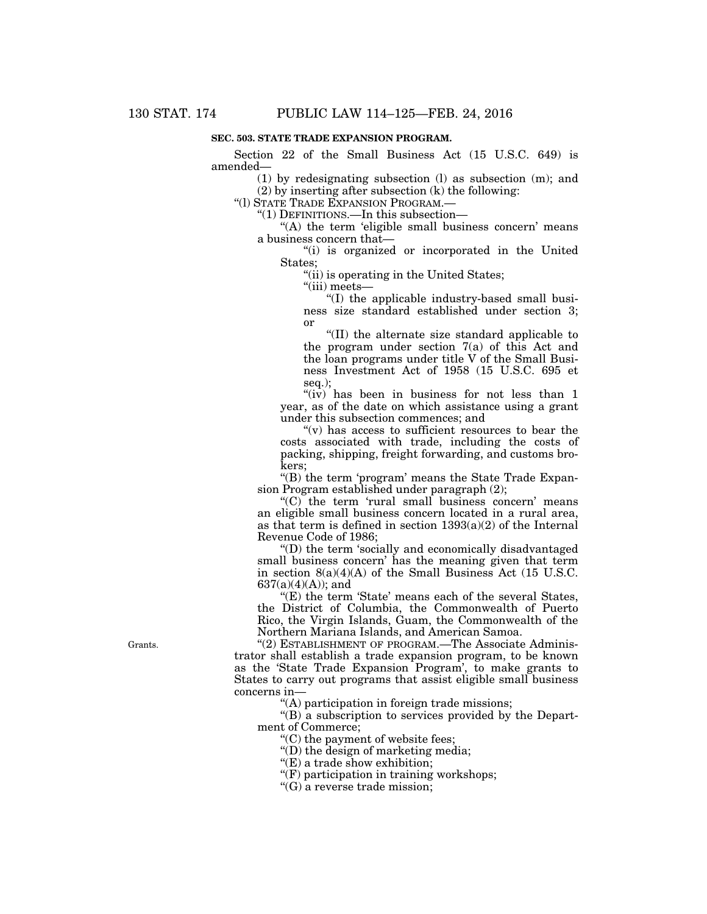**SEC. 503. STATE TRADE EXPANSION PROGRAM.**

Section 22 of the Small Business Act (15 U.S.C. 649) is amended—

(1) by redesignating subsection (l) as subsection (m); and

(2) by inserting after subsection (k) the following:

"(l) STATE TRADE EXPANSION PROGRAM.—

"(1) DEFINITIONS.—In this subsection—

"(A) the term 'eligible small business concern' means a business concern that—

"(i) is organized or incorporated in the United States;

"(ii) is operating in the United States;

"(iii) meets—

"(I) the applicable industry-based small business size standard established under section 3; or

"(II) the alternate size standard applicable to the program under section 7(a) of this Act and the loan programs under title V of the Small Business Investment Act of 1958 (15 U.S.C. 695 et seq.);

"(iv) has been in business for not less than 1 year, as of the date on which assistance using a grant under this subsection commences; and

"(v) has access to sufficient resources to bear the costs associated with trade, including the costs of packing, shipping, freight forwarding, and customs brokers;

"(B) the term 'program' means the State Trade Expansion Program established under paragraph (2);

"(C) the term 'rural small business concern' means an eligible small business concern located in a rural area, as that term is defined in section 1393(a)(2) of the Internal Revenue Code of 1986;

"(D) the term 'socially and economically disadvantaged small business concern' has the meaning given that term in section 8(a)(4)(A) of the Small Business Act (15 U.S.C. 637(a)(4)(A)); and

"(E) the term 'State' means each of the several States, the District of Columbia, the Commonwealth of Puerto Rico, the Virgin Islands, Guam, the Commonwealth of the Northern Mariana Islands, and American Samoa.

Grants.

"(2) ESTABLISHMENT OF PROGRAM.—The Associate Administrator shall establish a trade expansion program, to be known as the 'State Trade Expansion Program', to make grants to States to carry out programs that assist eligible small business concerns in—

"(A) participation in foreign trade missions;

"(B) a subscription to services provided by the Department of Commerce;

"(C) the payment of website fees;

"(D) the design of marketing media;

"(E) a trade show exhibition;

"(F) participation in training workshops;

"(G) a reverse trade mission;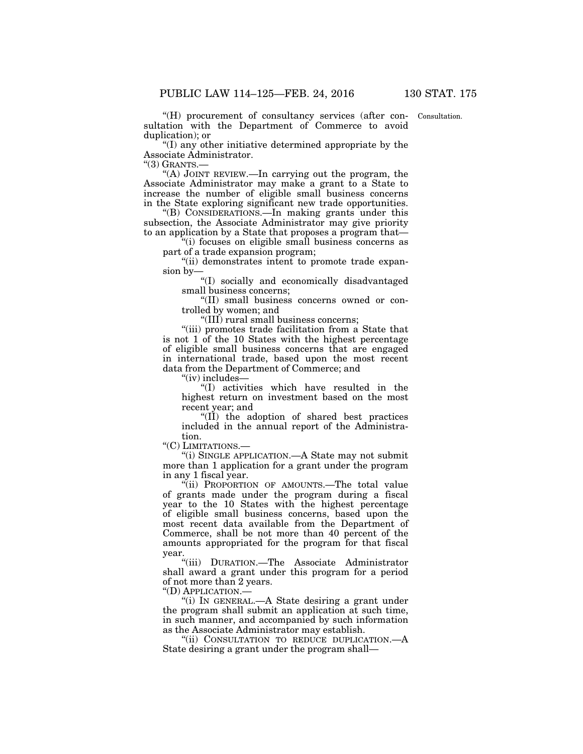"(H) procurement of consultancy services (after consultation with the Department of Commerce to avoid duplication); or

Consultation.

"(I) any other initiative determined appropriate by the Associate Administrator.

"(3) GRANTS.—

"(A) JOINT REVIEW.—In carrying out the program, the Associate Administrator may make a grant to a State to increase the number of eligible small business concerns in the State exploring significant new trade opportunities.

"(B) CONSIDERATIONS.—In making grants under this subsection, the Associate Administrator may give priority to an application by a State that proposes a program that—

"(i) focuses on eligible small business concerns as part of a trade expansion program;

"(ii) demonstrates intent to promote trade expansion by—

"(I) socially and economically disadvantaged small business concerns;

"(II) small business concerns owned or controlled by women; and

"(III) rural small business concerns;

"(iii) promotes trade facilitation from a State that is not 1 of the 10 States with the highest percentage of eligible small business concerns that are engaged in international trade, based upon the most recent data from the Department of Commerce; and

"(iv) includes—

"(I) activities which have resulted in the highest return on investment based on the most recent year; and

"(II) the adoption of shared best practices included in the annual report of the Administration.

"(C) LIMITATIONS.—

"(i) SINGLE APPLICATION.—A State may not submit more than 1 application for a grant under the program in any 1 fiscal year.

"(ii) PROPORTION OF AMOUNTS.—The total value of grants made under the program during a fiscal year to the 10 States with the highest percentage of eligible small business concerns, based upon the most recent data available from the Department of Commerce, shall be not more than 40 percent of the amounts appropriated for the program for that fiscal year.

"(iii) DURATION.—The Associate Administrator shall award a grant under this program for a period of not more than 2 years.

"(D) APPLICATION.—

"(i) IN GENERAL.—A State desiring a grant under the program shall submit an application at such time, in such manner, and accompanied by such information as the Associate Administrator may establish.

"(ii) CONSULTATION TO REDUCE DUPLICATION.—A State desiring a grant under the program shall—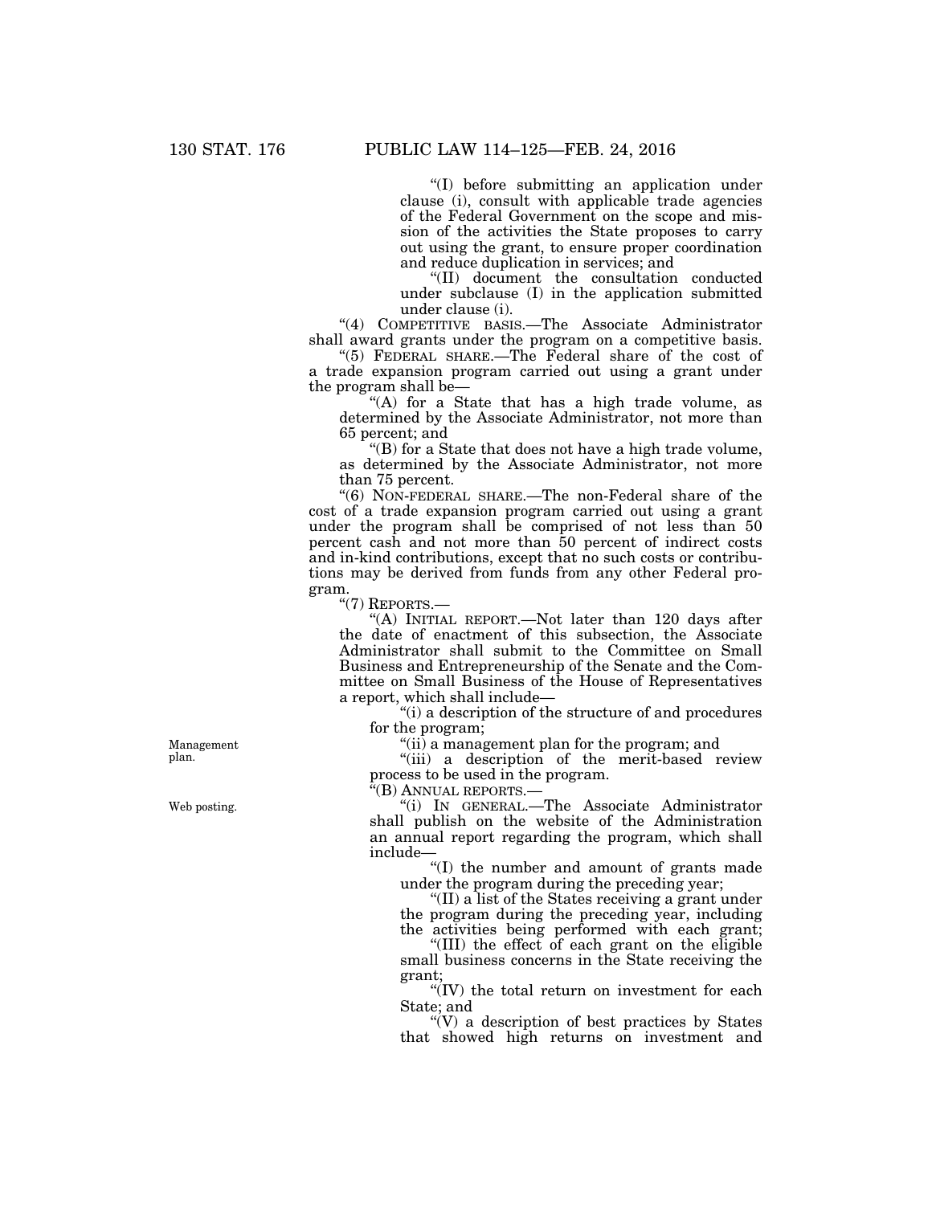"(I) before submitting an application under clause (i), consult with applicable trade agencies of the Federal Government on the scope and mission of the activities the State proposes to carry out using the grant, to ensure proper coordination and reduce duplication in services; and

"(II) document the consultation conducted under subclause (I) in the application submitted under clause (i).

"(4) COMPETITIVE BASIS.—The Associate Administrator shall award grants under the program on a competitive basis.

"(5) FEDERAL SHARE.—The Federal share of the cost of a trade expansion program carried out using a grant under the program shall be—

"(A) for a State that has a high trade volume, as determined by the Associate Administrator, not more than 65 percent; and

"(B) for a State that does not have a high trade volume, as determined by the Associate Administrator, not more than 75 percent.

"(6) NON-FEDERAL SHARE.—The non-Federal share of the cost of a trade expansion program carried out using a grant under the program shall be comprised of not less than 50 percent cash and not more than 50 percent of indirect costs and in-kind contributions, except that no such costs or contributions may be derived from funds from any other Federal program.

"(7) REPORTS.—

"(A) INITIAL REPORT.—Not later than 120 days after the date of enactment of this subsection, the Associate Administrator shall submit to the Committee on Small Business and Entrepreneurship of the Senate and the Committee on Small Business of the House of Representatives a report, which shall include—

"(i) a description of the structure of and procedures for the program;

Management plan.

"(ii) a management plan for the program; and

"(iii) a description of the merit-based review process to be used in the program.

"(B) ANNUAL REPORTS.—

Web posting.

"(i) IN GENERAL.—The Associate Administrator shall publish on the website of the Administration an annual report regarding the program, which shall include—

"(I) the number and amount of grants made under the program during the preceding year;

"(II) a list of the States receiving a grant under the program during the preceding year, including the activities being performed with each grant;

"(III) the effect of each grant on the eligible small business concerns in the State receiving the grant;

"(IV) the total return on investment for each State; and

"(V) a description of best practices by States that showed high returns on investment and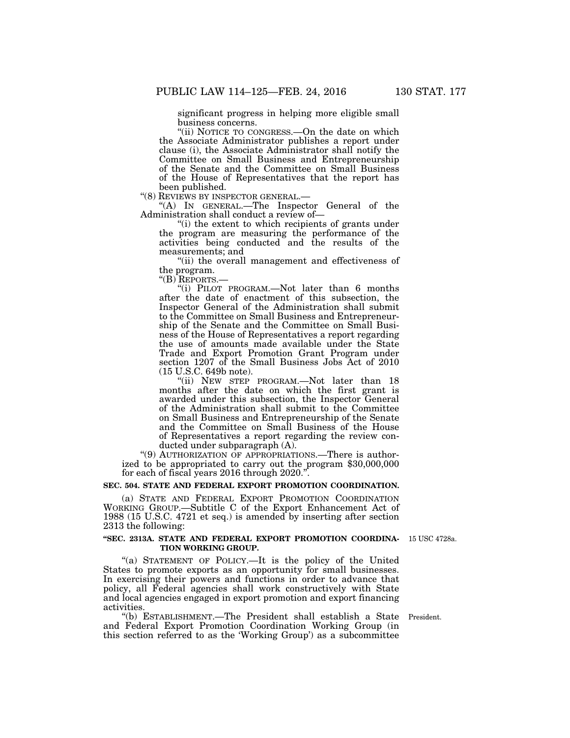significant progress in helping more eligible small business concerns.

"(ii) NOTICE TO CONGRESS.—On the date on which the Associate Administrator publishes a report under clause (i), the Associate Administrator shall notify the Committee on Small Business and Entrepreneurship of the Senate and the Committee on Small Business of the House of Representatives that the report has been published.

"(8) REVIEWS BY INSPECTOR GENERAL.—

"(A) IN GENERAL.—The Inspector General of the Administration shall conduct a review of—

"(i) the extent to which recipients of grants under the program are measuring the performance of the activities being conducted and the results of the measurements; and

"(ii) the overall management and effectiveness of the program.

"(B) REPORTS.—

"(i) PILOT PROGRAM.—Not later than 6 months after the date of enactment of this subsection, the Inspector General of the Administration shall submit to the Committee on Small Business and Entrepreneurship of the Senate and the Committee on Small Business of the House of Representatives a report regarding the use of amounts made available under the State Trade and Export Promotion Grant Program under section 1207 of the Small Business Jobs Act of 2010 (15 U.S.C. 649b note).

"(ii) NEW STEP PROGRAM.—Not later than 18 months after the date on which the first grant is awarded under this subsection, the Inspector General of the Administration shall submit to the Committee on Small Business and Entrepreneurship of the Senate and the Committee on Small Business of the House of Representatives a report regarding the review conducted under subparagraph (A).

"(9) AUTHORIZATION OF APPROPRIATIONS.—There is authorized to be appropriated to carry out the program $30,000,000 for each of fiscal years 2016 through 2020.".

**SEC. 504. STATE AND FEDERAL EXPORT PROMOTION COORDINATION.**

(a) STATE AND FEDERAL EXPORT PROMOTION COORDINATION WORKING GROUP.—Subtitle C of the Export Enhancement Act of 1988 (15 U.S.C. 4721 et seq.) is amended by inserting after section 2313 the following:

**"SEC. 2313A. STATE AND FEDERAL EXPORT PROMOTION COORDINATION WORKING GROUP.**

15 USC 4728a.

"(a) STATEMENT OF POLICY.—It is the policy of the United States to promote exports as an opportunity for small businesses. In exercising their powers and functions in order to advance that policy, all Federal agencies shall work constructively with State and local agencies engaged in export promotion and export financing activities.

"(b) ESTABLISHMENT.—The President shall establish a State and Federal Export Promotion Coordination Working Group (in this section referred to as the 'Working Group') as a subcommittee

President.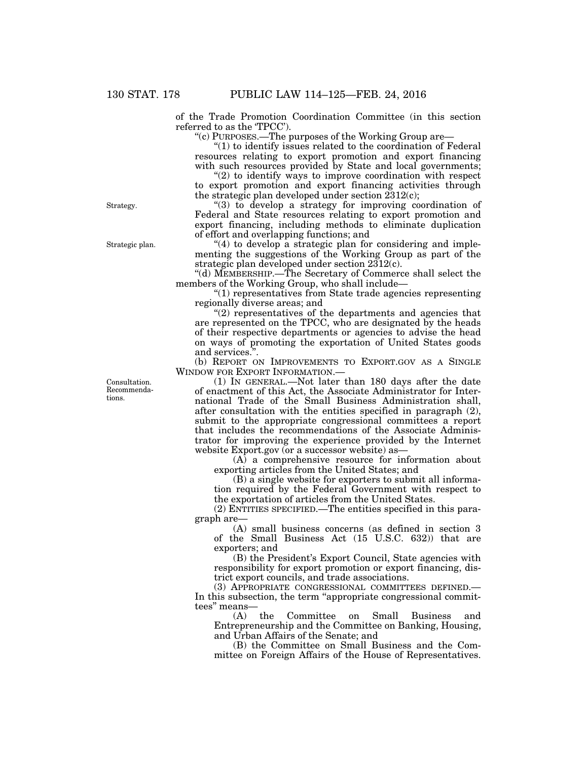of the Trade Promotion Coordination Committee (in this section referred to as the 'TPCC').

"(c) PURPOSES.—The purposes of the Working Group are—

"(1) to identify issues related to the coordination of Federal resources relating to export promotion and export financing with such resources provided by State and local governments;

"(2) to identify ways to improve coordination with respect to export promotion and export financing activities through the strategic plan developed under section 2312(c);

Strategy.

"(3) to develop a strategy for improving coordination of Federal and State resources relating to export promotion and export financing, including methods to eliminate duplication of effort and overlapping functions; and

Strategic plan.

"(4) to develop a strategic plan for considering and implementing the suggestions of the Working Group as part of the strategic plan developed under section 2312(c).

"(d) MEMBERSHIP.—The Secretary of Commerce shall select the members of the Working Group, who shall include—

"(1) representatives from State trade agencies representing regionally diverse areas; and

"(2) representatives of the departments and agencies that are represented on the TPCC, who are designated by the heads of their respective departments or agencies to advise the head on ways of promoting the exportation of United States goods and services.".

(b) REPORT ON IMPROVEMENTS TO EXPORT.GOV AS A SINGLE WINDOW FOR EXPORT INFORMATION.—

Consultation. Recommendations.

(1) IN GENERAL.—Not later than 180 days after the date of enactment of this Act, the Associate Administrator for International Trade of the Small Business Administration shall, after consultation with the entities specified in paragraph (2), submit to the appropriate congressional committees a report that includes the recommendations of the Associate Administrator for improving the experience provided by the Internet website Export.gov (or a successor website) as—

(A) a comprehensive resource for information about exporting articles from the United States; and

(B) a single website for exporters to submit all information required by the Federal Government with respect to the exportation of articles from the United States.

(2) ENTITIES SPECIFIED.—The entities specified in this paragraph are—

(A) small business concerns (as defined in section 3 of the Small Business Act (15 U.S.C. 632)) that are exporters; and

(B) the President's Export Council, State agencies with responsibility for export promotion or export financing, district export councils, and trade associations.

(3) APPROPRIATE CONGRESSIONAL COMMITTEES DEFINED.—In this subsection, the term "appropriate congressional committees" means—

(A) the Committee on Small Business and Entrepreneurship and the Committee on Banking, Housing, and Urban Affairs of the Senate; and

(B) the Committee on Small Business and the Committee on Foreign Affairs of the House of Representatives.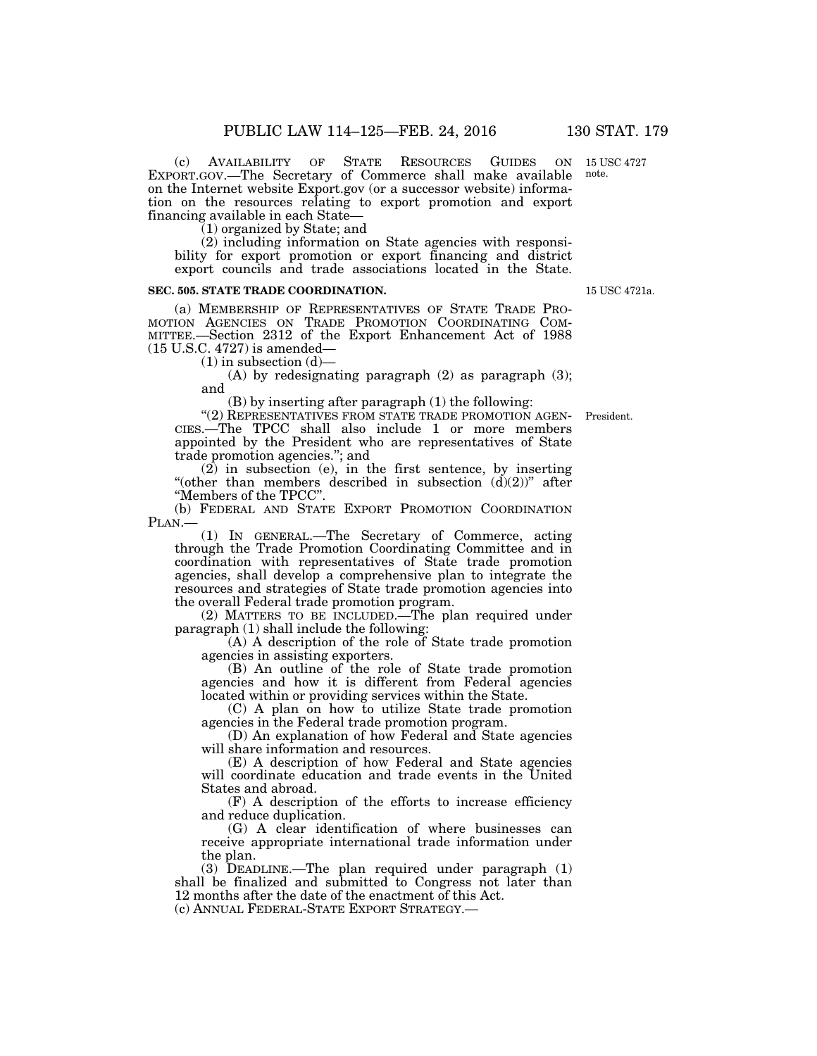(c) AVAILABILITY OF STATE RESOURCES GUIDES ON EXPORT.GOV.—The Secretary of Commerce shall make available on the Internet website Export.gov (or a successor website) information on the resources relating to export promotion and export financing available in each State—

(1) organized by State; and

(2) including information on State agencies with responsibility for export promotion or export financing and district export councils and trade associations located in the State.

15 USC 4727 note.

**SEC. 505. STATE TRADE COORDINATION.**

15 USC 4721a.

(a) MEMBERSHIP OF REPRESENTATIVES OF STATE TRADE PROMOTION AGENCIES ON TRADE PROMOTION COORDINATING COMMITTEE.—Section 2312 of the Export Enhancement Act of 1988 (15 U.S.C. 4727) is amended—

(1) in subsection (d)—

(A) by redesignating paragraph (2) as paragraph (3); and

(B) by inserting after paragraph (1) the following:

"(2) REPRESENTATIVES FROM STATE TRADE PROMOTION AGENCIES.—The TPCC shall also include 1 or more members appointed by the President who are representatives of State trade promotion agencies."; and

President.

(2) in subsection (e), in the first sentence, by inserting "(other than members described in subsection (d)(2))" after "Members of the TPCC".

(b) FEDERAL AND STATE EXPORT PROMOTION COORDINATION PLAN.—

(1) IN GENERAL.—The Secretary of Commerce, acting through the Trade Promotion Coordinating Committee and in coordination with representatives of State trade promotion agencies, shall develop a comprehensive plan to integrate the resources and strategies of State trade promotion agencies into the overall Federal trade promotion program.

(2) MATTERS TO BE INCLUDED.—The plan required under paragraph (1) shall include the following:

(A) A description of the role of State trade promotion agencies in assisting exporters.

(B) An outline of the role of State trade promotion agencies and how it is different from Federal agencies located within or providing services within the State.

(C) A plan on how to utilize State trade promotion agencies in the Federal trade promotion program.

(D) An explanation of how Federal and State agencies will share information and resources.

(E) A description of how Federal and State agencies will coordinate education and trade events in the United States and abroad.

(F) A description of the efforts to increase efficiency and reduce duplication.

(G) A clear identification of where businesses can receive appropriate international trade information under the plan.

(3) DEADLINE.—The plan required under paragraph (1) shall be finalized and submitted to Congress not later than 12 months after the date of the enactment of this Act.

(c) ANNUAL FEDERAL-STATE EXPORT STRATEGY.—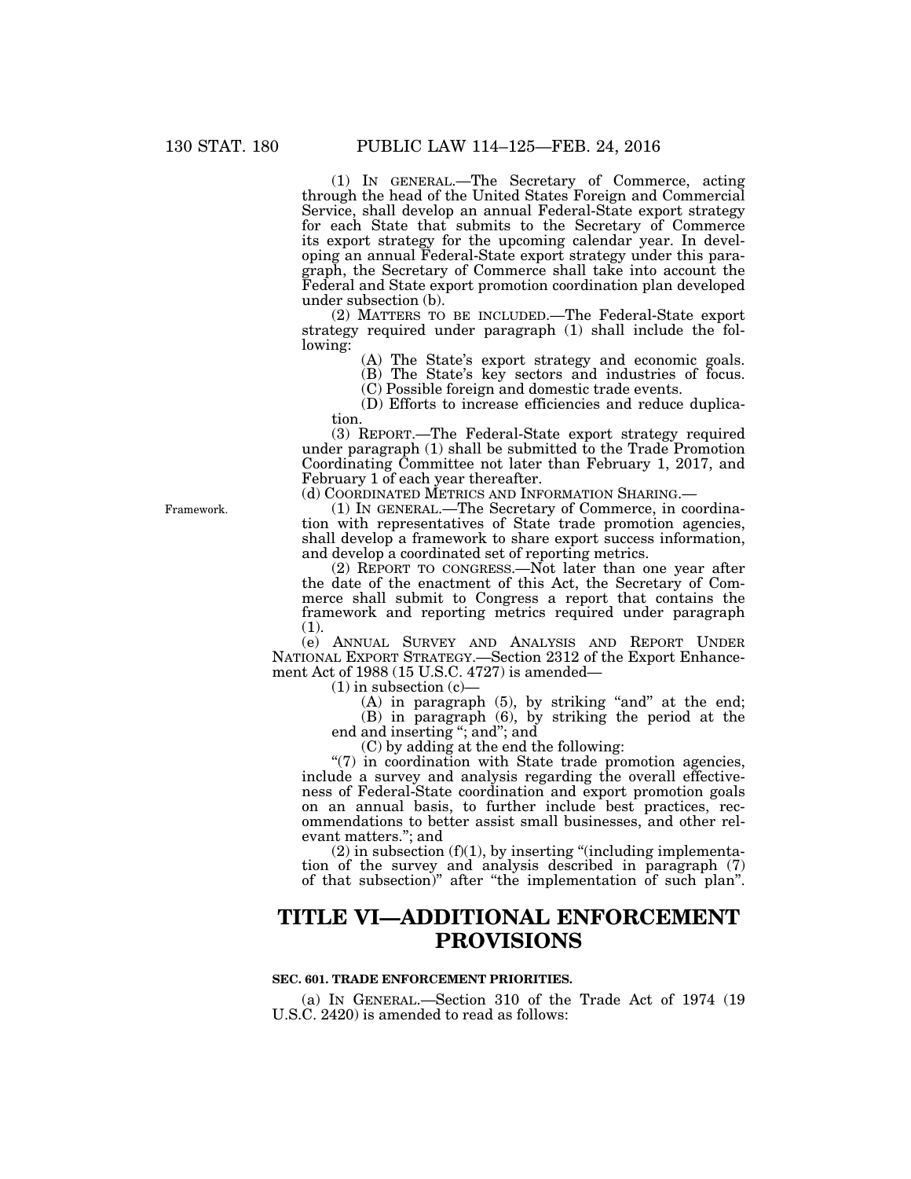(1) IN GENERAL.—The Secretary of Commerce, acting through the head of the United States Foreign and Commercial Service, shall develop an annual Federal-State export strategy for each State that submits to the Secretary of Commerce its export strategy for the upcoming calendar year. In developing an annual Federal-State export strategy under this paragraph, the Secretary of Commerce shall take into account the Federal and State export promotion coordination plan developed under subsection (b).

(2) MATTERS TO BE INCLUDED.—The Federal-State export strategy required under paragraph (1) shall include the following:

(A) The State's export strategy and economic goals.

(B) The State's key sectors and industries of focus.

(C) Possible foreign and domestic trade events.

(D) Efforts to increase efficiencies and reduce duplication.

(3) REPORT.—The Federal-State export strategy required under paragraph (1) shall be submitted to the Trade Promotion Coordinating Committee not later than February 1, 2017, and February 1 of each year thereafter.

(d) COORDINATED METRICS AND INFORMATION SHARING.—

Framework.

(1) IN GENERAL.—The Secretary of Commerce, in coordination with representatives of State trade promotion agencies, shall develop a framework to share export success information, and develop a coordinated set of reporting metrics.

(2) REPORT TO CONGRESS.—Not later than one year after the date of the enactment of this Act, the Secretary of Commerce shall submit to Congress a report that contains the framework and reporting metrics required under paragraph (1).

(e) ANNUAL SURVEY AND ANALYSIS AND REPORT UNDER NATIONAL EXPORT STRATEGY.—Section 2312 of the Export Enhancement Act of 1988 (15 U.S.C. 4727) is amended—

(1) in subsection (c)—

(A) in paragraph (5), by striking "and" at the end;

(B) in paragraph (6), by striking the period at the end and inserting "; and"; and

(C) by adding at the end the following:

"(7) in coordination with State trade promotion agencies, include a survey and analysis regarding the overall effectiveness of Federal-State coordination and export promotion goals on an annual basis, to further include best practices, recommendations to better assist small businesses, and other relevant matters."; and

(2) in subsection (f)(1), by inserting "(including implementation of the survey and analysis described in paragraph (7) of that subsection)" after "the implementation of such plan".

# TITLE VI—ADDITIONAL ENFORCEMENT PROVISIONS

### SEC. 601. TRADE ENFORCEMENT PRIORITIES.

(a) IN GENERAL.—Section 310 of the Trade Act of 1974 (19 U.S.C. 2420) is amended to read as follows: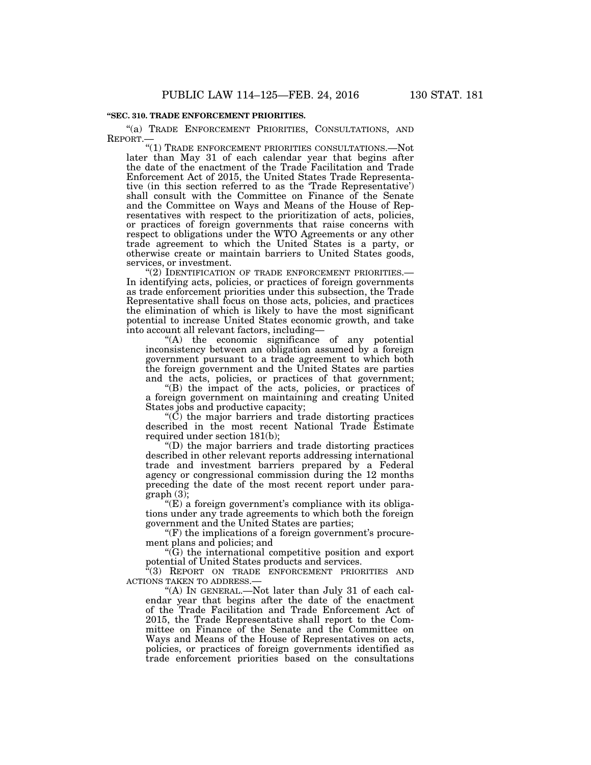**"SEC. 310. TRADE ENFORCEMENT PRIORITIES.**

"(a) TRADE ENFORCEMENT PRIORITIES, CONSULTATIONS, AND REPORT.—

"(1) TRADE ENFORCEMENT PRIORITIES CONSULTATIONS.—Not later than May 31 of each calendar year that begins after the date of the enactment of the Trade Facilitation and Trade Enforcement Act of 2015, the United States Trade Representative (in this section referred to as the 'Trade Representative') shall consult with the Committee on Finance of the Senate and the Committee on Ways and Means of the House of Representatives with respect to the prioritization of acts, policies, or practices of foreign governments that raise concerns with respect to obligations under the WTO Agreements or any other trade agreement to which the United States is a party, or otherwise create or maintain barriers to United States goods, services, or investment.

"(2) IDENTIFICATION OF TRADE ENFORCEMENT PRIORITIES.—In identifying acts, policies, or practices of foreign governments as trade enforcement priorities under this subsection, the Trade Representative shall focus on those acts, policies, and practices the elimination of which is likely to have the most significant potential to increase United States economic growth, and take into account all relevant factors, including—

"(A) the economic significance of any potential inconsistency between an obligation assumed by a foreign government pursuant to a trade agreement to which both the foreign government and the United States are parties and the acts, policies, or practices of that government;

"(B) the impact of the acts, policies, or practices of a foreign government on maintaining and creating United States jobs and productive capacity;

"(C) the major barriers and trade distorting practices described in the most recent National Trade Estimate required under section 181(b);

"(D) the major barriers and trade distorting practices described in other relevant reports addressing international trade and investment barriers prepared by a Federal agency or congressional commission during the 12 months preceding the date of the most recent report under paragraph (3);

"(E) a foreign government's compliance with its obligations under any trade agreements to which both the foreign government and the United States are parties;

"(F) the implications of a foreign government's procurement plans and policies; and

"(G) the international competitive position and export potential of United States products and services.

"(3) REPORT ON TRADE ENFORCEMENT PRIORITIES AND ACTIONS TAKEN TO ADDRESS.—

"(A) IN GENERAL.—Not later than July 31 of each calendar year that begins after the date of the enactment of the Trade Facilitation and Trade Enforcement Act of 2015, the Trade Representative shall report to the Committee on Finance of the Senate and the Committee on Ways and Means of the House of Representatives on acts, policies, or practices of foreign governments identified as trade enforcement priorities based on the consultations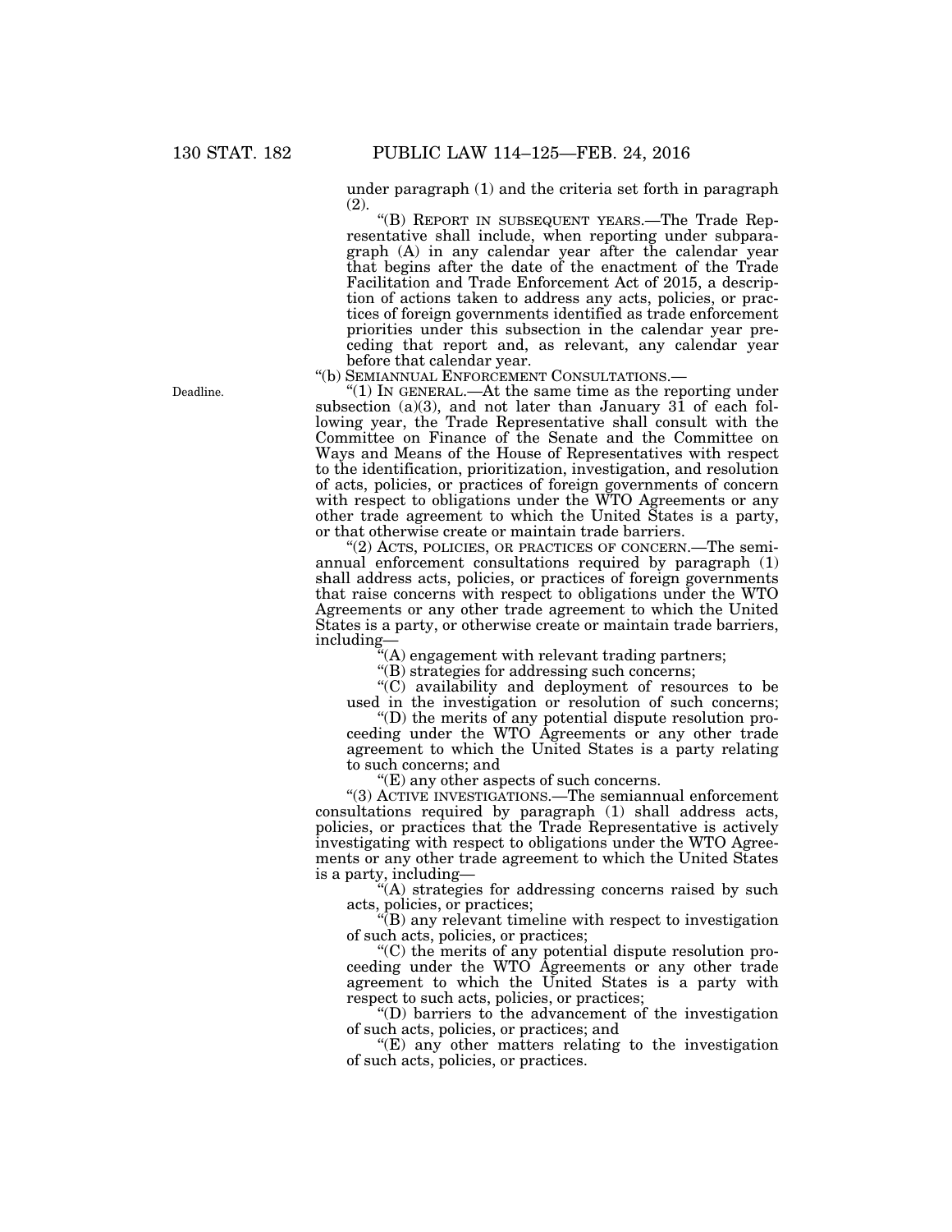under paragraph (1) and the criteria set forth in paragraph (2).

"(B) REPORT IN SUBSEQUENT YEARS.—The Trade Representative shall include, when reporting under subparagraph (A) in any calendar year after the calendar year that begins after the date of the enactment of the Trade Facilitation and Trade Enforcement Act of 2015, a description of actions taken to address any acts, policies, or practices of foreign governments identified as trade enforcement priorities under this subsection in the calendar year preceding that report and, as relevant, any calendar year before that calendar year.

"(b) SEMIANNUAL ENFORCEMENT CONSULTATIONS.—

Deadline.

"(1) IN GENERAL.—At the same time as the reporting under subsection (a)(3), and not later than January 31 of each following year, the Trade Representative shall consult with the Committee on Finance of the Senate and the Committee on Ways and Means of the House of Representatives with respect to the identification, prioritization, investigation, and resolution of acts, policies, or practices of foreign governments of concern with respect to obligations under the WTO Agreements or any other trade agreement to which the United States is a party, or that otherwise create or maintain trade barriers.

"(2) ACTS, POLICIES, OR PRACTICES OF CONCERN.—The semiannual enforcement consultations required by paragraph (1) shall address acts, policies, or practices of foreign governments that raise concerns with respect to obligations under the WTO Agreements or any other trade agreement to which the United States is a party, or otherwise create or maintain trade barriers, including—

"(A) engagement with relevant trading partners;

"(B) strategies for addressing such concerns;

"(C) availability and deployment of resources to be used in the investigation or resolution of such concerns;

"(D) the merits of any potential dispute resolution proceeding under the WTO Agreements or any other trade agreement to which the United States is a party relating to such concerns; and

"(E) any other aspects of such concerns.

"(3) ACTIVE INVESTIGATIONS.—The semiannual enforcement consultations required by paragraph (1) shall address acts, policies, or practices that the Trade Representative is actively investigating with respect to obligations under the WTO Agreements or any other trade agreement to which the United States is a party, including—

"(A) strategies for addressing concerns raised by such acts, policies, or practices;

"(B) any relevant timeline with respect to investigation of such acts, policies, or practices;

"(C) the merits of any potential dispute resolution proceeding under the WTO Agreements or any other trade agreement to which the United States is a party with respect to such acts, policies, or practices;

"(D) barriers to the advancement of the investigation of such acts, policies, or practices; and

"(E) any other matters relating to the investigation of such acts, policies, or practices.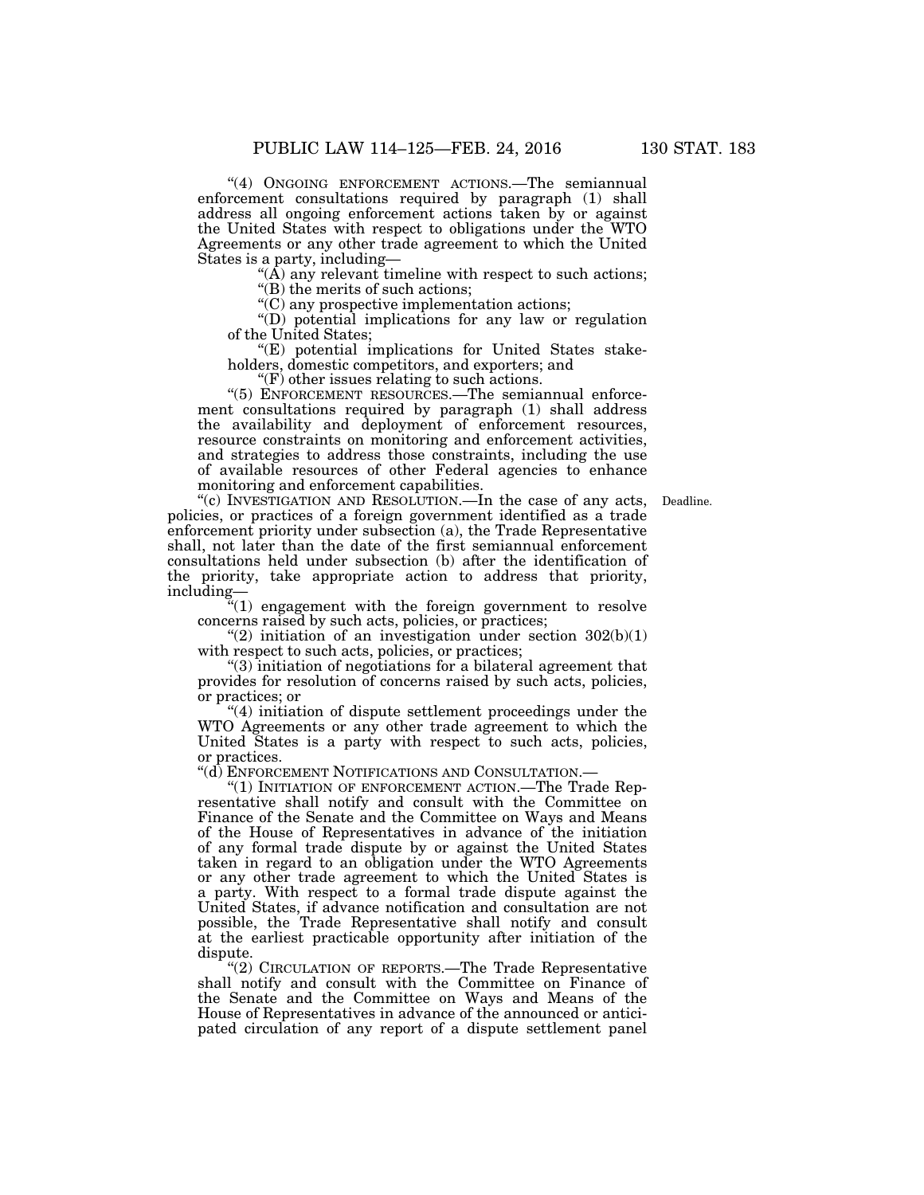"(4) ONGOING ENFORCEMENT ACTIONS.—The semiannual enforcement consultations required by paragraph (1) shall address all ongoing enforcement actions taken by or against the United States with respect to obligations under the WTO Agreements or any other trade agreement to which the United States is a party, including—

"(A) any relevant timeline with respect to such actions;

"(B) the merits of such actions;

"(C) any prospective implementation actions;

"(D) potential implications for any law or regulation of the United States;

"(E) potential implications for United States stakeholders, domestic competitors, and exporters; and

"(F) other issues relating to such actions.

"(5) ENFORCEMENT RESOURCES.—The semiannual enforcement consultations required by paragraph (1) shall address the availability and deployment of enforcement resources, resource constraints on monitoring and enforcement activities, and strategies to address those constraints, including the use of available resources of other Federal agencies to enhance monitoring and enforcement capabilities.

"(c) INVESTIGATION AND RESOLUTION.—In the case of any acts, policies, or practices of a foreign government identified as a trade enforcement priority under subsection (a), the Trade Representative shall, not later than the date of the first semiannual enforcement consultations held under subsection (b) after the identification of the priority, take appropriate action to address that priority, including—

Deadline.

"(1) engagement with the foreign government to resolve concerns raised by such acts, policies, or practices;

"(2) initiation of an investigation under section 302(b)(1) with respect to such acts, policies, or practices;

"(3) initiation of negotiations for a bilateral agreement that provides for resolution of concerns raised by such acts, policies, or practices; or

"(4) initiation of dispute settlement proceedings under the WTO Agreements or any other trade agreement to which the United States is a party with respect to such acts, policies, or practices.

"(d) ENFORCEMENT NOTIFICATIONS AND CONSULTATION.—

"(1) INITIATION OF ENFORCEMENT ACTION.—The Trade Representative shall notify and consult with the Committee on Finance of the Senate and the Committee on Ways and Means of the House of Representatives in advance of the initiation of any formal trade dispute by or against the United States taken in regard to an obligation under the WTO Agreements or any other trade agreement to which the United States is a party. With respect to a formal trade dispute against the United States, if advance notification and consultation are not possible, the Trade Representative shall notify and consult at the earliest practicable opportunity after initiation of the dispute.

"(2) CIRCULATION OF REPORTS.—The Trade Representative shall notify and consult with the Committee on Finance of the Senate and the Committee on Ways and Means of the House of Representatives in advance of the announced or anticipated circulation of any report of a dispute settlement panel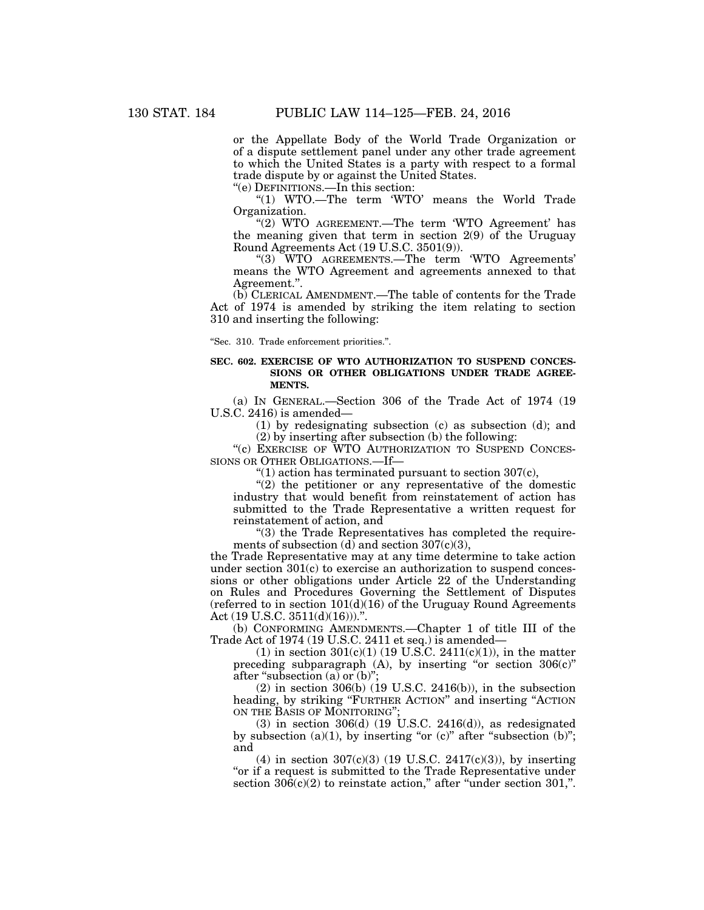or the Appellate Body of the World Trade Organization or of a dispute settlement panel under any other trade agreement to which the United States is a party with respect to a formal trade dispute by or against the United States.

"(e) DEFINITIONS.—In this section:

"(1) WTO.—The term 'WTO' means the World Trade Organization.

"(2) WTO AGREEMENT.—The term 'WTO Agreement' has the meaning given that term in section 2(9) of the Uruguay Round Agreements Act (19 U.S.C. 3501(9)).

"(3) WTO AGREEMENTS.—The term 'WTO Agreements' means the WTO Agreement and agreements annexed to that Agreement.".

(b) CLERICAL AMENDMENT.—The table of contents for the Trade Act of 1974 is amended by striking the item relating to section 310 and inserting the following:

"Sec. 310. Trade enforcement priorities.".

**SEC. 602. EXERCISE OF WTO AUTHORIZATION TO SUSPEND CONCESSIONS OR OTHER OBLIGATIONS UNDER TRADE AGREEMENTS.**

(a) IN GENERAL.—Section 306 of the Trade Act of 1974 (19 U.S.C. 2416) is amended—

(1) by redesignating subsection (c) as subsection (d); and

(2) by inserting after subsection (b) the following:

"(c) EXERCISE OF WTO AUTHORIZATION TO SUSPEND CONCESSIONS OR OTHER OBLIGATIONS.—If—

"(1) action has terminated pursuant to section 307(c),

"(2) the petitioner or any representative of the domestic industry that would benefit from reinstatement of action has submitted to the Trade Representative a written request for reinstatement of action, and

"(3) the Trade Representatives has completed the requirements of subsection (d) and section 307(c)(3),

the Trade Representative may at any time determine to take action under section 301(c) to exercise an authorization to suspend concessions or other obligations under Article 22 of the Understanding on Rules and Procedures Governing the Settlement of Disputes (referred to in section 101(d)(16) of the Uruguay Round Agreements Act (19 U.S.C. 3511(d)(16))).".

(b) CONFORMING AMENDMENTS.—Chapter 1 of title III of the Trade Act of 1974 (19 U.S.C. 2411 et seq.) is amended—

(1) in section 301(c)(1) (19 U.S.C. 2411(c)(1)), in the matter preceding subparagraph (A), by inserting "or section 306(c)" after "subsection (a) or (b)";

(2) in section 306(b) (19 U.S.C. 2416(b)), in the subsection heading, by striking "FURTHER ACTION" and inserting "ACTION ON THE BASIS OF MONITORING";

(3) in section 306(d) (19 U.S.C. 2416(d)), as redesignated by subsection (a)(1), by inserting "or (c)" after "subsection (b)"; and

(4) in section 307(c)(3) (19 U.S.C. 2417(c)(3)), by inserting "or if a request is submitted to the Trade Representative under section 306(c)(2) to reinstate action," after "under section 301,".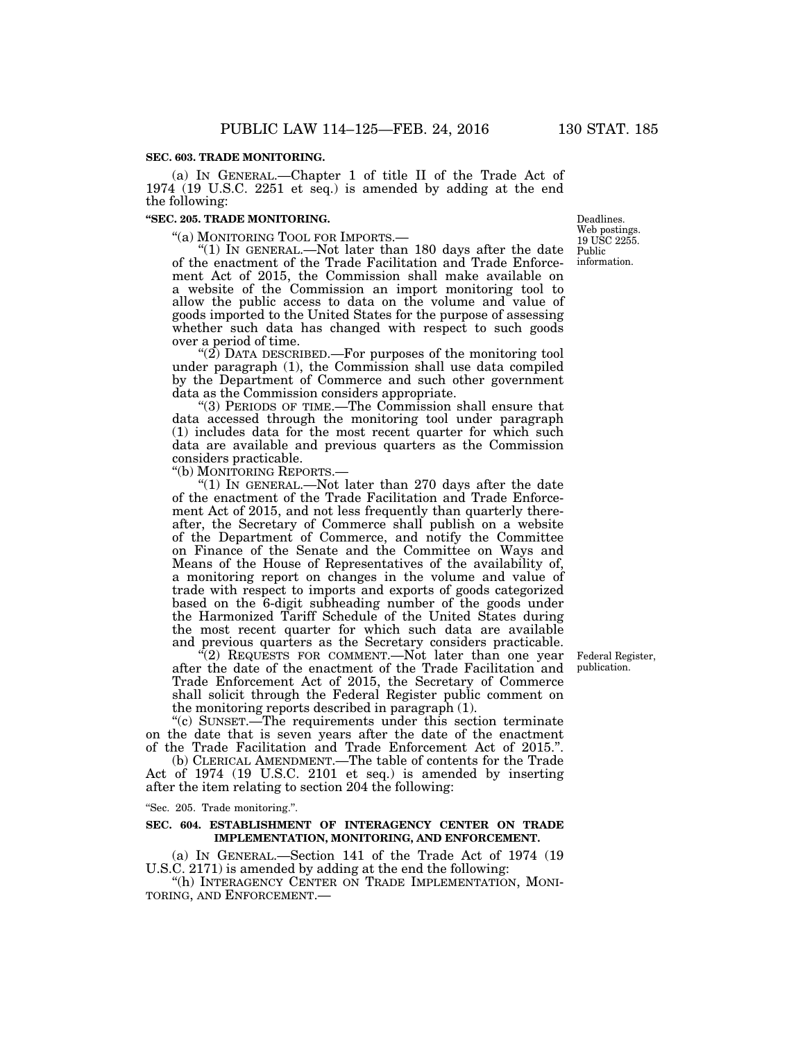**SEC. 603. TRADE MONITORING.**

(a) IN GENERAL.—Chapter 1 of title II of the Trade Act of 1974 (19 U.S.C. 2251 et seq.) is amended by adding at the end the following:

**"SEC. 205. TRADE MONITORING.**

Deadlines. Web postings. 19 USC 2255. Public information.

"(a) MONITORING TOOL FOR IMPORTS.—

"(1) IN GENERAL.—Not later than 180 days after the date of the enactment of the Trade Facilitation and Trade Enforcement Act of 2015, the Commission shall make available on a website of the Commission an import monitoring tool to allow the public access to data on the volume and value of goods imported to the United States for the purpose of assessing whether such data has changed with respect to such goods over a period of time.

"(2) DATA DESCRIBED.—For purposes of the monitoring tool under paragraph (1), the Commission shall use data compiled by the Department of Commerce and such other government data as the Commission considers appropriate.

"(3) PERIODS OF TIME.—The Commission shall ensure that data accessed through the monitoring tool under paragraph (1) includes data for the most recent quarter for which such data are available and previous quarters as the Commission considers practicable.

"(b) MONITORING REPORTS.—

"(1) IN GENERAL.—Not later than 270 days after the date of the enactment of the Trade Facilitation and Trade Enforcement Act of 2015, and not less frequently than quarterly thereafter, the Secretary of Commerce shall publish on a website of the Department of Commerce, and notify the Committee on Finance of the Senate and the Committee on Ways and Means of the House of Representatives of the availability of, a monitoring report on changes in the volume and value of trade with respect to imports and exports of goods categorized based on the 6-digit subheading number of the goods under the Harmonized Tariff Schedule of the United States during the most recent quarter for which such data are available and previous quarters as the Secretary considers practicable.

Federal Register, publication.

"(2) REQUESTS FOR COMMENT.—Not later than one year after the date of the enactment of the Trade Facilitation and Trade Enforcement Act of 2015, the Secretary of Commerce shall solicit through the Federal Register public comment on the monitoring reports described in paragraph (1).

"(c) SUNSET.—The requirements under this section terminate on the date that is seven years after the date of the enactment of the Trade Facilitation and Trade Enforcement Act of 2015.".

(b) CLERICAL AMENDMENT.—The table of contents for the Trade Act of 1974 (19 U.S.C. 2101 et seq.) is amended by inserting after the item relating to section 204 the following:

"Sec. 205. Trade monitoring.".

**SEC. 604. ESTABLISHMENT OF INTERAGENCY CENTER ON TRADE IMPLEMENTATION, MONITORING, AND ENFORCEMENT.**

(a) IN GENERAL.—Section 141 of the Trade Act of 1974 (19 U.S.C. 2171) is amended by adding at the end the following:

"(h) INTERAGENCY CENTER ON TRADE IMPLEMENTATION, MONITORING, AND ENFORCEMENT.—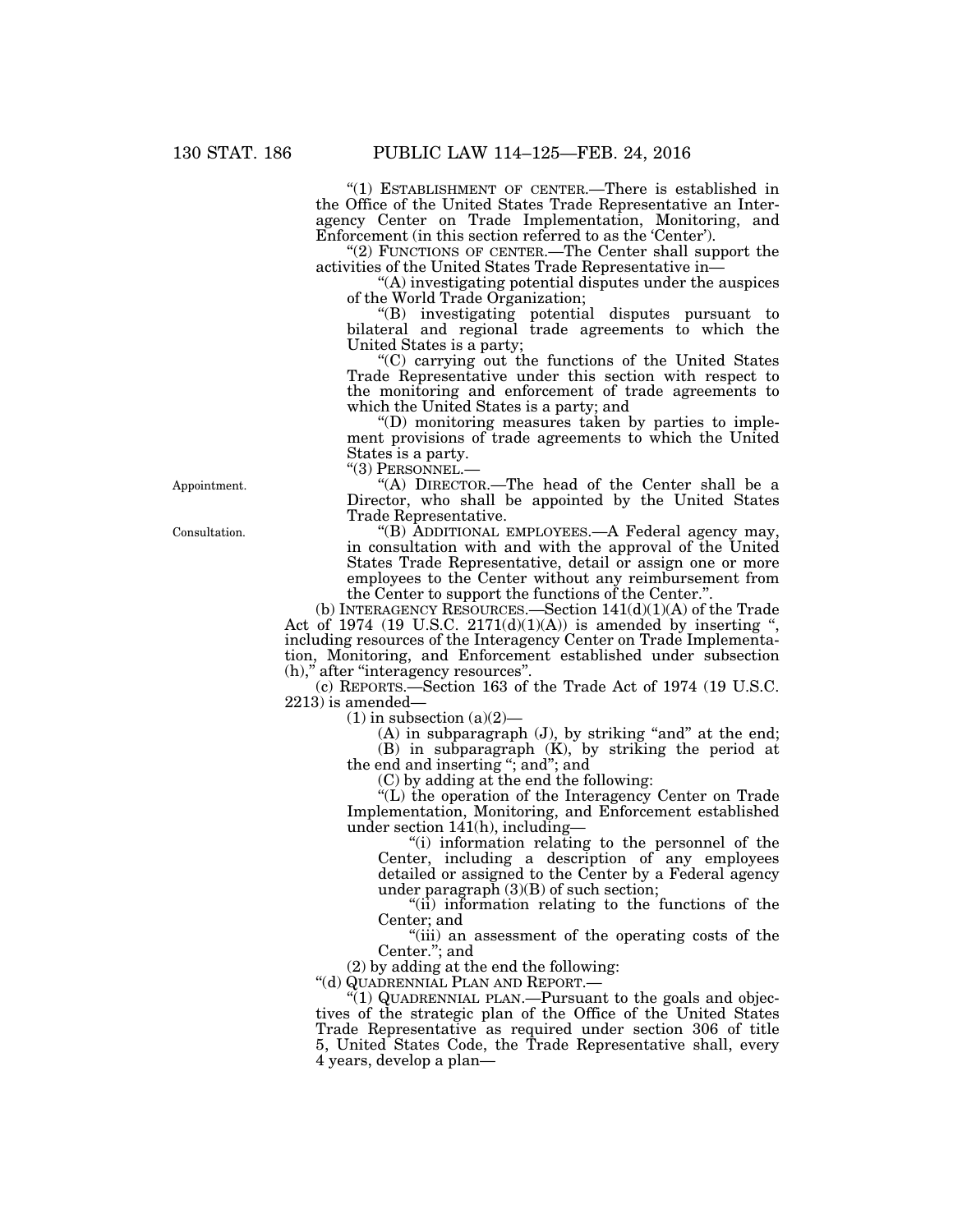"(1) ESTABLISHMENT OF CENTER.—There is established in the Office of the United States Trade Representative an Interagency Center on Trade Implementation, Monitoring, and Enforcement (in this section referred to as the 'Center').

"(2) FUNCTIONS OF CENTER.—The Center shall support the activities of the United States Trade Representative in—

"(A) investigating potential disputes under the auspices of the World Trade Organization;

"(B) investigating potential disputes pursuant to bilateral and regional trade agreements to which the United States is a party;

"(C) carrying out the functions of the United States Trade Representative under this section with respect to the monitoring and enforcement of trade agreements to which the United States is a party; and

"(D) monitoring measures taken by parties to implement provisions of trade agreements to which the United States is a party.

"(3) PERSONNEL.—

Appointment.

"(A) DIRECTOR.—The head of the Center shall be a Director, who shall be appointed by the United States Trade Representative.

Consultation.

"(B) ADDITIONAL EMPLOYEES.—A Federal agency may, in consultation with and with the approval of the United States Trade Representative, detail or assign one or more employees to the Center without any reimbursement from the Center to support the functions of the Center.".

(b) INTERAGENCY RESOURCES.—Section 141(d)(1)(A) of the Trade Act of 1974 (19 U.S.C. 2171(d)(1)(A)) is amended by inserting ", including resources of the Interagency Center on Trade Implementation, Monitoring, and Enforcement established under subsection (h)," after "interagency resources".

(c) REPORTS.—Section 163 of the Trade Act of 1974 (19 U.S.C. 2213) is amended—

(1) in subsection (a)(2)—

(A) in subparagraph (J), by striking "and" at the end;

(B) in subparagraph (K), by striking the period at the end and inserting "; and"; and

(C) by adding at the end the following:

"(L) the operation of the Interagency Center on Trade Implementation, Monitoring, and Enforcement established under section 141(h), including—

"(i) information relating to the personnel of the Center, including a description of any employees detailed or assigned to the Center by a Federal agency under paragraph (3)(B) of such section;

"(ii) information relating to the functions of the Center; and

"(iii) an assessment of the operating costs of the Center."; and

(2) by adding at the end the following:

"(d) QUADRENNIAL PLAN AND REPORT.—

"(1) QUADRENNIAL PLAN.—Pursuant to the goals and objectives of the strategic plan of the Office of the United States Trade Representative as required under section 306 of title 5, United States Code, the Trade Representative shall, every 4 years, develop a plan—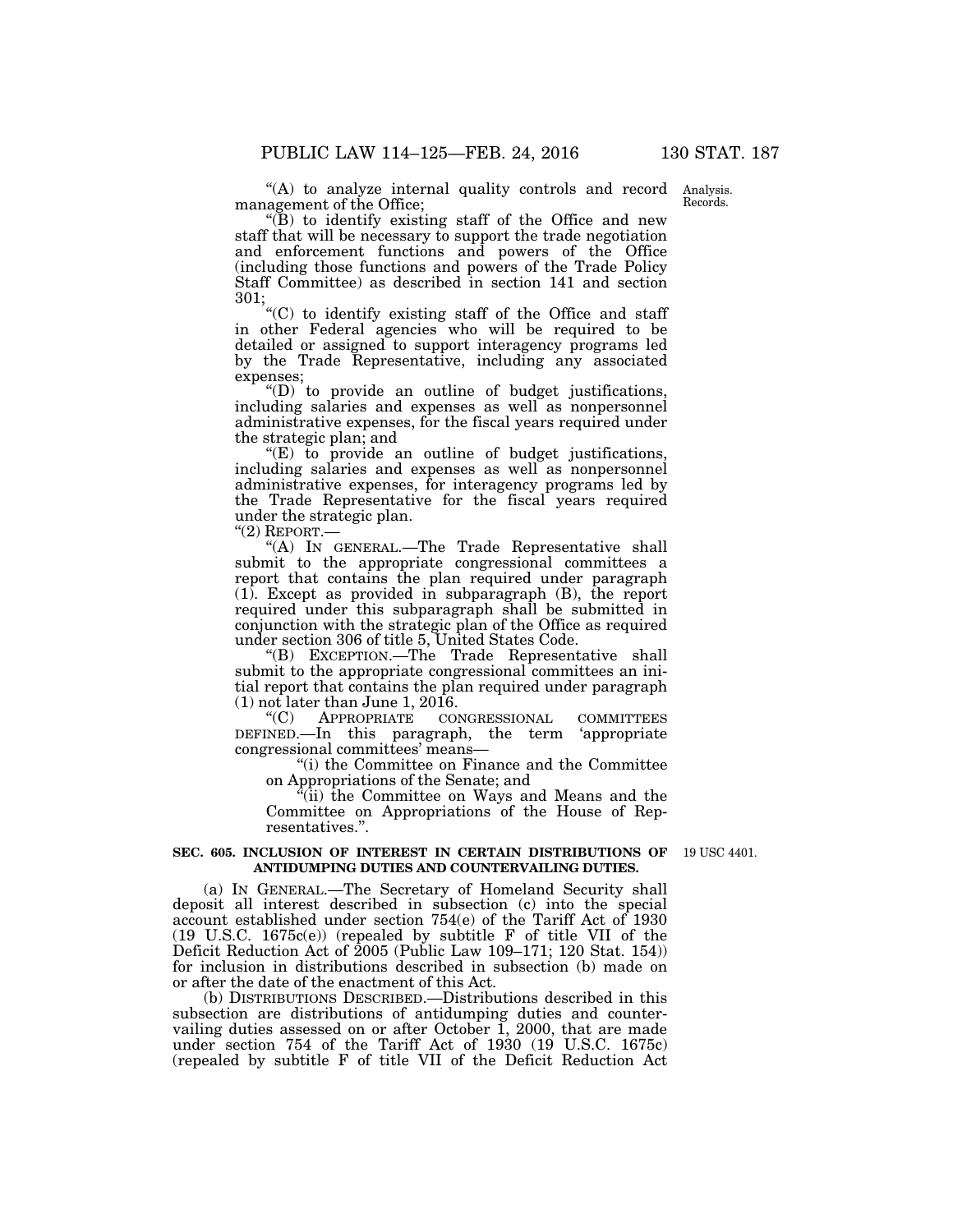"(A) to analyze internal quality controls and record management of the Office;

"(B) to identify existing staff of the Office and new staff that will be necessary to support the trade negotiation and enforcement functions and powers of the Office (including those functions and powers of the Trade Policy Staff Committee) as described in section 141 and section 301;

"(C) to identify existing staff of the Office and staff in other Federal agencies who will be required to be detailed or assigned to support interagency programs led by the Trade Representative, including any associated expenses;

"(D) to provide an outline of budget justifications, including salaries and expenses as well as nonpersonnel administrative expenses, for the fiscal years required under the strategic plan; and

"(E) to provide an outline of budget justifications, including salaries and expenses as well as nonpersonnel administrative expenses, for interagency programs led by the Trade Representative for the fiscal years required under the strategic plan.

"(2) REPORT.—

"(A) IN GENERAL.—The Trade Representative shall submit to the appropriate congressional committees a report that contains the plan required under paragraph (1). Except as provided in subparagraph (B), the report required under this subparagraph shall be submitted in conjunction with the strategic plan of the Office as required under section 306 of title 5, United States Code.

"(B) EXCEPTION.—The Trade Representative shall submit to the appropriate congressional committees an initial report that contains the plan required under paragraph (1) not later than June 1, 2016.

"(C) APPROPRIATE CONGRESSIONAL COMMITTEES DEFINED.—In this paragraph, the term 'appropriate congressional committees' means—

"(i) the Committee on Finance and the Committee on Appropriations of the Senate; and

"(ii) the Committee on Ways and Means and the Committee on Appropriations of the House of Representatives.".

**SEC. 605. INCLUSION OF INTEREST IN CERTAIN DISTRIBUTIONS OF ANTIDUMPING DUTIES AND COUNTERVAILING DUTIES.**

19 USC 4401.

(a) IN GENERAL.—The Secretary of Homeland Security shall deposit all interest described in subsection (c) into the special account established under section 754(e) of the Tariff Act of 1930 (19 U.S.C. 1675c(e)) (repealed by subtitle F of title VII of the Deficit Reduction Act of 2005 (Public Law 109–171; 120 Stat. 154)) for inclusion in distributions described in subsection (b) made on or after the date of the enactment of this Act.

(b) DISTRIBUTIONS DESCRIBED.—Distributions described in this subsection are distributions of antidumping duties and countervailing duties assessed on or after October 1, 2000, that are made under section 754 of the Tariff Act of 1930 (19 U.S.C. 1675c) (repealed by subtitle F of title VII of the Deficit Reduction Act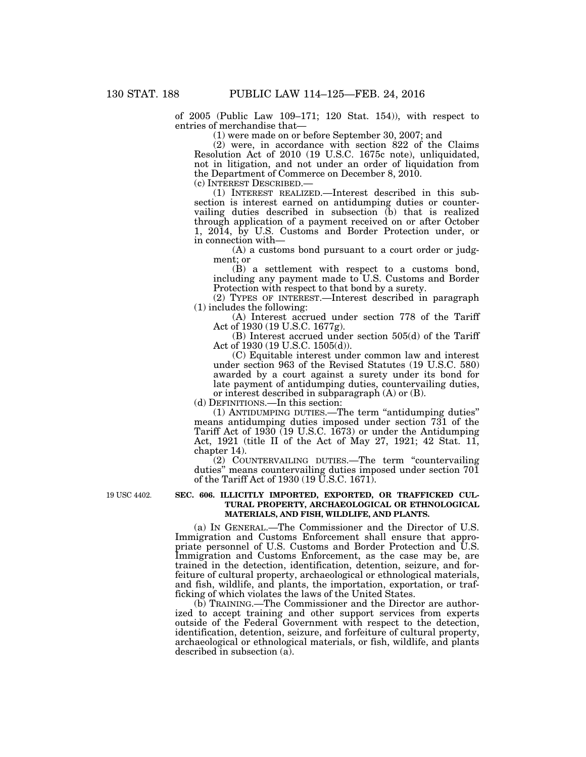of 2005 (Public Law 109–171; 120 Stat. 154)), with respect to entries of merchandise that—

(1) were made on or before September 30, 2007; and

(2) were, in accordance with section 822 of the Claims Resolution Act of 2010 (19 U.S.C. 1675c note), unliquidated, not in litigation, and not under an order of liquidation from the Department of Commerce on December 8, 2010.

(c) INTEREST DESCRIBED.—

(1) INTEREST REALIZED.—Interest described in this subsection is interest earned on antidumping duties or countervailing duties described in subsection (b) that is realized through application of a payment received on or after October 1, 2014, by U.S. Customs and Border Protection under, or in connection with—

(A) a customs bond pursuant to a court order or judgment; or

(B) a settlement with respect to a customs bond, including any payment made to U.S. Customs and Border Protection with respect to that bond by a surety.

(2) TYPES OF INTEREST.—Interest described in paragraph (1) includes the following:

(A) Interest accrued under section 778 of the Tariff Act of 1930 (19 U.S.C. 1677g).

(B) Interest accrued under section 505(d) of the Tariff Act of 1930 (19 U.S.C. 1505(d)).

(C) Equitable interest under common law and interest under section 963 of the Revised Statutes (19 U.S.C. 580) awarded by a court against a surety under its bond for late payment of antidumping duties, countervailing duties, or interest described in subparagraph (A) or (B).

(d) DEFINITIONS.—In this section:

(1) ANTIDUMPING DUTIES.—The term "antidumping duties" means antidumping duties imposed under section 731 of the Tariff Act of 1930 (19 U.S.C. 1673) or under the Antidumping Act, 1921 (title II of the Act of May 27, 1921; 42 Stat. 11, chapter 14).

(2) COUNTERVAILING DUTIES.—The term "countervailing duties" means countervailing duties imposed under section 701 of the Tariff Act of 1930 (19 U.S.C. 1671).

19 USC 4402.

**SEC. 606. ILLICITLY IMPORTED, EXPORTED, OR TRAFFICKED CULTURAL PROPERTY, ARCHAEOLOGICAL OR ETHNOLOGICAL MATERIALS, AND FISH, WILDLIFE, AND PLANTS.**

(a) IN GENERAL.—The Commissioner and the Director of U.S. Immigration and Customs Enforcement shall ensure that appropriate personnel of U.S. Customs and Border Protection and U.S. Immigration and Customs Enforcement, as the case may be, are trained in the detection, identification, detention, seizure, and forfeiture of cultural property, archaeological or ethnological materials, and fish, wildlife, and plants, the importation, exportation, or trafficking of which violates the laws of the United States.

(b) TRAINING.—The Commissioner and the Director are authorized to accept training and other support services from experts outside of the Federal Government with respect to the detection, identification, detention, seizure, and forfeiture of cultural property, archaeological or ethnological materials, or fish, wildlife, and plants described in subsection (a).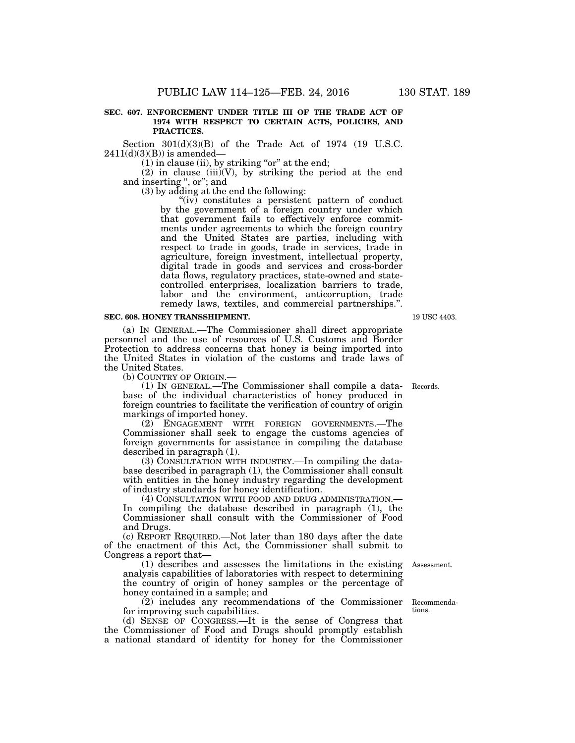**SEC. 607. ENFORCEMENT UNDER TITLE III OF THE TRADE ACT OF 1974 WITH RESPECT TO CERTAIN ACTS, POLICIES, AND PRACTICES.**

Section 301(d)(3)(B) of the Trade Act of 1974 (19 U.S.C. 2411(d)(3)(B)) is amended—

(1) in clause (ii), by striking "or" at the end;

(2) in clause (iii)(V), by striking the period at the end and inserting ", or"; and

(3) by adding at the end the following:

"(iv) constitutes a persistent pattern of conduct by the government of a foreign country under which that government fails to effectively enforce commitments under agreements to which the foreign country and the United States are parties, including with respect to trade in goods, trade in services, trade in agriculture, foreign investment, intellectual property, digital trade in goods and services and cross-border data flows, regulatory practices, state-owned and state-controlled enterprises, localization barriers to trade, labor and the environment, anticorruption, trade remedy laws, textiles, and commercial partnerships.".

**SEC. 608. HONEY TRANSSHIPMENT.**

19 USC 4403.

(a) IN GENERAL.—The Commissioner shall direct appropriate personnel and the use of resources of U.S. Customs and Border Protection to address concerns that honey is being imported into the United States in violation of the customs and trade laws of the United States.

(b) COUNTRY OF ORIGIN.—

(1) IN GENERAL.—The Commissioner shall compile a database of the individual characteristics of honey produced in foreign countries to facilitate the verification of country of origin markings of imported honey.

Records.

(2) ENGAGEMENT WITH FOREIGN GOVERNMENTS.—The Commissioner shall seek to engage the customs agencies of foreign governments for assistance in compiling the database described in paragraph (1).

(3) CONSULTATION WITH INDUSTRY.—In compiling the database described in paragraph (1), the Commissioner shall consult with entities in the honey industry regarding the development of industry standards for honey identification.

(4) CONSULTATION WITH FOOD AND DRUG ADMINISTRATION.—In compiling the database described in paragraph (1), the Commissioner shall consult with the Commissioner of Food and Drugs.

(c) REPORT REQUIRED.—Not later than 180 days after the date of the enactment of this Act, the Commissioner shall submit to Congress a report that—

(1) describes and assesses the limitations in the existing analysis capabilities of laboratories with respect to determining the country of origin of honey samples or the percentage of honey contained in a sample; and

Assessment.

(2) includes any recommendations of the Commissioner for improving such capabilities.

Recommendations.

(d) SENSE OF CONGRESS.—It is the sense of Congress that the Commissioner of Food and Drugs should promptly establish a national standard of identity for honey for the Commissioner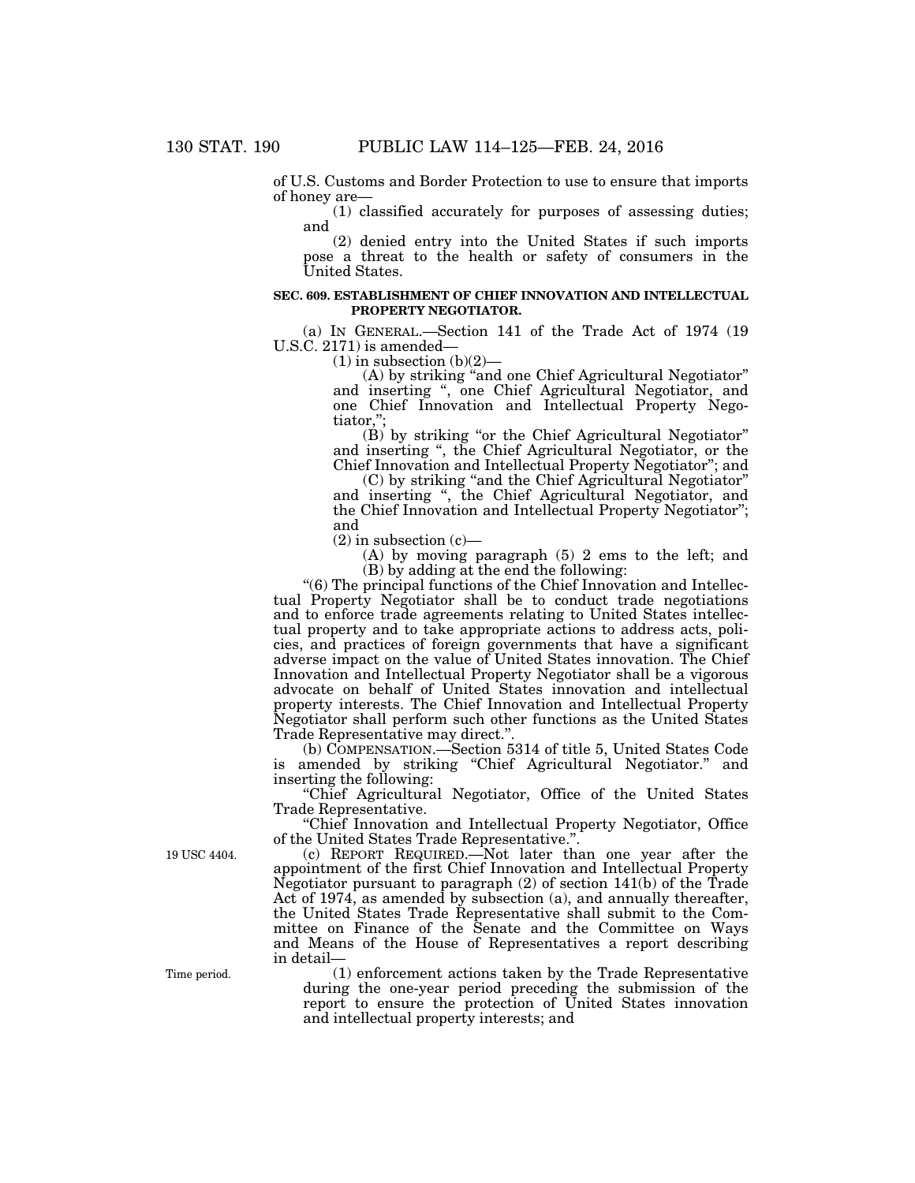of U.S. Customs and Border Protection to use to ensure that imports of honey are—

(1) classified accurately for purposes of assessing duties; and

(2) denied entry into the United States if such imports pose a threat to the health or safety of consumers in the United States.

**SEC. 609. ESTABLISHMENT OF CHIEF INNOVATION AND INTELLECTUAL PROPERTY NEGOTIATOR.**

(a) IN GENERAL.—Section 141 of the Trade Act of 1974 (19 U.S.C. 2171) is amended—

(1) in subsection (b)(2)—

(A) by striking "and one Chief Agricultural Negotiator" and inserting ", one Chief Agricultural Negotiator, and one Chief Innovation and Intellectual Property Negotiator,";

(B) by striking "or the Chief Agricultural Negotiator" and inserting ", the Chief Agricultural Negotiator, or the Chief Innovation and Intellectual Property Negotiator"; and

(C) by striking "and the Chief Agricultural Negotiator" and inserting ", the Chief Agricultural Negotiator, and the Chief Innovation and Intellectual Property Negotiator"; and

(2) in subsection (c)—

(A) by moving paragraph (5) 2 ems to the left; and

(B) by adding at the end the following:

"(6) The principal functions of the Chief Innovation and Intellectual Property Negotiator shall be to conduct trade negotiations and to enforce trade agreements relating to United States intellectual property and to take appropriate actions to address acts, policies, and practices of foreign governments that have a significant adverse impact on the value of United States innovation. The Chief Innovation and Intellectual Property Negotiator shall be a vigorous advocate on behalf of United States innovation and intellectual property interests. The Chief Innovation and Intellectual Property Negotiator shall perform such other functions as the United States Trade Representative may direct.".

(b) COMPENSATION.—Section 5314 of title 5, United States Code is amended by striking "Chief Agricultural Negotiator." and inserting the following:

"Chief Agricultural Negotiator, Office of the United States Trade Representative.

"Chief Innovation and Intellectual Property Negotiator, Office of the United States Trade Representative.".

19 USC 4404.

(c) REPORT REQUIRED.—Not later than one year after the appointment of the first Chief Innovation and Intellectual Property Negotiator pursuant to paragraph (2) of section 141(b) of the Trade Act of 1974, as amended by subsection (a), and annually thereafter, the United States Trade Representative shall submit to the Committee on Finance of the Senate and the Committee on Ways and Means of the House of Representatives a report describing in detail—

Time period.

(1) enforcement actions taken by the Trade Representative during the one-year period preceding the submission of the report to ensure the protection of United States innovation and intellectual property interests; and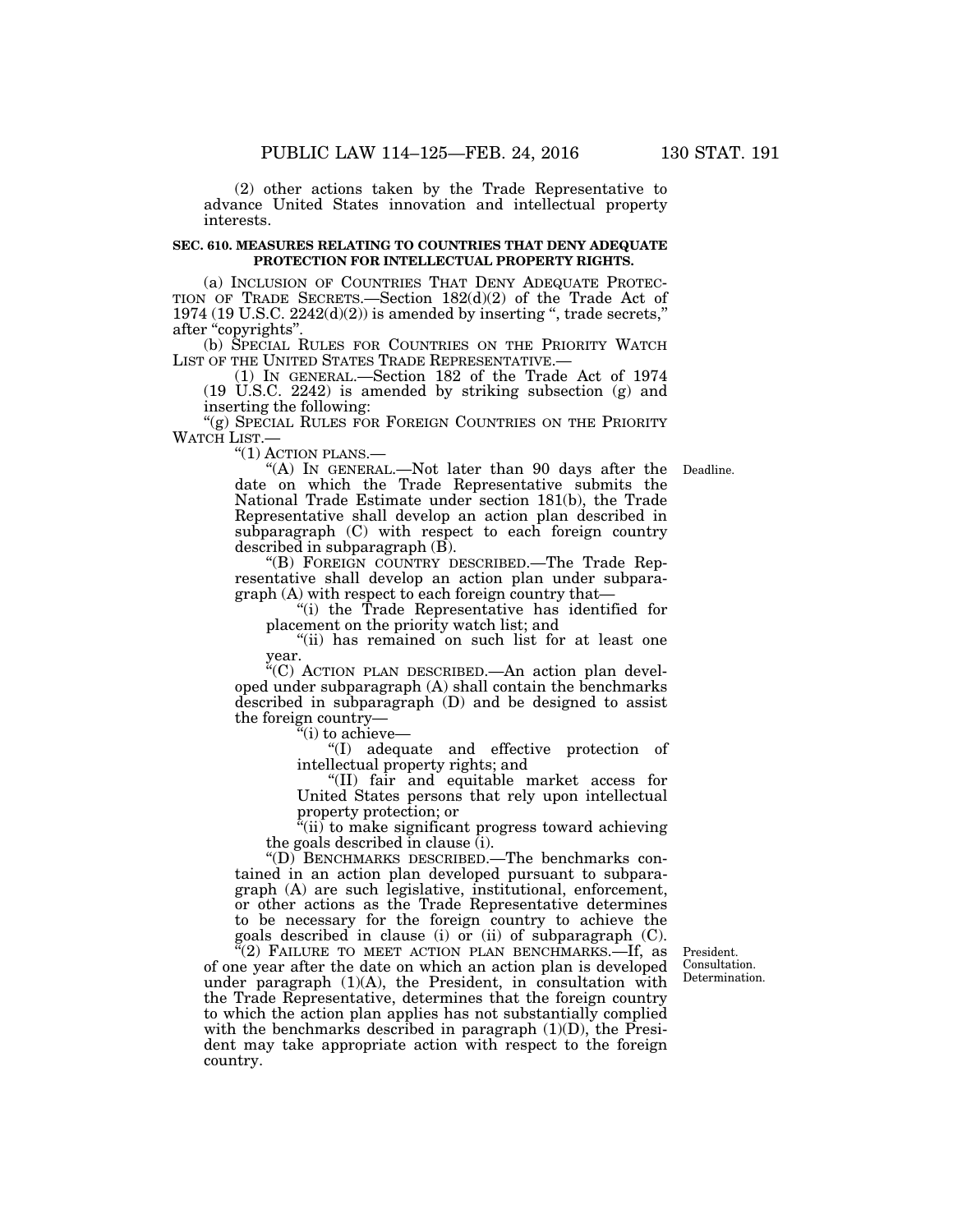(2) other actions taken by the Trade Representative to advance United States innovation and intellectual property interests.

**SEC. 610. MEASURES RELATING TO COUNTRIES THAT DENY ADEQUATE PROTECTION FOR INTELLECTUAL PROPERTY RIGHTS.**

(a) INCLUSION OF COUNTRIES THAT DENY ADEQUATE PROTECTION OF TRADE SECRETS.—Section 182(d)(2) of the Trade Act of 1974 (19 U.S.C. 2242(d)(2)) is amended by inserting ", trade secrets," after "copyrights".

(b) SPECIAL RULES FOR COUNTRIES ON THE PRIORITY WATCH LIST OF THE UNITED STATES TRADE REPRESENTATIVE.—

(1) IN GENERAL.—Section 182 of the Trade Act of 1974 (19 U.S.C. 2242) is amended by striking subsection (g) and inserting the following:

"(g) SPECIAL RULES FOR FOREIGN COUNTRIES ON THE PRIORITY WATCH LIST.—

"(1) ACTION PLANS.—

"(A) IN GENERAL.—Not later than 90 days after the date on which the Trade Representative submits the National Trade Estimate under section 181(b), the Trade Representative shall develop an action plan described in subparagraph (C) with respect to each foreign country described in subparagraph (B).

Deadline.

"(B) FOREIGN COUNTRY DESCRIBED.—The Trade Representative shall develop an action plan under subparagraph (A) with respect to each foreign country that—

"(i) the Trade Representative has identified for placement on the priority watch list; and

"(ii) has remained on such list for at least one year.

"(C) ACTION PLAN DESCRIBED.—An action plan developed under subparagraph (A) shall contain the benchmarks described in subparagraph (D) and be designed to assist the foreign country—

"(i) to achieve—

"(I) adequate and effective protection of intellectual property rights; and

"(II) fair and equitable market access for United States persons that rely upon intellectual property protection; or

"(ii) to make significant progress toward achieving the goals described in clause (i).

"(D) BENCHMARKS DESCRIBED.—The benchmarks contained in an action plan developed pursuant to subparagraph (A) are such legislative, institutional, enforcement, or other actions as the Trade Representative determines to be necessary for the foreign country to achieve the goals described in clause (i) or (ii) of subparagraph (C).

"(2) FAILURE TO MEET ACTION PLAN BENCHMARKS.—If, as of one year after the date on which an action plan is developed under paragraph (1)(A), the President, in consultation with the Trade Representative, determines that the foreign country to which the action plan applies has not substantially complied with the benchmarks described in paragraph (1)(D), the President may take appropriate action with respect to the foreign country.

President. Consultation. Determination.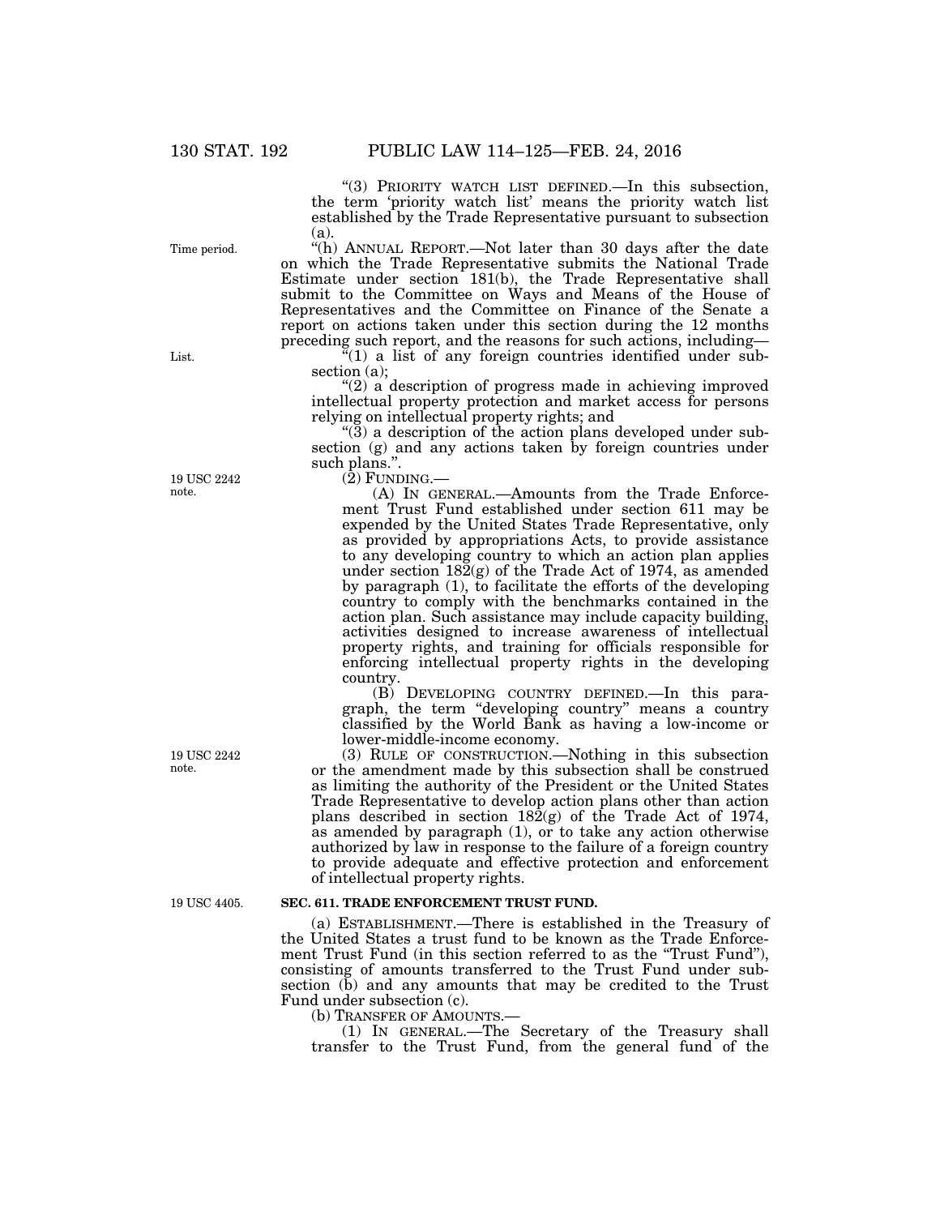"(3) PRIORITY WATCH LIST DEFINED.—In this subsection, the term 'priority watch list' means the priority watch list established by the Trade Representative pursuant to subsection (a).

"(h) ANNUAL REPORT.—Not later than 30 days after the date on which the Trade Representative submits the National Trade Estimate under section 181(b), the Trade Representative shall submit to the Committee on Ways and Means of the House of Representatives and the Committee on Finance of the Senate a report on actions taken under this section during the 12 months preceding such report, and the reasons for such actions, including—

"(1) a list of any foreign countries identified under subsection (a);

"(2) a description of progress made in achieving improved intellectual property protection and market access for persons relying on intellectual property rights; and

"(3) a description of the action plans developed under subsection (g) and any actions taken by foreign countries under such plans.".

(2) FUNDING.—

(A) IN GENERAL.—Amounts from the Trade Enforcement Trust Fund established under section 611 may be expended by the United States Trade Representative, only as provided by appropriations Acts, to provide assistance to any developing country to which an action plan applies under section 182(g) of the Trade Act of 1974, as amended by paragraph (1), to facilitate the efforts of the developing country to comply with the benchmarks contained in the action plan. Such assistance may include capacity building, activities designed to increase awareness of intellectual property rights, and training for officials responsible for enforcing intellectual property rights in the developing country.

(B) DEVELOPING COUNTRY DEFINED.—In this paragraph, the term "developing country" means a country classified by the World Bank as having a low-income or lower-middle-income economy.

(3) RULE OF CONSTRUCTION.—Nothing in this subsection or the amendment made by this subsection shall be construed as limiting the authority of the President or the United States Trade Representative to develop action plans other than action plans described in section 182(g) of the Trade Act of 1974, as amended by paragraph (1), or to take any action otherwise authorized by law in response to the failure of a foreign country to provide adequate and effective protection and enforcement of intellectual property rights.

**SEC. 611. TRADE ENFORCEMENT TRUST FUND.**

(a) ESTABLISHMENT.—There is established in the Treasury of the United States a trust fund to be known as the Trade Enforcement Trust Fund (in this section referred to as the "Trust Fund"), consisting of amounts transferred to the Trust Fund under subsection (b) and any amounts that may be credited to the Trust Fund under subsection (c).

(b) TRANSFER OF AMOUNTS.—

(1) IN GENERAL.—The Secretary of the Treasury shall transfer to the Trust Fund, from the general fund of the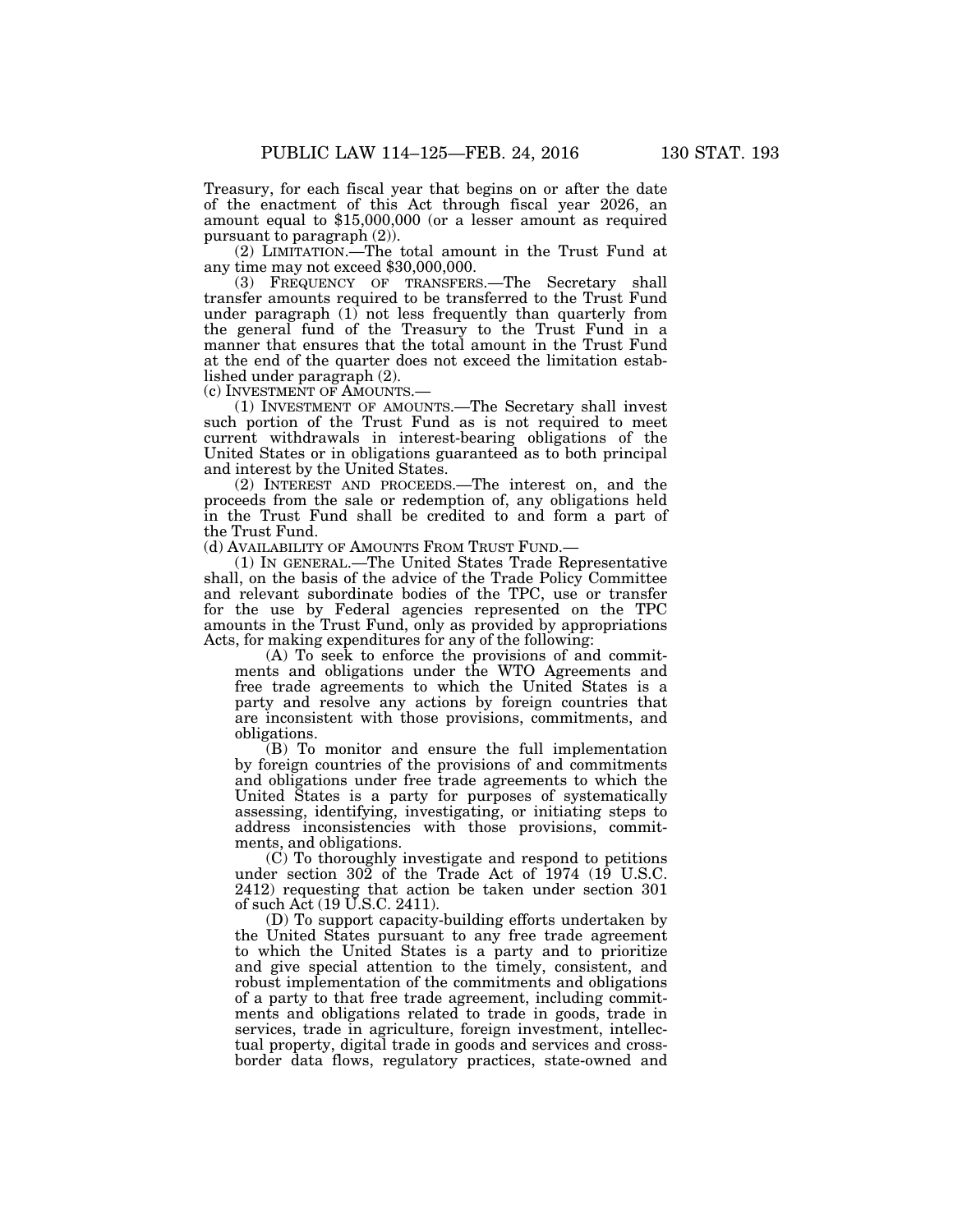Treasury, for each fiscal year that begins on or after the date of the enactment of this Act through fiscal year 2026, an amount equal to $15,000,000 (or a lesser amount as required pursuant to paragraph (2)).

(2) LIMITATION.—The total amount in the Trust Fund at any time may not exceed $30,000,000.

(3) FREQUENCY OF TRANSFERS.—The Secretary shall transfer amounts required to be transferred to the Trust Fund under paragraph (1) not less frequently than quarterly from the general fund of the Treasury to the Trust Fund in a manner that ensures that the total amount in the Trust Fund at the end of the quarter does not exceed the limitation established under paragraph (2).

(c) INVESTMENT OF AMOUNTS.—

(1) INVESTMENT OF AMOUNTS.—The Secretary shall invest such portion of the Trust Fund as is not required to meet current withdrawals in interest-bearing obligations of the United States or in obligations guaranteed as to both principal and interest by the United States.

(2) INTEREST AND PROCEEDS.—The interest on, and the proceeds from the sale or redemption of, any obligations held in the Trust Fund shall be credited to and form a part of the Trust Fund.

(d) AVAILABILITY OF AMOUNTS FROM TRUST FUND.—

(1) IN GENERAL.—The United States Trade Representative shall, on the basis of the advice of the Trade Policy Committee and relevant subordinate bodies of the TPC, use or transfer for the use by Federal agencies represented on the TPC amounts in the Trust Fund, only as provided by appropriations Acts, for making expenditures for any of the following:

(A) To seek to enforce the provisions of and commitments and obligations under the WTO Agreements and free trade agreements to which the United States is a party and resolve any actions by foreign countries that are inconsistent with those provisions, commitments, and obligations.

(B) To monitor and ensure the full implementation by foreign countries of the provisions of and commitments and obligations under free trade agreements to which the United States is a party for purposes of systematically assessing, identifying, investigating, or initiating steps to address inconsistencies with those provisions, commitments, and obligations.

(C) To thoroughly investigate and respond to petitions under section 302 of the Trade Act of 1974 (19 U.S.C. 2412) requesting that action be taken under section 301 of such Act (19 U.S.C. 2411).

(D) To support capacity-building efforts undertaken by the United States pursuant to any free trade agreement to which the United States is a party and to prioritize and give special attention to the timely, consistent, and robust implementation of the commitments and obligations of a party to that free trade agreement, including commitments and obligations related to trade in goods, trade in services, trade in agriculture, foreign investment, intellectual property, digital trade in goods and services and cross-border data flows, regulatory practices, state-owned and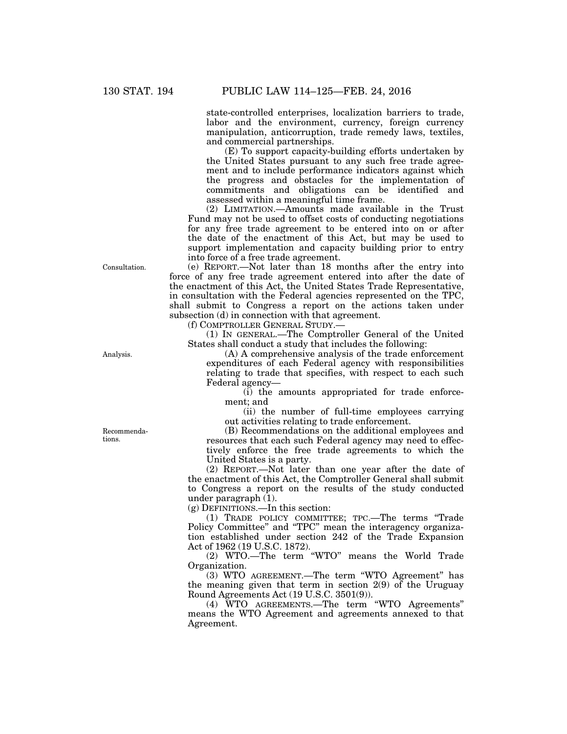state-controlled enterprises, localization barriers to trade, labor and the environment, currency, foreign currency manipulation, anticorruption, trade remedy laws, textiles, and commercial partnerships.

(E) To support capacity-building efforts undertaken by the United States pursuant to any such free trade agreement and to include performance indicators against which the progress and obstacles for the implementation of commitments and obligations can be identified and assessed within a meaningful time frame.

(2) LIMITATION.—Amounts made available in the Trust Fund may not be used to offset costs of conducting negotiations for any free trade agreement to be entered into on or after the date of the enactment of this Act, but may be used to support implementation and capacity building prior to entry into force of a free trade agreement.

Consultation.

(e) REPORT.—Not later than 18 months after the entry into force of any free trade agreement entered into after the date of the enactment of this Act, the United States Trade Representative, in consultation with the Federal agencies represented on the TPC, shall submit to Congress a report on the actions taken under subsection (d) in connection with that agreement.

(f) COMPTROLLER GENERAL STUDY.—

(1) IN GENERAL.—The Comptroller General of the United States shall conduct a study that includes the following:

Analysis.

(A) A comprehensive analysis of the trade enforcement expenditures of each Federal agency with responsibilities relating to trade that specifies, with respect to each such Federal agency—

(i) the amounts appropriated for trade enforcement; and

(ii) the number of full-time employees carrying out activities relating to trade enforcement.

Recommendations.

(B) Recommendations on the additional employees and resources that each such Federal agency may need to effectively enforce the free trade agreements to which the United States is a party.

(2) REPORT.—Not later than one year after the date of the enactment of this Act, the Comptroller General shall submit to Congress a report on the results of the study conducted under paragraph (1).

(g) DEFINITIONS.—In this section:

(1) TRADE POLICY COMMITTEE; TPC.—The terms "Trade Policy Committee" and "TPC" mean the interagency organization established under section 242 of the Trade Expansion Act of 1962 (19 U.S.C. 1872).

(2) WTO.—The term "WTO" means the World Trade Organization.

(3) WTO AGREEMENT.—The term "WTO Agreement" has the meaning given that term in section 2(9) of the Uruguay Round Agreements Act (19 U.S.C. 3501(9)).

(4) WTO AGREEMENTS.—The term "WTO Agreements" means the WTO Agreement and agreements annexed to that Agreement.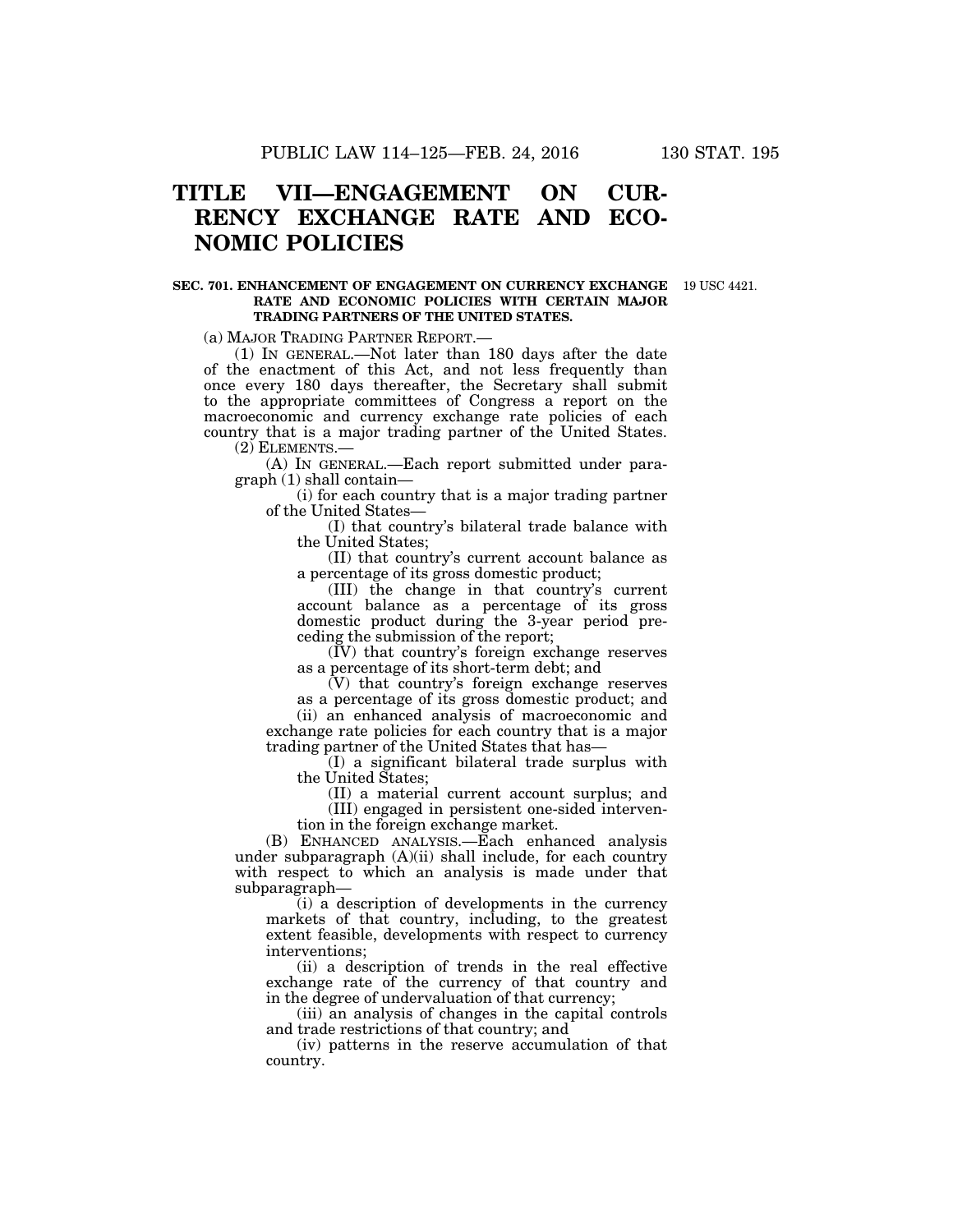# TITLE VII—ENGAGEMENT ON CURRENCY EXCHANGE RATE AND ECONOMIC POLICIES

## SEC. 701. ENHANCEMENT OF ENGAGEMENT ON CURRENCY EXCHANGE RATE AND ECONOMIC POLICIES WITH CERTAIN MAJOR TRADING PARTNERS OF THE UNITED STATES.

19 USC 4421.

(a) MAJOR TRADING PARTNER REPORT.—

(1) IN GENERAL.—Not later than 180 days after the date of the enactment of this Act, and not less frequently than once every 180 days thereafter, the Secretary shall submit to the appropriate committees of Congress a report on the macroeconomic and currency exchange rate policies of each country that is a major trading partner of the United States.

(2) ELEMENTS.—

(A) IN GENERAL.—Each report submitted under paragraph (1) shall contain—

(i) for each country that is a major trading partner of the United States—

(I) that country's bilateral trade balance with the United States;

(II) that country's current account balance as a percentage of its gross domestic product;

(III) the change in that country's current account balance as a percentage of its gross domestic product during the 3-year period preceding the submission of the report;

(IV) that country's foreign exchange reserves as a percentage of its short-term debt; and

(V) that country's foreign exchange reserves as a percentage of its gross domestic product; and

(ii) an enhanced analysis of macroeconomic and exchange rate policies for each country that is a major trading partner of the United States that has—

(I) a significant bilateral trade surplus with the United States;

(II) a material current account surplus; and

(III) engaged in persistent one-sided intervention in the foreign exchange market.

(B) ENHANCED ANALYSIS.—Each enhanced analysis under subparagraph (A)(ii) shall include, for each country with respect to which an analysis is made under that subparagraph—

(i) a description of developments in the currency markets of that country, including, to the greatest extent feasible, developments with respect to currency interventions;

(ii) a description of trends in the real effective exchange rate of the currency of that country and in the degree of undervaluation of that currency;

(iii) an analysis of changes in the capital controls and trade restrictions of that country; and

(iv) patterns in the reserve accumulation of that country.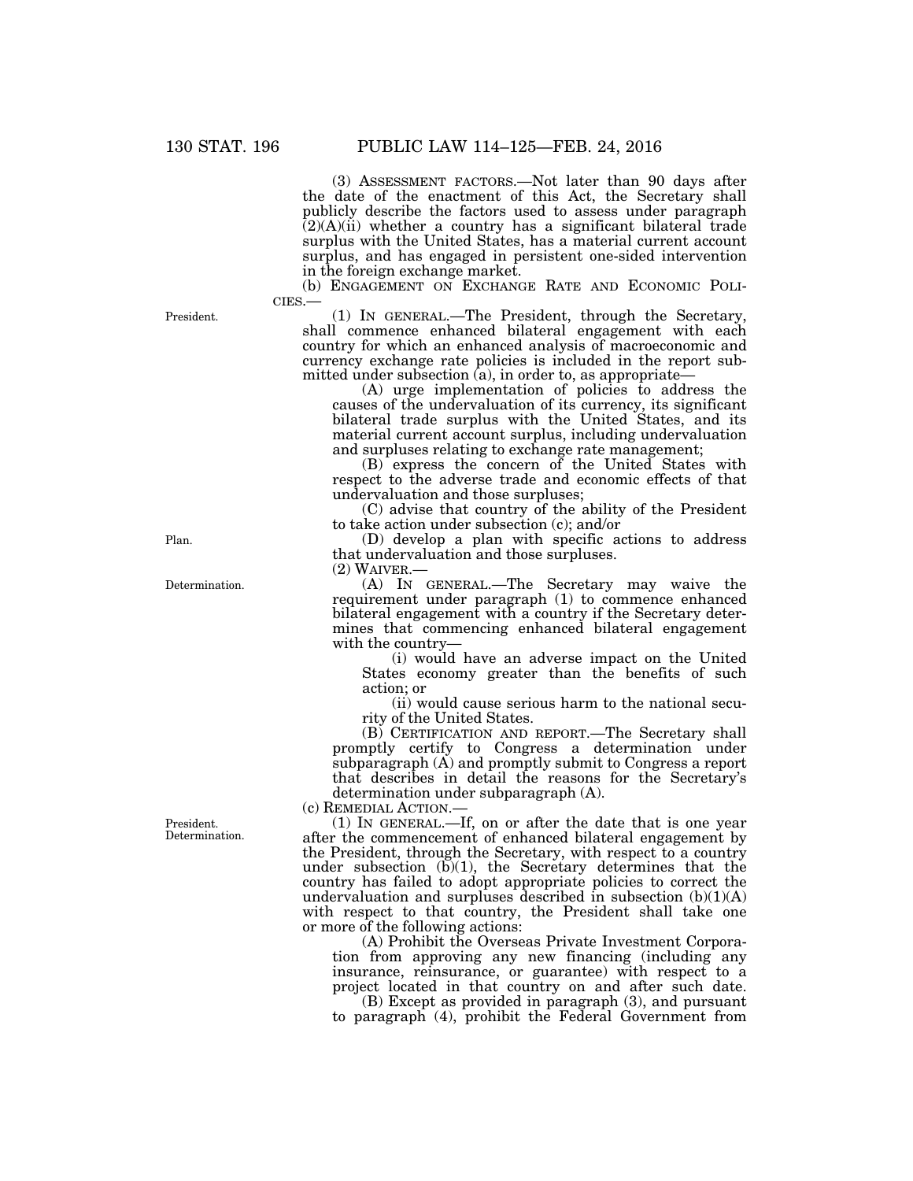(3) ASSESSMENT FACTORS.—Not later than 90 days after the date of the enactment of this Act, the Secretary shall publicly describe the factors used to assess under paragraph (2)(A)(ii) whether a country has a significant bilateral trade surplus with the United States, has a material current account surplus, and has engaged in persistent one-sided intervention in the foreign exchange market.

(b) ENGAGEMENT ON EXCHANGE RATE AND ECONOMIC POLICIES.—

(1) IN GENERAL.—The President, through the Secretary, shall commence enhanced bilateral engagement with each country for which an enhanced analysis of macroeconomic and currency exchange rate policies is included in the report submitted under subsection (a), in order to, as appropriate—

(A) urge implementation of policies to address the causes of the undervaluation of its currency, its significant bilateral trade surplus with the United States, and its material current account surplus, including undervaluation and surpluses relating to exchange rate management;

(B) express the concern of the United States with respect to the adverse trade and economic effects of that undervaluation and those surpluses;

(C) advise that country of the ability of the President to take action under subsection (c); and/or

(D) develop a plan with specific actions to address that undervaluation and those surpluses.

(2) WAIVER.—

(A) IN GENERAL.—The Secretary may waive the requirement under paragraph (1) to commence enhanced bilateral engagement with a country if the Secretary determines that commencing enhanced bilateral engagement with the country—

(i) would have an adverse impact on the United States economy greater than the benefits of such action; or

(ii) would cause serious harm to the national security of the United States.

(B) CERTIFICATION AND REPORT.—The Secretary shall promptly certify to Congress a determination under subparagraph (A) and promptly submit to Congress a report that describes in detail the reasons for the Secretary's determination under subparagraph (A).

(c) REMEDIAL ACTION.—

(1) IN GENERAL.—If, on or after the date that is one year after the commencement of enhanced bilateral engagement by the President, through the Secretary, with respect to a country under subsection (b)(1), the Secretary determines that the country has failed to adopt appropriate policies to correct the undervaluation and surpluses described in subsection (b)(1)(A) with respect to that country, the President shall take one or more of the following actions:

(A) Prohibit the Overseas Private Investment Corporation from approving any new financing (including any insurance, reinsurance, or guarantee) with respect to a project located in that country on and after such date.

(B) Except as provided in paragraph (3), and pursuant to paragraph (4), prohibit the Federal Government from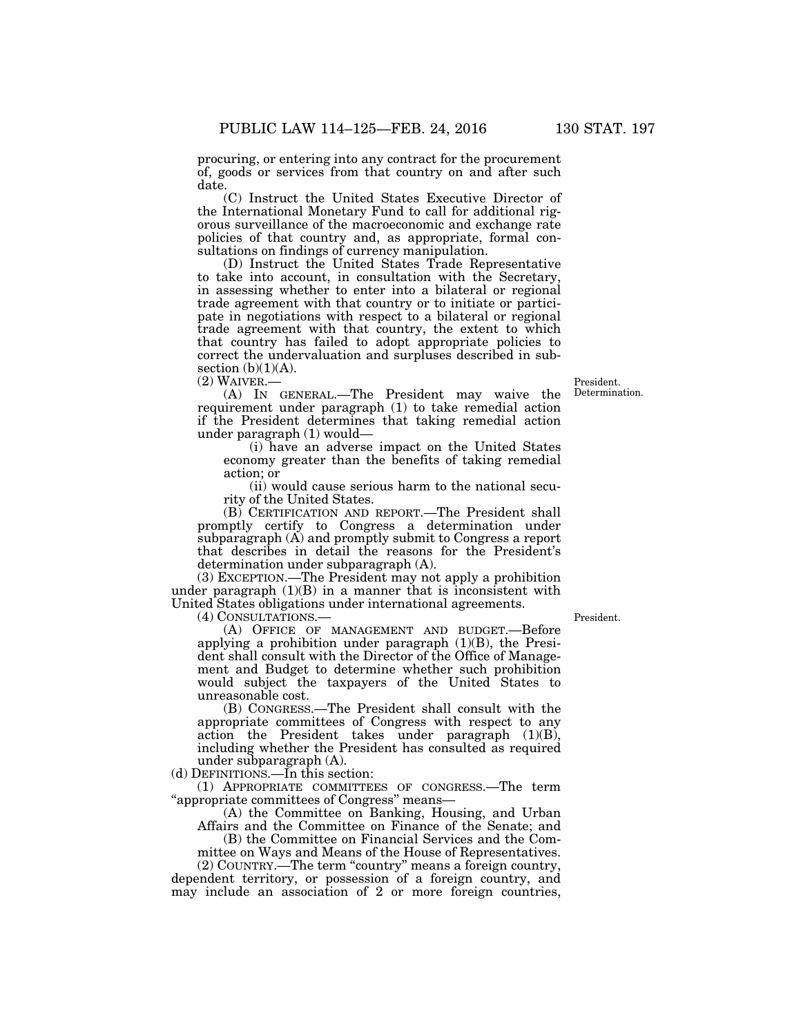procuring, or entering into any contract for the procurement of, goods or services from that country on and after such date.

(C) Instruct the United States Executive Director of the International Monetary Fund to call for additional rigorous surveillance of the macroeconomic and exchange rate policies of that country and, as appropriate, formal consultations on findings of currency manipulation.

(D) Instruct the United States Trade Representative to take into account, in consultation with the Secretary, in assessing whether to enter into a bilateral or regional trade agreement with that country or to initiate or participate in negotiations with respect to a bilateral or regional trade agreement with that country, the extent to which that country has failed to adopt appropriate policies to correct the undervaluation and surpluses described in subsection (b)(1)(A).

(2) WAIVER.—

President. Determination.

(A) IN GENERAL.—The President may waive the requirement under paragraph (1) to take remedial action if the President determines that taking remedial action under paragraph (1) would—

(i) have an adverse impact on the United States economy greater than the benefits of taking remedial action; or

(ii) would cause serious harm to the national security of the United States.

(B) CERTIFICATION AND REPORT.—The President shall promptly certify to Congress a determination under subparagraph (A) and promptly submit to Congress a report that describes in detail the reasons for the President's determination under subparagraph (A).

(3) EXCEPTION.—The President may not apply a prohibition under paragraph (1)(B) in a manner that is inconsistent with United States obligations under international agreements.

(4) CONSULTATIONS.—

President.

(A) OFFICE OF MANAGEMENT AND BUDGET.—Before applying a prohibition under paragraph (1)(B), the President shall consult with the Director of the Office of Management and Budget to determine whether such prohibition would subject the taxpayers of the United States to unreasonable cost.

(B) CONGRESS.—The President shall consult with the appropriate committees of Congress with respect to any action the President takes under paragraph (1)(B), including whether the President has consulted as required under subparagraph (A).

(d) DEFINITIONS.—In this section:

(1) APPROPRIATE COMMITTEES OF CONGRESS.—The term "appropriate committees of Congress" means—

(A) the Committee on Banking, Housing, and Urban Affairs and the Committee on Finance of the Senate; and

(B) the Committee on Financial Services and the Committee on Ways and Means of the House of Representatives.

(2) COUNTRY.—The term "country" means a foreign country, dependent territory, or possession of a foreign country, and may include an association of 2 or more foreign countries,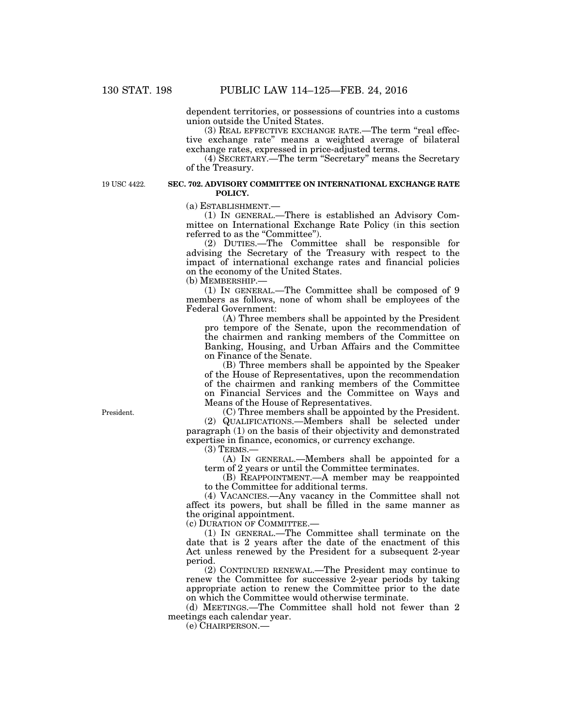dependent territories, or possessions of countries into a customs union outside the United States.

(3) REAL EFFECTIVE EXCHANGE RATE.—The term "real effective exchange rate" means a weighted average of bilateral exchange rates, expressed in price-adjusted terms.

(4) SECRETARY.—The term "Secretary" means the Secretary of the Treasury.

19 USC 4422.

**SEC. 702. ADVISORY COMMITTEE ON INTERNATIONAL EXCHANGE RATE POLICY.**

(a) ESTABLISHMENT.—

(1) IN GENERAL.—There is established an Advisory Committee on International Exchange Rate Policy (in this section referred to as the "Committee").

(2) DUTIES.—The Committee shall be responsible for advising the Secretary of the Treasury with respect to the impact of international exchange rates and financial policies on the economy of the United States.

(b) MEMBERSHIP.—

(1) IN GENERAL.—The Committee shall be composed of 9 members as follows, none of whom shall be employees of the Federal Government:

(A) Three members shall be appointed by the President pro tempore of the Senate, upon the recommendation of the chairmen and ranking members of the Committee on Banking, Housing, and Urban Affairs and the Committee on Finance of the Senate.

(B) Three members shall be appointed by the Speaker of the House of Representatives, upon the recommendation of the chairmen and ranking members of the Committee on Financial Services and the Committee on Ways and Means of the House of Representatives.

President.

(C) Three members shall be appointed by the President.

(2) QUALIFICATIONS.—Members shall be selected under paragraph (1) on the basis of their objectivity and demonstrated expertise in finance, economics, or currency exchange.

(3) TERMS.—

(A) IN GENERAL.—Members shall be appointed for a term of 2 years or until the Committee terminates.

(B) REAPPOINTMENT.—A member may be reappointed to the Committee for additional terms.

(4) VACANCIES.—Any vacancy in the Committee shall not affect its powers, but shall be filled in the same manner as the original appointment.

(c) DURATION OF COMMITTEE.—

(1) IN GENERAL.—The Committee shall terminate on the date that is 2 years after the date of the enactment of this Act unless renewed by the President for a subsequent 2-year period.

(2) CONTINUED RENEWAL.—The President may continue to renew the Committee for successive 2-year periods by taking appropriate action to renew the Committee prior to the date on which the Committee would otherwise terminate.

(d) MEETINGS.—The Committee shall hold not fewer than 2 meetings each calendar year.

(e) CHAIRPERSON.—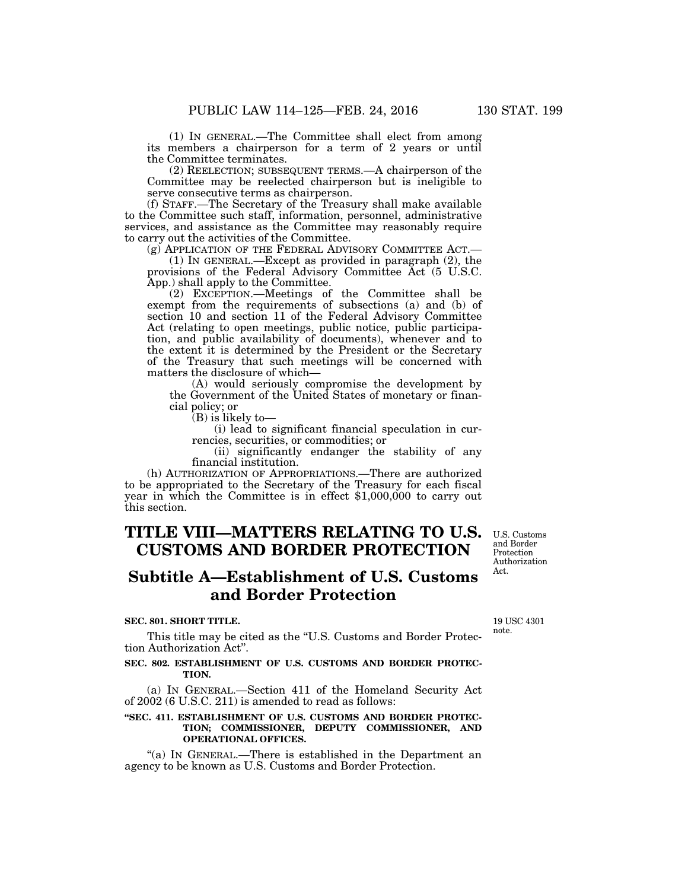(1) IN GENERAL.—The Committee shall elect from among its members a chairperson for a term of 2 years or until the Committee terminates.

(2) REELECTION; SUBSEQUENT TERMS.—A chairperson of the Committee may be reelected chairperson but is ineligible to serve consecutive terms as chairperson.

(f) STAFF.—The Secretary of the Treasury shall make available to the Committee such staff, information, personnel, administrative services, and assistance as the Committee may reasonably require to carry out the activities of the Committee.

(g) APPLICATION OF THE FEDERAL ADVISORY COMMITTEE ACT.—

(1) IN GENERAL.—Except as provided in paragraph (2), the provisions of the Federal Advisory Committee Act (5 U.S.C. App.) shall apply to the Committee.

(2) EXCEPTION.—Meetings of the Committee shall be exempt from the requirements of subsections (a) and (b) of section 10 and section 11 of the Federal Advisory Committee Act (relating to open meetings, public notice, public participation, and public availability of documents), whenever and to the extent it is determined by the President or the Secretary of the Treasury that such meetings will be concerned with matters the disclosure of which—

(A) would seriously compromise the development by the Government of the United States of monetary or financial policy; or

(B) is likely to—

(i) lead to significant financial speculation in currencies, securities, or commodities; or

(ii) significantly endanger the stability of any financial institution.

(h) AUTHORIZATION OF APPROPRIATIONS.—There are authorized to be appropriated to the Secretary of the Treasury for each fiscal year in which the Committee is in effect $1,000,000 to carry out this section.

# TITLE VIII—MATTERS RELATING TO U.S. CUSTOMS AND BORDER PROTECTION

U.S. Customs and Border Protection Authorization Act.

## Subtitle A—Establishment of U.S. Customs and Border Protection

**SEC. 801. SHORT TITLE.**

19 USC 4301 note.

This title may be cited as the "U.S. Customs and Border Protection Authorization Act".

**SEC. 802. ESTABLISHMENT OF U.S. CUSTOMS AND BORDER PROTECTION.**

(a) IN GENERAL.—Section 411 of the Homeland Security Act of 2002 (6 U.S.C. 211) is amended to read as follows:

**"SEC. 411. ESTABLISHMENT OF U.S. CUSTOMS AND BORDER PROTECTION; COMMISSIONER, DEPUTY COMMISSIONER, AND OPERATIONAL OFFICES.**

"(a) IN GENERAL.—There is established in the Department an agency to be known as U.S. Customs and Border Protection.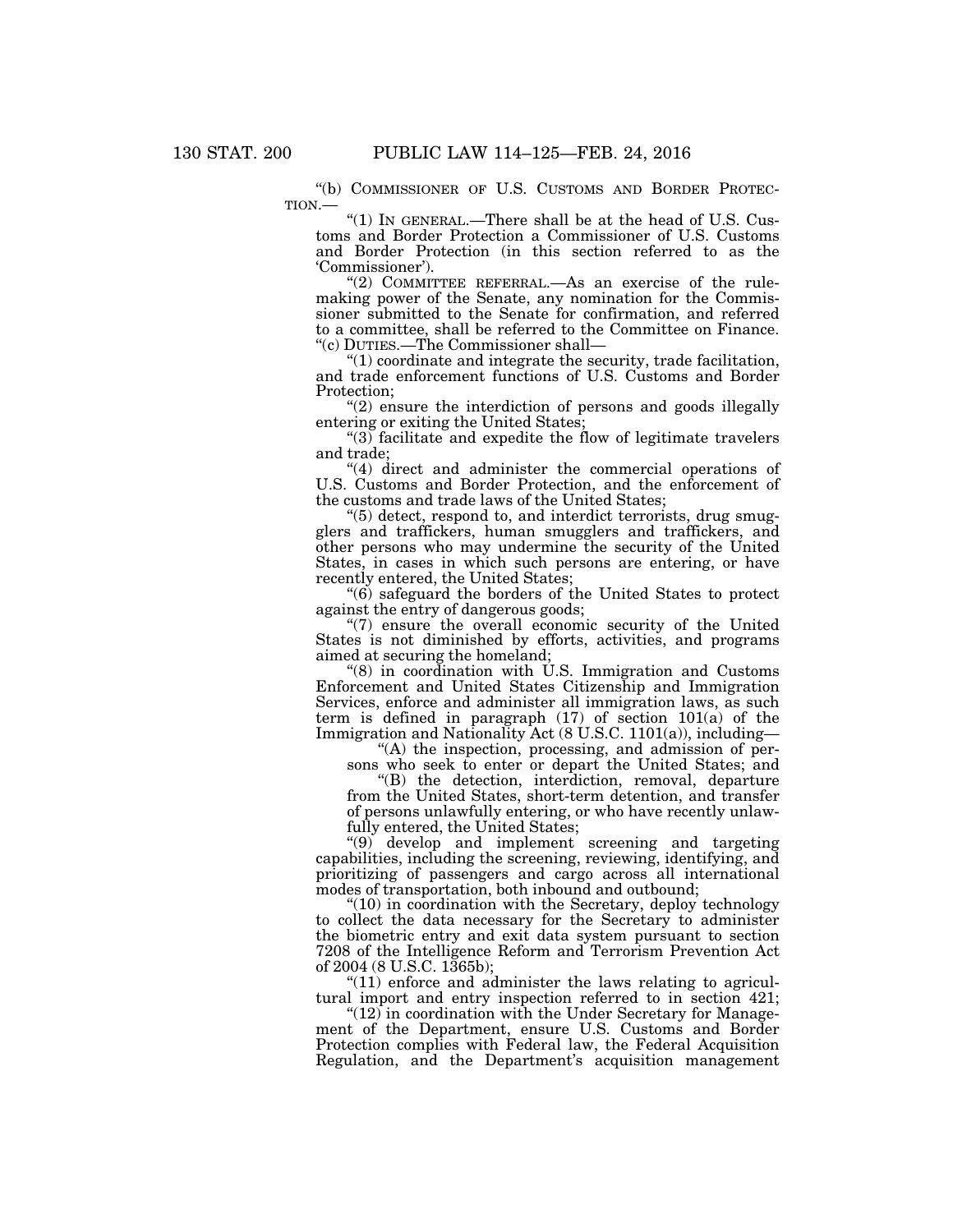"(b) COMMISSIONER OF U.S. CUSTOMS AND BORDER PROTECTION.—

"(1) IN GENERAL.—There shall be at the head of U.S. Customs and Border Protection a Commissioner of U.S. Customs and Border Protection (in this section referred to as the 'Commissioner').

"(2) COMMITTEE REFERRAL.—As an exercise of the rulemaking power of the Senate, any nomination for the Commissioner submitted to the Senate for confirmation, and referred to a committee, shall be referred to the Committee on Finance.

"(c) DUTIES.—The Commissioner shall—

"(1) coordinate and integrate the security, trade facilitation, and trade enforcement functions of U.S. Customs and Border Protection;

"(2) ensure the interdiction of persons and goods illegally entering or exiting the United States;

"(3) facilitate and expedite the flow of legitimate travelers and trade;

"(4) direct and administer the commercial operations of U.S. Customs and Border Protection, and the enforcement of the customs and trade laws of the United States;

"(5) detect, respond to, and interdict terrorists, drug smugglers and traffickers, human smugglers and traffickers, and other persons who may undermine the security of the United States, in cases in which such persons are entering, or have recently entered, the United States;

"(6) safeguard the borders of the United States to protect against the entry of dangerous goods;

"(7) ensure the overall economic security of the United States is not diminished by efforts, activities, and programs aimed at securing the homeland;

"(8) in coordination with U.S. Immigration and Customs Enforcement and United States Citizenship and Immigration Services, enforce and administer all immigration laws, as such term is defined in paragraph (17) of section 101(a) of the Immigration and Nationality Act (8 U.S.C. 1101(a)), including—

"(A) the inspection, processing, and admission of persons who seek to enter or depart the United States; and

"(B) the detection, interdiction, removal, departure from the United States, short-term detention, and transfer of persons unlawfully entering, or who have recently unlawfully entered, the United States;

"(9) develop and implement screening and targeting capabilities, including the screening, reviewing, identifying, and prioritizing of passengers and cargo across all international modes of transportation, both inbound and outbound;

"(10) in coordination with the Secretary, deploy technology to collect the data necessary for the Secretary to administer the biometric entry and exit data system pursuant to section 7208 of the Intelligence Reform and Terrorism Prevention Act of 2004 (8 U.S.C. 1365b);

"(11) enforce and administer the laws relating to agricultural import and entry inspection referred to in section 421;

"(12) in coordination with the Under Secretary for Management of the Department, ensure U.S. Customs and Border Protection complies with Federal law, the Federal Acquisition Regulation, and the Department's acquisition management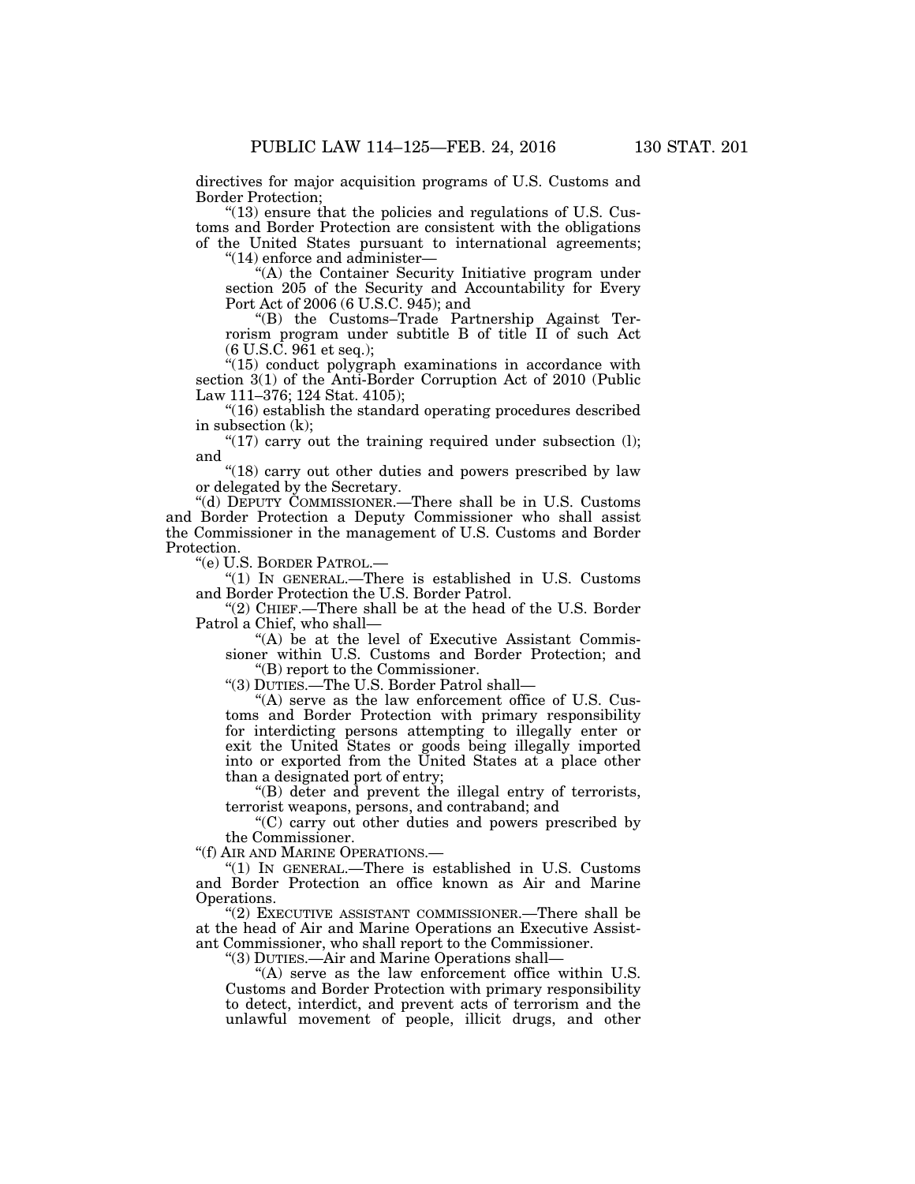directives for major acquisition programs of U.S. Customs and Border Protection;

"(13) ensure that the policies and regulations of U.S. Customs and Border Protection are consistent with the obligations of the United States pursuant to international agreements;

"(14) enforce and administer—

"(A) the Container Security Initiative program under section 205 of the Security and Accountability for Every Port Act of 2006 (6 U.S.C. 945); and

"(B) the Customs–Trade Partnership Against Terrorism program under subtitle B of title II of such Act (6 U.S.C. 961 et seq.);

"(15) conduct polygraph examinations in accordance with section 3(1) of the Anti-Border Corruption Act of 2010 (Public Law 111–376; 124 Stat. 4105);

"(16) establish the standard operating procedures described in subsection (k);

"(17) carry out the training required under subsection (l); and

"(18) carry out other duties and powers prescribed by law or delegated by the Secretary.

"(d) DEPUTY COMMISSIONER.—There shall be in U.S. Customs and Border Protection a Deputy Commissioner who shall assist the Commissioner in the management of U.S. Customs and Border Protection.

"(e) U.S. BORDER PATROL.—

"(1) IN GENERAL.—There is established in U.S. Customs and Border Protection the U.S. Border Patrol.

"(2) CHIEF.—There shall be at the head of the U.S. Border Patrol a Chief, who shall—

"(A) be at the level of Executive Assistant Commissioner within U.S. Customs and Border Protection; and

"(B) report to the Commissioner.

"(3) DUTIES.—The U.S. Border Patrol shall—

"(A) serve as the law enforcement office of U.S. Customs and Border Protection with primary responsibility for interdicting persons attempting to illegally enter or exit the United States or goods being illegally imported into or exported from the United States at a place other than a designated port of entry;

"(B) deter and prevent the illegal entry of terrorists, terrorist weapons, persons, and contraband; and

"(C) carry out other duties and powers prescribed by the Commissioner.

"(f) AIR AND MARINE OPERATIONS.—

"(1) IN GENERAL.—There is established in U.S. Customs and Border Protection an office known as Air and Marine Operations.

"(2) EXECUTIVE ASSISTANT COMMISSIONER.—There shall be at the head of Air and Marine Operations an Executive Assistant Commissioner, who shall report to the Commissioner.

"(3) DUTIES.—Air and Marine Operations shall—

"(A) serve as the law enforcement office within U.S. Customs and Border Protection with primary responsibility to detect, interdict, and prevent acts of terrorism and the unlawful movement of people, illicit drugs, and other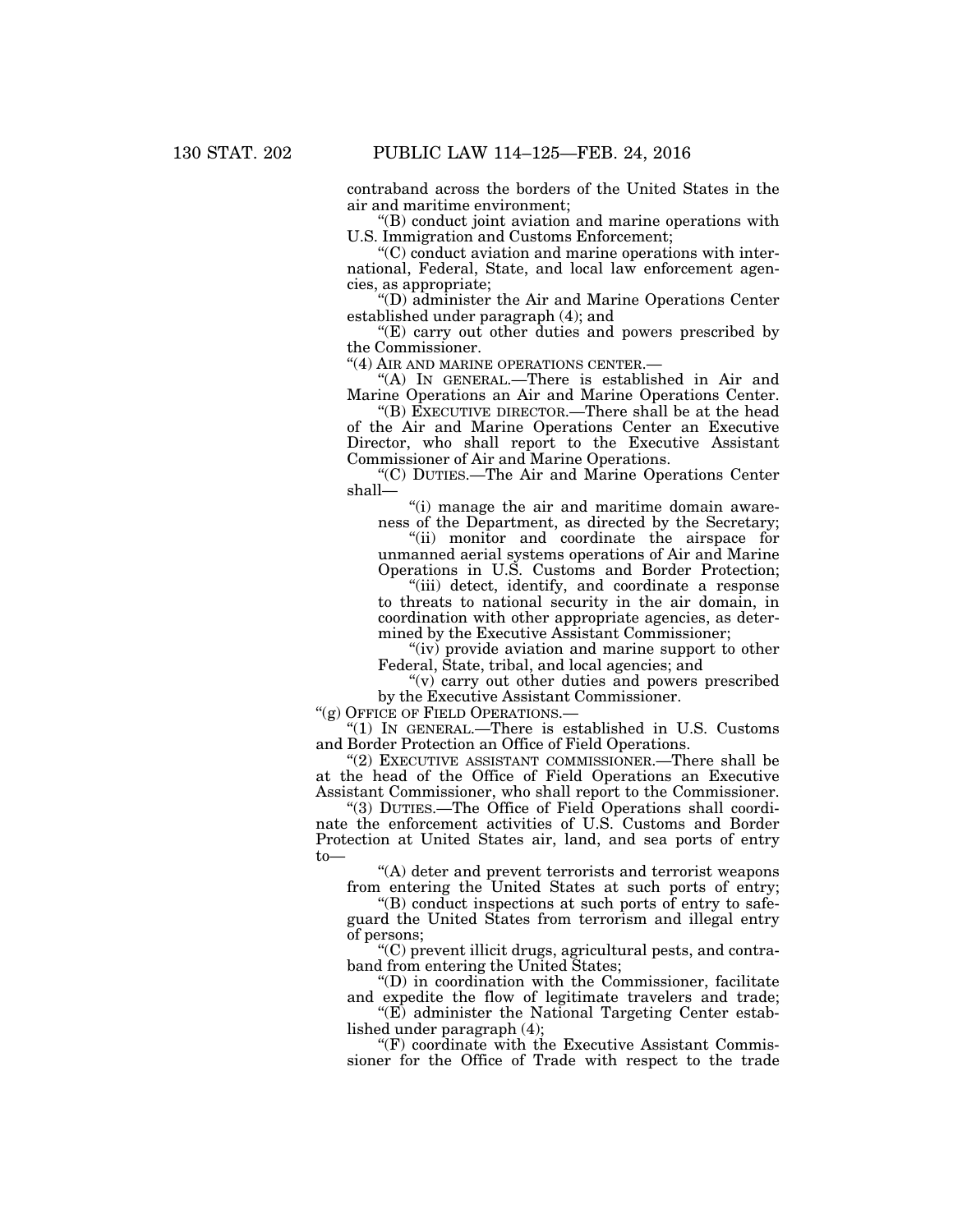contraband across the borders of the United States in the air and maritime environment;

"(B) conduct joint aviation and marine operations with U.S. Immigration and Customs Enforcement;

"(C) conduct aviation and marine operations with international, Federal, State, and local law enforcement agencies, as appropriate;

"(D) administer the Air and Marine Operations Center established under paragraph (4); and

"(E) carry out other duties and powers prescribed by the Commissioner.

"(4) AIR AND MARINE OPERATIONS CENTER.—

"(A) IN GENERAL.—There is established in Air and Marine Operations an Air and Marine Operations Center.

"(B) EXECUTIVE DIRECTOR.—There shall be at the head of the Air and Marine Operations Center an Executive Director, who shall report to the Executive Assistant Commissioner of Air and Marine Operations.

"(C) DUTIES.—The Air and Marine Operations Center shall—

"(i) manage the air and maritime domain awareness of the Department, as directed by the Secretary;

"(ii) monitor and coordinate the airspace for unmanned aerial systems operations of Air and Marine Operations in U.S. Customs and Border Protection;

"(iii) detect, identify, and coordinate a response to threats to national security in the air domain, in coordination with other appropriate agencies, as determined by the Executive Assistant Commissioner;

"(iv) provide aviation and marine support to other Federal, State, tribal, and local agencies; and

"(v) carry out other duties and powers prescribed by the Executive Assistant Commissioner.

"(g) OFFICE OF FIELD OPERATIONS.—

"(1) IN GENERAL.—There is established in U.S. Customs and Border Protection an Office of Field Operations.

"(2) EXECUTIVE ASSISTANT COMMISSIONER.—There shall be at the head of the Office of Field Operations an Executive Assistant Commissioner, who shall report to the Commissioner.

"(3) DUTIES.—The Office of Field Operations shall coordinate the enforcement activities of U.S. Customs and Border Protection at United States air, land, and sea ports of entry to—

"(A) deter and prevent terrorists and terrorist weapons from entering the United States at such ports of entry;

"(B) conduct inspections at such ports of entry to safeguard the United States from terrorism and illegal entry of persons;

"(C) prevent illicit drugs, agricultural pests, and contraband from entering the United States;

"(D) in coordination with the Commissioner, facilitate and expedite the flow of legitimate travelers and trade;

"(E) administer the National Targeting Center established under paragraph (4);

"(F) coordinate with the Executive Assistant Commissioner for the Office of Trade with respect to the trade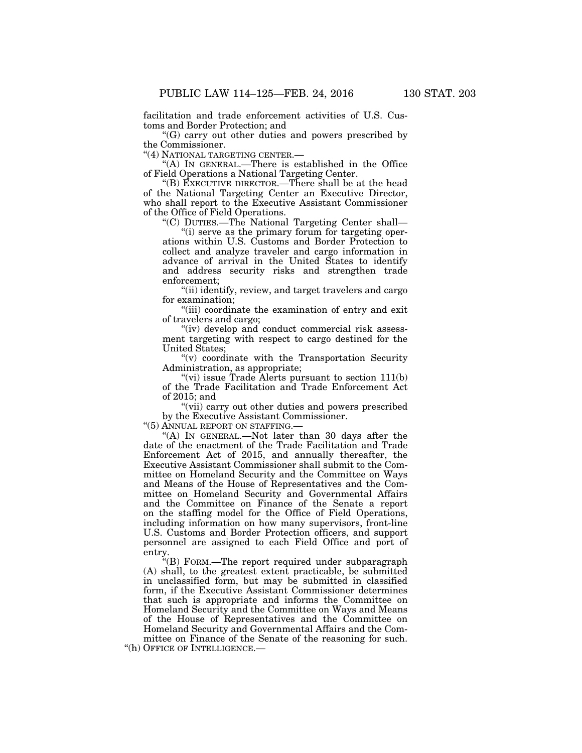facilitation and trade enforcement activities of U.S. Customs and Border Protection; and

"(G) carry out other duties and powers prescribed by the Commissioner.

"(4) NATIONAL TARGETING CENTER.—

"(A) IN GENERAL.—There is established in the Office of Field Operations a National Targeting Center.

"(B) EXECUTIVE DIRECTOR.—There shall be at the head of the National Targeting Center an Executive Director, who shall report to the Executive Assistant Commissioner of the Office of Field Operations.

"(C) DUTIES.—The National Targeting Center shall—

"(i) serve as the primary forum for targeting operations within U.S. Customs and Border Protection to collect and analyze traveler and cargo information in advance of arrival in the United States to identify and address security risks and strengthen trade enforcement;

"(ii) identify, review, and target travelers and cargo for examination;

"(iii) coordinate the examination of entry and exit of travelers and cargo;

"(iv) develop and conduct commercial risk assessment targeting with respect to cargo destined for the United States;

"(v) coordinate with the Transportation Security Administration, as appropriate;

"(vi) issue Trade Alerts pursuant to section 111(b) of the Trade Facilitation and Trade Enforcement Act of 2015; and

"(vii) carry out other duties and powers prescribed by the Executive Assistant Commissioner.

"(5) ANNUAL REPORT ON STAFFING.—

"(A) IN GENERAL.—Not later than 30 days after the date of the enactment of the Trade Facilitation and Trade Enforcement Act of 2015, and annually thereafter, the Executive Assistant Commissioner shall submit to the Committee on Homeland Security and the Committee on Ways and Means of the House of Representatives and the Committee on Homeland Security and Governmental Affairs and the Committee on Finance of the Senate a report on the staffing model for the Office of Field Operations, including information on how many supervisors, front-line U.S. Customs and Border Protection officers, and support personnel are assigned to each Field Office and port of entry.

"(B) FORM.—The report required under subparagraph (A) shall, to the greatest extent practicable, be submitted in unclassified form, but may be submitted in classified form, if the Executive Assistant Commissioner determines that such is appropriate and informs the Committee on Homeland Security and the Committee on Ways and Means of the House of Representatives and the Committee on Homeland Security and Governmental Affairs and the Committee on Finance of the Senate of the reasoning for such.

"(h) OFFICE OF INTELLIGENCE.—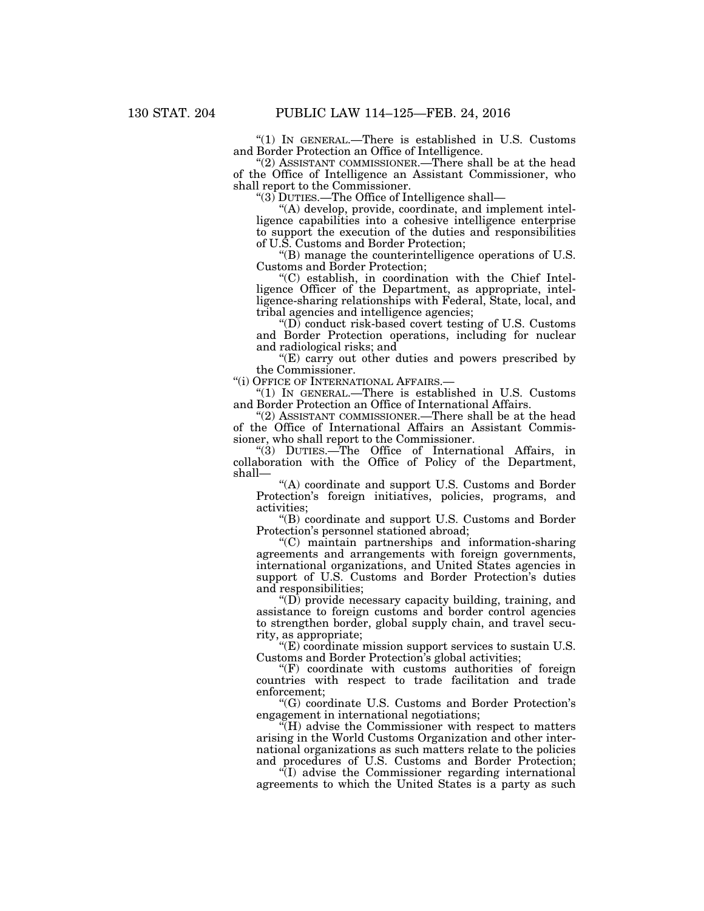"(1) IN GENERAL.—There is established in U.S. Customs and Border Protection an Office of Intelligence.

"(2) ASSISTANT COMMISSIONER.—There shall be at the head of the Office of Intelligence an Assistant Commissioner, who shall report to the Commissioner.

"(3) DUTIES.—The Office of Intelligence shall—

"(A) develop, provide, coordinate, and implement intelligence capabilities into a cohesive intelligence enterprise to support the execution of the duties and responsibilities of U.S. Customs and Border Protection;

"(B) manage the counterintelligence operations of U.S. Customs and Border Protection;

"(C) establish, in coordination with the Chief Intelligence Officer of the Department, as appropriate, intelligence-sharing relationships with Federal, State, local, and tribal agencies and intelligence agencies;

"(D) conduct risk-based covert testing of U.S. Customs and Border Protection operations, including for nuclear and radiological risks; and

"(E) carry out other duties and powers prescribed by the Commissioner.

"(i) OFFICE OF INTERNATIONAL AFFAIRS.—

"(1) IN GENERAL.—There is established in U.S. Customs and Border Protection an Office of International Affairs.

"(2) ASSISTANT COMMISSIONER.—There shall be at the head of the Office of International Affairs an Assistant Commissioner, who shall report to the Commissioner.

"(3) DUTIES.—The Office of International Affairs, in collaboration with the Office of Policy of the Department, shall—

"(A) coordinate and support U.S. Customs and Border Protection's foreign initiatives, policies, programs, and activities;

"(B) coordinate and support U.S. Customs and Border Protection's personnel stationed abroad;

"(C) maintain partnerships and information-sharing agreements and arrangements with foreign governments, international organizations, and United States agencies in support of U.S. Customs and Border Protection's duties and responsibilities;

"(D) provide necessary capacity building, training, and assistance to foreign customs and border control agencies to strengthen border, global supply chain, and travel security, as appropriate;

"(E) coordinate mission support services to sustain U.S. Customs and Border Protection's global activities;

"(F) coordinate with customs authorities of foreign countries with respect to trade facilitation and trade enforcement;

"(G) coordinate U.S. Customs and Border Protection's engagement in international negotiations;

"(H) advise the Commissioner with respect to matters arising in the World Customs Organization and other international organizations as such matters relate to the policies and procedures of U.S. Customs and Border Protection;

"(I) advise the Commissioner regarding international agreements to which the United States is a party as such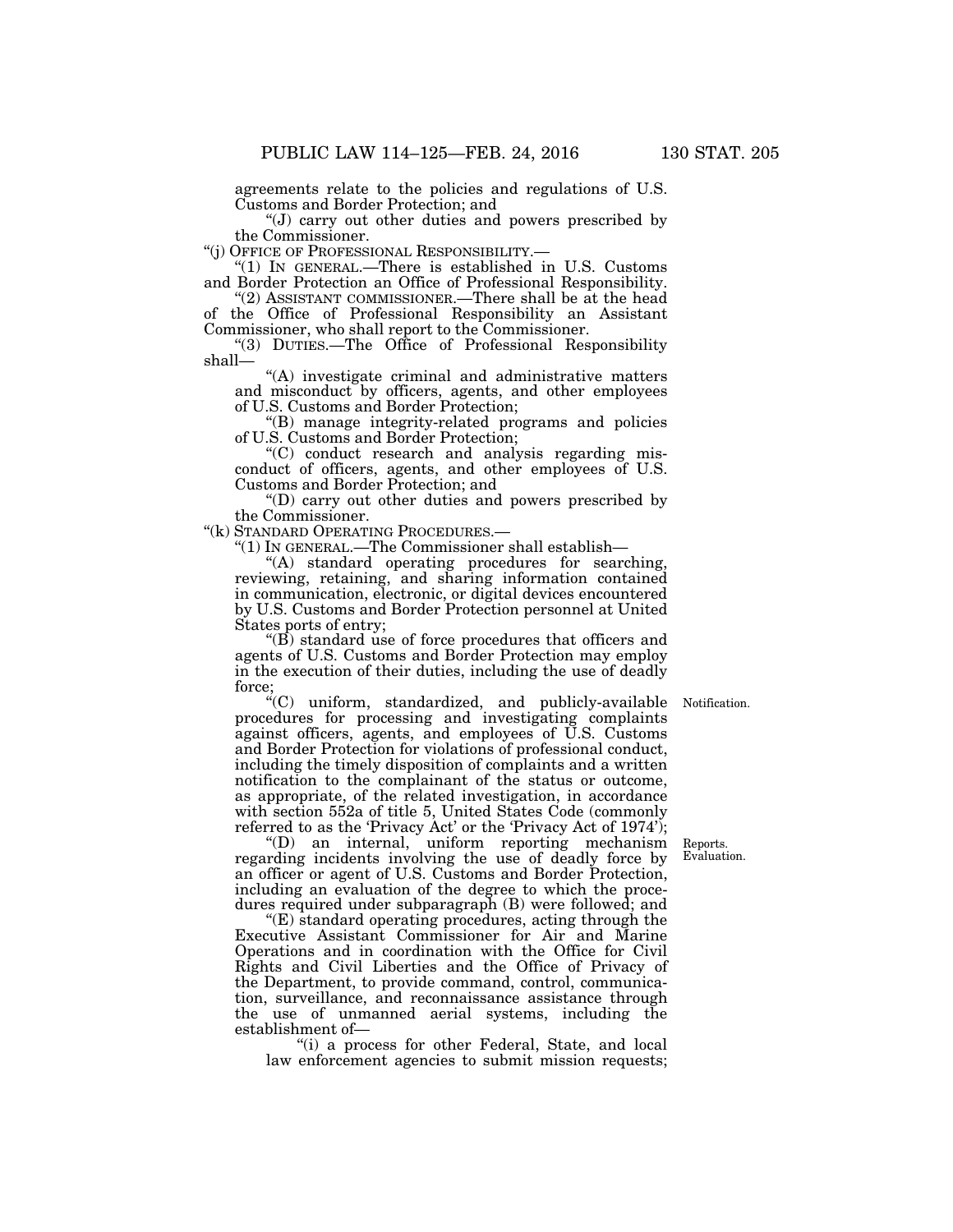agreements relate to the policies and regulations of U.S. Customs and Border Protection; and

"(J) carry out other duties and powers prescribed by the Commissioner.

"(j) OFFICE OF PROFESSIONAL RESPONSIBILITY.—

"(1) IN GENERAL.—There is established in U.S. Customs and Border Protection an Office of Professional Responsibility.

"(2) ASSISTANT COMMISSIONER.—There shall be at the head of the Office of Professional Responsibility an Assistant Commissioner, who shall report to the Commissioner.

"(3) DUTIES.—The Office of Professional Responsibility shall—

"(A) investigate criminal and administrative matters and misconduct by officers, agents, and other employees of U.S. Customs and Border Protection;

"(B) manage integrity-related programs and policies of U.S. Customs and Border Protection;

"(C) conduct research and analysis regarding misconduct of officers, agents, and other employees of U.S. Customs and Border Protection; and

"(D) carry out other duties and powers prescribed by the Commissioner.

"(k) STANDARD OPERATING PROCEDURES.—

"(1) IN GENERAL.—The Commissioner shall establish—

"(A) standard operating procedures for searching, reviewing, retaining, and sharing information contained in communication, electronic, or digital devices encountered by U.S. Customs and Border Protection personnel at United States ports of entry;

"(B) standard use of force procedures that officers and agents of U.S. Customs and Border Protection may employ in the execution of their duties, including the use of deadly force;

Notification.

"(C) uniform, standardized, and publicly-available procedures for processing and investigating complaints against officers, agents, and employees of U.S. Customs and Border Protection for violations of professional conduct, including the timely disposition of complaints and a written notification to the complainant of the status or outcome, as appropriate, of the related investigation, in accordance with section 552a of title 5, United States Code (commonly referred to as the 'Privacy Act' or the 'Privacy Act of 1974');

Reports. Evaluation.

"(D) an internal, uniform reporting mechanism regarding incidents involving the use of deadly force by an officer or agent of U.S. Customs and Border Protection, including an evaluation of the degree to which the procedures required under subparagraph (B) were followed; and

"(E) standard operating procedures, acting through the Executive Assistant Commissioner for Air and Marine Operations and in coordination with the Office for Civil Rights and Civil Liberties and the Office of Privacy of the Department, to provide command, control, communication, surveillance, and reconnaissance assistance through the use of unmanned aerial systems, including the establishment of—

"(i) a process for other Federal, State, and local law enforcement agencies to submit mission requests;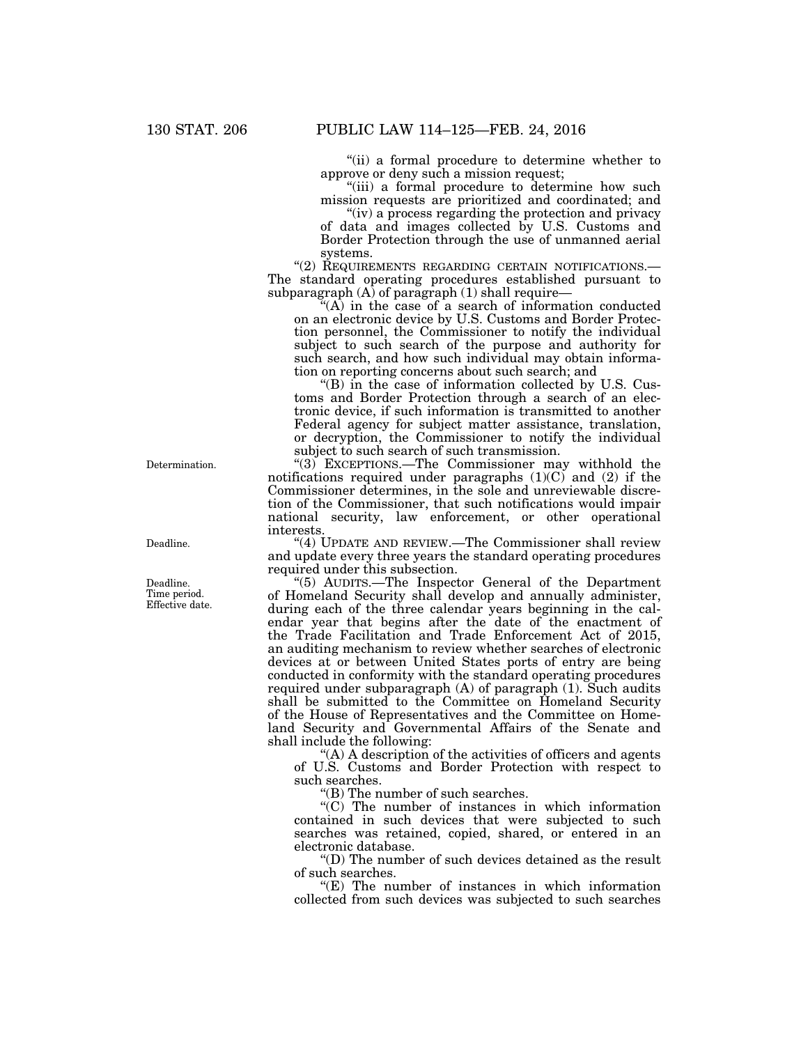"(ii) a formal procedure to determine whether to approve or deny such a mission request;

"(iii) a formal procedure to determine how such mission requests are prioritized and coordinated; and

"(iv) a process regarding the protection and privacy of data and images collected by U.S. Customs and Border Protection through the use of unmanned aerial systems.

"(2) REQUIREMENTS REGARDING CERTAIN NOTIFICATIONS.—The standard operating procedures established pursuant to subparagraph (A) of paragraph (1) shall require—

"(A) in the case of a search of information conducted on an electronic device by U.S. Customs and Border Protection personnel, the Commissioner to notify the individual subject to such search of the purpose and authority for such search, and how such individual may obtain information on reporting concerns about such search; and

"(B) in the case of information collected by U.S. Customs and Border Protection through a search of an electronic device, if such information is transmitted to another Federal agency for subject matter assistance, translation, or decryption, the Commissioner to notify the individual subject to such search of such transmission.

Determination.

"(3) EXCEPTIONS.—The Commissioner may withhold the notifications required under paragraphs (1)(C) and (2) if the Commissioner determines, in the sole and unreviewable discretion of the Commissioner, that such notifications would impair national security, law enforcement, or other operational interests.

Deadline.

"(4) UPDATE AND REVIEW.—The Commissioner shall review and update every three years the standard operating procedures required under this subsection.

Deadline. Time period. Effective date.

"(5) AUDITS.—The Inspector General of the Department of Homeland Security shall develop and annually administer, during each of the three calendar years beginning in the calendar year that begins after the date of the enactment of the Trade Facilitation and Trade Enforcement Act of 2015, an auditing mechanism to review whether searches of electronic devices at or between United States ports of entry are being conducted in conformity with the standard operating procedures required under subparagraph (A) of paragraph (1). Such audits shall be submitted to the Committee on Homeland Security of the House of Representatives and the Committee on Homeland Security and Governmental Affairs of the Senate and shall include the following:

"(A) A description of the activities of officers and agents of U.S. Customs and Border Protection with respect to such searches.

"(B) The number of such searches.

"(C) The number of instances in which information contained in such devices that were subjected to such searches was retained, copied, shared, or entered in an electronic database.

"(D) The number of such devices detained as the result of such searches.

"(E) The number of instances in which information collected from such devices was subjected to such searches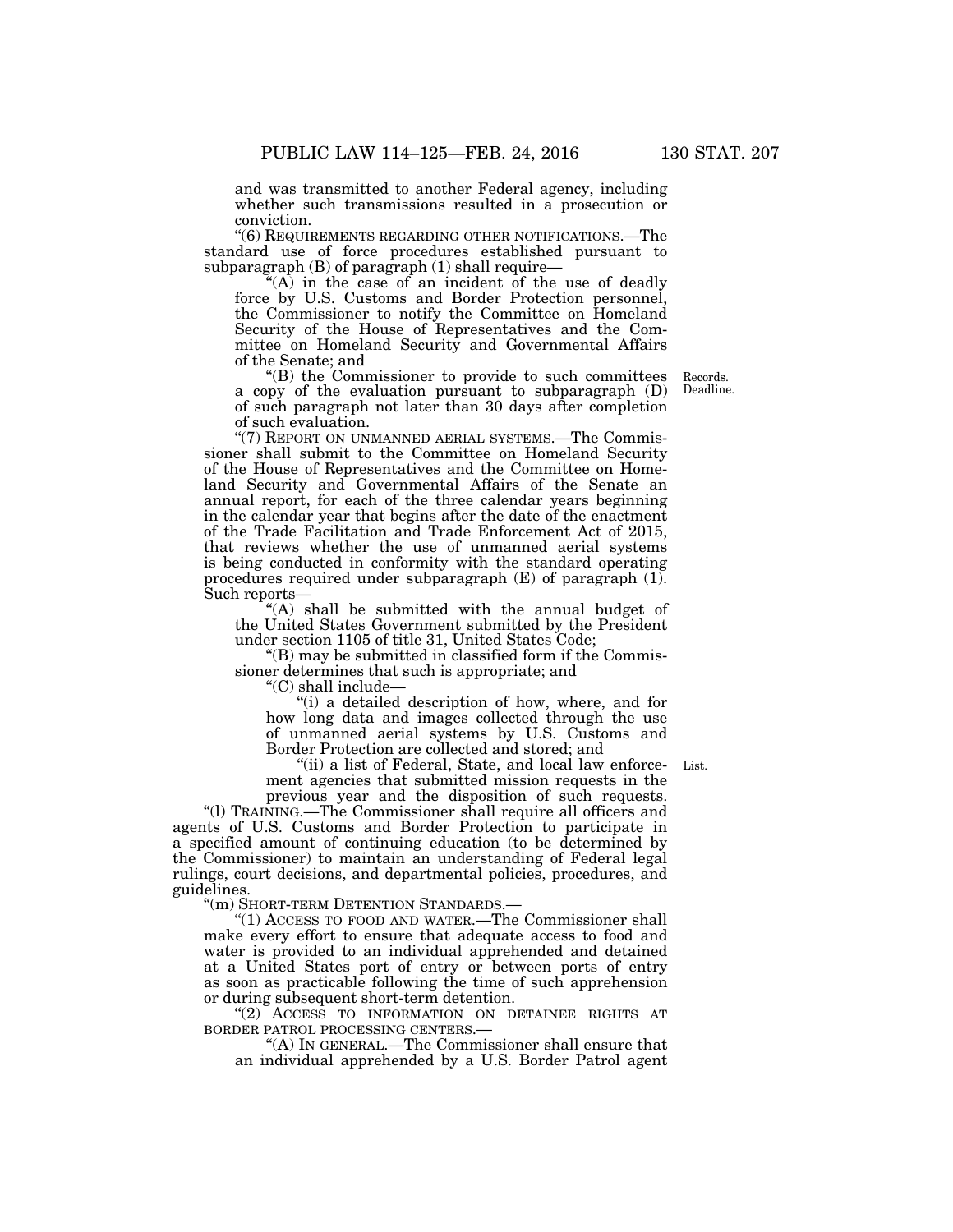and was transmitted to another Federal agency, including whether such transmissions resulted in a prosecution or conviction.

"(6) REQUIREMENTS REGARDING OTHER NOTIFICATIONS.—The standard use of force procedures established pursuant to subparagraph (B) of paragraph (1) shall require—

"(A) in the case of an incident of the use of deadly force by U.S. Customs and Border Protection personnel, the Commissioner to notify the Committee on Homeland Security of the House of Representatives and the Committee on Homeland Security and Governmental Affairs of the Senate; and

"(B) the Commissioner to provide to such committees a copy of the evaluation pursuant to subparagraph (D) of such paragraph not later than 30 days after completion of such evaluation.

Records. Deadline.

"(7) REPORT ON UNMANNED AERIAL SYSTEMS.—The Commissioner shall submit to the Committee on Homeland Security of the House of Representatives and the Committee on Homeland Security and Governmental Affairs of the Senate an annual report, for each of the three calendar years beginning in the calendar year that begins after the date of the enactment of the Trade Facilitation and Trade Enforcement Act of 2015, that reviews whether the use of unmanned aerial systems is being conducted in conformity with the standard operating procedures required under subparagraph (E) of paragraph (1). Such reports—

"(A) shall be submitted with the annual budget of the United States Government submitted by the President under section 1105 of title 31, United States Code;

"(B) may be submitted in classified form if the Commissioner determines that such is appropriate; and

"(C) shall include—

"(i) a detailed description of how, where, and for how long data and images collected through the use of unmanned aerial systems by U.S. Customs and Border Protection are collected and stored; and

"(ii) a list of Federal, State, and local law enforcement agencies that submitted mission requests in the previous year and the disposition of such requests.

List.

"(l) TRAINING.—The Commissioner shall require all officers and agents of U.S. Customs and Border Protection to participate in a specified amount of continuing education (to be determined by the Commissioner) to maintain an understanding of Federal legal rulings, court decisions, and departmental policies, procedures, and guidelines.

"(m) SHORT-TERM DETENTION STANDARDS.—

"(1) ACCESS TO FOOD AND WATER.—The Commissioner shall make every effort to ensure that adequate access to food and water is provided to an individual apprehended and detained at a United States port of entry or between ports of entry as soon as practicable following the time of such apprehension or during subsequent short-term detention.

"(2) ACCESS TO INFORMATION ON DETAINEE RIGHTS AT BORDER PATROL PROCESSING CENTERS.—

"(A) IN GENERAL.—The Commissioner shall ensure that an individual apprehended by a U.S. Border Patrol agent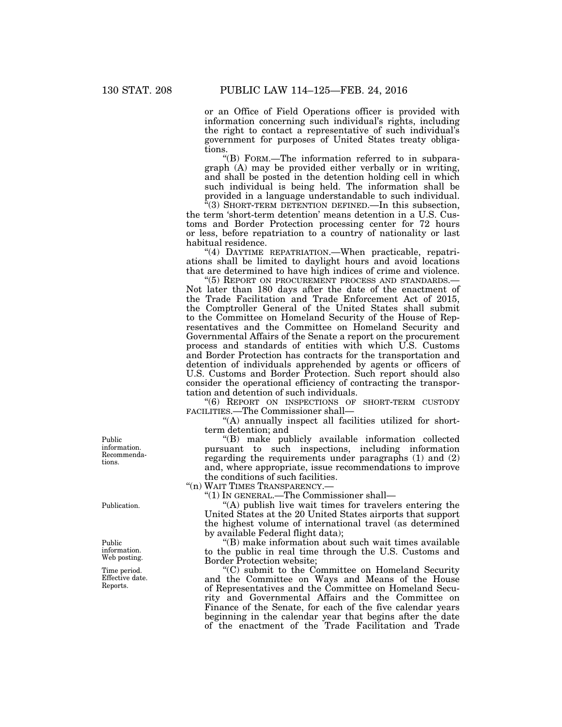or an Office of Field Operations officer is provided with information concerning such individual's rights, including the right to contact a representative of such individual's government for purposes of United States treaty obligations.

"(B) FORM.—The information referred to in subparagraph (A) may be provided either verbally or in writing, and shall be posted in the detention holding cell in which such individual is being held. The information shall be provided in a language understandable to such individual.

"(3) SHORT-TERM DETENTION DEFINED.—In this subsection, the term 'short-term detention' means detention in a U.S. Customs and Border Protection processing center for 72 hours or less, before repatriation to a country of nationality or last habitual residence.

"(4) DAYTIME REPATRIATION.—When practicable, repatriations shall be limited to daylight hours and avoid locations that are determined to have high indices of crime and violence.

"(5) REPORT ON PROCUREMENT PROCESS AND STANDARDS.—Not later than 180 days after the date of the enactment of the Trade Facilitation and Trade Enforcement Act of 2015, the Comptroller General of the United States shall submit to the Committee on Homeland Security of the House of Representatives and the Committee on Homeland Security and Governmental Affairs of the Senate a report on the procurement process and standards of entities with which U.S. Customs and Border Protection has contracts for the transportation and detention of individuals apprehended by agents or officers of U.S. Customs and Border Protection. Such report should also consider the operational efficiency of contracting the transportation and detention of such individuals.

"(6) REPORT ON INSPECTIONS OF SHORT-TERM CUSTODY FACILITIES.—The Commissioner shall—

"(A) annually inspect all facilities utilized for short-term detention; and

Public information. Recommendations.

"(B) make publicly available information collected pursuant to such inspections, including information regarding the requirements under paragraphs (1) and (2) and, where appropriate, issue recommendations to improve the conditions of such facilities.

"(n) WAIT TIMES TRANSPARENCY.—

"(1) IN GENERAL.—The Commissioner shall—

Publication.

"(A) publish live wait times for travelers entering the United States at the 20 United States airports that support the highest volume of international travel (as determined by available Federal flight data);

Public information. Web posting.

"(B) make information about such wait times available to the public in real time through the U.S. Customs and Border Protection website;

Time period. Effective date. Reports.

"(C) submit to the Committee on Homeland Security and the Committee on Ways and Means of the House of Representatives and the Committee on Homeland Security and Governmental Affairs and the Committee on Finance of the Senate, for each of the five calendar years beginning in the calendar year that begins after the date of the enactment of the Trade Facilitation and Trade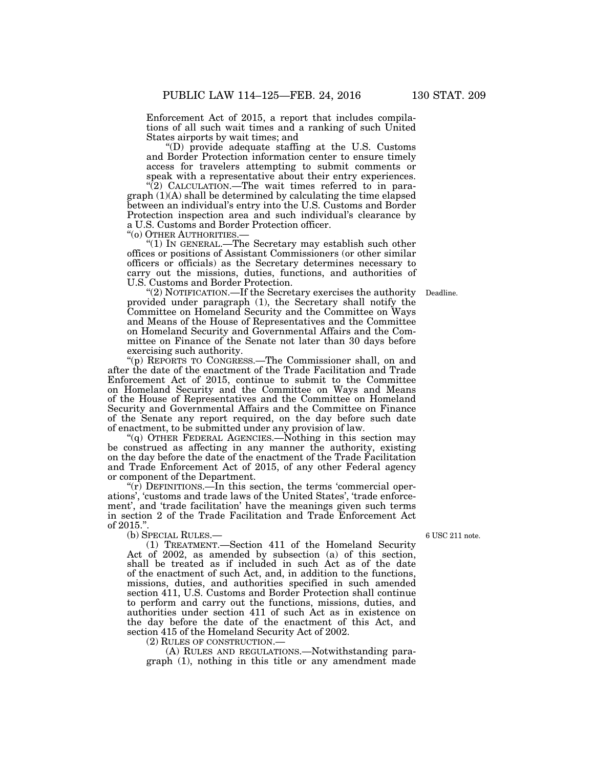Enforcement Act of 2015, a report that includes compilations of all such wait times and a ranking of such United States airports by wait times; and

"(D) provide adequate staffing at the U.S. Customs and Border Protection information center to ensure timely access for travelers attempting to submit comments or speak with a representative about their entry experiences.

"(2) CALCULATION.—The wait times referred to in paragraph (1)(A) shall be determined by calculating the time elapsed between an individual's entry into the U.S. Customs and Border Protection inspection area and such individual's clearance by a U.S. Customs and Border Protection officer.

"(o) OTHER AUTHORITIES.—

"(1) IN GENERAL.—The Secretary may establish such other offices or positions of Assistant Commissioners (or other similar officers or officials) as the Secretary determines necessary to carry out the missions, duties, functions, and authorities of U.S. Customs and Border Protection.

"(2) NOTIFICATION.—If the Secretary exercises the authority provided under paragraph (1), the Secretary shall notify the Committee on Homeland Security and the Committee on Ways and Means of the House of Representatives and the Committee on Homeland Security and Governmental Affairs and the Committee on Finance of the Senate not later than 30 days before exercising such authority.

Deadline.

"(p) REPORTS TO CONGRESS.—The Commissioner shall, on and after the date of the enactment of the Trade Facilitation and Trade Enforcement Act of 2015, continue to submit to the Committee on Homeland Security and the Committee on Ways and Means of the House of Representatives and the Committee on Homeland Security and Governmental Affairs and the Committee on Finance of the Senate any report required, on the day before such date of enactment, to be submitted under any provision of law.

"(q) OTHER FEDERAL AGENCIES.—Nothing in this section may be construed as affecting in any manner the authority, existing on the day before the date of the enactment of the Trade Facilitation and Trade Enforcement Act of 2015, of any other Federal agency or component of the Department.

"(r) DEFINITIONS.—In this section, the terms 'commercial operations', 'customs and trade laws of the United States', 'trade enforcement', and 'trade facilitation' have the meanings given such terms in section 2 of the Trade Facilitation and Trade Enforcement Act of 2015.".

(b) SPECIAL RULES.—

6 USC 211 note.

(1) TREATMENT.—Section 411 of the Homeland Security Act of 2002, as amended by subsection (a) of this section, shall be treated as if included in such Act as of the date of the enactment of such Act, and, in addition to the functions, missions, duties, and authorities specified in such amended section 411, U.S. Customs and Border Protection shall continue to perform and carry out the functions, missions, duties, and authorities under section 411 of such Act as in existence on the day before the date of the enactment of this Act, and section 415 of the Homeland Security Act of 2002.

(2) RULES OF CONSTRUCTION.—

(A) RULES AND REGULATIONS.—Notwithstanding paragraph (1), nothing in this title or any amendment made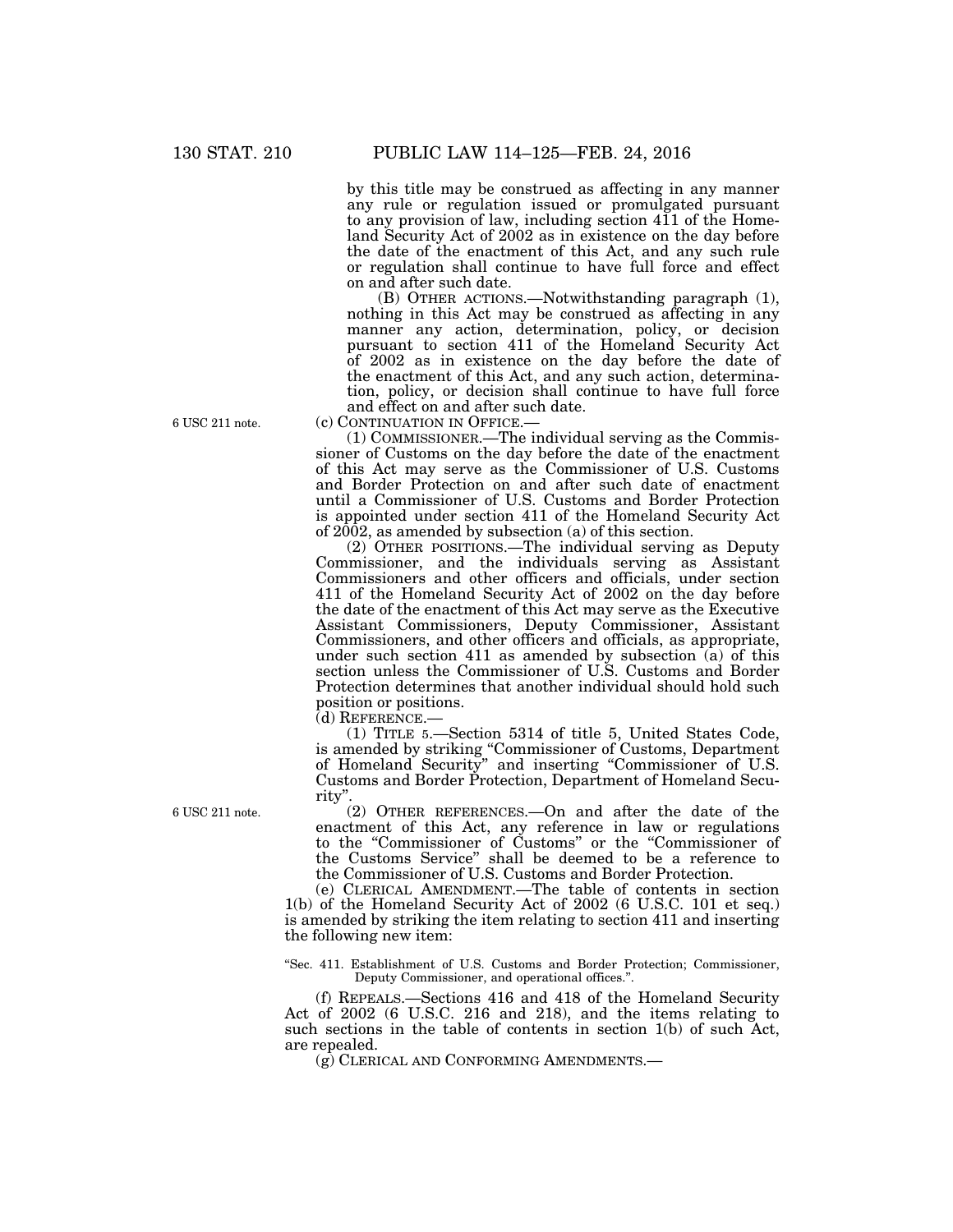by this title may be construed as affecting in any manner any rule or regulation issued or promulgated pursuant to any provision of law, including section 411 of the Homeland Security Act of 2002 as in existence on the day before the date of the enactment of this Act, and any such rule or regulation shall continue to have full force and effect on and after such date.

(B) OTHER ACTIONS.—Notwithstanding paragraph (1), nothing in this Act may be construed as affecting in any manner any action, determination, policy, or decision pursuant to section 411 of the Homeland Security Act of 2002 as in existence on the day before the date of the enactment of this Act, and any such action, determination, policy, or decision shall continue to have full force and effect on and after such date.

6 USC 211 note.

(c) CONTINUATION IN OFFICE.—

(1) COMMISSIONER.—The individual serving as the Commissioner of Customs on the day before the date of the enactment of this Act may serve as the Commissioner of U.S. Customs and Border Protection on and after such date of enactment until a Commissioner of U.S. Customs and Border Protection is appointed under section 411 of the Homeland Security Act of 2002, as amended by subsection (a) of this section.

(2) OTHER POSITIONS.—The individual serving as Deputy Commissioner, and the individuals serving as Assistant Commissioners and other officers and officials, under section 411 of the Homeland Security Act of 2002 on the day before the date of the enactment of this Act may serve as the Executive Assistant Commissioners, Deputy Commissioner, Assistant Commissioners, and other officers and officials, as appropriate, under such section 411 as amended by subsection (a) of this section unless the Commissioner of U.S. Customs and Border Protection determines that another individual should hold such position or positions.

(d) REFERENCE.—

(1) TITLE 5.—Section 5314 of title 5, United States Code, is amended by striking "Commissioner of Customs, Department of Homeland Security" and inserting "Commissioner of U.S. Customs and Border Protection, Department of Homeland Security".

6 USC 211 note.

(2) OTHER REFERENCES.—On and after the date of the enactment of this Act, any reference in law or regulations to the "Commissioner of Customs" or the "Commissioner of the Customs Service" shall be deemed to be a reference to the Commissioner of U.S. Customs and Border Protection.

(e) CLERICAL AMENDMENT.—The table of contents in section 1(b) of the Homeland Security Act of 2002 (6 U.S.C. 101 et seq.) is amended by striking the item relating to section 411 and inserting the following new item:

"Sec. 411. Establishment of U.S. Customs and Border Protection; Commissioner, Deputy Commissioner, and operational offices.".

(f) REPEALS.—Sections 416 and 418 of the Homeland Security Act of 2002 (6 U.S.C. 216 and 218), and the items relating to such sections in the table of contents in section 1(b) of such Act, are repealed.

(g) CLERICAL AND CONFORMING AMENDMENTS.—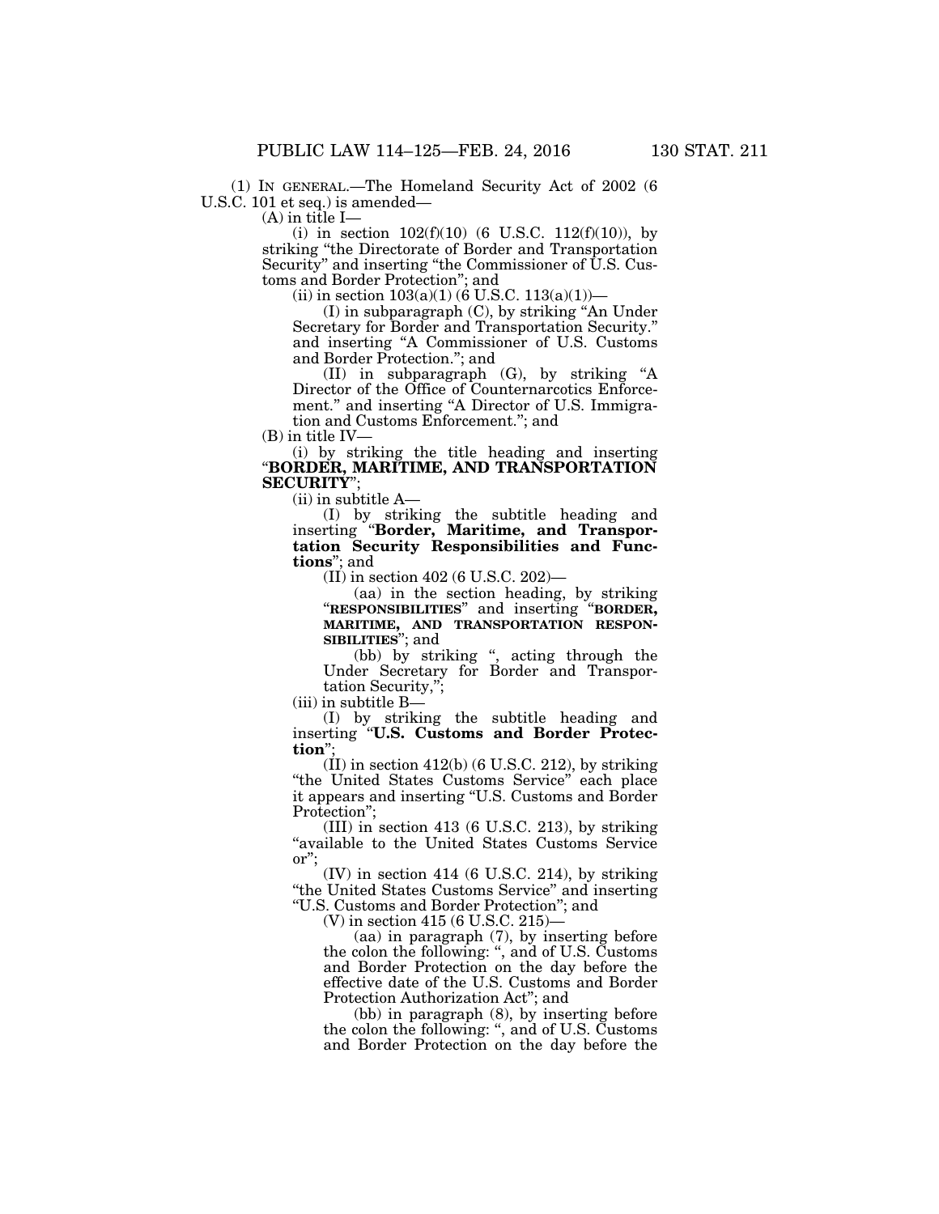(1) IN GENERAL.—The Homeland Security Act of 2002 (6 U.S.C. 101 et seq.) is amended—

(A) in title I—

(i) in section 102(f)(10) (6 U.S.C. 112(f)(10)), by striking "the Directorate of Border and Transportation Security" and inserting "the Commissioner of U.S. Customs and Border Protection"; and

(ii) in section 103(a)(1) (6 U.S.C. 113(a)(1))—

(I) in subparagraph (C), by striking "An Under Secretary for Border and Transportation Security." and inserting "A Commissioner of U.S. Customs and Border Protection."; and

(II) in subparagraph (G), by striking "A Director of the Office of Counternarcotics Enforcement." and inserting "A Director of U.S. Immigration and Customs Enforcement."; and

(B) in title IV—

(i) by striking the title heading and inserting "**BORDER, MARITIME, AND TRANSPORTATION SECURITY**";

(ii) in subtitle A—

(I) by striking the subtitle heading and inserting "**Border, Maritime, and Transportation Security Responsibilities and Functions**"; and

(II) in section 402 (6 U.S.C. 202)—

(aa) in the section heading, by striking "**RESPONSIBILITIES**" and inserting "**BORDER, MARITIME, AND TRANSPORTATION RESPONSIBILITIES**"; and

(bb) by striking ", acting through the Under Secretary for Border and Transportation Security,";

(iii) in subtitle B—

(I) by striking the subtitle heading and inserting "**U.S. Customs and Border Protection**";

(II) in section 412(b) (6 U.S.C. 212), by striking "the United States Customs Service" each place it appears and inserting "U.S. Customs and Border Protection";

(III) in section 413 (6 U.S.C. 213), by striking "available to the United States Customs Service or";

(IV) in section 414 (6 U.S.C. 214), by striking "the United States Customs Service" and inserting "U.S. Customs and Border Protection"; and

(V) in section 415 (6 U.S.C. 215)—

(aa) in paragraph (7), by inserting before the colon the following: ", and of U.S. Customs and Border Protection on the day before the effective date of the U.S. Customs and Border Protection Authorization Act"; and

(bb) in paragraph (8), by inserting before the colon the following: ", and of U.S. Customs and Border Protection on the day before the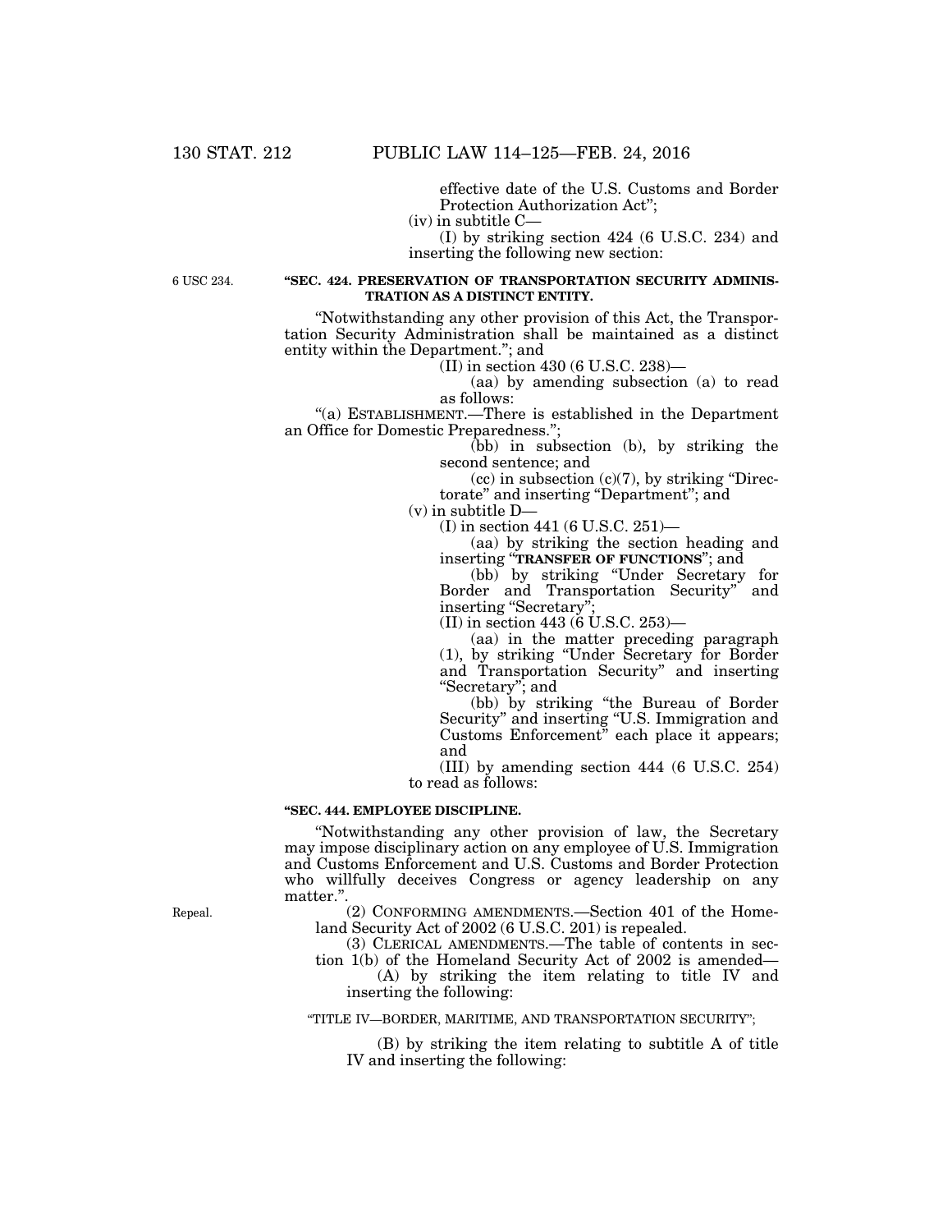effective date of the U.S. Customs and Border Protection Authorization Act";

(iv) in subtitle C—

(I) by striking section 424 (6 U.S.C. 234) and inserting the following new section:

6 USC 234.

**"SEC. 424. PRESERVATION OF TRANSPORTATION SECURITY ADMINISTRATION AS A DISTINCT ENTITY.**

"Notwithstanding any other provision of this Act, the Transportation Security Administration shall be maintained as a distinct entity within the Department."; and

(II) in section 430 (6 U.S.C. 238)—

(aa) by amending subsection (a) to read as follows:

"(a) ESTABLISHMENT.—There is established in the Department an Office for Domestic Preparedness.";

(bb) in subsection (b), by striking the second sentence; and

(cc) in subsection (c)(7), by striking "Directorate" and inserting "Department"; and

(v) in subtitle D—

(I) in section 441 (6 U.S.C. 251)—

(aa) by striking the section heading and inserting "**TRANSFER OF FUNCTIONS**"; and

(bb) by striking "Under Secretary for Border and Transportation Security" and inserting "Secretary";

(II) in section 443 (6 U.S.C. 253)—

(aa) in the matter preceding paragraph (1), by striking "Under Secretary for Border and Transportation Security" and inserting "Secretary"; and

(bb) by striking "the Bureau of Border Security" and inserting "U.S. Immigration and Customs Enforcement" each place it appears; and

(III) by amending section 444 (6 U.S.C. 254) to read as follows:

**"SEC. 444. EMPLOYEE DISCIPLINE.**

"Notwithstanding any other provision of law, the Secretary may impose disciplinary action on any employee of U.S. Immigration and Customs Enforcement and U.S. Customs and Border Protection who willfully deceives Congress or agency leadership on any matter.".

Repeal.

(2) CONFORMING AMENDMENTS.—Section 401 of the Homeland Security Act of 2002 (6 U.S.C. 201) is repealed.

(3) CLERICAL AMENDMENTS.—The table of contents in section 1(b) of the Homeland Security Act of 2002 is amended—

(A) by striking the item relating to title IV and inserting the following:

"TITLE IV—BORDER, MARITIME, AND TRANSPORTATION SECURITY";

(B) by striking the item relating to subtitle A of title IV and inserting the following: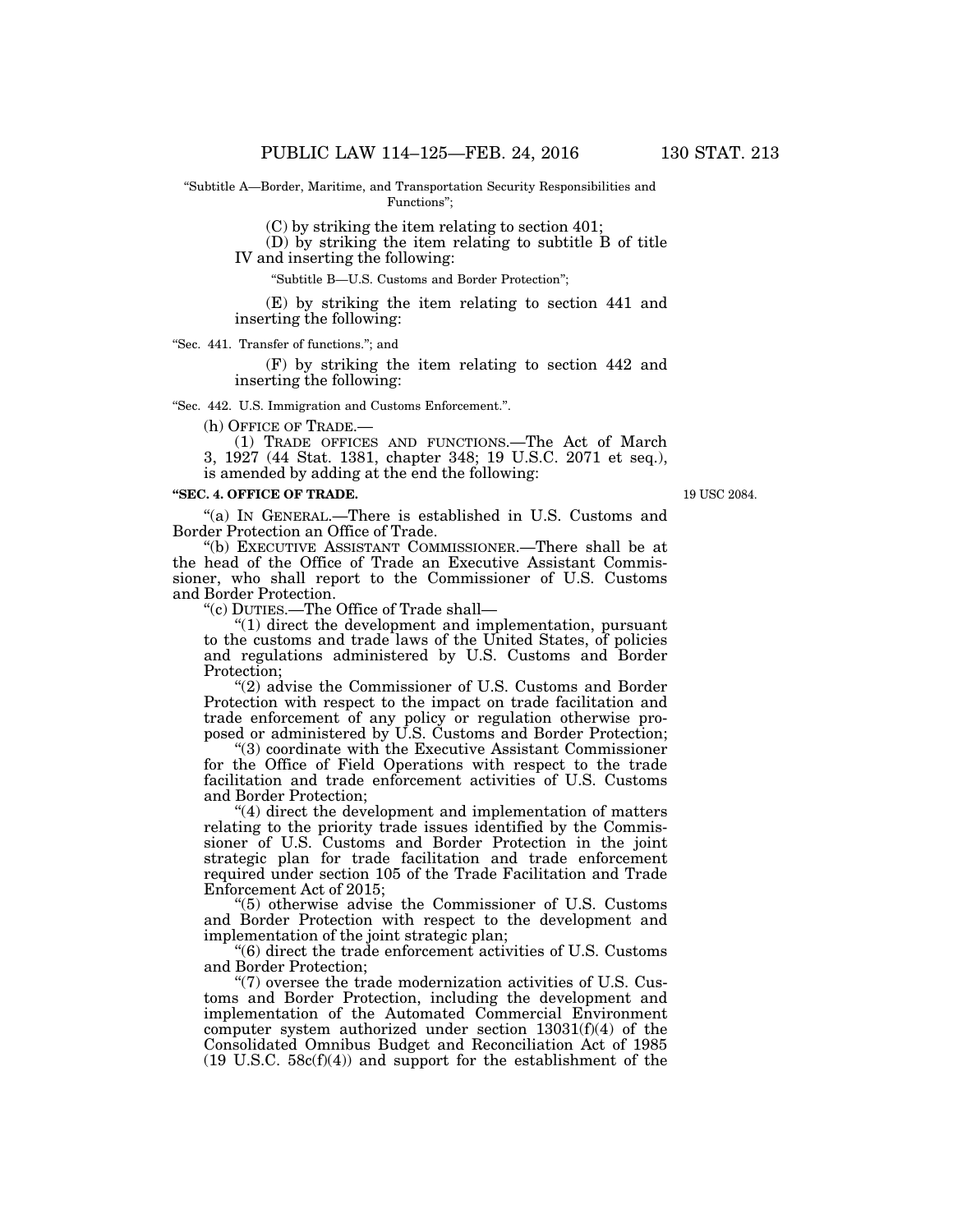"Subtitle A—Border, Maritime, and Transportation Security Responsibilities and Functions";

(C) by striking the item relating to section 401;

(D) by striking the item relating to subtitle B of title IV and inserting the following:

"Subtitle B—U.S. Customs and Border Protection";

(E) by striking the item relating to section 441 and inserting the following:

"Sec. 441. Transfer of functions."; and

(F) by striking the item relating to section 442 and inserting the following:

"Sec. 442. U.S. Immigration and Customs Enforcement.".

(h) OFFICE OF TRADE.—

(1) TRADE OFFICES AND FUNCTIONS.—The Act of March 3, 1927 (44 Stat. 1381, chapter 348; 19 U.S.C. 2071 et seq.), is amended by adding at the end the following:

**"SEC. 4. OFFICE OF TRADE.**

19 USC 2084.

"(a) IN GENERAL.—There is established in U.S. Customs and Border Protection an Office of Trade.

"(b) EXECUTIVE ASSISTANT COMMISSIONER.—There shall be at the head of the Office of Trade an Executive Assistant Commissioner, who shall report to the Commissioner of U.S. Customs and Border Protection.

"(c) DUTIES.—The Office of Trade shall—

"(1) direct the development and implementation, pursuant to the customs and trade laws of the United States, of policies and regulations administered by U.S. Customs and Border Protection;

"(2) advise the Commissioner of U.S. Customs and Border Protection with respect to the impact on trade facilitation and trade enforcement of any policy or regulation otherwise proposed or administered by U.S. Customs and Border Protection;

"(3) coordinate with the Executive Assistant Commissioner for the Office of Field Operations with respect to the trade facilitation and trade enforcement activities of U.S. Customs and Border Protection;

"(4) direct the development and implementation of matters relating to the priority trade issues identified by the Commissioner of U.S. Customs and Border Protection in the joint strategic plan for trade facilitation and trade enforcement required under section 105 of the Trade Facilitation and Trade Enforcement Act of 2015;

"(5) otherwise advise the Commissioner of U.S. Customs and Border Protection with respect to the development and implementation of the joint strategic plan;

"(6) direct the trade enforcement activities of U.S. Customs and Border Protection;

"(7) oversee the trade modernization activities of U.S. Customs and Border Protection, including the development and implementation of the Automated Commercial Environment computer system authorized under section 13031(f)(4) of the Consolidated Omnibus Budget and Reconciliation Act of 1985 (19 U.S.C. 58c(f)(4)) and support for the establishment of the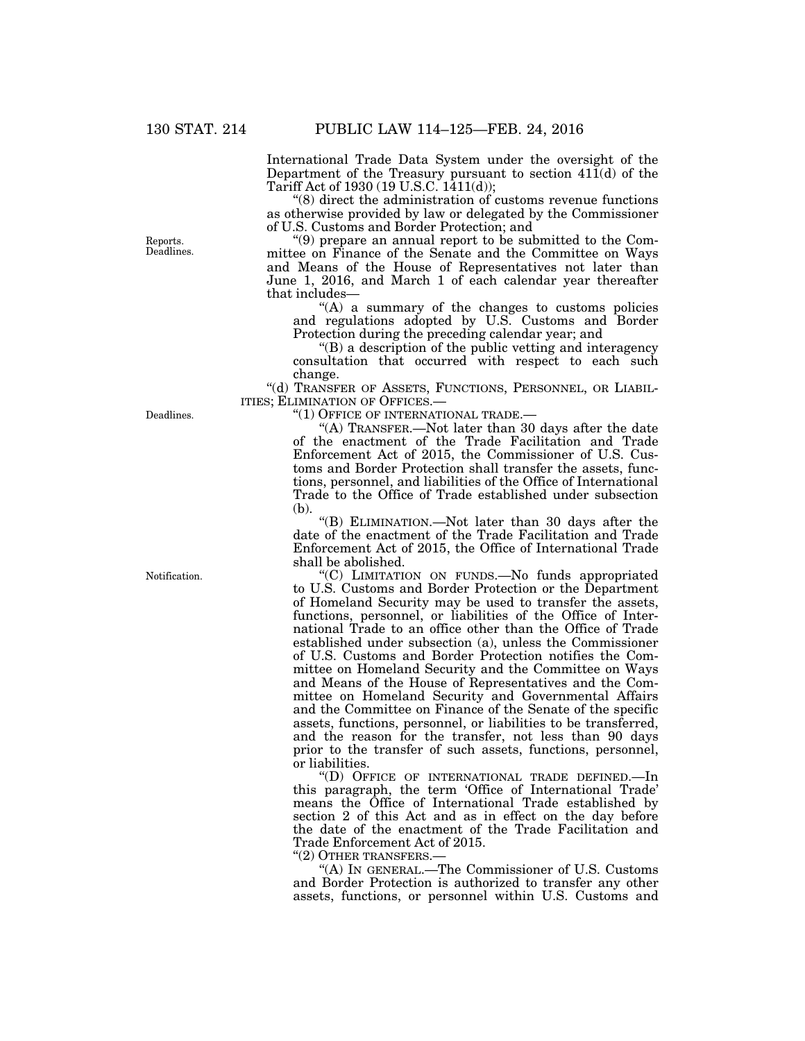International Trade Data System under the oversight of the Department of the Treasury pursuant to section 411(d) of the Tariff Act of 1930 (19 U.S.C. 1411(d));

"(8) direct the administration of customs revenue functions as otherwise provided by law or delegated by the Commissioner of U.S. Customs and Border Protection; and

Reports. Deadlines.

"(9) prepare an annual report to be submitted to the Committee on Finance of the Senate and the Committee on Ways and Means of the House of Representatives not later than June 1, 2016, and March 1 of each calendar year thereafter that includes—

"(A) a summary of the changes to customs policies and regulations adopted by U.S. Customs and Border Protection during the preceding calendar year; and

"(B) a description of the public vetting and interagency consultation that occurred with respect to each such change.

"(d) TRANSFER OF ASSETS, FUNCTIONS, PERSONNEL, OR LIABILITIES; ELIMINATION OF OFFICES.—

Deadlines.

"(1) OFFICE OF INTERNATIONAL TRADE.—

"(A) TRANSFER.—Not later than 30 days after the date of the enactment of the Trade Facilitation and Trade Enforcement Act of 2015, the Commissioner of U.S. Customs and Border Protection shall transfer the assets, functions, personnel, and liabilities of the Office of International Trade to the Office of Trade established under subsection (b).

"(B) ELIMINATION.—Not later than 30 days after the date of the enactment of the Trade Facilitation and Trade Enforcement Act of 2015, the Office of International Trade shall be abolished.

Notification.

"(C) LIMITATION ON FUNDS.—No funds appropriated to U.S. Customs and Border Protection or the Department of Homeland Security may be used to transfer the assets, functions, personnel, or liabilities of the Office of International Trade to an office other than the Office of Trade established under subsection (a), unless the Commissioner of U.S. Customs and Border Protection notifies the Committee on Homeland Security and the Committee on Ways and Means of the House of Representatives and the Committee on Homeland Security and Governmental Affairs and the Committee on Finance of the Senate of the specific assets, functions, personnel, or liabilities to be transferred, and the reason for the transfer, not less than 90 days prior to the transfer of such assets, functions, personnel, or liabilities.

"(D) OFFICE OF INTERNATIONAL TRADE DEFINED.—In this paragraph, the term 'Office of International Trade' means the Office of International Trade established by section 2 of this Act and as in effect on the day before the date of the enactment of the Trade Facilitation and Trade Enforcement Act of 2015.

"(2) OTHER TRANSFERS.—

"(A) IN GENERAL.—The Commissioner of U.S. Customs and Border Protection is authorized to transfer any other assets, functions, or personnel within U.S. Customs and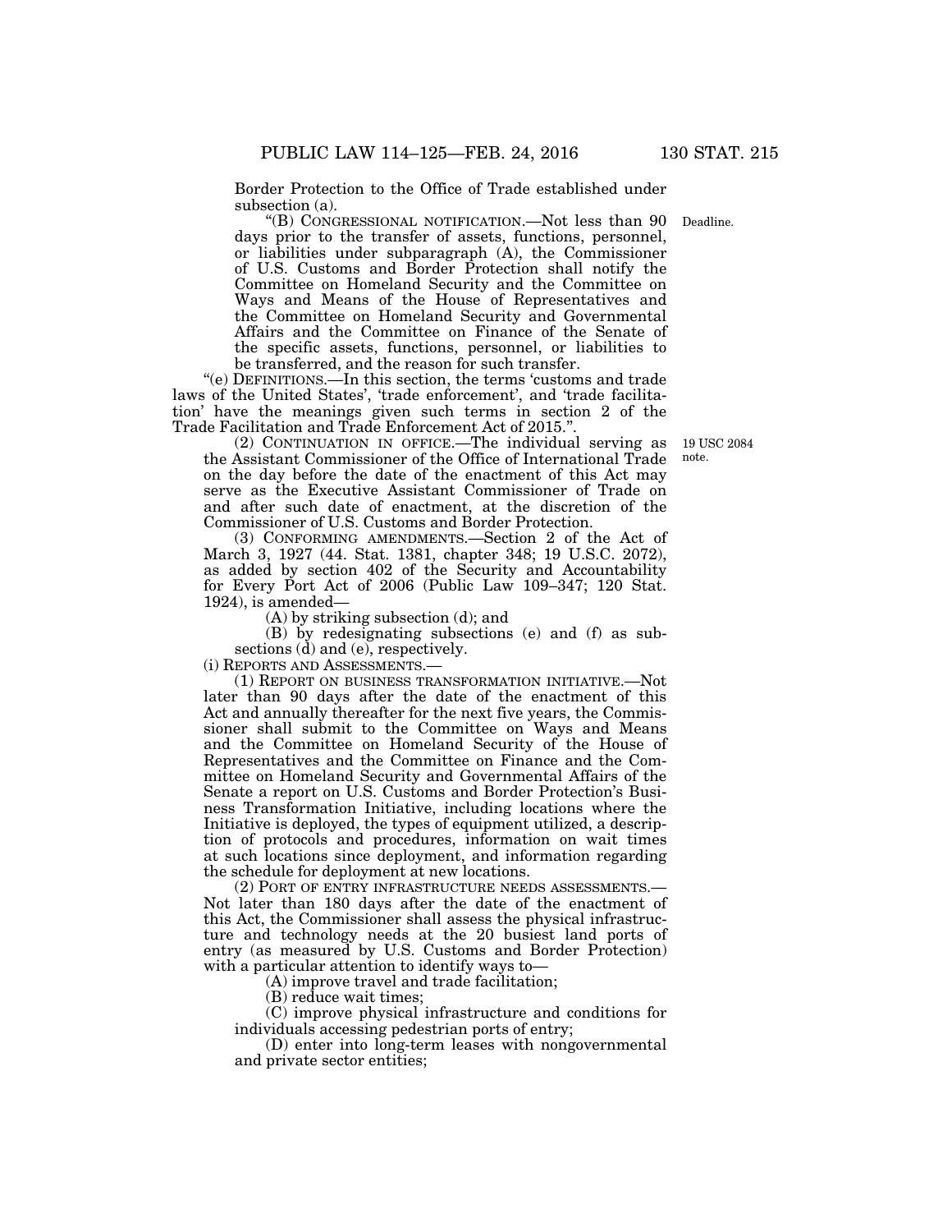Border Protection to the Office of Trade established under subsection (a).

"(B) CONGRESSIONAL NOTIFICATION.—Not less than 90 days prior to the transfer of assets, functions, personnel, or liabilities under subparagraph (A), the Commissioner of U.S. Customs and Border Protection shall notify the Committee on Homeland Security and the Committee on Ways and Means of the House of Representatives and the Committee on Homeland Security and Governmental Affairs and the Committee on Finance of the Senate of the specific assets, functions, personnel, or liabilities to be transferred, and the reason for such transfer.

Deadline.

"(e) DEFINITIONS.—In this section, the terms 'customs and trade laws of the United States', 'trade enforcement', and 'trade facilitation' have the meanings given such terms in section 2 of the Trade Facilitation and Trade Enforcement Act of 2015.".

(2) CONTINUATION IN OFFICE.—The individual serving as the Assistant Commissioner of the Office of International Trade on the day before the date of the enactment of this Act may serve as the Executive Assistant Commissioner of Trade on and after such date of enactment, at the discretion of the Commissioner of U.S. Customs and Border Protection.

19 USC 2084 note.

(3) CONFORMING AMENDMENTS.—Section 2 of the Act of March 3, 1927 (44. Stat. 1381, chapter 348; 19 U.S.C. 2072), as added by section 402 of the Security and Accountability for Every Port Act of 2006 (Public Law 109–347; 120 Stat. 1924), is amended—

(A) by striking subsection (d); and

(B) by redesignating subsections (e) and (f) as subsections (d) and (e), respectively.

(i) REPORTS AND ASSESSMENTS.—

(1) REPORT ON BUSINESS TRANSFORMATION INITIATIVE.—Not later than 90 days after the date of the enactment of this Act and annually thereafter for the next five years, the Commissioner shall submit to the Committee on Ways and Means and the Committee on Homeland Security of the House of Representatives and the Committee on Finance and the Committee on Homeland Security and Governmental Affairs of the Senate a report on U.S. Customs and Border Protection's Business Transformation Initiative, including locations where the Initiative is deployed, the types of equipment utilized, a description of protocols and procedures, information on wait times at such locations since deployment, and information regarding the schedule for deployment at new locations.

(2) PORT OF ENTRY INFRASTRUCTURE NEEDS ASSESSMENTS.—Not later than 180 days after the date of the enactment of this Act, the Commissioner shall assess the physical infrastructure and technology needs at the 20 busiest land ports of entry (as measured by U.S. Customs and Border Protection) with a particular attention to identify ways to—

(A) improve travel and trade facilitation;

(B) reduce wait times;

(C) improve physical infrastructure and conditions for individuals accessing pedestrian ports of entry;

(D) enter into long-term leases with nongovernmental and private sector entities;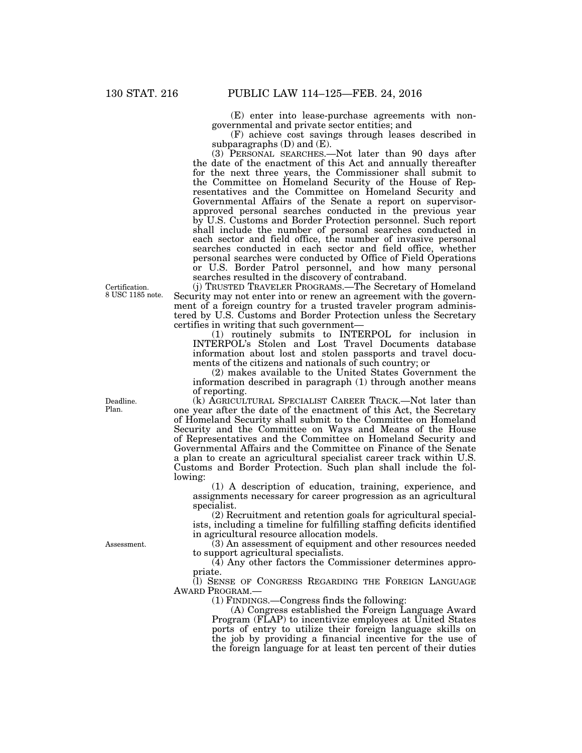(E) enter into lease-purchase agreements with nongovernmental and private sector entities; and

(F) achieve cost savings through leases described in subparagraphs (D) and (E).

(3) PERSONAL SEARCHES.—Not later than 90 days after the date of the enactment of this Act and annually thereafter for the next three years, the Commissioner shall submit to the Committee on Homeland Security of the House of Representatives and the Committee on Homeland Security and Governmental Affairs of the Senate a report on supervisor-approved personal searches conducted in the previous year by U.S. Customs and Border Protection personnel. Such report shall include the number of personal searches conducted in each sector and field office, the number of invasive personal searches conducted in each sector and field office, whether personal searches were conducted by Office of Field Operations or U.S. Border Patrol personnel, and how many personal searches resulted in the discovery of contraband.

Certification. 8 USC 1185 note.

(j) TRUSTED TRAVELER PROGRAMS.—The Secretary of Homeland Security may not enter into or renew an agreement with the government of a foreign country for a trusted traveler program administered by U.S. Customs and Border Protection unless the Secretary certifies in writing that such government—

(1) routinely submits to INTERPOL for inclusion in INTERPOL's Stolen and Lost Travel Documents database information about lost and stolen passports and travel documents of the citizens and nationals of such country; or

(2) makes available to the United States Government the information described in paragraph (1) through another means of reporting.

Deadline. Plan.

(k) AGRICULTURAL SPECIALIST CAREER TRACK.—Not later than one year after the date of the enactment of this Act, the Secretary of Homeland Security shall submit to the Committee on Homeland Security and the Committee on Ways and Means of the House of Representatives and the Committee on Homeland Security and Governmental Affairs and the Committee on Finance of the Senate a plan to create an agricultural specialist career track within U.S. Customs and Border Protection. Such plan shall include the following:

(1) A description of education, training, experience, and assignments necessary for career progression as an agricultural specialist.

(2) Recruitment and retention goals for agricultural specialists, including a timeline for fulfilling staffing deficits identified in agricultural resource allocation models.

Assessment.

(3) An assessment of equipment and other resources needed to support agricultural specialists.

(4) Any other factors the Commissioner determines appropriate.

(l) SENSE OF CONGRESS REGARDING THE FOREIGN LANGUAGE AWARD PROGRAM.—

(1) FINDINGS.—Congress finds the following:

(A) Congress established the Foreign Language Award Program (FLAP) to incentivize employees at United States ports of entry to utilize their foreign language skills on the job by providing a financial incentive for the use of the foreign language for at least ten percent of their duties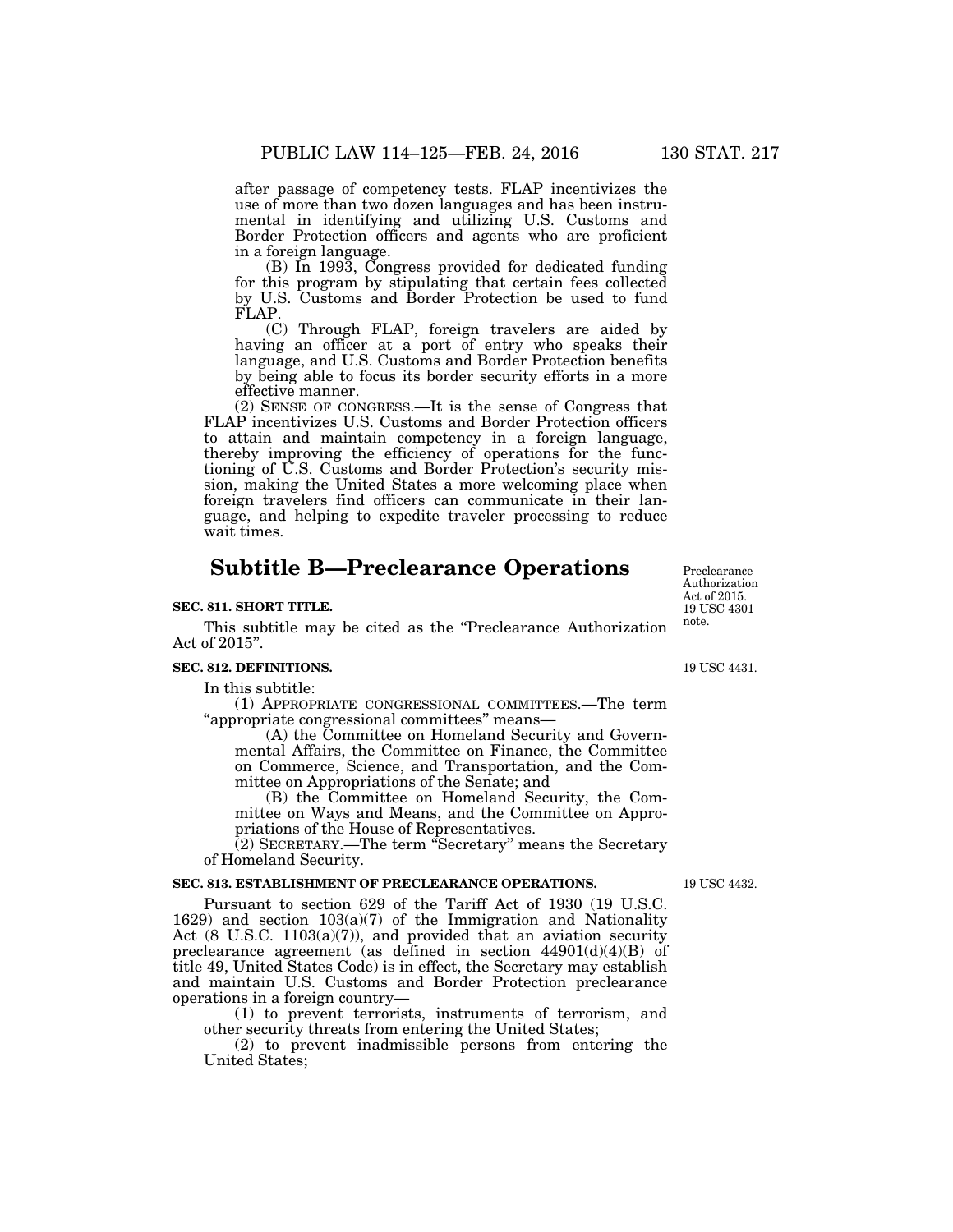after passage of competency tests. FLAP incentivizes the use of more than two dozen languages and has been instrumental in identifying and utilizing U.S. Customs and Border Protection officers and agents who are proficient in a foreign language.

(B) In 1993, Congress provided for dedicated funding for this program by stipulating that certain fees collected by U.S. Customs and Border Protection be used to fund FLAP.

(C) Through FLAP, foreign travelers are aided by having an officer at a port of entry who speaks their language, and U.S. Customs and Border Protection benefits by being able to focus its border security efforts in a more effective manner.

(2) SENSE OF CONGRESS.—It is the sense of Congress that FLAP incentivizes U.S. Customs and Border Protection officers to attain and maintain competency in a foreign language, thereby improving the efficiency of operations for the functioning of U.S. Customs and Border Protection's security mission, making the United States a more welcoming place when foreign travelers find officers can communicate in their language, and helping to expedite traveler processing to reduce wait times.

# Subtitle B—Preclearance Operations

Preclearance Authorization Act of 2015. 19 USC 4301 note.

### SEC. 811. SHORT TITLE.

This subtitle may be cited as the "Preclearance Authorization Act of 2015".

### SEC. 812. DEFINITIONS.

19 USC 4431.

In this subtitle:

(1) APPROPRIATE CONGRESSIONAL COMMITTEES.—The term "appropriate congressional committees" means—

(A) the Committee on Homeland Security and Governmental Affairs, the Committee on Finance, the Committee on Commerce, Science, and Transportation, and the Committee on Appropriations of the Senate; and

(B) the Committee on Homeland Security, the Committee on Ways and Means, and the Committee on Appropriations of the House of Representatives.

(2) SECRETARY.—The term "Secretary" means the Secretary of Homeland Security.

### SEC. 813. ESTABLISHMENT OF PRECLEARANCE OPERATIONS.

19 USC 4432.

Pursuant to section 629 of the Tariff Act of 1930 (19 U.S.C. 1629) and section 103(a)(7) of the Immigration and Nationality Act (8 U.S.C. 1103(a)(7)), and provided that an aviation security preclearance agreement (as defined in section 44901(d)(4)(B) of title 49, United States Code) is in effect, the Secretary may establish and maintain U.S. Customs and Border Protection preclearance operations in a foreign country—

(1) to prevent terrorists, instruments of terrorism, and other security threats from entering the United States;

(2) to prevent inadmissible persons from entering the United States;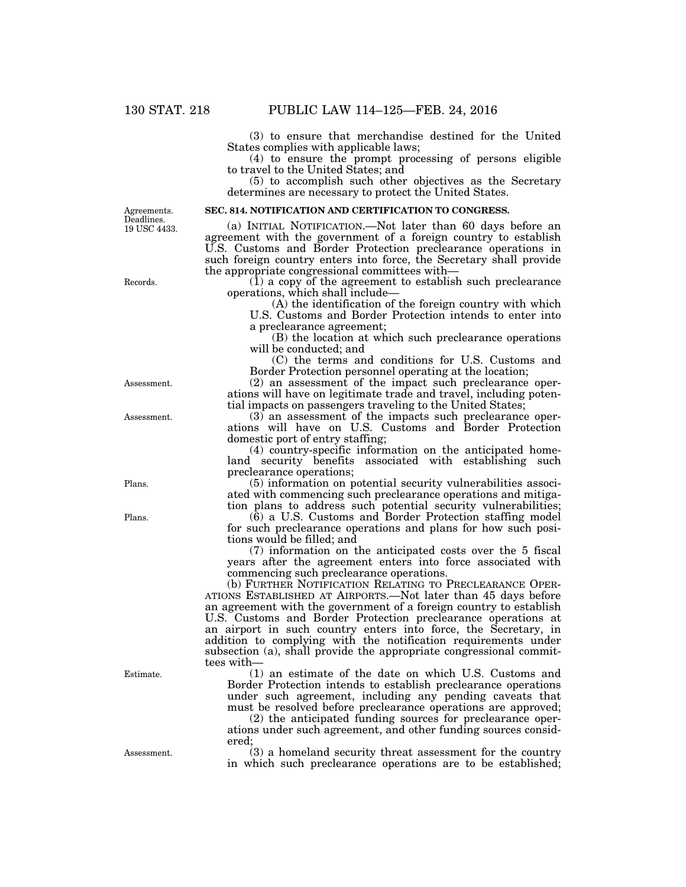(3) to ensure that merchandise destined for the United States complies with applicable laws;

(4) to ensure the prompt processing of persons eligible to travel to the United States; and

(5) to accomplish such other objectives as the Secretary determines are necessary to protect the United States.

Agreements. Deadlines. 19 USC 4433.

**SEC. 814. NOTIFICATION AND CERTIFICATION TO CONGRESS.**

(a) INITIAL NOTIFICATION.—Not later than 60 days before an agreement with the government of a foreign country to establish U.S. Customs and Border Protection preclearance operations in such foreign country enters into force, the Secretary shall provide the appropriate congressional committees with—

Records.

(1) a copy of the agreement to establish such preclearance operations, which shall include—

(A) the identification of the foreign country with which U.S. Customs and Border Protection intends to enter into a preclearance agreement;

(B) the location at which such preclearance operations will be conducted; and

(C) the terms and conditions for U.S. Customs and Border Protection personnel operating at the location;

Assessment.

(2) an assessment of the impact such preclearance operations will have on legitimate trade and travel, including potential impacts on passengers traveling to the United States;

Assessment.

(3) an assessment of the impacts such preclearance operations will have on U.S. Customs and Border Protection domestic port of entry staffing;

(4) country-specific information on the anticipated homeland security benefits associated with establishing such preclearance operations;

Plans.

(5) information on potential security vulnerabilities associated with commencing such preclearance operations and mitigation plans to address such potential security vulnerabilities;

Plans.

(6) a U.S. Customs and Border Protection staffing model for such preclearance operations and plans for how such positions would be filled; and

(7) information on the anticipated costs over the 5 fiscal years after the agreement enters into force associated with commencing such preclearance operations.

(b) FURTHER NOTIFICATION RELATING TO PRECLEARANCE OPERATIONS ESTABLISHED AT AIRPORTS.—Not later than 45 days before an agreement with the government of a foreign country to establish U.S. Customs and Border Protection preclearance operations at an airport in such country enters into force, the Secretary, in addition to complying with the notification requirements under subsection (a), shall provide the appropriate congressional committees with—

Estimate.

(1) an estimate of the date on which U.S. Customs and Border Protection intends to establish preclearance operations under such agreement, including any pending caveats that must be resolved before preclearance operations are approved;

(2) the anticipated funding sources for preclearance operations under such agreement, and other funding sources considered;

Assessment.

(3) a homeland security threat assessment for the country in which such preclearance operations are to be established;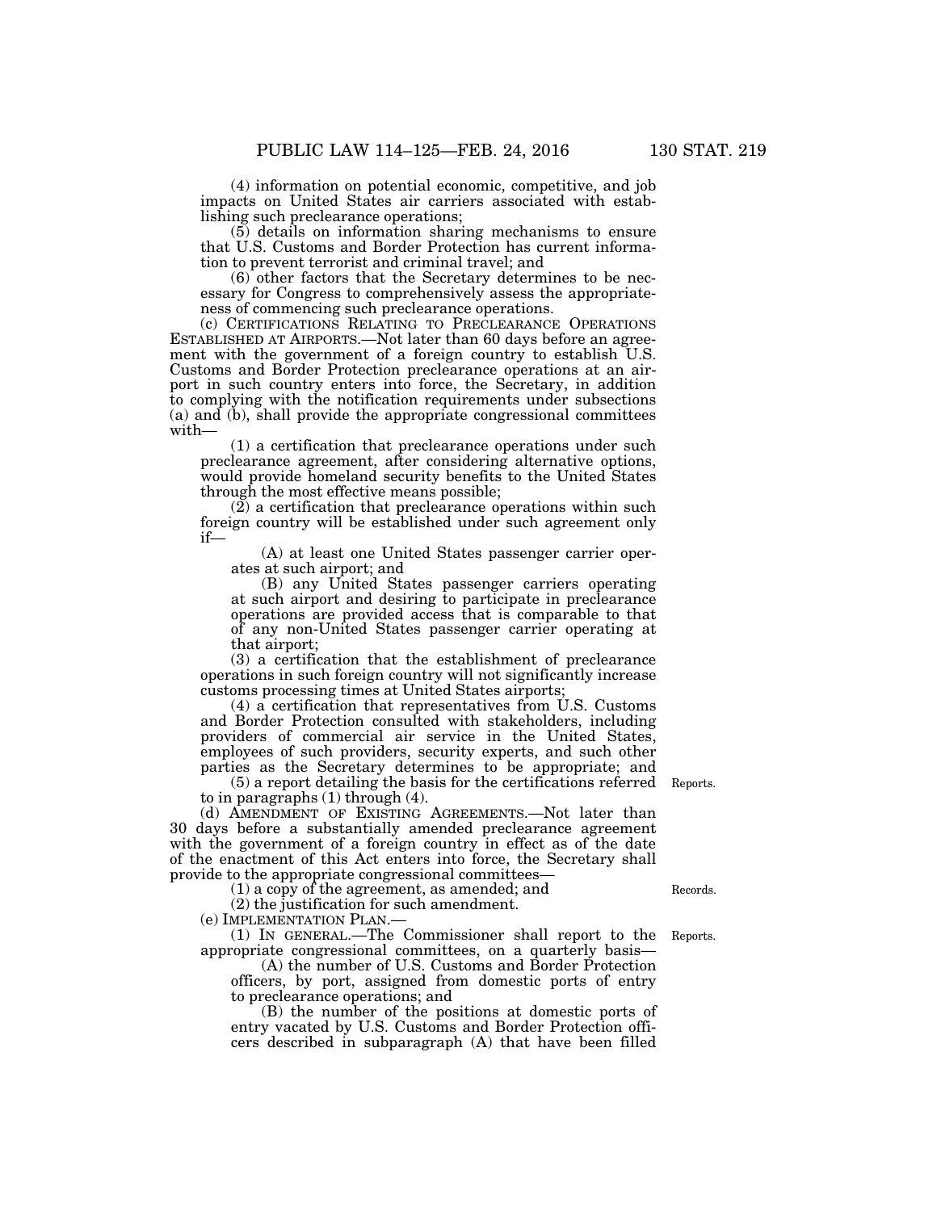(4) information on potential economic, competitive, and job impacts on United States air carriers associated with establishing such preclearance operations;

(5) details on information sharing mechanisms to ensure that U.S. Customs and Border Protection has current information to prevent terrorist and criminal travel; and

(6) other factors that the Secretary determines to be necessary for Congress to comprehensively assess the appropriateness of commencing such preclearance operations.

(c) CERTIFICATIONS RELATING TO PRECLEARANCE OPERATIONS ESTABLISHED AT AIRPORTS.—Not later than 60 days before an agreement with the government of a foreign country to establish U.S. Customs and Border Protection preclearance operations at an airport in such country enters into force, the Secretary, in addition to complying with the notification requirements under subsections (a) and (b), shall provide the appropriate congressional committees with—

(1) a certification that preclearance operations under such preclearance agreement, after considering alternative options, would provide homeland security benefits to the United States through the most effective means possible;

(2) a certification that preclearance operations within such foreign country will be established under such agreement only if—

(A) at least one United States passenger carrier operates at such airport; and

(B) any United States passenger carriers operating at such airport and desiring to participate in preclearance operations are provided access that is comparable to that of any non-United States passenger carrier operating at that airport;

(3) a certification that the establishment of preclearance operations in such foreign country will not significantly increase customs processing times at United States airports;

(4) a certification that representatives from U.S. Customs and Border Protection consulted with stakeholders, including providers of commercial air service in the United States, employees of such providers, security experts, and such other parties as the Secretary determines to be appropriate; and

(5) a report detailing the basis for the certifications referred to in paragraphs (1) through (4).

Reports.

(d) AMENDMENT OF EXISTING AGREEMENTS.—Not later than 30 days before a substantially amended preclearance agreement with the government of a foreign country in effect as of the date of the enactment of this Act enters into force, the Secretary shall provide to the appropriate congressional committees—

(1) a copy of the agreement, as amended; and

(2) the justification for such amendment.

Records.

(e) IMPLEMENTATION PLAN.—

(1) IN GENERAL.—The Commissioner shall report to the appropriate congressional committees, on a quarterly basis—

Reports.

(A) the number of U.S. Customs and Border Protection officers, by port, assigned from domestic ports of entry to preclearance operations; and

(B) the number of the positions at domestic ports of entry vacated by U.S. Customs and Border Protection officers described in subparagraph (A) that have been filled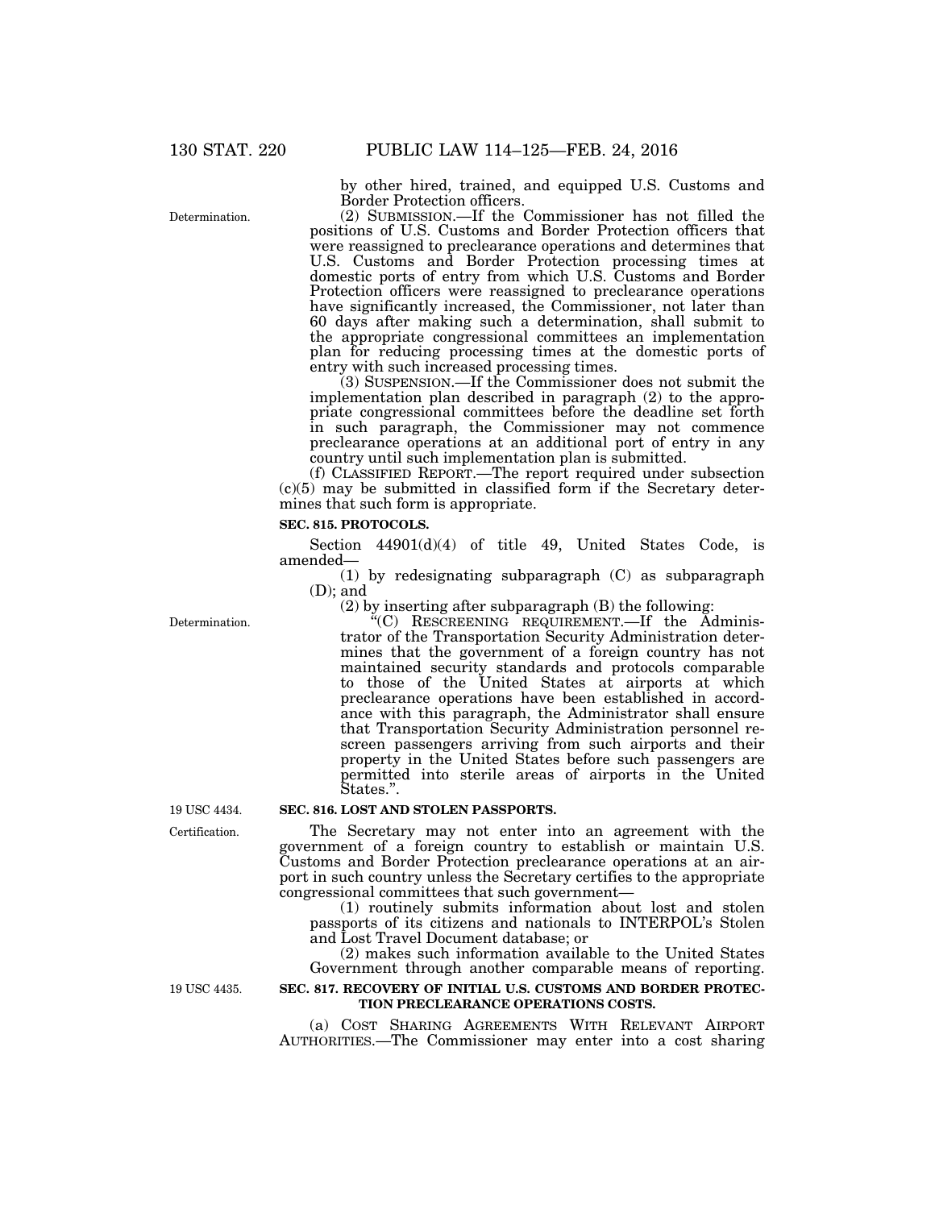by other hired, trained, and equipped U.S. Customs and Border Protection officers.

Determination.

(2) SUBMISSION.—If the Commissioner has not filled the positions of U.S. Customs and Border Protection officers that were reassigned to preclearance operations and determines that U.S. Customs and Border Protection processing times at domestic ports of entry from which U.S. Customs and Border Protection officers were reassigned to preclearance operations have significantly increased, the Commissioner, not later than 60 days after making such a determination, shall submit to the appropriate congressional committees an implementation plan for reducing processing times at the domestic ports of entry with such increased processing times.

(3) SUSPENSION.—If the Commissioner does not submit the implementation plan described in paragraph (2) to the appropriate congressional committees before the deadline set forth in such paragraph, the Commissioner may not commence preclearance operations at an additional port of entry in any country until such implementation plan is submitted.

(f) CLASSIFIED REPORT.—The report required under subsection (c)(5) may be submitted in classified form if the Secretary determines that such form is appropriate.

**SEC. 815. PROTOCOLS.**

Section 44901(d)(4) of title 49, United States Code, is amended—

(1) by redesignating subparagraph (C) as subparagraph (D); and

(2) by inserting after subparagraph (B) the following:

Determination.

"(C) RESCREENING REQUIREMENT.—If the Administrator of the Transportation Security Administration determines that the government of a foreign country has not maintained security standards and protocols comparable to those of the United States at airports at which preclearance operations have been established in accordance with this paragraph, the Administrator shall ensure that Transportation Security Administration personnel rescreen passengers arriving from such airports and their property in the United States before such passengers are permitted into sterile areas of airports in the United States.".

19 USC 4434.

**SEC. 816. LOST AND STOLEN PASSPORTS.**

Certification.

The Secretary may not enter into an agreement with the government of a foreign country to establish or maintain U.S. Customs and Border Protection preclearance operations at an airport in such country unless the Secretary certifies to the appropriate congressional committees that such government—

(1) routinely submits information about lost and stolen passports of its citizens and nationals to INTERPOL's Stolen and Lost Travel Document database; or

(2) makes such information available to the United States Government through another comparable means of reporting.

19 USC 4435.

**SEC. 817. RECOVERY OF INITIAL U.S. CUSTOMS AND BORDER PROTECTION PRECLEARANCE OPERATIONS COSTS.**

(a) COST SHARING AGREEMENTS WITH RELEVANT AIRPORT AUTHORITIES.—The Commissioner may enter into a cost sharing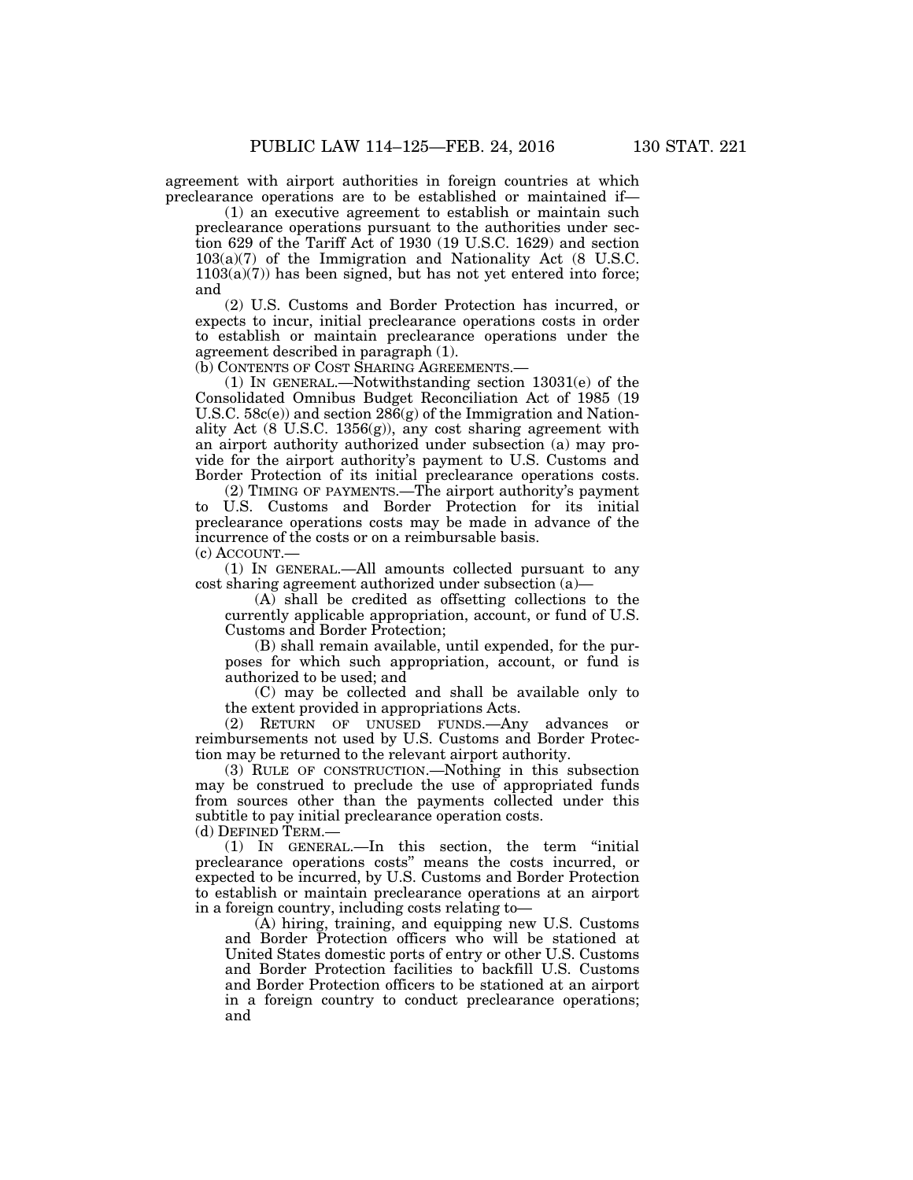agreement with airport authorities in foreign countries at which preclearance operations are to be established or maintained if—

(1) an executive agreement to establish or maintain such preclearance operations pursuant to the authorities under section 629 of the Tariff Act of 1930 (19 U.S.C. 1629) and section 103(a)(7) of the Immigration and Nationality Act (8 U.S.C. 1103(a)(7)) has been signed, but has not yet entered into force; and

(2) U.S. Customs and Border Protection has incurred, or expects to incur, initial preclearance operations costs in order to establish or maintain preclearance operations under the agreement described in paragraph (1).

(b) CONTENTS OF COST SHARING AGREEMENTS.—

(1) IN GENERAL.—Notwithstanding section 13031(e) of the Consolidated Omnibus Budget Reconciliation Act of 1985 (19 U.S.C. 58c(e)) and section 286(g) of the Immigration and Nationality Act (8 U.S.C. 1356(g)), any cost sharing agreement with an airport authority authorized under subsection (a) may provide for the airport authority's payment to U.S. Customs and Border Protection of its initial preclearance operations costs.

(2) TIMING OF PAYMENTS.—The airport authority's payment to U.S. Customs and Border Protection for its initial preclearance operations costs may be made in advance of the incurrence of the costs or on a reimbursable basis.

(c) ACCOUNT.—

(1) IN GENERAL.—All amounts collected pursuant to any cost sharing agreement authorized under subsection (a)—

(A) shall be credited as offsetting collections to the currently applicable appropriation, account, or fund of U.S. Customs and Border Protection;

(B) shall remain available, until expended, for the purposes for which such appropriation, account, or fund is authorized to be used; and

(C) may be collected and shall be available only to the extent provided in appropriations Acts.

(2) RETURN OF UNUSED FUNDS.—Any advances or reimbursements not used by U.S. Customs and Border Protection may be returned to the relevant airport authority.

(3) RULE OF CONSTRUCTION.—Nothing in this subsection may be construed to preclude the use of appropriated funds from sources other than the payments collected under this subtitle to pay initial preclearance operation costs.

(d) DEFINED TERM.—

(1) IN GENERAL.—In this section, the term "initial preclearance operations costs" means the costs incurred, or expected to be incurred, by U.S. Customs and Border Protection to establish or maintain preclearance operations at an airport in a foreign country, including costs relating to—

(A) hiring, training, and equipping new U.S. Customs and Border Protection officers who will be stationed at United States domestic ports of entry or other U.S. Customs and Border Protection facilities to backfill U.S. Customs and Border Protection officers to be stationed at an airport in a foreign country to conduct preclearance operations; and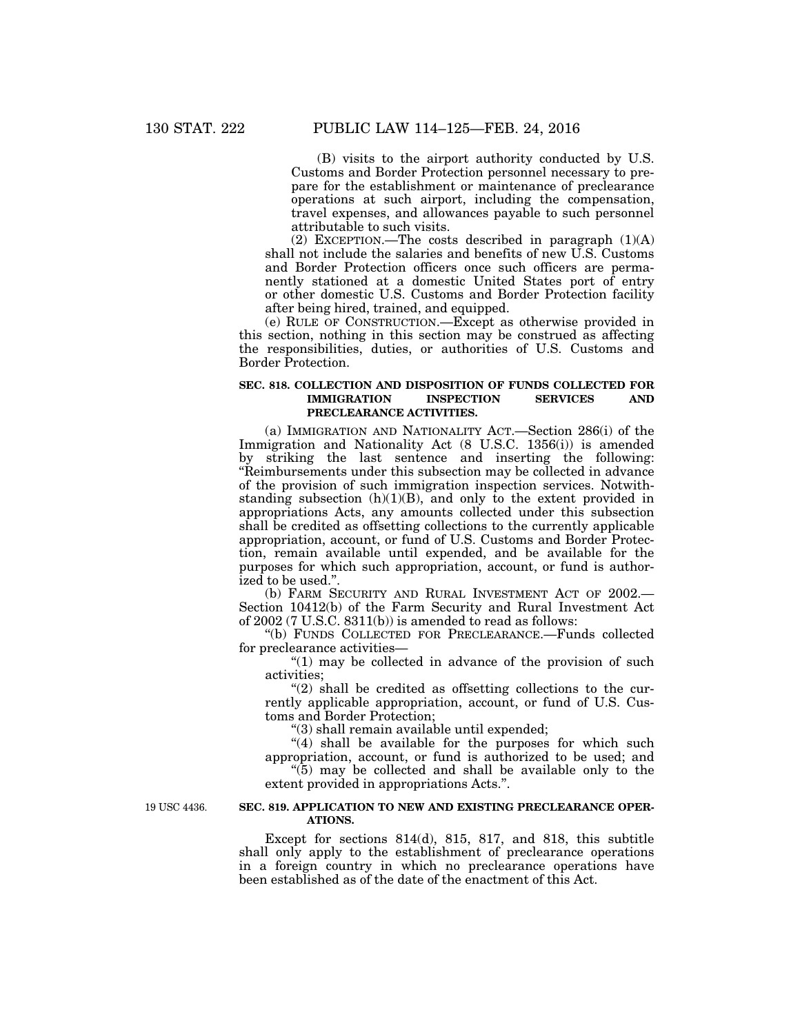(B) visits to the airport authority conducted by U.S. Customs and Border Protection personnel necessary to prepare for the establishment or maintenance of preclearance operations at such airport, including the compensation, travel expenses, and allowances payable to such personnel attributable to such visits.

(2) EXCEPTION.—The costs described in paragraph (1)(A) shall not include the salaries and benefits of new U.S. Customs and Border Protection officers once such officers are permanently stationed at a domestic United States port of entry or other domestic U.S. Customs and Border Protection facility after being hired, trained, and equipped.

(e) RULE OF CONSTRUCTION.—Except as otherwise provided in this section, nothing in this section may be construed as affecting the responsibilities, duties, or authorities of U.S. Customs and Border Protection.

**SEC. 818. COLLECTION AND DISPOSITION OF FUNDS COLLECTED FOR IMMIGRATION INSPECTION SERVICES AND PRECLEARANCE ACTIVITIES.**

(a) IMMIGRATION AND NATIONALITY ACT.—Section 286(i) of the Immigration and Nationality Act (8 U.S.C. 1356(i)) is amended by striking the last sentence and inserting the following: "Reimbursements under this subsection may be collected in advance of the provision of such immigration inspection services. Notwithstanding subsection (h)(1)(B), and only to the extent provided in appropriations Acts, any amounts collected under this subsection shall be credited as offsetting collections to the currently applicable appropriation, account, or fund of U.S. Customs and Border Protection, remain available until expended, and be available for the purposes for which such appropriation, account, or fund is authorized to be used.".

(b) FARM SECURITY AND RURAL INVESTMENT ACT OF 2002.—Section 10412(b) of the Farm Security and Rural Investment Act of 2002 (7 U.S.C. 8311(b)) is amended to read as follows:

"(b) FUNDS COLLECTED FOR PRECLEARANCE.—Funds collected for preclearance activities—

"(1) may be collected in advance of the provision of such activities;

"(2) shall be credited as offsetting collections to the currently applicable appropriation, account, or fund of U.S. Customs and Border Protection;

"(3) shall remain available until expended;

"(4) shall be available for the purposes for which such appropriation, account, or fund is authorized to be used; and

"(5) may be collected and shall be available only to the extent provided in appropriations Acts.".

19 USC 4436.

**SEC. 819. APPLICATION TO NEW AND EXISTING PRECLEARANCE OPERATIONS.**

Except for sections 814(d), 815, 817, and 818, this subtitle shall only apply to the establishment of preclearance operations in a foreign country in which no preclearance operations have been established as of the date of the enactment of this Act.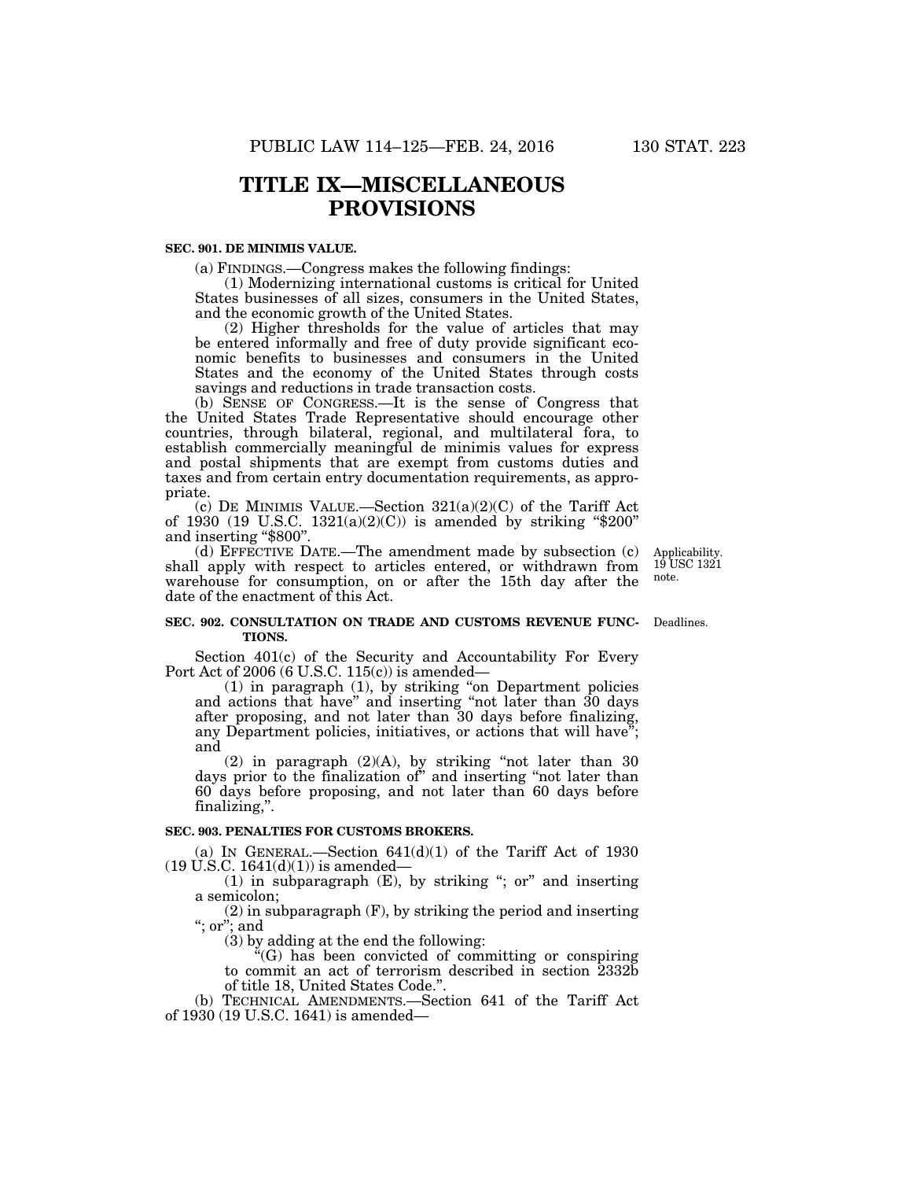# TITLE IX—MISCELLANEOUS PROVISIONS

**SEC. 901. DE MINIMIS VALUE.**

(a) FINDINGS.—Congress makes the following findings:

(1) Modernizing international customs is critical for United States businesses of all sizes, consumers in the United States, and the economic growth of the United States.

(2) Higher thresholds for the value of articles that may be entered informally and free of duty provide significant economic benefits to businesses and consumers in the United States and the economy of the United States through costs savings and reductions in trade transaction costs.

(b) SENSE OF CONGRESS.—It is the sense of Congress that the United States Trade Representative should encourage other countries, through bilateral, regional, and multilateral fora, to establish commercially meaningful de minimis values for express and postal shipments that are exempt from customs duties and taxes and from certain entry documentation requirements, as appropriate.

(c) DE MINIMIS VALUE.—Section 321(a)(2)(C) of the Tariff Act of 1930 (19 U.S.C. 1321(a)(2)(C)) is amended by striking "$200" and inserting "$800".

(d) EFFECTIVE DATE.—The amendment made by subsection (c) shall apply with respect to articles entered, or withdrawn from warehouse for consumption, on or after the 15th day after the date of the enactment of this Act.

Applicability. 19 USC 1321 note.

**SEC. 902. CONSULTATION ON TRADE AND CUSTOMS REVENUE FUNCTIONS.**

Deadlines.

Section 401(c) of the Security and Accountability For Every Port Act of 2006 (6 U.S.C. 115(c)) is amended—

(1) in paragraph (1), by striking "on Department policies and actions that have" and inserting "not later than 30 days after proposing, and not later than 30 days before finalizing, any Department policies, initiatives, or actions that will have"; and

(2) in paragraph (2)(A), by striking "not later than 30 days prior to the finalization of" and inserting "not later than 60 days before proposing, and not later than 60 days before finalizing,".

**SEC. 903. PENALTIES FOR CUSTOMS BROKERS.**

(a) IN GENERAL.—Section 641(d)(1) of the Tariff Act of 1930 (19 U.S.C. 1641(d)(1)) is amended—

(1) in subparagraph (E), by striking "; or" and inserting a semicolon;

(2) in subparagraph (F), by striking the period and inserting "; or"; and

(3) by adding at the end the following:

"(G) has been convicted of committing or conspiring to commit an act of terrorism described in section 2332b of title 18, United States Code.".

(b) TECHNICAL AMENDMENTS.—Section 641 of the Tariff Act of 1930 (19 U.S.C. 1641) is amended—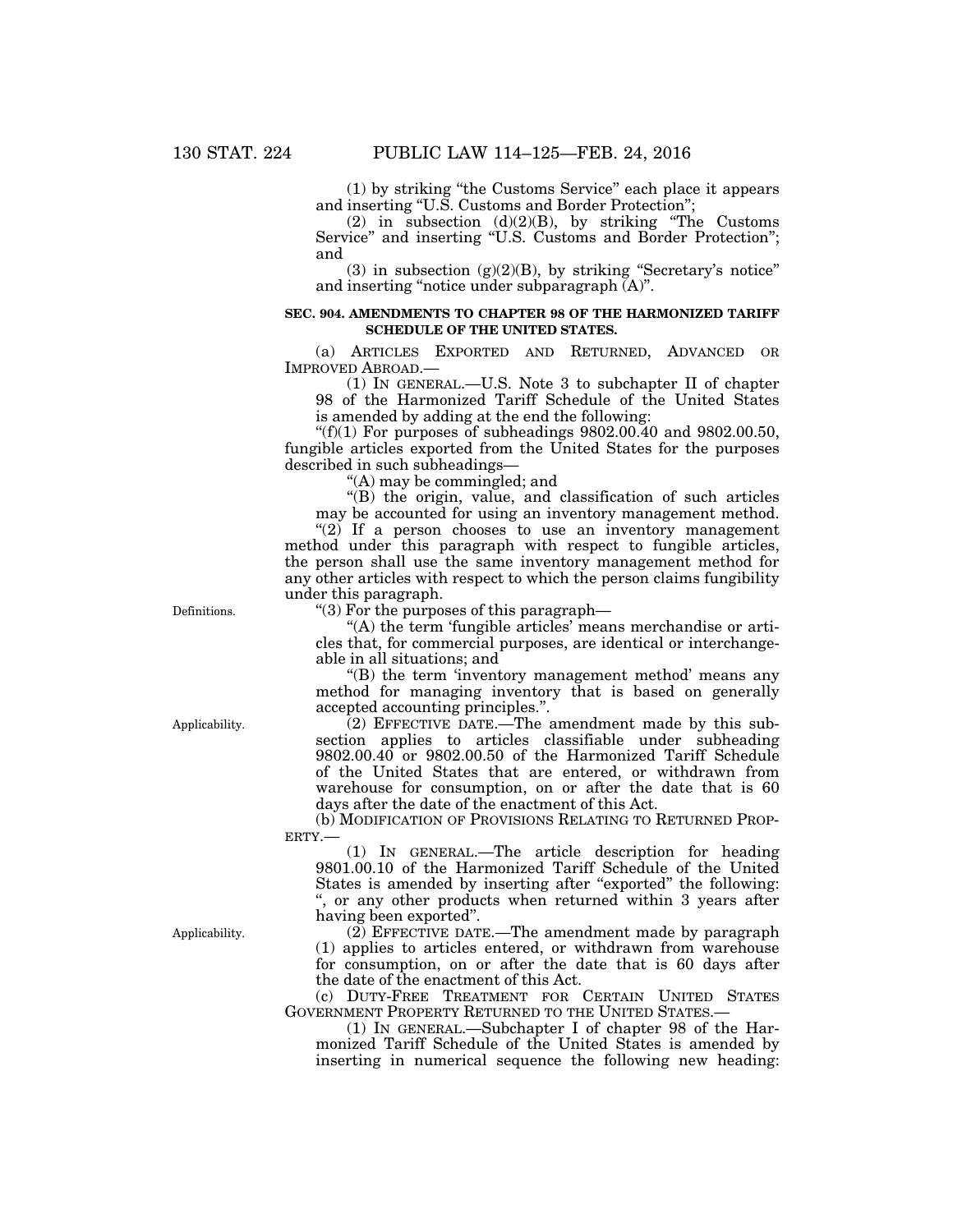(1) by striking "the Customs Service" each place it appears and inserting "U.S. Customs and Border Protection";

(2) in subsection (d)(2)(B), by striking "The Customs Service" and inserting "U.S. Customs and Border Protection"; and

(3) in subsection (g)(2)(B), by striking "Secretary's notice" and inserting "notice under subparagraph (A)".

### SEC. 904. AMENDMENTS TO CHAPTER 98 OF THE HARMONIZED TARIFF SCHEDULE OF THE UNITED STATES.

(a) ARTICLES EXPORTED AND RETURNED, ADVANCED OR IMPROVED ABROAD.—

(1) IN GENERAL.—U.S. Note 3 to subchapter II of chapter 98 of the Harmonized Tariff Schedule of the United States is amended by adding at the end the following:

"(f)(1) For purposes of subheadings 9802.00.40 and 9802.00.50, fungible articles exported from the United States for the purposes described in such subheadings—

"(A) may be commingled; and

"(B) the origin, value, and classification of such articles may be accounted for using an inventory management method.

"(2) If a person chooses to use an inventory management method under this paragraph with respect to fungible articles, the person shall use the same inventory management method for any other articles with respect to which the person claims fungibility under this paragraph.

Definitions.

"(3) For the purposes of this paragraph—

"(A) the term 'fungible articles' means merchandise or articles that, for commercial purposes, are identical or interchangeable in all situations; and

"(B) the term 'inventory management method' means any method for managing inventory that is based on generally accepted accounting principles.".

Applicability.

(2) EFFECTIVE DATE.—The amendment made by this subsection applies to articles classifiable under subheading 9802.00.40 or 9802.00.50 of the Harmonized Tariff Schedule of the United States that are entered, or withdrawn from warehouse for consumption, on or after the date that is 60 days after the date of the enactment of this Act.

(b) MODIFICATION OF PROVISIONS RELATING TO RETURNED PROPERTY.—

(1) IN GENERAL.—The article description for heading 9801.00.10 of the Harmonized Tariff Schedule of the United States is amended by inserting after "exported" the following: ", or any other products when returned within 3 years after having been exported".

Applicability.

(2) EFFECTIVE DATE.—The amendment made by paragraph (1) applies to articles entered, or withdrawn from warehouse for consumption, on or after the date that is 60 days after the date of the enactment of this Act.

(c) DUTY-FREE TREATMENT FOR CERTAIN UNITED STATES GOVERNMENT PROPERTY RETURNED TO THE UNITED STATES.—

(1) IN GENERAL.—Subchapter I of chapter 98 of the Harmonized Tariff Schedule of the United States is amended by inserting in numerical sequence the following new heading: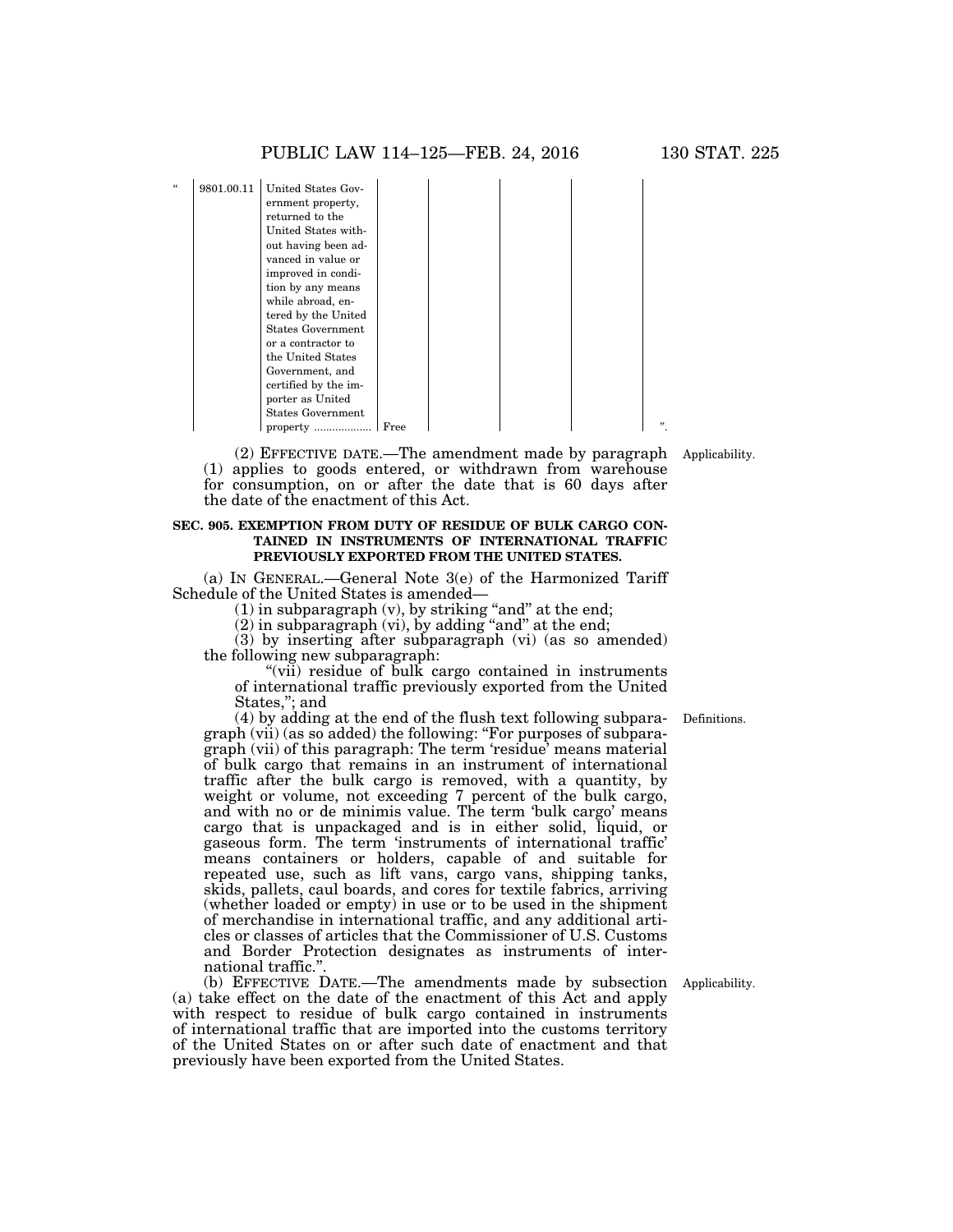| “ | 9801.00.11 | United States Government property, returned to the United States without having been advanced in value or improved in condition by any means while abroad, entered by the United States Government or a contractor to the United States Government, and certified by the importer as United States Government property ................... | Free | | | | ”. |
|---|---|---|---|---|---|---|---|

(2) EFFECTIVE DATE.—The amendment made by paragraph (1) applies to goods entered, or withdrawn from warehouse for consumption, on or after the date that is 60 days after the date of the enactment of this Act.

Applicability.

**SEC. 905. EXEMPTION FROM DUTY OF RESIDUE OF BULK CARGO CONTAINED IN INSTRUMENTS OF INTERNATIONAL TRAFFIC PREVIOUSLY EXPORTED FROM THE UNITED STATES.**

(a) IN GENERAL.—General Note 3(e) of the Harmonized Tariff Schedule of the United States is amended—

(1) in subparagraph (v), by striking “and” at the end;

(2) in subparagraph (vi), by adding “and” at the end;

(3) by inserting after subparagraph (vi) (as so amended) the following new subparagraph:

“(vii) residue of bulk cargo contained in instruments of international traffic previously exported from the United States,”; and

(4) by adding at the end of the flush text following subparagraph (vii) (as so added) the following: “For purposes of subparagraph (vii) of this paragraph: The term ‘residue’ means material of bulk cargo that remains in an instrument of international traffic after the bulk cargo is removed, with a quantity, by weight or volume, not exceeding 7 percent of the bulk cargo, and with no or de minimis value. The term ‘bulk cargo’ means cargo that is unpackaged and is in either solid, liquid, or gaseous form. The term ‘instruments of international traffic’ means containers or holders, capable of and suitable for repeated use, such as lift vans, cargo vans, shipping tanks, skids, pallets, caul boards, and cores for textile fabrics, arriving (whether loaded or empty) in use or to be used in the shipment of merchandise in international traffic, and any additional articles or classes of articles that the Commissioner of U.S. Customs and Border Protection designates as instruments of international traffic.”.

Definitions.

(b) EFFECTIVE DATE.—The amendments made by subsection (a) take effect on the date of the enactment of this Act and apply with respect to residue of bulk cargo contained in instruments of international traffic that are imported into the customs territory of the United States on or after such date of enactment and that previously have been exported from the United States.

Applicability.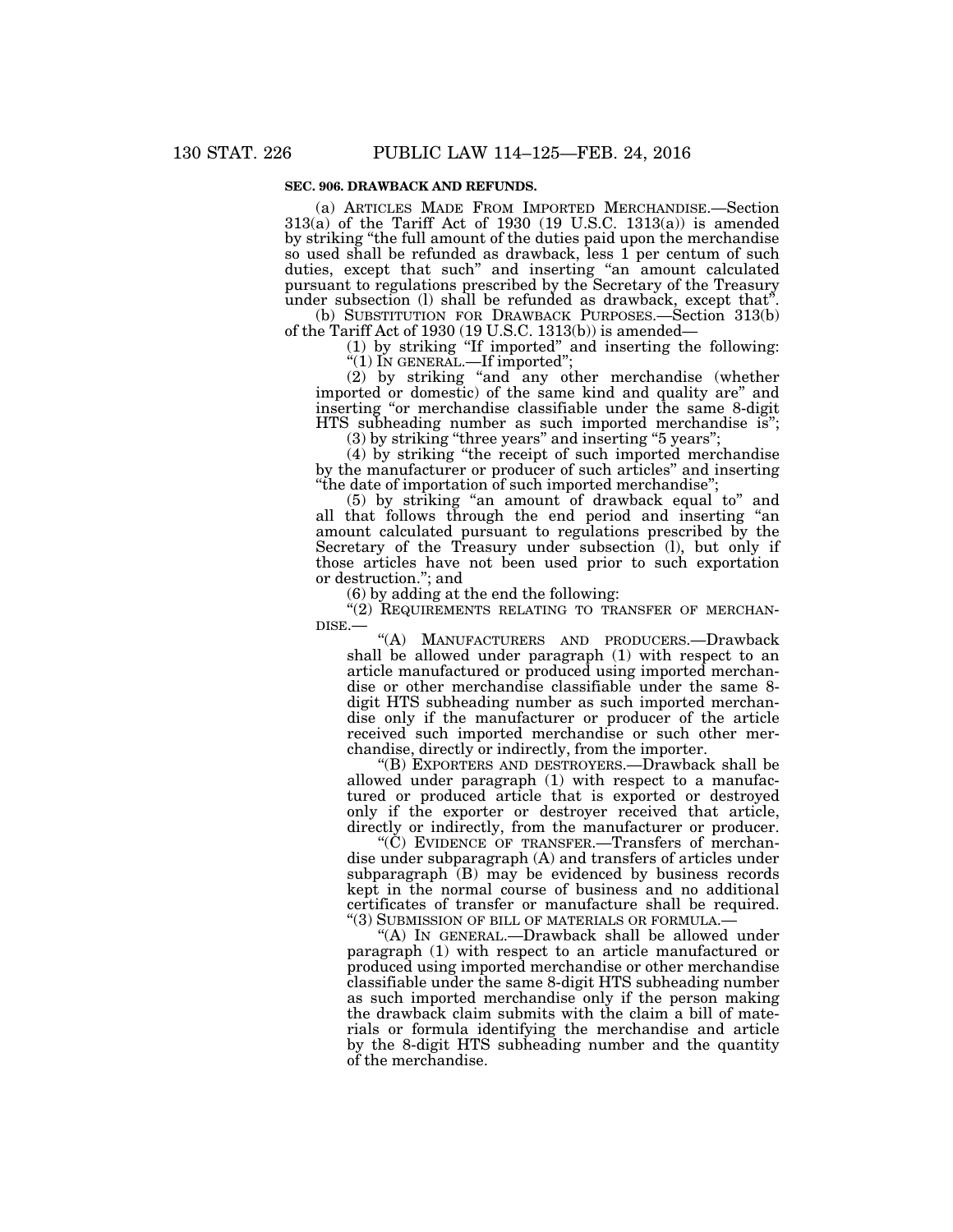**SEC. 906. DRAWBACK AND REFUNDS.**

(a) ARTICLES MADE FROM IMPORTED MERCHANDISE.—Section 313(a) of the Tariff Act of 1930 (19 U.S.C. 1313(a)) is amended by striking "the full amount of the duties paid upon the merchandise so used shall be refunded as drawback, less 1 per centum of such duties, except that such" and inserting "an amount calculated pursuant to regulations prescribed by the Secretary of the Treasury under subsection (l) shall be refunded as drawback, except that".

(b) SUBSTITUTION FOR DRAWBACK PURPOSES.—Section 313(b) of the Tariff Act of 1930 (19 U.S.C. 1313(b)) is amended—

(1) by striking "If imported" and inserting the following: "(1) IN GENERAL.—If imported";

(2) by striking "and any other merchandise (whether imported or domestic) of the same kind and quality are" and inserting "or merchandise classifiable under the same 8-digit HTS subheading number as such imported merchandise is";

(3) by striking "three years" and inserting "5 years";

(4) by striking "the receipt of such imported merchandise by the manufacturer or producer of such articles" and inserting "the date of importation of such imported merchandise";

(5) by striking "an amount of drawback equal to" and all that follows through the end period and inserting "an amount calculated pursuant to regulations prescribed by the Secretary of the Treasury under subsection (l), but only if those articles have not been used prior to such exportation or destruction."; and

(6) by adding at the end the following:

"(2) REQUIREMENTS RELATING TO TRANSFER OF MERCHANDISE.—

"(A) MANUFACTURERS AND PRODUCERS.—Drawback shall be allowed under paragraph (1) with respect to an article manufactured or produced using imported merchandise or other merchandise classifiable under the same 8-digit HTS subheading number as such imported merchandise only if the manufacturer or producer of the article received such imported merchandise or such other merchandise, directly or indirectly, from the importer.

"(B) EXPORTERS AND DESTROYERS.—Drawback shall be allowed under paragraph (1) with respect to a manufactured or produced article that is exported or destroyed only if the exporter or destroyer received that article, directly or indirectly, from the manufacturer or producer.

"(C) EVIDENCE OF TRANSFER.—Transfers of merchandise under subparagraph (A) and transfers of articles under subparagraph (B) may be evidenced by business records kept in the normal course of business and no additional certificates of transfer or manufacture shall be required.

"(3) SUBMISSION OF BILL OF MATERIALS OR FORMULA.—

"(A) IN GENERAL.—Drawback shall be allowed under paragraph (1) with respect to an article manufactured or produced using imported merchandise or other merchandise classifiable under the same 8-digit HTS subheading number as such imported merchandise only if the person making the drawback claim submits with the claim a bill of materials or formula identifying the merchandise and article by the 8-digit HTS subheading number and the quantity of the merchandise.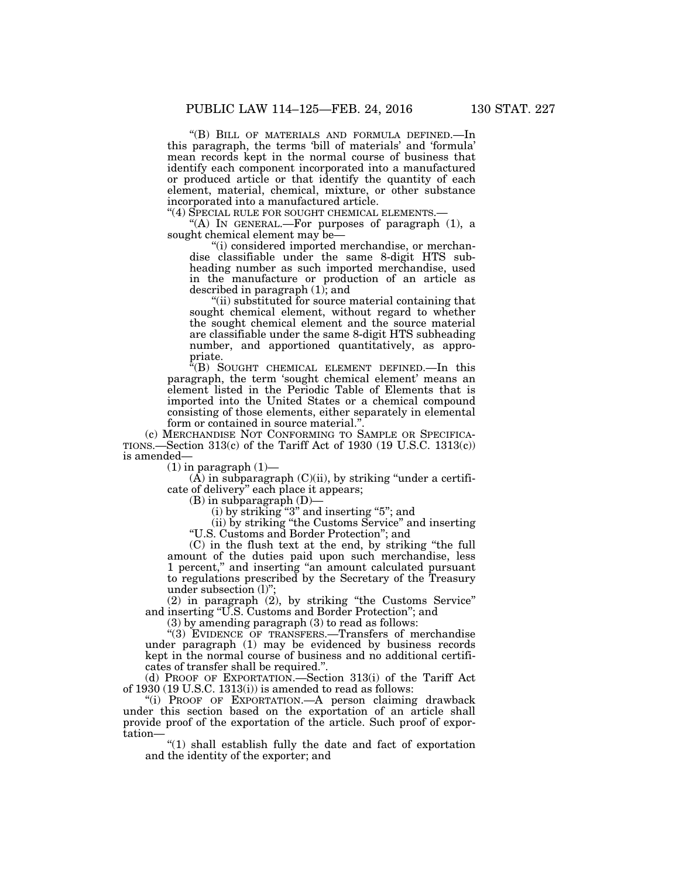"(B) BILL OF MATERIALS AND FORMULA DEFINED.—In this paragraph, the terms 'bill of materials' and 'formula' mean records kept in the normal course of business that identify each component incorporated into a manufactured or produced article or that identify the quantity of each element, material, chemical, mixture, or other substance incorporated into a manufactured article.

"(4) SPECIAL RULE FOR SOUGHT CHEMICAL ELEMENTS.—

"(A) IN GENERAL.—For purposes of paragraph (1), a sought chemical element may be—

"(i) considered imported merchandise, or merchandise classifiable under the same 8-digit HTS subheading number as such imported merchandise, used in the manufacture or production of an article as described in paragraph (1); and

"(ii) substituted for source material containing that sought chemical element, without regard to whether the sought chemical element and the source material are classifiable under the same 8-digit HTS subheading number, and apportioned quantitatively, as appropriate.

"(B) SOUGHT CHEMICAL ELEMENT DEFINED.—In this paragraph, the term 'sought chemical element' means an element listed in the Periodic Table of Elements that is imported into the United States or a chemical compound consisting of those elements, either separately in elemental form or contained in source material.".

(c) MERCHANDISE NOT CONFORMING TO SAMPLE OR SPECIFICATIONS.—Section 313(c) of the Tariff Act of 1930 (19 U.S.C. 1313(c)) is amended—

(1) in paragraph (1)—

(A) in subparagraph (C)(ii), by striking "under a certificate of delivery" each place it appears;

(B) in subparagraph (D)—

(i) by striking "3" and inserting "5"; and

(ii) by striking "the Customs Service" and inserting "U.S. Customs and Border Protection"; and

(C) in the flush text at the end, by striking "the full amount of the duties paid upon such merchandise, less 1 percent," and inserting "an amount calculated pursuant to regulations prescribed by the Secretary of the Treasury under subsection (l)";

(2) in paragraph (2), by striking "the Customs Service" and inserting "U.S. Customs and Border Protection"; and

(3) by amending paragraph (3) to read as follows:

"(3) EVIDENCE OF TRANSFERS.—Transfers of merchandise under paragraph (1) may be evidenced by business records kept in the normal course of business and no additional certificates of transfer shall be required.".

(d) PROOF OF EXPORTATION.—Section 313(i) of the Tariff Act of 1930 (19 U.S.C. 1313(i)) is amended to read as follows:

"(i) PROOF OF EXPORTATION.—A person claiming drawback under this section based on the exportation of an article shall provide proof of the exportation of the article. Such proof of exportation—

"(1) shall establish fully the date and fact of exportation and the identity of the exporter; and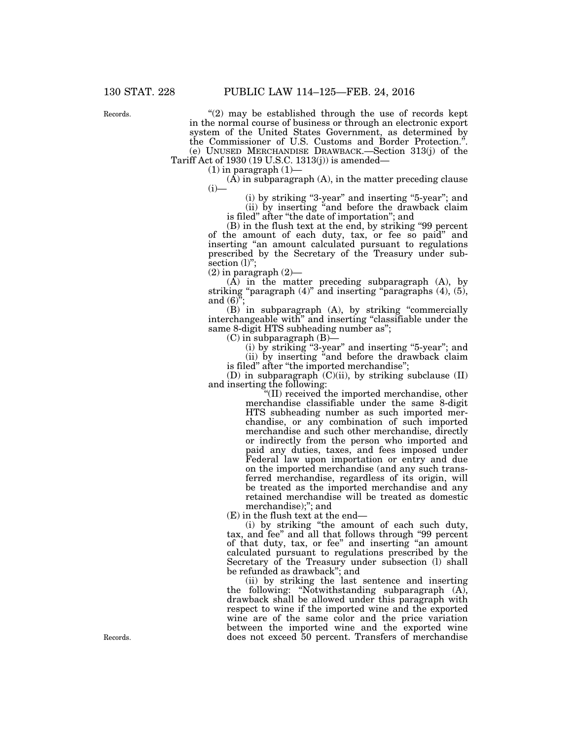Records.

"(2) may be established through the use of records kept in the normal course of business or through an electronic export system of the United States Government, as determined by the Commissioner of U.S. Customs and Border Protection.".

(e) UNUSED MERCHANDISE DRAWBACK.—Section 313(j) of the Tariff Act of 1930 (19 U.S.C. 1313(j)) is amended—

(1) in paragraph (1)—

(A) in subparagraph (A), in the matter preceding clause (i)—

(i) by striking "3-year" and inserting "5-year"; and

(ii) by inserting "and before the drawback claim is filed" after "the date of importation"; and

(B) in the flush text at the end, by striking "99 percent of the amount of each duty, tax, or fee so paid" and inserting "an amount calculated pursuant to regulations prescribed by the Secretary of the Treasury under subsection (l)";

(2) in paragraph (2)—

(A) in the matter preceding subparagraph (A), by striking "paragraph (4)" and inserting "paragraphs (4), (5), and (6)";

(B) in subparagraph (A), by striking "commercially interchangeable with" and inserting "classifiable under the same 8-digit HTS subheading number as";

(C) in subparagraph (B)—

(i) by striking "3-year" and inserting "5-year"; and

(ii) by inserting "and before the drawback claim is filed" after "the imported merchandise";

(D) in subparagraph (C)(ii), by striking subclause (II) and inserting the following:

"(II) received the imported merchandise, other merchandise classifiable under the same 8-digit HTS subheading number as such imported merchandise, or any combination of such imported merchandise and such other merchandise, directly or indirectly from the person who imported and paid any duties, taxes, and fees imposed under Federal law upon importation or entry and due on the imported merchandise (and any such transferred merchandise, regardless of its origin, will be treated as the imported merchandise and any retained merchandise will be treated as domestic merchandise);"; and

(E) in the flush text at the end—

(i) by striking "the amount of each such duty, tax, and fee" and all that follows through "99 percent of that duty, tax, or fee" and inserting "an amount calculated pursuant to regulations prescribed by the Secretary of the Treasury under subsection (l) shall be refunded as drawback"; and

(ii) by striking the last sentence and inserting the following: "Notwithstanding subparagraph (A), drawback shall be allowed under this paragraph with respect to wine if the imported wine and the exported wine are of the same color and the price variation between the imported wine and the exported wine does not exceed 50 percent. Transfers of merchandise

Records.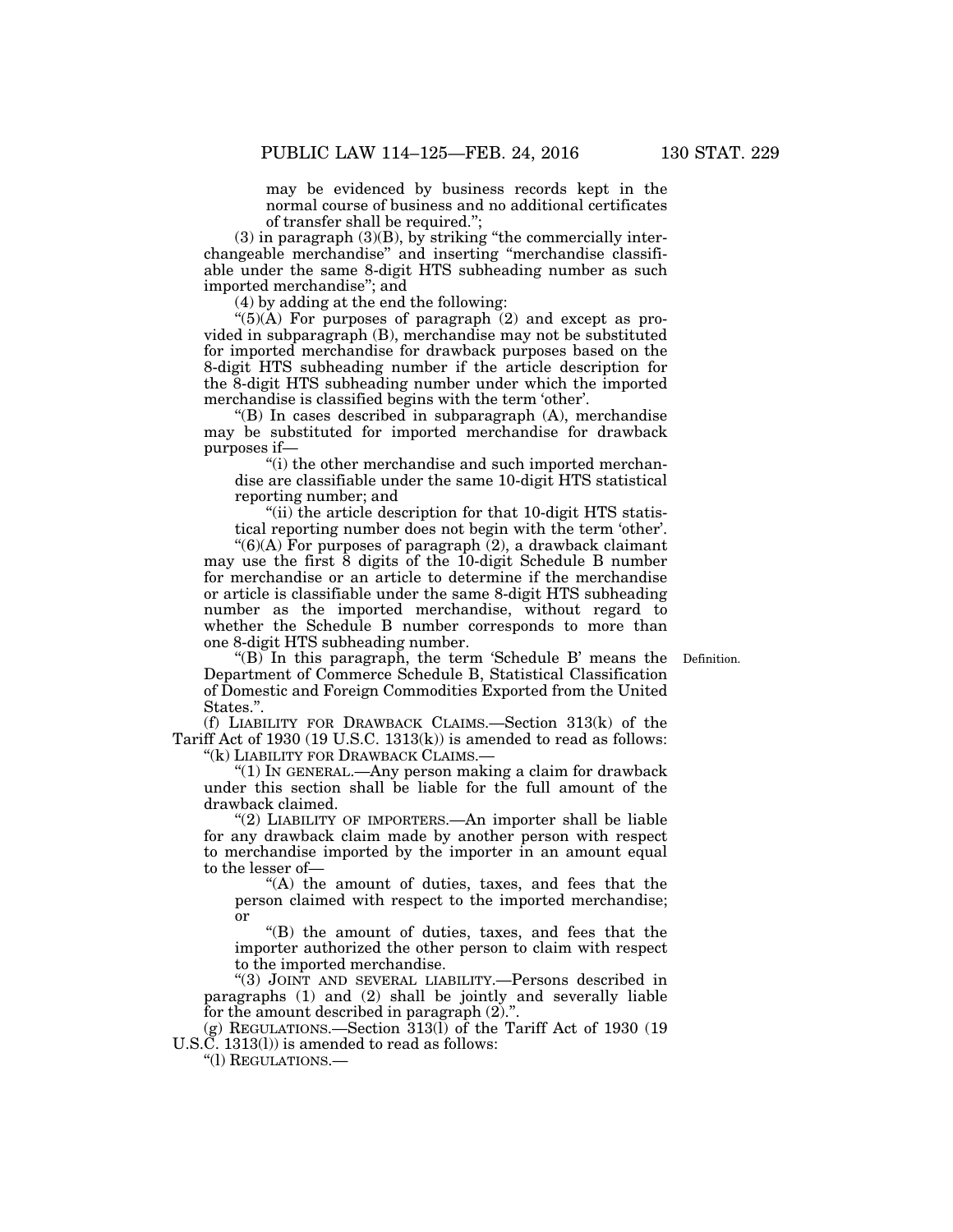may be evidenced by business records kept in the normal course of business and no additional certificates of transfer shall be required.";

(3) in paragraph (3)(B), by striking "the commercially interchangeable merchandise" and inserting "merchandise classifiable under the same 8-digit HTS subheading number as such imported merchandise"; and

(4) by adding at the end the following:

"(5)(A) For purposes of paragraph (2) and except as provided in subparagraph (B), merchandise may not be substituted for imported merchandise for drawback purposes based on the 8-digit HTS subheading number if the article description for the 8-digit HTS subheading number under which the imported merchandise is classified begins with the term 'other'.

"(B) In cases described in subparagraph (A), merchandise may be substituted for imported merchandise for drawback purposes if—

"(i) the other merchandise and such imported merchandise are classifiable under the same 10-digit HTS statistical reporting number; and

"(ii) the article description for that 10-digit HTS statistical reporting number does not begin with the term 'other'.

"(6)(A) For purposes of paragraph (2), a drawback claimant may use the first 8 digits of the 10-digit Schedule B number for merchandise or an article to determine if the merchandise or article is classifiable under the same 8-digit HTS subheading number as the imported merchandise, without regard to whether the Schedule B number corresponds to more than one 8-digit HTS subheading number.

Definition.

"(B) In this paragraph, the term 'Schedule B' means the Department of Commerce Schedule B, Statistical Classification of Domestic and Foreign Commodities Exported from the United States.".

(f) LIABILITY FOR DRAWBACK CLAIMS.—Section 313(k) of the Tariff Act of 1930 (19 U.S.C. 1313(k)) is amended to read as follows:

"(k) LIABILITY FOR DRAWBACK CLAIMS.—

"(1) IN GENERAL.—Any person making a claim for drawback under this section shall be liable for the full amount of the drawback claimed.

"(2) LIABILITY OF IMPORTERS.—An importer shall be liable for any drawback claim made by another person with respect to merchandise imported by the importer in an amount equal to the lesser of—

"(A) the amount of duties, taxes, and fees that the person claimed with respect to the imported merchandise; or

"(B) the amount of duties, taxes, and fees that the importer authorized the other person to claim with respect to the imported merchandise.

"(3) JOINT AND SEVERAL LIABILITY.—Persons described in paragraphs (1) and (2) shall be jointly and severally liable for the amount described in paragraph (2).".

(g) REGULATIONS.—Section 313(l) of the Tariff Act of 1930 (19 U.S.C. 1313(l)) is amended to read as follows:

"(l) REGULATIONS.—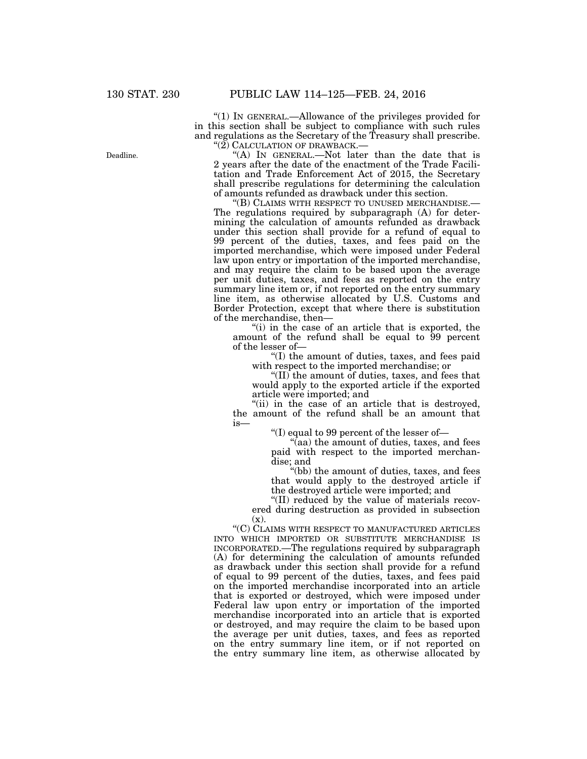"(1) IN GENERAL.—Allowance of the privileges provided for in this section shall be subject to compliance with such rules and regulations as the Secretary of the Treasury shall prescribe.

"(2) CALCULATION OF DRAWBACK.—

Deadline.

"(A) IN GENERAL.—Not later than the date that is 2 years after the date of the enactment of the Trade Facilitation and Trade Enforcement Act of 2015, the Secretary shall prescribe regulations for determining the calculation of amounts refunded as drawback under this section.

"(B) CLAIMS WITH RESPECT TO UNUSED MERCHANDISE.—The regulations required by subparagraph (A) for determining the calculation of amounts refunded as drawback under this section shall provide for a refund of equal to 99 percent of the duties, taxes, and fees paid on the imported merchandise, which were imposed under Federal law upon entry or importation of the imported merchandise, and may require the claim to be based upon the average per unit duties, taxes, and fees as reported on the entry summary line item or, if not reported on the entry summary line item, as otherwise allocated by U.S. Customs and Border Protection, except that where there is substitution of the merchandise, then—

"(i) in the case of an article that is exported, the amount of the refund shall be equal to 99 percent of the lesser of—

"(I) the amount of duties, taxes, and fees paid with respect to the imported merchandise; or

"(II) the amount of duties, taxes, and fees that would apply to the exported article if the exported article were imported; and

"(ii) in the case of an article that is destroyed, the amount of the refund shall be an amount that is—

"(I) equal to 99 percent of the lesser of—

"(aa) the amount of duties, taxes, and fees paid with respect to the imported merchandise; and

"(bb) the amount of duties, taxes, and fees that would apply to the destroyed article if the destroyed article were imported; and

"(II) reduced by the value of materials recovered during destruction as provided in subsection (x).

"(C) CLAIMS WITH RESPECT TO MANUFACTURED ARTICLES INTO WHICH IMPORTED OR SUBSTITUTE MERCHANDISE IS INCORPORATED.—The regulations required by subparagraph (A) for determining the calculation of amounts refunded as drawback under this section shall provide for a refund of equal to 99 percent of the duties, taxes, and fees paid on the imported merchandise incorporated into an article that is exported or destroyed, which were imposed under Federal law upon entry or importation of the imported merchandise incorporated into an article that is exported or destroyed, and may require the claim to be based upon the average per unit duties, taxes, and fees as reported on the entry summary line item, or if not reported on the entry summary line item, as otherwise allocated by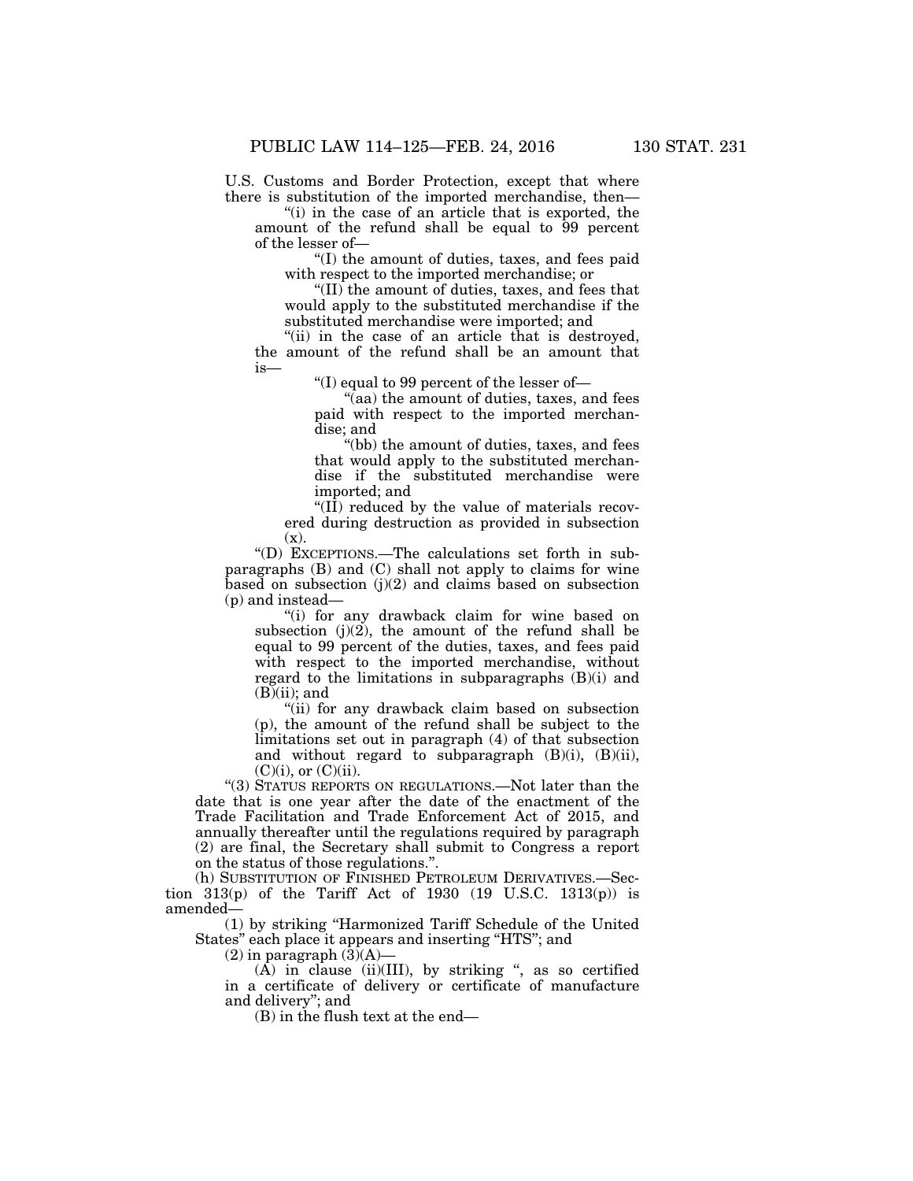U.S. Customs and Border Protection, except that where there is substitution of the imported merchandise, then—

"(i) in the case of an article that is exported, the amount of the refund shall be equal to 99 percent of the lesser of—

"(I) the amount of duties, taxes, and fees paid with respect to the imported merchandise; or

"(II) the amount of duties, taxes, and fees that would apply to the substituted merchandise if the substituted merchandise were imported; and

"(ii) in the case of an article that is destroyed, the amount of the refund shall be an amount that is—

"(I) equal to 99 percent of the lesser of—

"(aa) the amount of duties, taxes, and fees paid with respect to the imported merchandise; and

"(bb) the amount of duties, taxes, and fees that would apply to the substituted merchandise if the substituted merchandise were imported; and

"(II) reduced by the value of materials recovered during destruction as provided in subsection (x).

"(D) EXCEPTIONS.—The calculations set forth in subparagraphs (B) and (C) shall not apply to claims for wine based on subsection (j)(2) and claims based on subsection (p) and instead—

"(i) for any drawback claim for wine based on subsection (j)(2), the amount of the refund shall be equal to 99 percent of the duties, taxes, and fees paid with respect to the imported merchandise, without regard to the limitations in subparagraphs (B)(i) and (B)(ii); and

"(ii) for any drawback claim based on subsection (p), the amount of the refund shall be subject to the limitations set out in paragraph (4) of that subsection and without regard to subparagraph (B)(i), (B)(ii), (C)(i), or (C)(ii).

"(3) STATUS REPORTS ON REGULATIONS.—Not later than the date that is one year after the date of the enactment of the Trade Facilitation and Trade Enforcement Act of 2015, and annually thereafter until the regulations required by paragraph (2) are final, the Secretary shall submit to Congress a report on the status of those regulations.".

(h) SUBSTITUTION OF FINISHED PETROLEUM DERIVATIVES.—Section 313(p) of the Tariff Act of 1930 (19 U.S.C. 1313(p)) is amended—

(1) by striking "Harmonized Tariff Schedule of the United States" each place it appears and inserting "HTS"; and

(2) in paragraph (3)(A)—

(A) in clause (ii)(III), by striking ", as so certified in a certificate of delivery or certificate of manufacture and delivery"; and

(B) in the flush text at the end—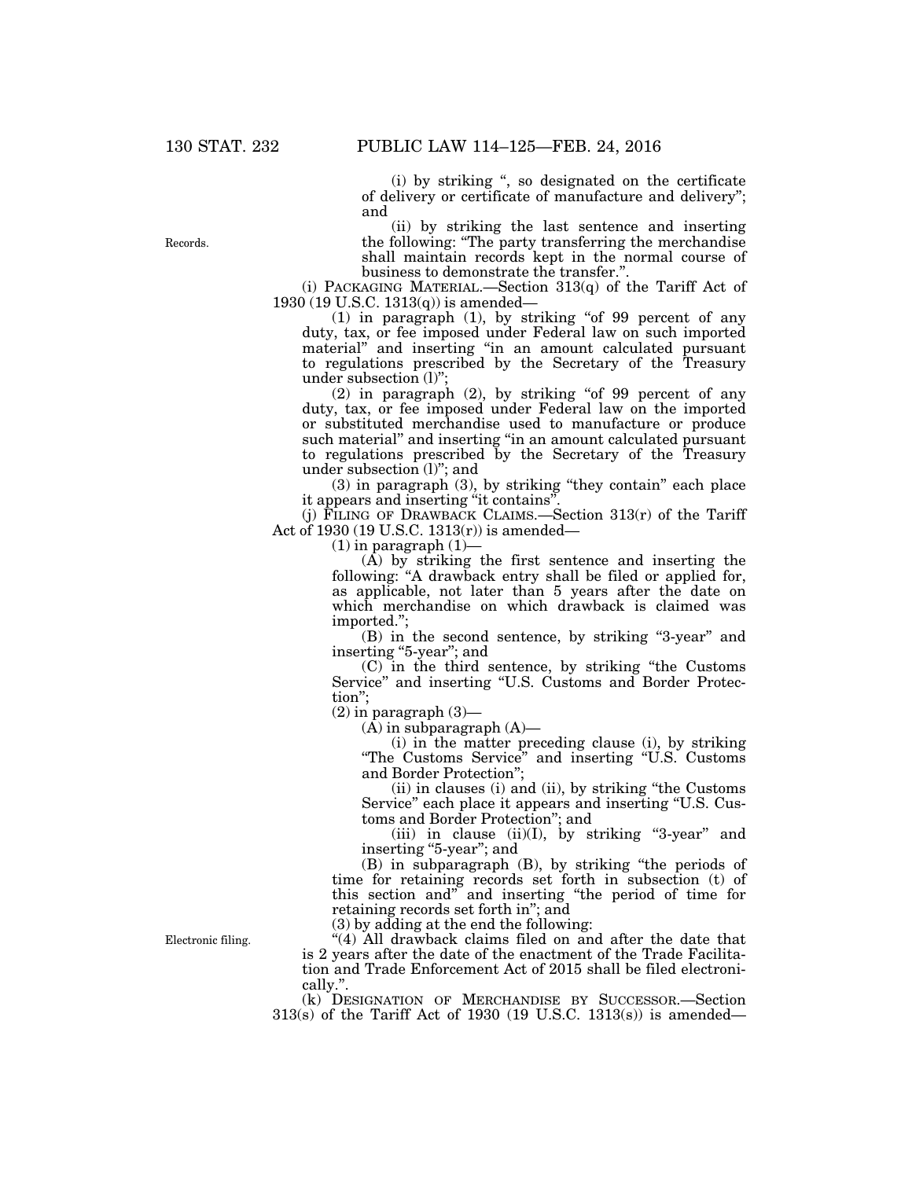(i) by striking ", so designated on the certificate of delivery or certificate of manufacture and delivery"; and

(ii) by striking the last sentence and inserting the following: "The party transferring the merchandise shall maintain records kept in the normal course of business to demonstrate the transfer.".

Records.

(i) PACKAGING MATERIAL.—Section 313(q) of the Tariff Act of 1930 (19 U.S.C. 1313(q)) is amended—

(1) in paragraph (1), by striking "of 99 percent of any duty, tax, or fee imposed under Federal law on such imported material" and inserting "in an amount calculated pursuant to regulations prescribed by the Secretary of the Treasury under subsection (l)";

(2) in paragraph (2), by striking "of 99 percent of any duty, tax, or fee imposed under Federal law on the imported or substituted merchandise used to manufacture or produce such material" and inserting "in an amount calculated pursuant to regulations prescribed by the Secretary of the Treasury under subsection (l)"; and

(3) in paragraph (3), by striking "they contain" each place it appears and inserting "it contains".

(j) FILING OF DRAWBACK CLAIMS.—Section 313(r) of the Tariff Act of 1930 (19 U.S.C. 1313(r)) is amended—

(1) in paragraph (1)—

(A) by striking the first sentence and inserting the following: "A drawback entry shall be filed or applied for, as applicable, not later than 5 years after the date on which merchandise on which drawback is claimed was imported.";

(B) in the second sentence, by striking "3-year" and inserting "5-year"; and

(C) in the third sentence, by striking "the Customs Service" and inserting "U.S. Customs and Border Protection";

(2) in paragraph (3)—

(A) in subparagraph (A)—

(i) in the matter preceding clause (i), by striking "The Customs Service" and inserting "U.S. Customs and Border Protection";

(ii) in clauses (i) and (ii), by striking "the Customs Service" each place it appears and inserting "U.S. Customs and Border Protection"; and

(iii) in clause (ii)(I), by striking "3-year" and inserting "5-year"; and

(B) in subparagraph (B), by striking "the periods of time for retaining records set forth in subsection (t) of this section and" and inserting "the period of time for retaining records set forth in"; and

(3) by adding at the end the following:

Electronic filing.

"(4) All drawback claims filed on and after the date that is 2 years after the date of the enactment of the Trade Facilitation and Trade Enforcement Act of 2015 shall be filed electronically.".

(k) DESIGNATION OF MERCHANDISE BY SUCCESSOR.—Section 313(s) of the Tariff Act of 1930 (19 U.S.C. 1313(s)) is amended—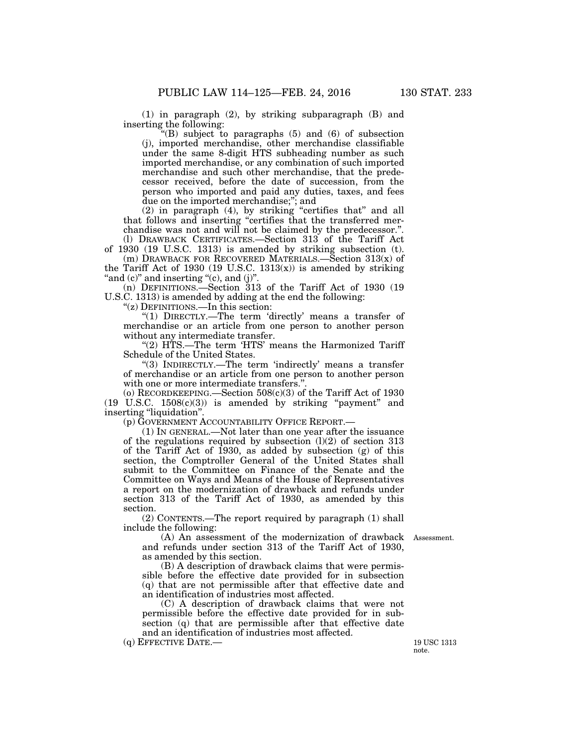(1) in paragraph (2), by striking subparagraph (B) and inserting the following:

"(B) subject to paragraphs (5) and (6) of subsection (j), imported merchandise, other merchandise classifiable under the same 8-digit HTS subheading number as such imported merchandise, or any combination of such imported merchandise and such other merchandise, that the predecessor received, before the date of succession, from the person who imported and paid any duties, taxes, and fees due on the imported merchandise;"; and

(2) in paragraph (4), by striking "certifies that" and all that follows and inserting "certifies that the transferred merchandise was not and will not be claimed by the predecessor.".

(l) DRAWBACK CERTIFICATES.—Section 313 of the Tariff Act of 1930 (19 U.S.C. 1313) is amended by striking subsection (t).

(m) DRAWBACK FOR RECOVERED MATERIALS.—Section 313(x) of the Tariff Act of 1930 (19 U.S.C. 1313(x)) is amended by striking "and (c)" and inserting "(c), and (j)".

(n) DEFINITIONS.—Section 313 of the Tariff Act of 1930 (19 U.S.C. 1313) is amended by adding at the end the following:

"(z) DEFINITIONS.—In this section:

"(1) DIRECTLY.—The term 'directly' means a transfer of merchandise or an article from one person to another person without any intermediate transfer.

"(2) HTS.—The term 'HTS' means the Harmonized Tariff Schedule of the United States.

"(3) INDIRECTLY.—The term 'indirectly' means a transfer of merchandise or an article from one person to another person with one or more intermediate transfers.".

(o) RECORDKEEPING.—Section 508(c)(3) of the Tariff Act of 1930 (19 U.S.C. 1508(c)(3)) is amended by striking "payment" and inserting "liquidation".

(p) GOVERNMENT ACCOUNTABILITY OFFICE REPORT.—

(1) IN GENERAL.—Not later than one year after the issuance of the regulations required by subsection (l)(2) of section 313 of the Tariff Act of 1930, as added by subsection (g) of this section, the Comptroller General of the United States shall submit to the Committee on Finance of the Senate and the Committee on Ways and Means of the House of Representatives a report on the modernization of drawback and refunds under section 313 of the Tariff Act of 1930, as amended by this section.

(2) CONTENTS.—The report required by paragraph (1) shall include the following:

Assessment.

(A) An assessment of the modernization of drawback and refunds under section 313 of the Tariff Act of 1930, as amended by this section.

(B) A description of drawback claims that were permissible before the effective date provided for in subsection (q) that are not permissible after that effective date and an identification of industries most affected.

(C) A description of drawback claims that were not permissible before the effective date provided for in subsection (q) that are permissible after that effective date and an identification of industries most affected.

19 USC 1313 note.

(q) EFFECTIVE DATE.—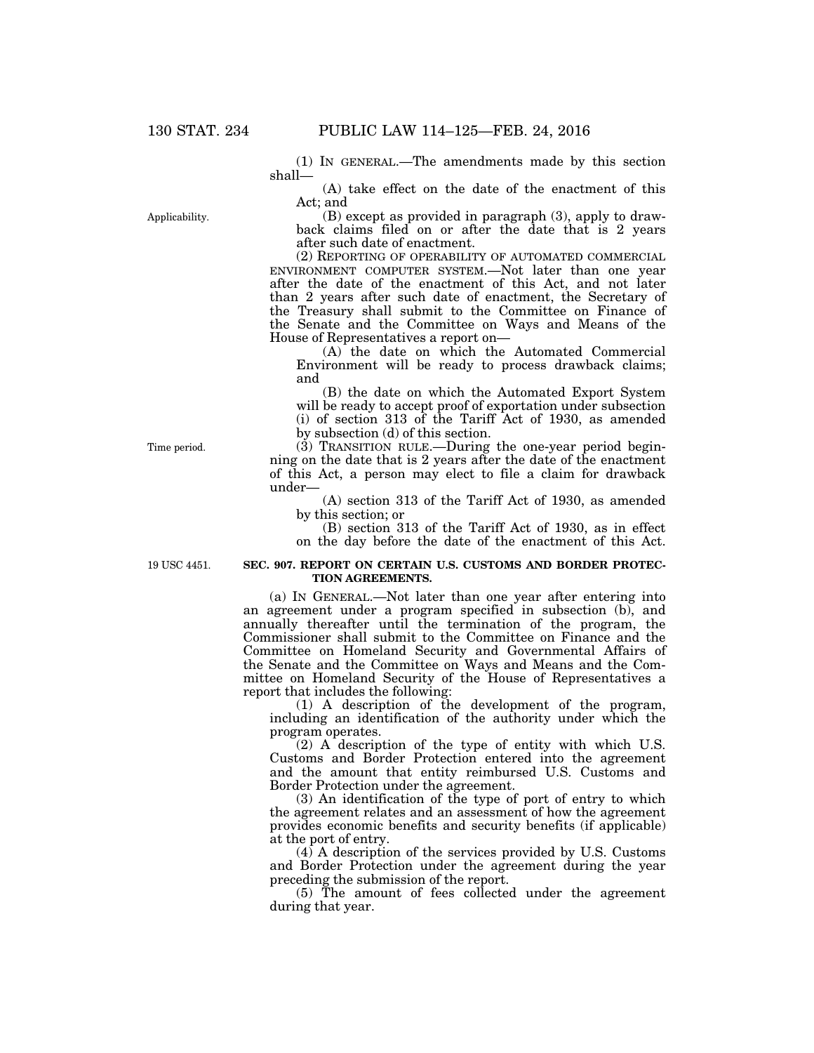(1) IN GENERAL.—The amendments made by this section shall—

(A) take effect on the date of the enactment of this Act; and

Applicability.

(B) except as provided in paragraph (3), apply to drawback claims filed on or after the date that is 2 years after such date of enactment.

(2) REPORTING OF OPERABILITY OF AUTOMATED COMMERCIAL ENVIRONMENT COMPUTER SYSTEM.—Not later than one year after the date of the enactment of this Act, and not later than 2 years after such date of enactment, the Secretary of the Treasury shall submit to the Committee on Finance of the Senate and the Committee on Ways and Means of the House of Representatives a report on—

(A) the date on which the Automated Commercial Environment will be ready to process drawback claims; and

(B) the date on which the Automated Export System will be ready to accept proof of exportation under subsection (i) of section 313 of the Tariff Act of 1930, as amended by subsection (d) of this section.

Time period.

(3) TRANSITION RULE.—During the one-year period beginning on the date that is 2 years after the date of the enactment of this Act, a person may elect to file a claim for drawback under—

(A) section 313 of the Tariff Act of 1930, as amended by this section; or

(B) section 313 of the Tariff Act of 1930, as in effect on the day before the date of the enactment of this Act.

19 USC 4451.

**SEC. 907. REPORT ON CERTAIN U.S. CUSTOMS AND BORDER PROTECTION AGREEMENTS.**

(a) IN GENERAL.—Not later than one year after entering into an agreement under a program specified in subsection (b), and annually thereafter until the termination of the program, the Commissioner shall submit to the Committee on Finance and the Committee on Homeland Security and Governmental Affairs of the Senate and the Committee on Ways and Means and the Committee on Homeland Security of the House of Representatives a report that includes the following:

(1) A description of the development of the program, including an identification of the authority under which the program operates.

(2) A description of the type of entity with which U.S. Customs and Border Protection entered into the agreement and the amount that entity reimbursed U.S. Customs and Border Protection under the agreement.

(3) An identification of the type of port of entry to which the agreement relates and an assessment of how the agreement provides economic benefits and security benefits (if applicable) at the port of entry.

(4) A description of the services provided by U.S. Customs and Border Protection under the agreement during the year preceding the submission of the report.

(5) The amount of fees collected under the agreement during that year.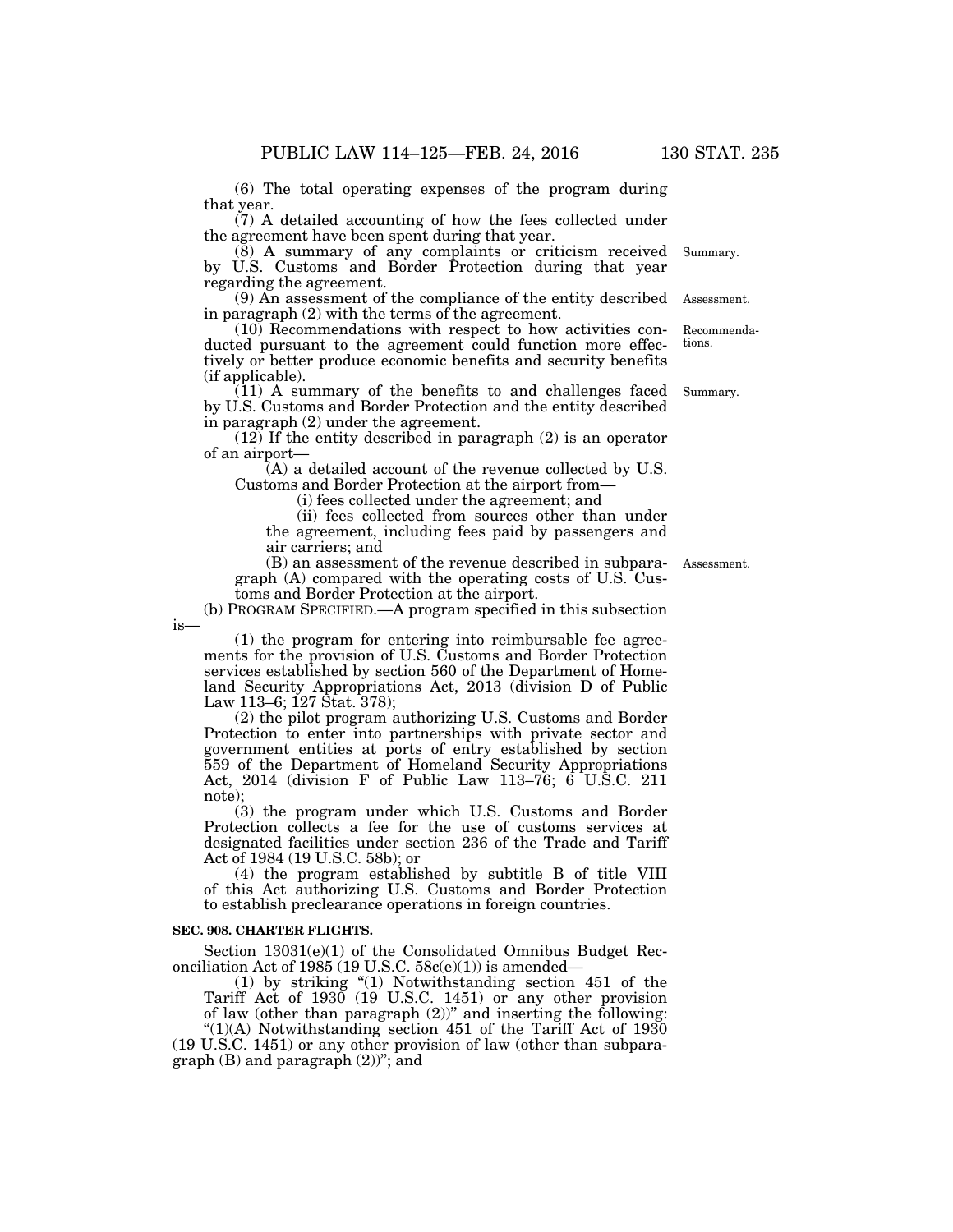(6) The total operating expenses of the program during that year.

(7) A detailed accounting of how the fees collected under the agreement have been spent during that year.

(8) A summary of any complaints or criticism received by U.S. Customs and Border Protection during that year regarding the agreement.

(9) An assessment of the compliance of the entity described in paragraph (2) with the terms of the agreement.

(10) Recommendations with respect to how activities conducted pursuant to the agreement could function more effectively or better produce economic benefits and security benefits (if applicable).

(11) A summary of the benefits to and challenges faced by U.S. Customs and Border Protection and the entity described in paragraph (2) under the agreement.

(12) If the entity described in paragraph (2) is an operator of an airport—

(A) a detailed account of the revenue collected by U.S. Customs and Border Protection at the airport from—

(i) fees collected under the agreement; and

(ii) fees collected from sources other than under the agreement, including fees paid by passengers and air carriers; and

(B) an assessment of the revenue described in subparagraph (A) compared with the operating costs of U.S. Customs and Border Protection at the airport.

(b) PROGRAM SPECIFIED.—A program specified in this subsection is—

(1) the program for entering into reimbursable fee agreements for the provision of U.S. Customs and Border Protection services established by section 560 of the Department of Homeland Security Appropriations Act, 2013 (division D of Public Law 113–6; 127 Stat. 378);

(2) the pilot program authorizing U.S. Customs and Border Protection to enter into partnerships with private sector and government entities at ports of entry established by section 559 of the Department of Homeland Security Appropriations Act, 2014 (division F of Public Law 113–76; 6 U.S.C. 211 note);

(3) the program under which U.S. Customs and Border Protection collects a fee for the use of customs services at designated facilities under section 236 of the Trade and Tariff Act of 1984 (19 U.S.C. 58b); or

(4) the program established by subtitle B of title VIII of this Act authorizing U.S. Customs and Border Protection to establish preclearance operations in foreign countries.

**SEC. 908. CHARTER FLIGHTS.**

Section 13031(e)(1) of the Consolidated Omnibus Budget Reconciliation Act of 1985 (19 U.S.C. 58c(e)(1)) is amended—

(1) by striking "(1) Notwithstanding section 451 of the Tariff Act of 1930 (19 U.S.C. 1451) or any other provision of law (other than paragraph (2))" and inserting the following: "(1)(A) Notwithstanding section 451 of the Tariff Act of 1930 (19 U.S.C. 1451) or any other provision of law (other than subparagraph (B) and paragraph (2))"; and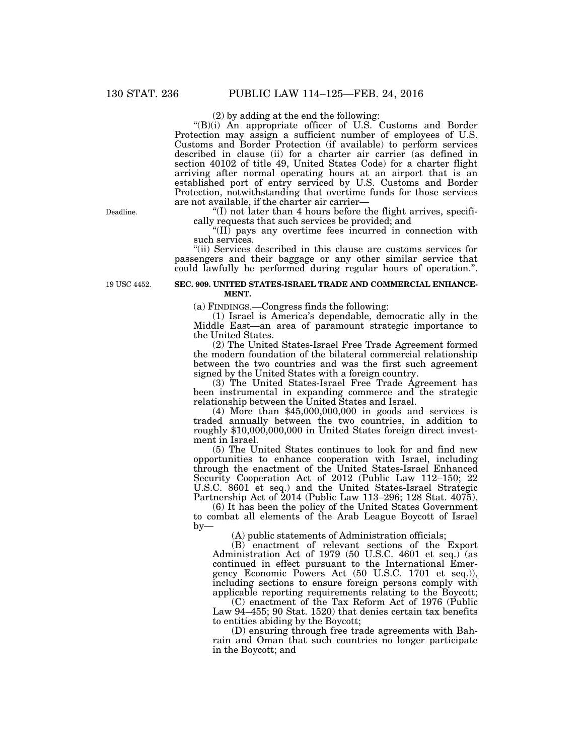(2) by adding at the end the following:

"(B)(i) An appropriate officer of U.S. Customs and Border Protection may assign a sufficient number of employees of U.S. Customs and Border Protection (if available) to perform services described in clause (ii) for a charter air carrier (as defined in section 40102 of title 49, United States Code) for a charter flight arriving after normal operating hours at an airport that is an established port of entry serviced by U.S. Customs and Border Protection, notwithstanding that overtime funds for those services are not available, if the charter air carrier—

Deadline.

"(I) not later than 4 hours before the flight arrives, specifically requests that such services be provided; and

"(II) pays any overtime fees incurred in connection with such services.

"(ii) Services described in this clause are customs services for passengers and their baggage or any other similar service that could lawfully be performed during regular hours of operation.".

19 USC 4452.

**SEC. 909. UNITED STATES-ISRAEL TRADE AND COMMERCIAL ENHANCEMENT.**

(a) FINDINGS.—Congress finds the following:

(1) Israel is America's dependable, democratic ally in the Middle East—an area of paramount strategic importance to the United States.

(2) The United States-Israel Free Trade Agreement formed the modern foundation of the bilateral commercial relationship between the two countries and was the first such agreement signed by the United States with a foreign country.

(3) The United States-Israel Free Trade Agreement has been instrumental in expanding commerce and the strategic relationship between the United States and Israel.

(4) More than $45,000,000,000 in goods and services is traded annually between the two countries, in addition to roughly $10,000,000,000 in United States foreign direct investment in Israel.

(5) The United States continues to look for and find new opportunities to enhance cooperation with Israel, including through the enactment of the United States-Israel Enhanced Security Cooperation Act of 2012 (Public Law 112–150; 22 U.S.C. 8601 et seq.) and the United States-Israel Strategic Partnership Act of 2014 (Public Law 113–296; 128 Stat. 4075).

(6) It has been the policy of the United States Government to combat all elements of the Arab League Boycott of Israel by—

(A) public statements of Administration officials;

(B) enactment of relevant sections of the Export Administration Act of 1979 (50 U.S.C. 4601 et seq.) (as continued in effect pursuant to the International Emergency Economic Powers Act (50 U.S.C. 1701 et seq.)), including sections to ensure foreign persons comply with applicable reporting requirements relating to the Boycott;

(C) enactment of the Tax Reform Act of 1976 (Public Law 94–455; 90 Stat. 1520) that denies certain tax benefits to entities abiding by the Boycott;

(D) ensuring through free trade agreements with Bahrain and Oman that such countries no longer participate in the Boycott; and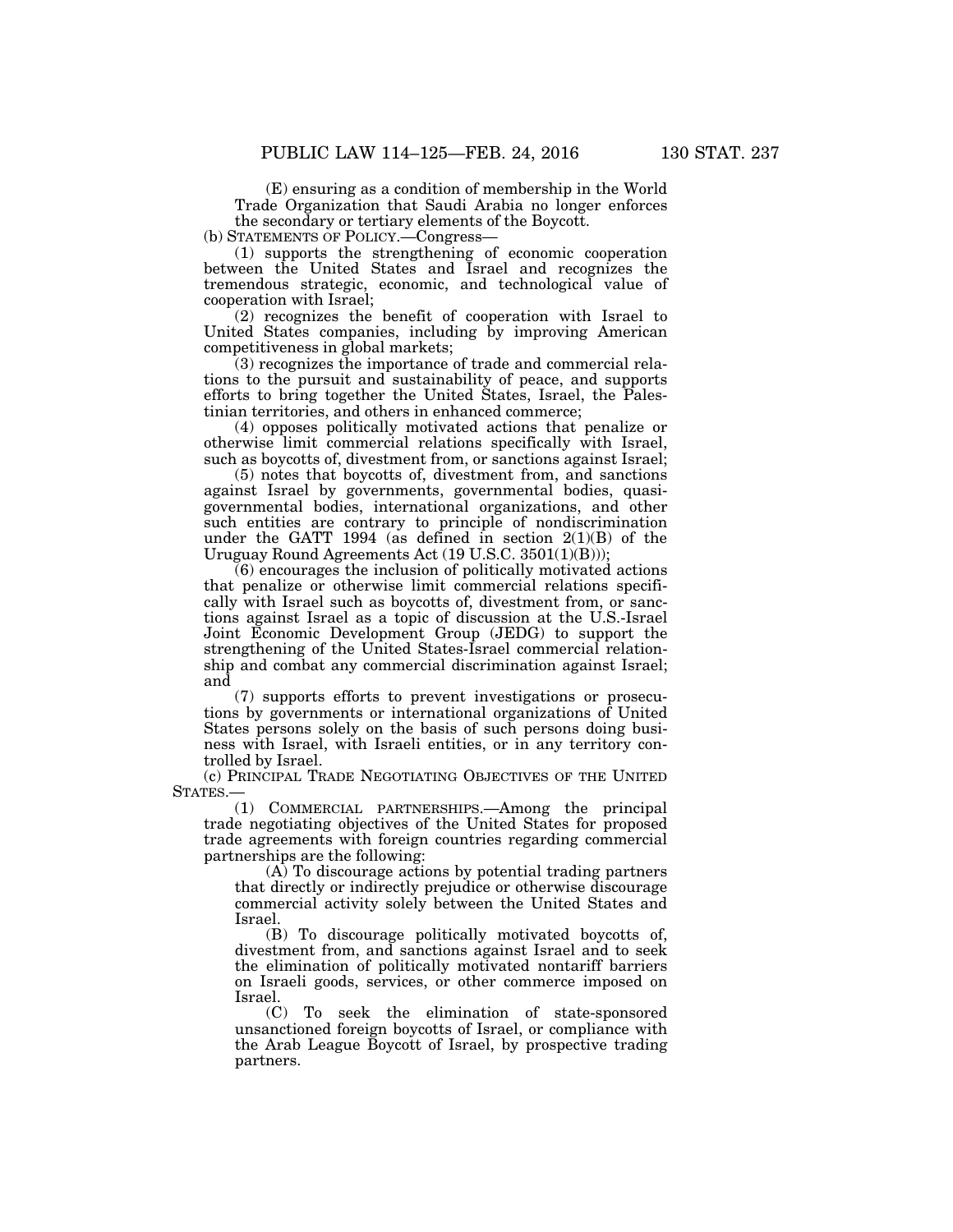(E) ensuring as a condition of membership in the World Trade Organization that Saudi Arabia no longer enforces the secondary or tertiary elements of the Boycott.

(b) STATEMENTS OF POLICY.—Congress—

(1) supports the strengthening of economic cooperation between the United States and Israel and recognizes the tremendous strategic, economic, and technological value of cooperation with Israel;

(2) recognizes the benefit of cooperation with Israel to United States companies, including by improving American competitiveness in global markets;

(3) recognizes the importance of trade and commercial relations to the pursuit and sustainability of peace, and supports efforts to bring together the United States, Israel, the Palestinian territories, and others in enhanced commerce;

(4) opposes politically motivated actions that penalize or otherwise limit commercial relations specifically with Israel, such as boycotts of, divestment from, or sanctions against Israel;

(5) notes that boycotts of, divestment from, and sanctions against Israel by governments, governmental bodies, quasi-governmental bodies, international organizations, and other such entities are contrary to principle of nondiscrimination under the GATT 1994 (as defined in section 2(1)(B) of the Uruguay Round Agreements Act (19 U.S.C. 3501(1)(B)));

(6) encourages the inclusion of politically motivated actions that penalize or otherwise limit commercial relations specifically with Israel such as boycotts of, divestment from, or sanctions against Israel as a topic of discussion at the U.S.-Israel Joint Economic Development Group (JEDG) to support the strengthening of the United States-Israel commercial relationship and combat any commercial discrimination against Israel; and

(7) supports efforts to prevent investigations or prosecutions by governments or international organizations of United States persons solely on the basis of such persons doing business with Israel, with Israeli entities, or in any territory controlled by Israel.

(c) PRINCIPAL TRADE NEGOTIATING OBJECTIVES OF THE UNITED STATES.—

(1) COMMERCIAL PARTNERSHIPS.—Among the principal trade negotiating objectives of the United States for proposed trade agreements with foreign countries regarding commercial partnerships are the following:

(A) To discourage actions by potential trading partners that directly or indirectly prejudice or otherwise discourage commercial activity solely between the United States and Israel.

(B) To discourage politically motivated boycotts of, divestment from, and sanctions against Israel and to seek the elimination of politically motivated nontariff barriers on Israeli goods, services, or other commerce imposed on Israel.

(C) To seek the elimination of state-sponsored unsanctioned foreign boycotts of Israel, or compliance with the Arab League Boycott of Israel, by prospective trading partners.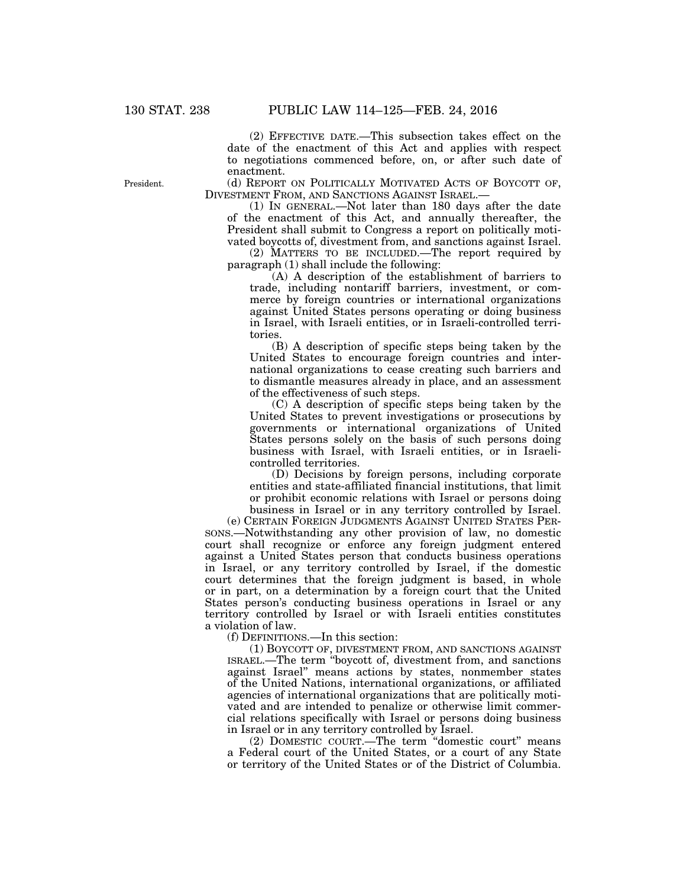(2) EFFECTIVE DATE.—This subsection takes effect on the date of the enactment of this Act and applies with respect to negotiations commenced before, on, or after such date of enactment.

President.

(d) REPORT ON POLITICALLY MOTIVATED ACTS OF BOYCOTT OF, DIVESTMENT FROM, AND SANCTIONS AGAINST ISRAEL.—

(1) IN GENERAL.—Not later than 180 days after the date of the enactment of this Act, and annually thereafter, the President shall submit to Congress a report on politically motivated boycotts of, divestment from, and sanctions against Israel.

(2) MATTERS TO BE INCLUDED.—The report required by paragraph (1) shall include the following:

(A) A description of the establishment of barriers to trade, including nontariff barriers, investment, or commerce by foreign countries or international organizations against United States persons operating or doing business in Israel, with Israeli entities, or in Israeli-controlled territories.

(B) A description of specific steps being taken by the United States to encourage foreign countries and international organizations to cease creating such barriers and to dismantle measures already in place, and an assessment of the effectiveness of such steps.

(C) A description of specific steps being taken by the United States to prevent investigations or prosecutions by governments or international organizations of United States persons solely on the basis of such persons doing business with Israel, with Israeli entities, or in Israeli-controlled territories.

(D) Decisions by foreign persons, including corporate entities and state-affiliated financial institutions, that limit or prohibit economic relations with Israel or persons doing business in Israel or in any territory controlled by Israel.

(e) CERTAIN FOREIGN JUDGMENTS AGAINST UNITED STATES PERSONS.—Notwithstanding any other provision of law, no domestic court shall recognize or enforce any foreign judgment entered against a United States person that conducts business operations in Israel, or any territory controlled by Israel, if the domestic court determines that the foreign judgment is based, in whole or in part, on a determination by a foreign court that the United States person's conducting business operations in Israel or any territory controlled by Israel or with Israeli entities constitutes a violation of law.

(f) DEFINITIONS.—In this section:

(1) BOYCOTT OF, DIVESTMENT FROM, AND SANCTIONS AGAINST ISRAEL.—The term "boycott of, divestment from, and sanctions against Israel" means actions by states, nonmember states of the United Nations, international organizations, or affiliated agencies of international organizations that are politically motivated and are intended to penalize or otherwise limit commercial relations specifically with Israel or persons doing business in Israel or in any territory controlled by Israel.

(2) DOMESTIC COURT.—The term "domestic court" means a Federal court of the United States, or a court of any State or territory of the United States or of the District of Columbia.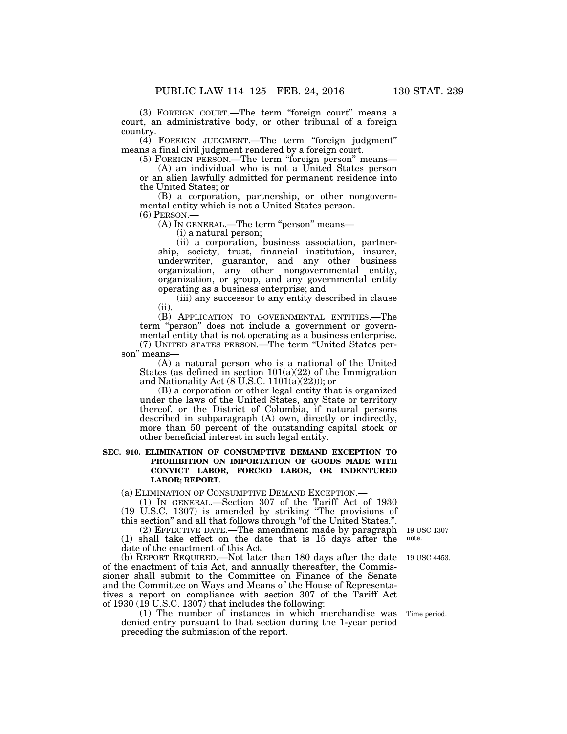(3) FOREIGN COURT.—The term "foreign court" means a court, an administrative body, or other tribunal of a foreign country.

(4) FOREIGN JUDGMENT.—The term "foreign judgment" means a final civil judgment rendered by a foreign court.

(5) FOREIGN PERSON.—The term "foreign person" means—

(A) an individual who is not a United States person or an alien lawfully admitted for permanent residence into the United States; or

(B) a corporation, partnership, or other nongovernmental entity which is not a United States person.

(6) PERSON.—

(A) IN GENERAL.—The term "person" means—

(i) a natural person;

(ii) a corporation, business association, partnership, society, trust, financial institution, insurer, underwriter, guarantor, and any other business organization, any other nongovernmental entity, organization, or group, and any governmental entity operating as a business enterprise; and

(iii) any successor to any entity described in clause (ii).

(B) APPLICATION TO GOVERNMENTAL ENTITIES.—The term "person" does not include a government or governmental entity that is not operating as a business enterprise.

(7) UNITED STATES PERSON.—The term "United States person" means—

(A) a natural person who is a national of the United States (as defined in section 101(a)(22) of the Immigration and Nationality Act (8 U.S.C. 1101(a)(22))); or

(B) a corporation or other legal entity that is organized under the laws of the United States, any State or territory thereof, or the District of Columbia, if natural persons described in subparagraph (A) own, directly or indirectly, more than 50 percent of the outstanding capital stock or other beneficial interest in such legal entity.

**SEC. 910. ELIMINATION OF CONSUMPTIVE DEMAND EXCEPTION TO PROHIBITION ON IMPORTATION OF GOODS MADE WITH CONVICT LABOR, FORCED LABOR, OR INDENTURED LABOR; REPORT.**

(a) ELIMINATION OF CONSUMPTIVE DEMAND EXCEPTION.—

(1) IN GENERAL.—Section 307 of the Tariff Act of 1930 (19 U.S.C. 1307) is amended by striking "The provisions of this section" and all that follows through "of the United States.".

(2) EFFECTIVE DATE.—The amendment made by paragraph (1) shall take effect on the date that is 15 days after the date of the enactment of this Act.

19 USC 1307 note.

(b) REPORT REQUIRED.—Not later than 180 days after the date of the enactment of this Act, and annually thereafter, the Commissioner shall submit to the Committee on Finance of the Senate and the Committee on Ways and Means of the House of Representatives a report on compliance with section 307 of the Tariff Act of 1930 (19 U.S.C. 1307) that includes the following:

19 USC 4453.

(1) The number of instances in which merchandise was denied entry pursuant to that section during the 1-year period preceding the submission of the report.

Time period.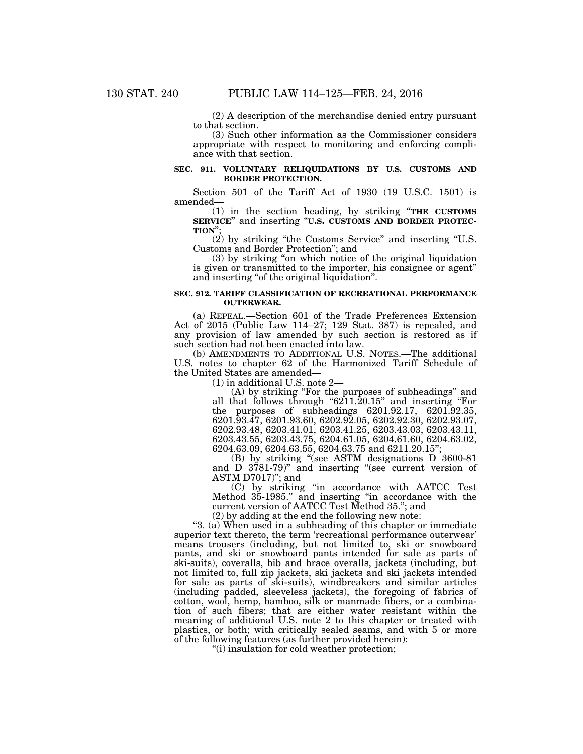(2) A description of the merchandise denied entry pursuant to that section.

(3) Such other information as the Commissioner considers appropriate with respect to monitoring and enforcing compliance with that section.

**SEC. 911. VOLUNTARY RELIQUIDATIONS BY U.S. CUSTOMS AND BORDER PROTECTION.**

Section 501 of the Tariff Act of 1930 (19 U.S.C. 1501) is amended—

(1) in the section heading, by striking "**THE CUSTOMS SERVICE**" and inserting "**U.S. CUSTOMS AND BORDER PROTECTION**";

(2) by striking "the Customs Service" and inserting "U.S. Customs and Border Protection"; and

(3) by striking "on which notice of the original liquidation is given or transmitted to the importer, his consignee or agent" and inserting "of the original liquidation".

**SEC. 912. TARIFF CLASSIFICATION OF RECREATIONAL PERFORMANCE OUTERWEAR.**

(a) REPEAL.—Section 601 of the Trade Preferences Extension Act of 2015 (Public Law 114–27; 129 Stat. 387) is repealed, and any provision of law amended by such section is restored as if such section had not been enacted into law.

(b) AMENDMENTS TO ADDITIONAL U.S. NOTES.—The additional U.S. notes to chapter 62 of the Harmonized Tariff Schedule of the United States are amended—

(1) in additional U.S. note 2—

(A) by striking "For the purposes of subheadings" and all that follows through "6211.20.15" and inserting "For the purposes of subheadings 6201.92.17, 6201.92.35, 6201.93.47, 6201.93.60, 6202.92.05, 6202.92.30, 6202.93.07, 6202.93.48, 6203.41.01, 6203.41.25, 6203.43.03, 6203.43.11, 6203.43.55, 6203.43.75, 6204.61.05, 6204.61.60, 6204.63.02, 6204.63.09, 6204.63.55, 6204.63.75 and 6211.20.15";

(B) by striking "(see ASTM designations D 3600-81 and D 3781-79)" and inserting "(see current version of ASTM D7017)"; and

(C) by striking "in accordance with AATCC Test Method 35-1985." and inserting "in accordance with the current version of AATCC Test Method 35."; and

(2) by adding at the end the following new note:

"3. (a) When used in a subheading of this chapter or immediate superior text thereto, the term 'recreational performance outerwear' means trousers (including, but not limited to, ski or snowboard pants, and ski or snowboard pants intended for sale as parts of ski-suits), coveralls, bib and brace overalls, jackets (including, but not limited to, full zip jackets, ski jackets and ski jackets intended for sale as parts of ski-suits), windbreakers and similar articles (including padded, sleeveless jackets), the foregoing of fabrics of cotton, wool, hemp, bamboo, silk or manmade fibers, or a combination of such fibers; that are either water resistant within the meaning of additional U.S. note 2 to this chapter or treated with plastics, or both; with critically sealed seams, and with 5 or more of the following features (as further provided herein):

"(i) insulation for cold weather protection;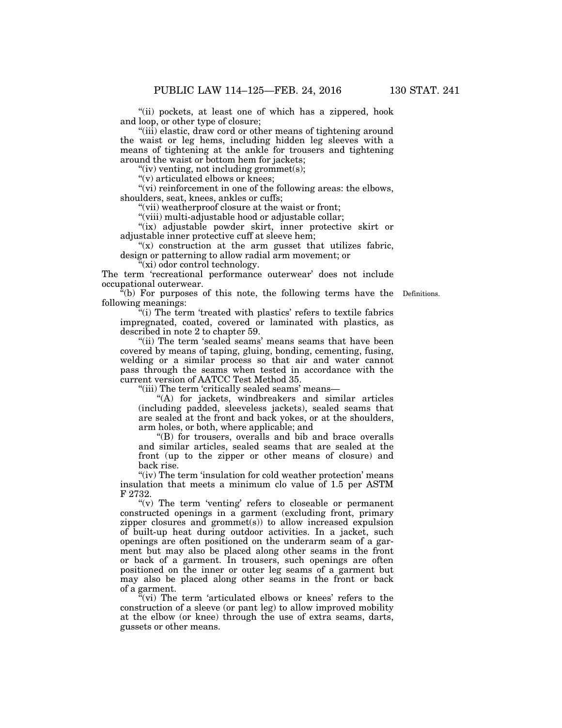"(ii) pockets, at least one of which has a zippered, hook and loop, or other type of closure;

"(iii) elastic, draw cord or other means of tightening around the waist or leg hems, including hidden leg sleeves with a means of tightening at the ankle for trousers and tightening around the waist or bottom hem for jackets;

"(iv) venting, not including grommet(s);

"(v) articulated elbows or knees;

"(vi) reinforcement in one of the following areas: the elbows, shoulders, seat, knees, ankles or cuffs;

"(vii) weatherproof closure at the waist or front;

"(viii) multi-adjustable hood or adjustable collar;

"(ix) adjustable powder skirt, inner protective skirt or adjustable inner protective cuff at sleeve hem;

"(x) construction at the arm gusset that utilizes fabric, design or patterning to allow radial arm movement; or

"(xi) odor control technology.

The term 'recreational performance outerwear' does not include occupational outerwear.

"(b) For purposes of this note, the following terms have the following meanings:

Definitions.

"(i) The term 'treated with plastics' refers to textile fabrics impregnated, coated, covered or laminated with plastics, as described in note 2 to chapter 59.

"(ii) The term 'sealed seams' means seams that have been covered by means of taping, gluing, bonding, cementing, fusing, welding or a similar process so that air and water cannot pass through the seams when tested in accordance with the current version of AATCC Test Method 35.

"(iii) The term 'critically sealed seams' means—

"(A) for jackets, windbreakers and similar articles (including padded, sleeveless jackets), sealed seams that are sealed at the front and back yokes, or at the shoulders, arm holes, or both, where applicable; and

"(B) for trousers, overalls and bib and brace overalls and similar articles, sealed seams that are sealed at the front (up to the zipper or other means of closure) and back rise.

"(iv) The term 'insulation for cold weather protection' means insulation that meets a minimum clo value of 1.5 per ASTM F 2732.

"(v) The term 'venting' refers to closeable or permanent constructed openings in a garment (excluding front, primary zipper closures and grommet(s)) to allow increased expulsion of built-up heat during outdoor activities. In a jacket, such openings are often positioned on the underarm seam of a garment but may also be placed along other seams in the front or back of a garment. In trousers, such openings are often positioned on the inner or outer leg seams of a garment but may also be placed along other seams in the front or back of a garment.

"(vi) The term 'articulated elbows or knees' refers to the construction of a sleeve (or pant leg) to allow improved mobility at the elbow (or knee) through the use of extra seams, darts, gussets or other means.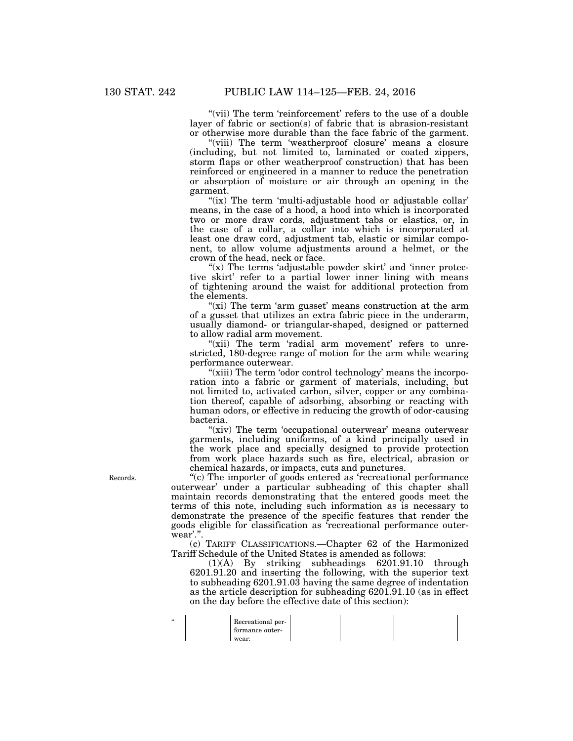"(vii) The term 'reinforcement' refers to the use of a double layer of fabric or section(s) of fabric that is abrasion-resistant or otherwise more durable than the face fabric of the garment.

"(viii) The term 'weatherproof closure' means a closure (including, but not limited to, laminated or coated zippers, storm flaps or other weatherproof construction) that has been reinforced or engineered in a manner to reduce the penetration or absorption of moisture or air through an opening in the garment.

"(ix) The term 'multi-adjustable hood or adjustable collar' means, in the case of a hood, a hood into which is incorporated two or more draw cords, adjustment tabs or elastics, or, in the case of a collar, a collar into which is incorporated at least one draw cord, adjustment tab, elastic or similar component, to allow volume adjustments around a helmet, or the crown of the head, neck or face.

"(x) The terms 'adjustable powder skirt' and 'inner protective skirt' refer to a partial lower inner lining with means of tightening around the waist for additional protection from the elements.

"(xi) The term 'arm gusset' means construction at the arm of a gusset that utilizes an extra fabric piece in the underarm, usually diamond- or triangular-shaped, designed or patterned to allow radial arm movement.

"(xii) The term 'radial arm movement' refers to unrestricted, 180-degree range of motion for the arm while wearing performance outerwear.

"(xiii) The term 'odor control technology' means the incorporation into a fabric or garment of materials, including, but not limited to, activated carbon, silver, copper or any combination thereof, capable of adsorbing, absorbing or reacting with human odors, or effective in reducing the growth of odor-causing bacteria.

"(xiv) The term 'occupational outerwear' means outerwear garments, including uniforms, of a kind principally used in the work place and specially designed to provide protection from work place hazards such as fire, electrical, abrasion or chemical hazards, or impacts, cuts and punctures.

Records.

"(c) The importer of goods entered as 'recreational performance outerwear' under a particular subheading of this chapter shall maintain records demonstrating that the entered goods meet the terms of this note, including such information as is necessary to demonstrate the presence of the specific features that render the goods eligible for classification as 'recreational performance outerwear'.".

(c) TARIFF CLASSIFICATIONS.—Chapter 62 of the Harmonized Tariff Schedule of the United States is amended as follows:

(1)(A) By striking subheadings 6201.91.10 through 6201.91.20 and inserting the following, with the superior text to subheading 6201.91.03 having the same degree of indentation as the article description for subheading 6201.91.10 (as in effect on the day before the effective date of this section):

| " | | | | | |
|---|---|---|---|---|---|
| | Recreational performance outerwear: | | | | |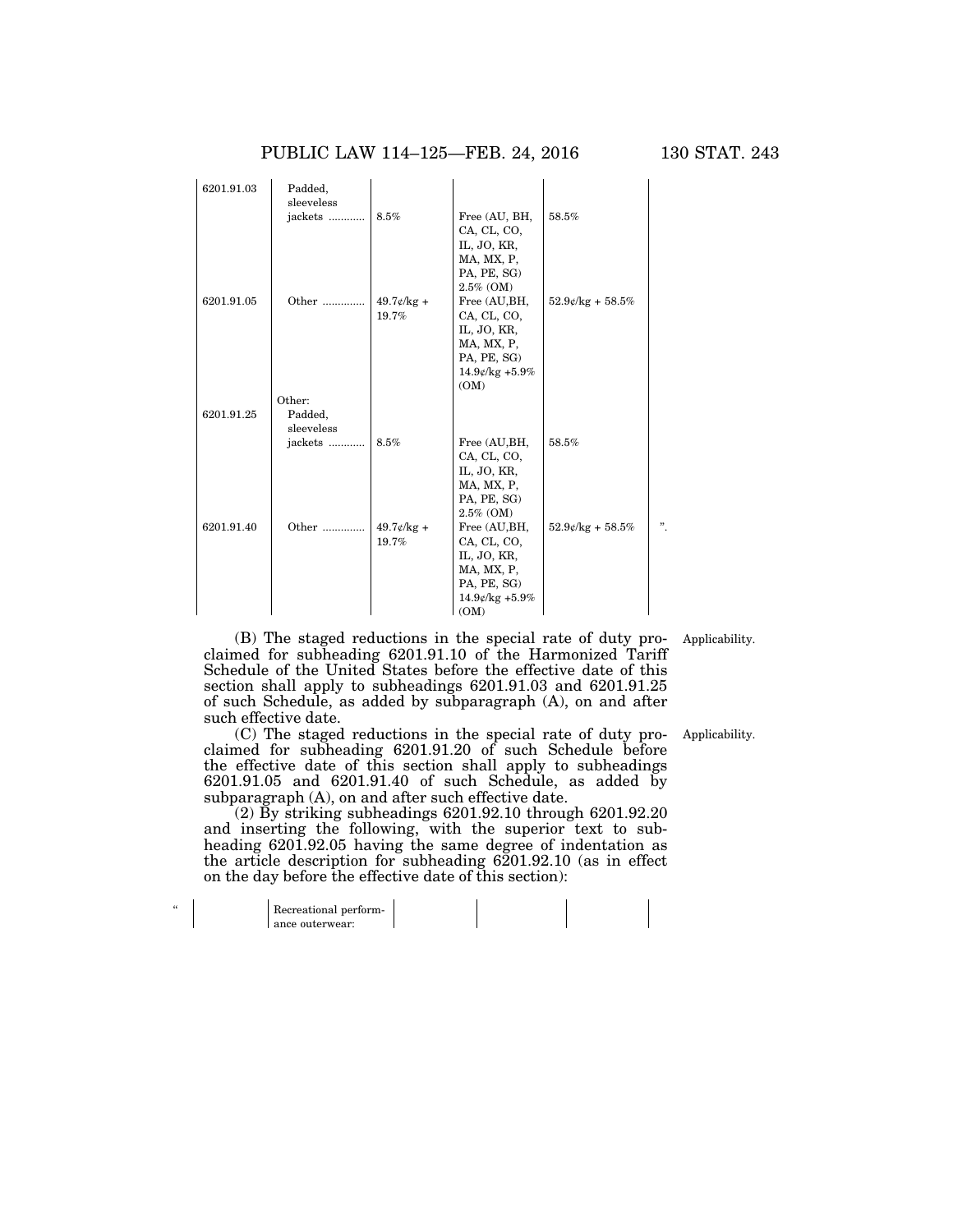| | | | | | |
|---|---|---|---|---|---|
| 6201.91.03 | Padded, sleeveless jackets ........... | 8.5% | Free (AU, BH, CA, CL, CO, IL, JO, KR, MA, MX, P, PA, PE, SG) 2.5% (OM) | 58.5% | |
| 6201.91.05 | Other ............. | 49.7¢/kg + 19.7% | Free (AU,BH, CA, CL, CO, IL, JO, KR, MA, MX, P, PA, PE, SG) 14.9¢/kg +5.9% (OM) | 52.9¢/kg + 58.5% | |
| | Other: | | | | |
| 6201.91.25 | Padded, sleeveless jackets ........... | 8.5% | Free (AU,BH, CA, CL, CO, IL, JO, KR, MA, MX, P, PA, PE, SG) 2.5% (OM) | 58.5% | |
| 6201.91.40 | Other ............. | 49.7¢/kg + 19.7% | Free (AU,BH, CA, CL, CO, IL, JO, KR, MA, MX, P, PA, PE, SG) 14.9¢/kg +5.9% (OM) | 52.9¢/kg + 58.5% | ". |

(B) The staged reductions in the special rate of duty proclaimed for subheading 6201.91.10 of the Harmonized Tariff Schedule of the United States before the effective date of this section shall apply to subheadings 6201.91.03 and 6201.91.25 of such Schedule, as added by subparagraph (A), on and after such effective date.

Applicability.

(C) The staged reductions in the special rate of duty proclaimed for subheading 6201.91.20 of such Schedule before the effective date of this section shall apply to subheadings 6201.91.05 and 6201.91.40 of such Schedule, as added by subparagraph (A), on and after such effective date.

Applicability.

(2) By striking subheadings 6201.92.10 through 6201.92.20 and inserting the following, with the superior text to subheading 6201.92.05 having the same degree of indentation as the article description for subheading 6201.92.10 (as in effect on the day before the effective date of this section):

| | | | | | |
|---|---|---|---|---|---|
| " | | Recreational performance outerwear: | | | |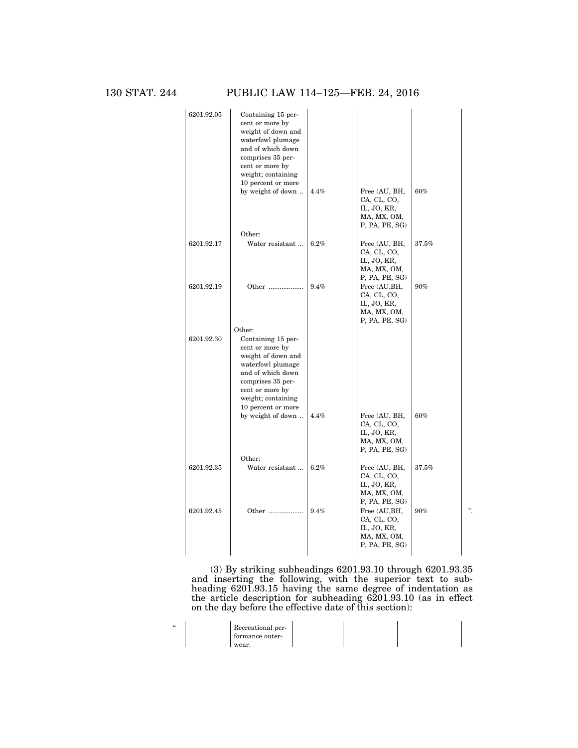| | | | | | |
|---|---|---|---|---|---|
| 6201.92.05 | Containing 15 percent or more by weight of down and waterfowl plumage and of which down comprises 35 percent or more by weight; containing 10 percent or more by weight of down .. | 4.4% | Free (AU, BH, CA, CL, CO, IL, JO, KR, MA, MX, OM, P, PA, PE, SG) | 60% | |
| | Other: | | | | |
| 6201.92.17 | Water resistant ... | 6.2% | Free (AU, BH, CA, CL, CO, IL, JO, KR, MA, MX, OM, P, PA, PE, SG) | 37.5% | |
| 6201.92.19 | Other .................. | 9.4% | Free (AU,BH, CA, CL, CO, IL, JO, KR, MA, MX, OM, P, PA, PE, SG) | 90% | |
| | Other: | | | | |
| 6201.92.30 | Containing 15 percent or more by weight of down and waterfowl plumage and of which down comprises 35 percent or more by weight; containing 10 percent or more by weight of down .. | 4.4% | Free (AU, BH, CA, CL, CO, IL, JO, KR, MA, MX, OM, P, PA, PE, SG) | 60% | |
| | Other: | | | | |
| 6201.92.35 | Water resistant ... | 6.2% | Free (AU, BH, CA, CL, CO, IL, JO, KR, MA, MX, OM, P, PA, PE, SG) | 37.5% | |
| 6201.92.45 | Other .................. | 9.4% | Free (AU,BH, CA, CL, CO, IL, JO, KR, MA, MX, OM, P, PA, PE, SG) | 90% | ". |

(3) By striking subheadings 6201.93.10 through 6201.93.35 and inserting the following, with the superior text to subheading 6201.93.15 having the same degree of indentation as the article description for subheading 6201.93.10 (as in effect on the day before the effective date of this section):

| | | | | | |
|---|---|---|---|---|---|
| " | | Recreational performance outerwear: | | | |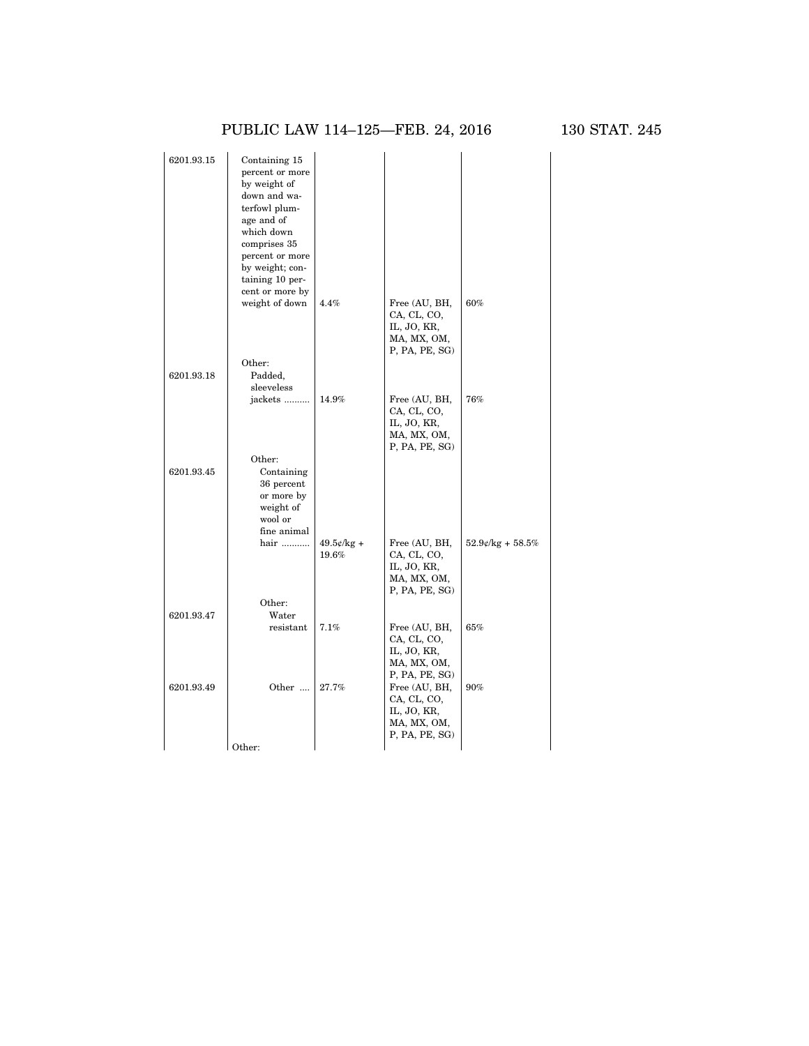| | | | | |
|---|---|---|---|---|
| 6201.93.15 | Containing 15 percent or more by weight of down and waterfowl plumage and of which down comprises 35 percent or more by weight; containing 10 percent or more by weight of down | 4.4% | Free (AU, BH, CA, CL, CO, IL, JO, KR, MA, MX, OM, P, PA, PE, SG) | 60% |
| | Other: | | | |
| 6201.93.18 | Padded, sleeveless jackets .......... | 14.9% | Free (AU, BH, CA, CL, CO, IL, JO, KR, MA, MX, OM, P, PA, PE, SG) | 76% |
| | Other: | | | |
| 6201.93.45 | Containing 36 percent or more by weight of wool or fine animal hair ........... | 49.5¢/kg + 19.6% | Free (AU, BH, CA, CL, CO, IL, JO, KR, MA, MX, OM, P, PA, PE, SG) | 52.9¢/kg + 58.5% |
| | Other: | | | |
| 6201.93.47 | Water resistant | 7.1% | Free (AU, BH, CA, CL, CO, IL, JO, KR, MA, MX, OM, P, PA, PE, SG) | 65% |
| 6201.93.49 | Other .... | 27.7% | Free (AU, BH, CA, CL, CO, IL, JO, KR, MA, MX, OM, P, PA, PE, SG) | 90% |
| | Other: | | | |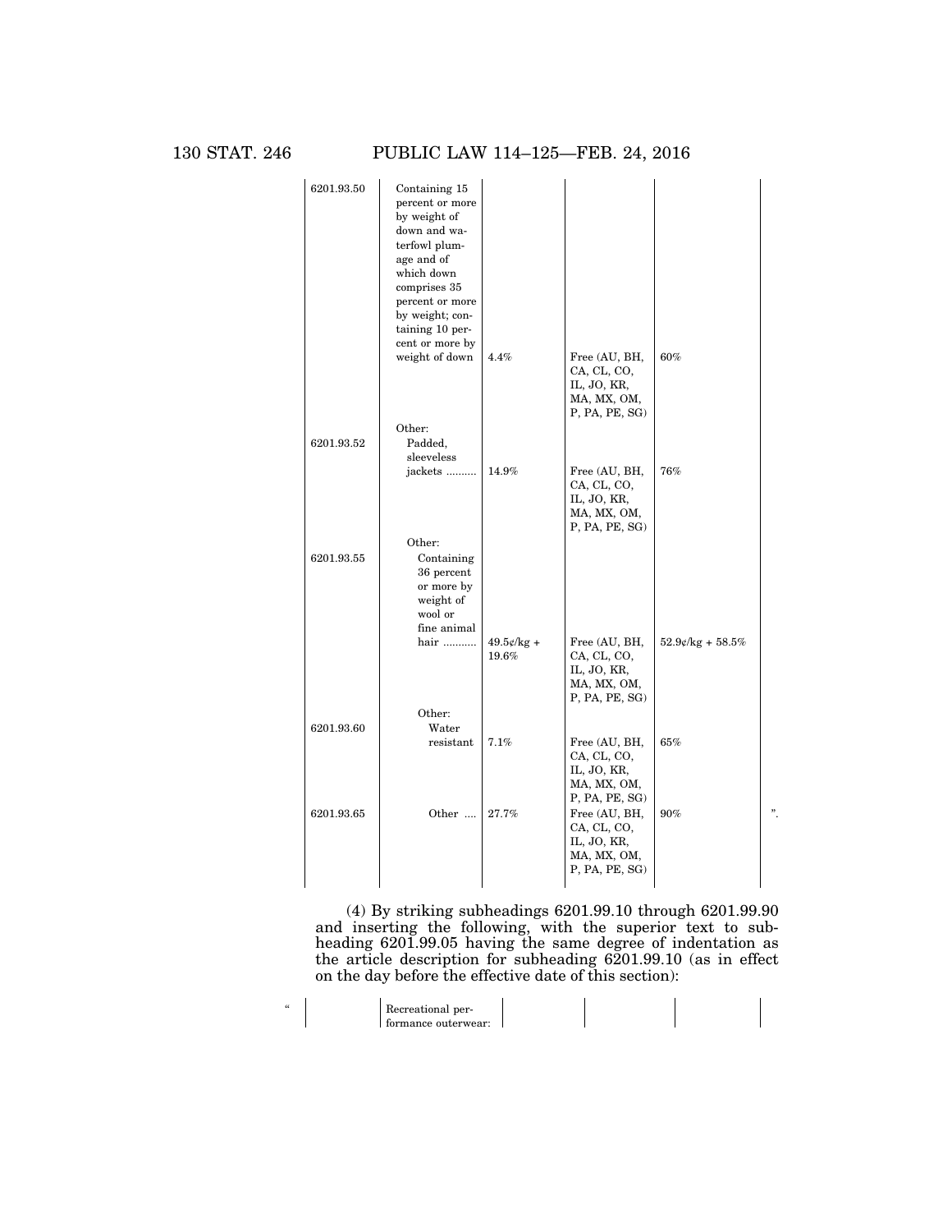| | | | | | |
|---|---|---|---|---|---|
| 6201.93.50 | Containing 15 percent or more by weight of down and waterfowl plumage and of which down comprises 35 percent or more by weight; containing 10 percent or more by weight of down | 4.4% | Free (AU, BH, CA, CL, CO, IL, JO, KR, MA, MX, OM, P, PA, PE, SG) | 60% | |
| | Other: | | | | |
| 6201.93.52 | Padded, sleeveless jackets .......... | 14.9% | Free (AU, BH, CA, CL, CO, IL, JO, KR, MA, MX, OM, P, PA, PE, SG) | 76% | |
| | Other: | | | | |
| 6201.93.55 | Containing 36 percent or more by weight of wool or fine animal hair ........... | 49.5¢/kg + 19.6% | Free (AU, BH, CA, CL, CO, IL, JO, KR, MA, MX, OM, P, PA, PE, SG) | 52.9¢/kg + 58.5% | |
| | Other: | | | | |
| 6201.93.60 | Water resistant | 7.1% | Free (AU, BH, CA, CL, CO, IL, JO, KR, MA, MX, OM, P, PA, PE, SG) | 65% | |
| 6201.93.65 | Other .... | 27.7% | Free (AU, BH, CA, CL, CO, IL, JO, KR, MA, MX, OM, P, PA, PE, SG) | 90% | ". |

(4) By striking subheadings 6201.99.10 through 6201.99.90 and inserting the following, with the superior text to subheading 6201.99.05 having the same degree of indentation as the article description for subheading 6201.99.10 (as in effect on the day before the effective date of this section):

| | | | | | |
|---|---|---|---|---|---|
| " | | Recreational performance outerwear: | | | |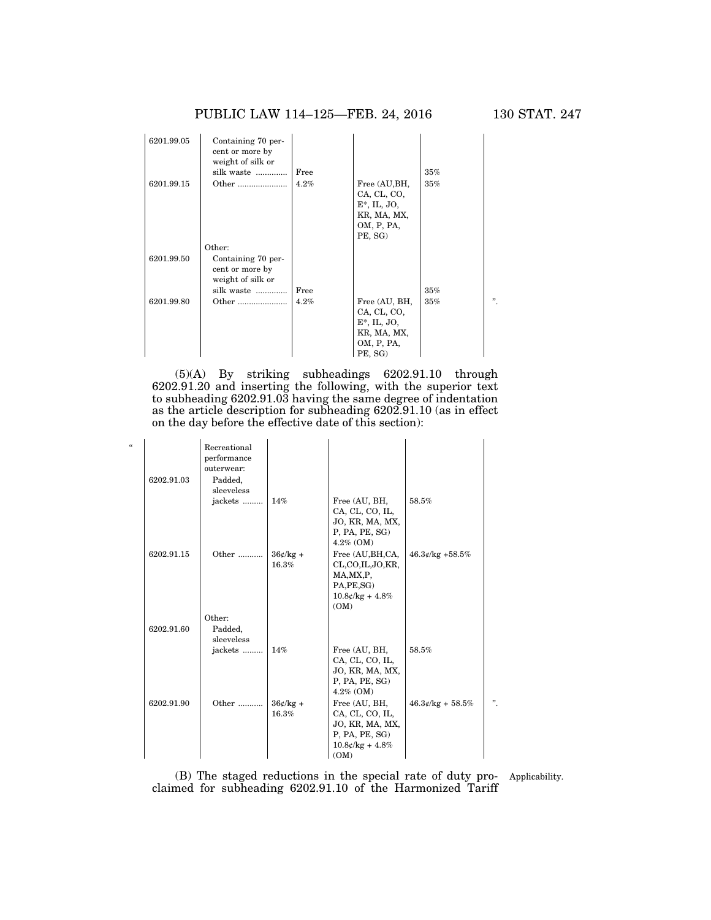| | | | | | |
|---|---|---|---|---|---|
| 6201.99.05 | Containing 70 percent or more by weight of silk or silk waste ............. | Free | | 35% | |
| 6201.99.15 | Other ...................... | 4.2% | Free (AU,BH, CA, CL, CO, E*, IL, JO, KR, MA, MX, OM, P, PA, PE, SG) | 35% | |
| | Other: | | | | |
| 6201.99.50 | Containing 70 percent or more by weight of silk or silk waste ............. | Free | | 35% | |
| 6201.99.80 | Other ...................... | 4.2% | Free (AU, BH, CA, CL, CO, E*, IL, JO, KR, MA, MX, OM, P, PA, PE, SG) | 35% | ”. |

(5)(A) By striking subheadings 6202.91.10 through 6202.91.20 and inserting the following, with the superior text to subheading 6202.91.03 having the same degree of indentation as the article description for subheading 6202.91.10 (as in effect on the day before the effective date of this section):

| | | | | | |
|---|---|---|---|---|---|
| “ | Recreational performance outerwear: | | | | |
| 6202.91.03 | Padded, sleeveless jackets ......... | 14% | Free (AU, BH, CA, CL, CO, IL, JO, KR, MA, MX, P, PA, PE, SG) 4.2% (OM) | 58.5% | |
| 6202.91.15 | Other ........... | 36¢/kg + 16.3% | Free (AU,BH,CA, CL,CO,IL,JO,KR, MA,MX,P, PA,PE,SG) 10.8¢/kg + 4.8% (OM) | 46.3¢/kg +58.5% | |
| | Other: | | | | |
| 6202.91.60 | Padded, sleeveless jackets ......... | 14% | Free (AU, BH, CA, CL, CO, IL, JO, KR, MA, MX, P, PA, PE, SG) 4.2% (OM) | 58.5% | |
| 6202.91.90 | Other ........... | 36¢/kg + 16.3% | Free (AU, BH, CA, CL, CO, IL, JO, KR, MA, MX, P, PA, PE, SG) 10.8¢/kg + 4.8% (OM) | 46.3¢/kg + 58.5% | ”. |

(B) The staged reductions in the special rate of duty proclaimed for subheading 6202.91.10 of the Harmonized Tariff

Applicability.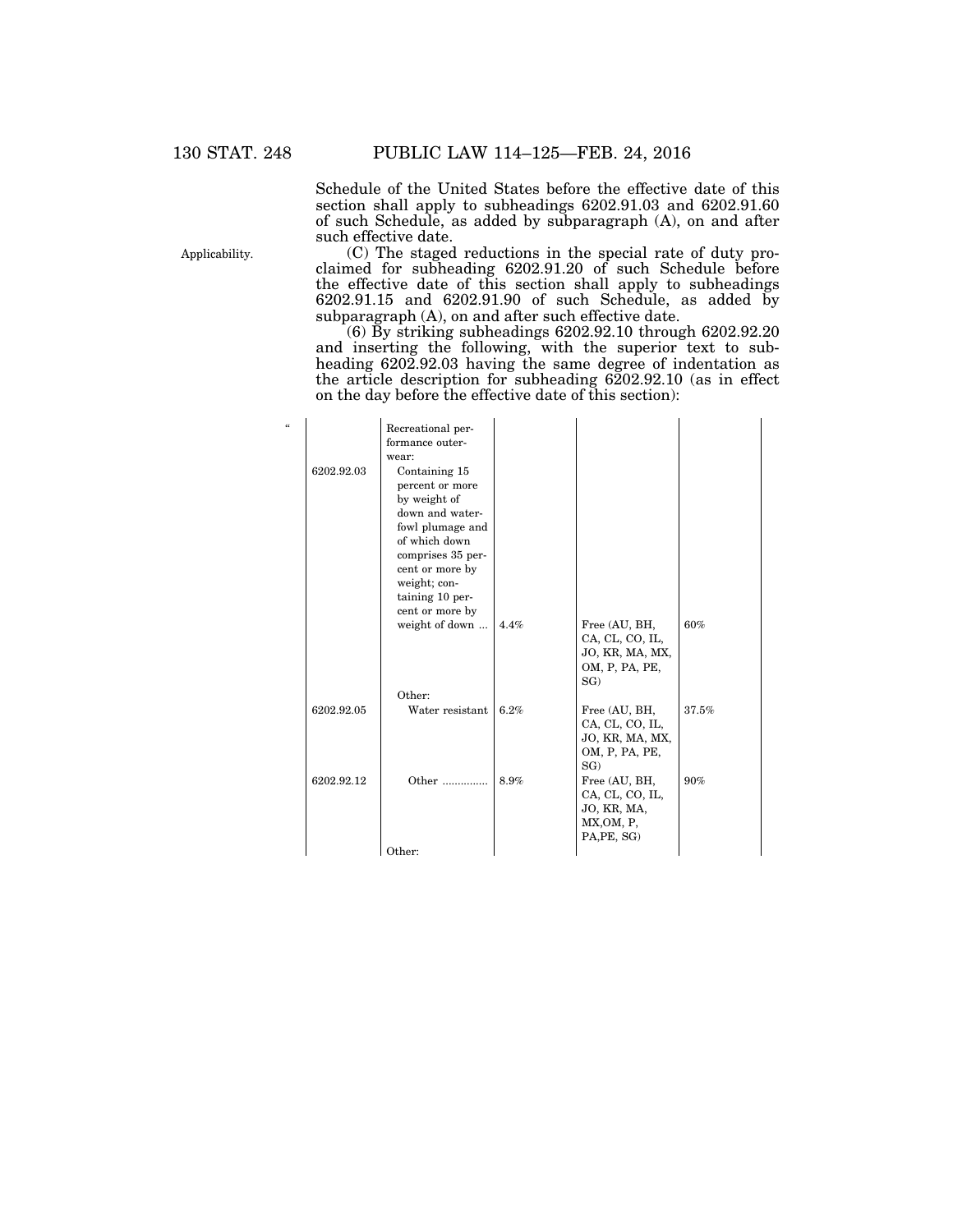Schedule of the United States before the effective date of this section shall apply to subheadings 6202.91.03 and 6202.91.60 of such Schedule, as added by subparagraph (A), on and after such effective date.

Applicability.

(C) The staged reductions in the special rate of duty proclaimed for subheading 6202.91.20 of such Schedule before the effective date of this section shall apply to subheadings 6202.91.15 and 6202.91.90 of such Schedule, as added by subparagraph (A), on and after such effective date.

(6) By striking subheadings 6202.92.10 through 6202.92.20 and inserting the following, with the superior text to subheading 6202.92.03 having the same degree of indentation as the article description for subheading 6202.92.10 (as in effect on the day before the effective date of this section):

“

| | | | | | |
|---|---|---|---|---|---|
| | Recreational performance outerwear: | | | | |
| 6202.92.03 | Containing 15 percent or more by weight of down and waterfowl plumage and of which down comprises 35 percent or more by weight; containing 10 percent or more by weight of down ... | 4.4% | Free (AU, BH, CA, CL, CO, IL, JO, KR, MA, MX, OM, P, PA, PE, SG) | 60% | |
| | Other: | | | | |
| 6202.92.05 | Water resistant | 6.2% | Free (AU, BH, CA, CL, CO, IL, JO, KR, MA, MX, OM, P, PA, PE, SG) | 37.5% | |
| 6202.92.12 | Other .............. | 8.9% | Free (AU, BH, CA, CL, CO, IL, JO, KR, MA, MX,OM, P, PA,PE, SG) | 90% | |
| | Other: | | | | |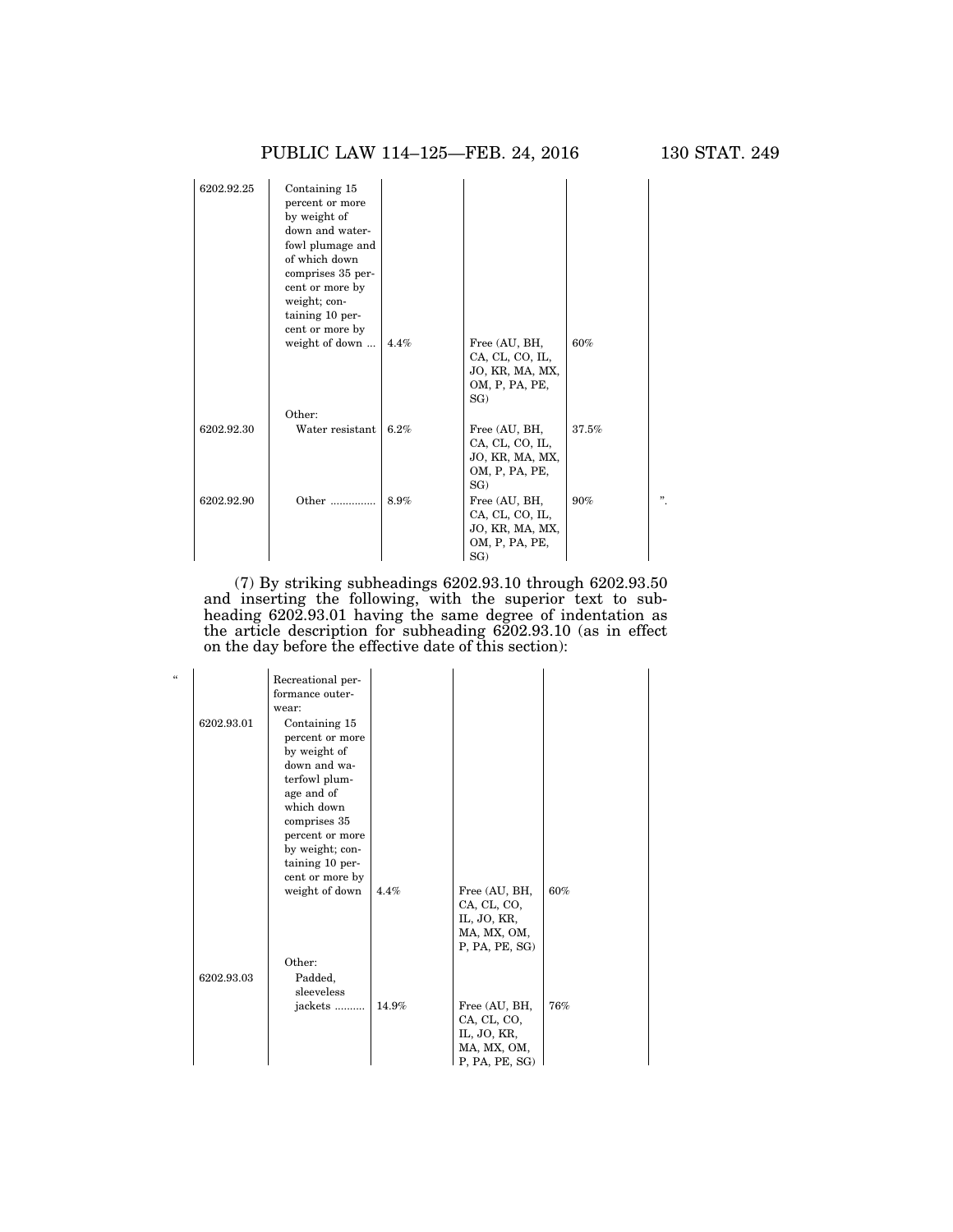| | | | | | |
|---|---|---|---|---|---|
| 6202.92.25 | Containing 15 percent or more by weight of down and waterfowl plumage and of which down comprises 35 percent or more by weight; containing 10 percent or more by weight of down ... | 4.4% | Free (AU, BH, CA, CL, CO, IL, JO, KR, MA, MX, OM, P, PA, PE, SG) | 60% | |
| | Other: | | | | |
| 6202.92.30 | Water resistant | 6.2% | Free (AU, BH, CA, CL, CO, IL, JO, KR, MA, MX, OM, P, PA, PE, SG) | 37.5% | |
| 6202.92.90 | Other .............. | 8.9% | Free (AU, BH, CA, CL, CO, IL, JO, KR, MA, MX, OM, P, PA, PE, SG) | 90% | ”. |

(7) By striking subheadings 6202.93.10 through 6202.93.50 and inserting the following, with the superior text to subheading 6202.93.01 having the same degree of indentation as the article description for subheading 6202.93.10 (as in effect on the day before the effective date of this section):

| | | | | | |
|---|---|---|---|---|---|
| “ | | Recreational performance outerwear: | | | |
| | 6202.93.01 | Containing 15 percent or more by weight of down and waterfowl plumage and of which down comprises 35 percent or more by weight; containing 10 percent or more by weight of down | 4.4% | Free (AU, BH, CA, CL, CO, IL, JO, KR, MA, MX, OM, P, PA, PE, SG) | 60% |
| | | Other: | | | |
| | 6202.93.03 | Padded, sleeveless jackets .......... | 14.9% | Free (AU, BH, CA, CL, CO, IL, JO, KR, MA, MX, OM, P, PA, PE, SG) | 76% |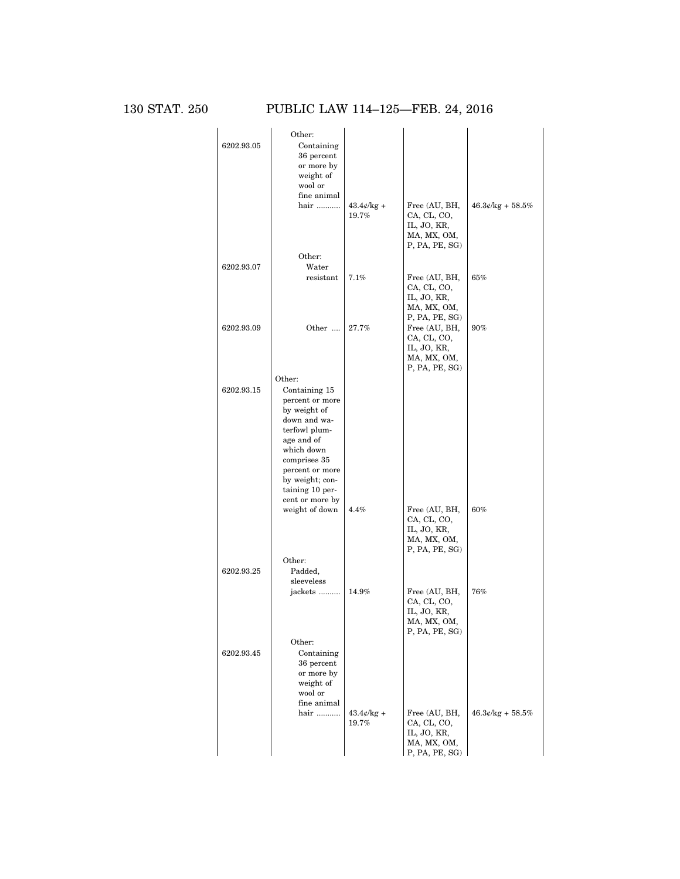| | | | | |
|---|---|---|---|---|
| | Other: | | | |
| 6202.93.05 | Containing 36 percent or more by weight of wool or fine animal hair ........... | 43.4¢/kg + 19.7% | Free (AU, BH, CA, CL, CO, IL, JO, KR, MA, MX, OM, P, PA, PE, SG) | 46.3¢/kg + 58.5% |
| | Other: | | | |
| 6202.93.07 | Water resistant | 7.1% | Free (AU, BH, CA, CL, CO, IL, JO, KR, MA, MX, OM, P, PA, PE, SG) | 65% |
| 6202.93.09 | Other .... | 27.7% | Free (AU, BH, CA, CL, CO, IL, JO, KR, MA, MX, OM, P, PA, PE, SG) | 90% |
| | Other: | | | |
| 6202.93.15 | Containing 15 percent or more by weight of down and waterfowl plumage and of which down comprises 35 percent or more by weight; containing 10 percent or more by weight of down | 4.4% | Free (AU, BH, CA, CL, CO, IL, JO, KR, MA, MX, OM, P, PA, PE, SG) | 60% |
| | Other: | | | |
| 6202.93.25 | Padded, sleeveless jackets .......... | 14.9% | Free (AU, BH, CA, CL, CO, IL, JO, KR, MA, MX, OM, P, PA, PE, SG) | 76% |
| | Other: | | | |
| 6202.93.45 | Containing 36 percent or more by weight of wool or fine animal hair ........... | 43.4¢/kg + 19.7% | Free (AU, BH, CA, CL, CO, IL, JO, KR, MA, MX, OM, P, PA, PE, SG) | 46.3¢/kg + 58.5% |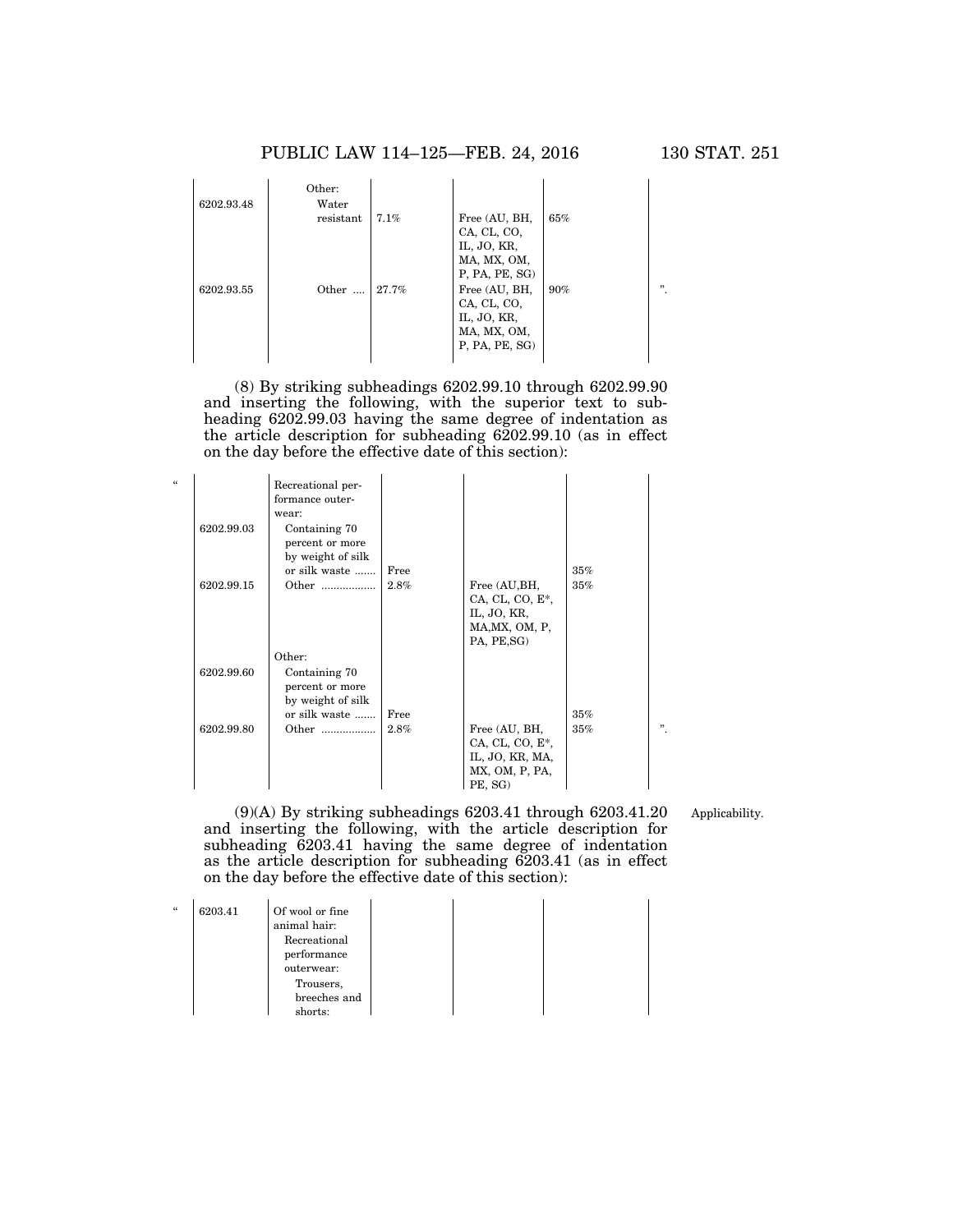| | | | | | |
|---|---|---|---|---|---|
| | Other: | | | | |
| 6202.93.48 | Water resistant | 7.1% | Free (AU, BH, CA, CL, CO, IL, JO, KR, MA, MX, OM, P, PA, PE, SG) | 65% | |
| 6202.93.55 | Other .... | 27.7% | Free (AU, BH, CA, CL, CO, IL, JO, KR, MA, MX, OM, P, PA, PE, SG) | 90% | ”. |

(8) By striking subheadings 6202.99.10 through 6202.99.90 and inserting the following, with the superior text to subheading 6202.99.03 having the same degree of indentation as the article description for subheading 6202.99.10 (as in effect on the day before the effective date of this section):

| | | | | | |
|---|---|---|---|---|---|
| “ | Recreational performance outerwear: | | | | |
| 6202.99.03 | Containing 70 percent or more by weight of silk or silk waste ....... | Free | | 35% | |
| 6202.99.15 | Other .................. | 2.8% | Free (AU,BH, CA, CL, CO, E*, IL, JO, KR, MA,MX, OM, P, PA, PE,SG) | 35% | |
| | Other: | | | | |
| 6202.99.60 | Containing 70 percent or more by weight of silk or silk waste ....... | Free | | 35% | |
| 6202.99.80 | Other .................. | 2.8% | Free (AU, BH, CA, CL, CO, E*, IL, JO, KR, MA, MX, OM, P, PA, PE, SG) | 35% | ”. |

(9)(A) By striking subheadings 6203.41 through 6203.41.20 and inserting the following, with the article description for subheading 6203.41 having the same degree of indentation as the article description for subheading 6203.41 (as in effect on the day before the effective date of this section):

Applicability.

| | | | | | |
|---|---|---|---|---|---|
| “ 6203.41 | Of wool or fine animal hair: Recreational performance outerwear: Trousers, breeches and shorts: | | | | |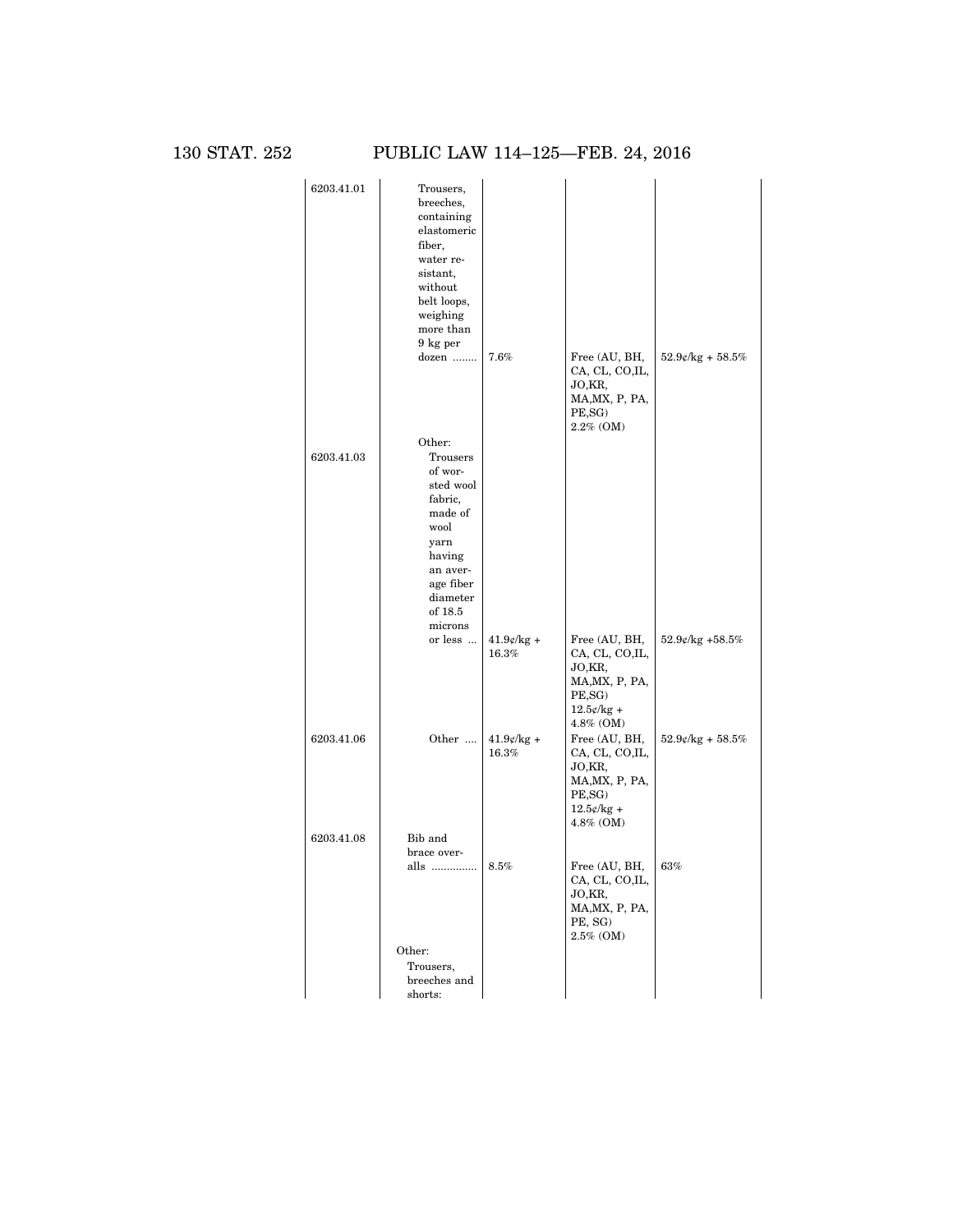| | | | | |
|---|---|---|---|---|
| 6203.41.01 | Trousers, breeches, containing elastomeric fiber, water resistant, without belt loops, weighing more than 9 kg per dozen ........ | 7.6% | Free (AU, BH, CA, CL, CO,IL, JO,KR, MA,MX, P, PA, PE,SG)<br>2.2% (OM) | 52.9¢/kg + 58.5% |
| | Other: | | | |
| 6203.41.03 | Trousers of worsted wool fabric, made of wool yarn having an average fiber diameter of 18.5 microns or less ... | 41.9¢/kg + 16.3% | Free (AU, BH, CA, CL, CO,IL, JO,KR, MA,MX, P, PA, PE,SG)<br>12.5¢/kg + 4.8% (OM) | 52.9¢/kg +58.5% |
| 6203.41.06 | Other .... | 41.9¢/kg + 16.3% | Free (AU, BH, CA, CL, CO,IL, JO,KR, MA,MX, P, PA, PE,SG)<br>12.5¢/kg + 4.8% (OM) | 52.9¢/kg + 58.5% |
| 6203.41.08 | Bib and brace overalls .............. | 8.5% | Free (AU, BH, CA, CL, CO,IL, JO,KR, MA,MX, P, PA, PE, SG)<br>2.5% (OM) | 63% |
| | Other: | | | |
| | Trousers, breeches and shorts: | | | |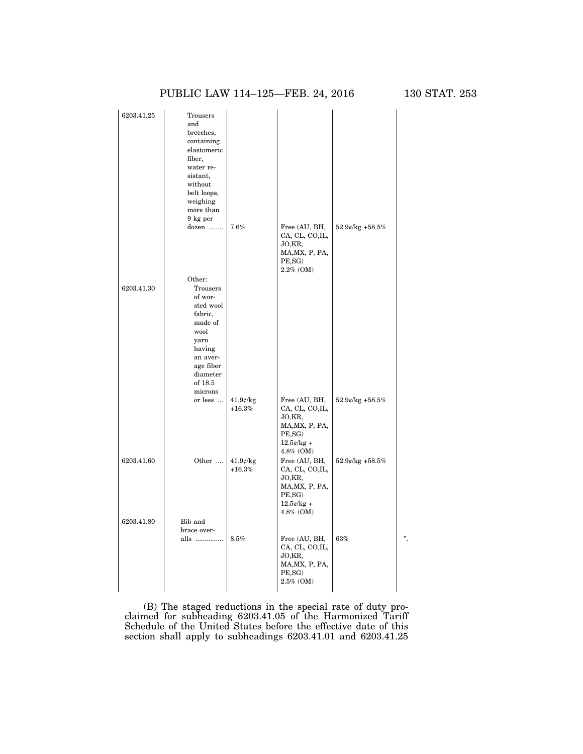| | | | | | |
|---|---|---|---|---|---|
| 6203.41.25 | Trousers and breeches, containing elastomeric fiber, water resistant, without belt loops, weighing more than 9 kg per dozen ........ | 7.6% | Free (AU, BH, CA, CL, CO,IL, JO,KR, MA,MX, P, PA, PE,SG) 2.2% (OM) | 52.9¢/kg +58.5% | |
| | Other: | | | | |
| 6203.41.30 | Trousers of worsted wool fabric, made of wool yarn having an average fiber diameter of 18.5 microns or less ... | 41.9¢/kg +16.3% | Free (AU, BH, CA, CL, CO,IL, JO,KR, MA,MX, P, PA, PE,SG) 12.5¢/kg + 4.8% (OM) | 52.9¢/kg +58.5% | |
| 6203.41.60 | Other .... | 41.9¢/kg +16.3% | Free (AU, BH, CA, CL, CO,IL, JO,KR, MA,MX, P, PA, PE,SG) 12.5¢/kg + 4.8% (OM) | 52.9¢/kg +58.5% | |
| 6203.41.80 | Bib and brace overalls .............. | 8.5% | Free (AU, BH, CA, CL, CO,IL, JO,KR, MA,MX, P, PA, PE,SG) 2.5% (OM) | 63% | ”. |

(B) The staged reductions in the special rate of duty proclaimed for subheading 6203.41.05 of the Harmonized Tariff Schedule of the United States before the effective date of this section shall apply to subheadings 6203.41.01 and 6203.41.25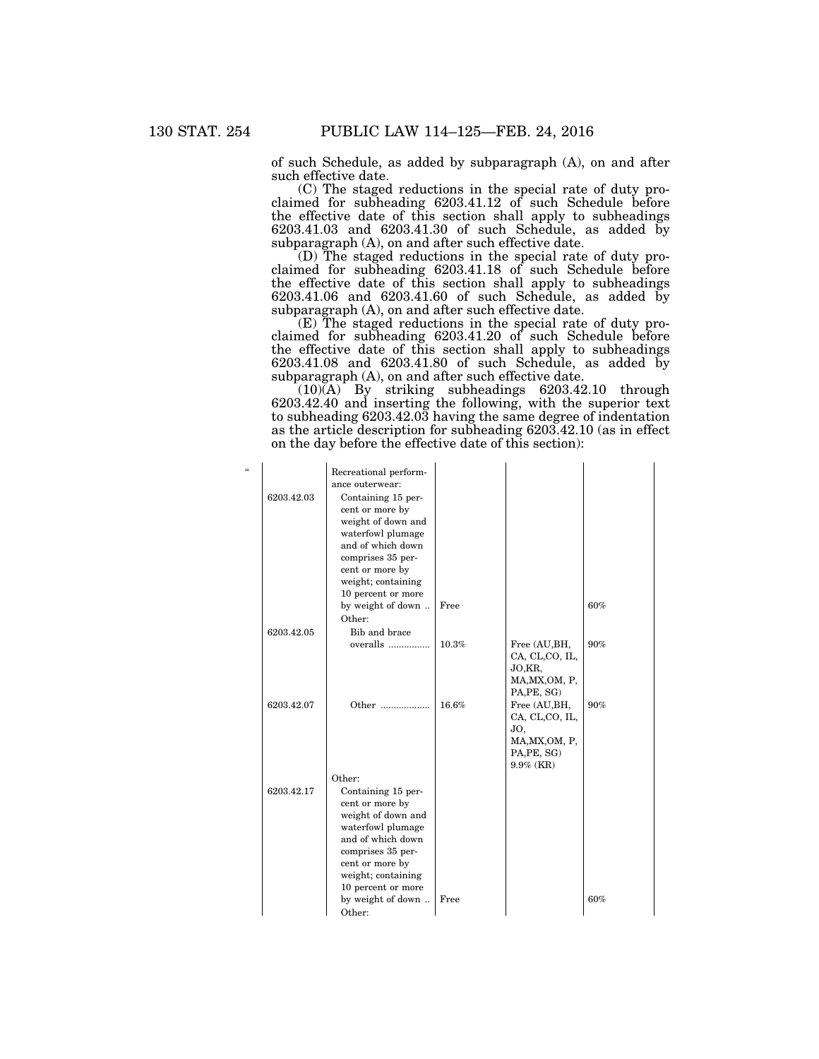of such Schedule, as added by subparagraph (A), on and after such effective date.

(C) The staged reductions in the special rate of duty proclaimed for subheading 6203.41.12 of such Schedule before the effective date of this section shall apply to subheadings 6203.41.03 and 6203.41.30 of such Schedule, as added by subparagraph (A), on and after such effective date.

(D) The staged reductions in the special rate of duty proclaimed for subheading 6203.41.18 of such Schedule before the effective date of this section shall apply to subheadings 6203.41.06 and 6203.41.60 of such Schedule, as added by subparagraph (A), on and after such effective date.

(E) The staged reductions in the special rate of duty proclaimed for subheading 6203.41.20 of such Schedule before the effective date of this section shall apply to subheadings 6203.41.08 and 6203.41.80 of such Schedule, as added by subparagraph (A), on and after such effective date.

(10)(A) By striking subheadings 6203.42.10 through 6203.42.40 and inserting the following, with the superior text to subheading 6203.42.03 having the same degree of indentation as the article description for subheading 6203.42.10 (as in effect on the day before the effective date of this section):

"

| | | | | |
|---|---|---|---|---|
| | Recreational performance outerwear: | | | |
| 6203.42.03 | Containing 15 percent or more by weight of down and waterfowl plumage and of which down comprises 35 percent or more by weight; containing 10 percent or more by weight of down .. | Free | | 60% |
| | Other: | | | |
| 6203.42.05 | Bib and brace overalls ................ | 10.3% | Free (AU,BH, CA, CL,CO, IL, JO,KR, MA,MX,OM, P, PA,PE, SG) | 90% |
| 6203.42.07 | Other .................. | 16.6% | Free (AU,BH, CA, CL,CO, IL, JO, MA,MX,OM, P, PA,PE, SG) 9.9% (KR) | 90% |
| | Other: | | | |
| 6203.42.17 | Containing 15 percent or more by weight of down and waterfowl plumage and of which down comprises 35 percent or more by weight; containing 10 percent or more by weight of down .. | Free | | 60% |
| | Other: | | | |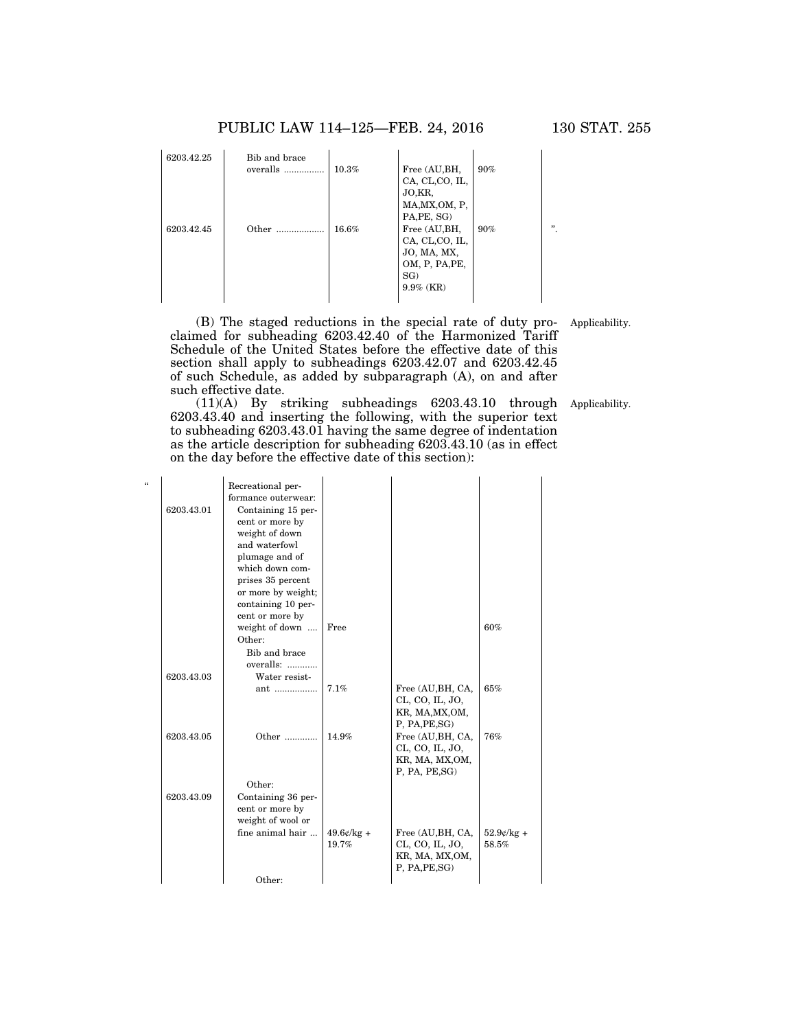| | | | | | |
|---|---|---|---|---|---|
| 6203.42.25 | Bib and brace overalls ................ | 10.3% | Free (AU,BH, CA, CL,CO, IL, JO,KR, MA,MX,OM, P, PA,PE, SG) | 90% | |
| 6203.42.45 | Other ................... | 16.6% | Free (AU,BH, CA, CL,CO, IL, JO, MA, MX, OM, P, PA,PE, SG) 9.9% (KR) | 90% | ”. |

(B) The staged reductions in the special rate of duty proclaimed for subheading 6203.42.40 of the Harmonized Tariff Schedule of the United States before the effective date of this section shall apply to subheadings 6203.42.07 and 6203.42.45 of such Schedule, as added by subparagraph (A), on and after such effective date.

Applicability.

(11)(A) By striking subheadings 6203.43.10 through 6203.43.40 and inserting the following, with the superior text to subheading 6203.43.01 having the same degree of indentation as the article description for subheading 6203.43.10 (as in effect on the day before the effective date of this section):

Applicability.

| “ | | | | | |
|---|---|---|---|---|---|
| | | Recreational performance outerwear: | | | |
| | 6203.43.01 | Containing 15 percent or more by weight of down and waterfowl plumage and of which down comprises 35 percent or more by weight; containing 10 percent or more by weight of down .... | Free | | 60% |
| | | Other: | | | |
| | | Bib and brace overalls: ............ | | | |
| | 6203.43.03 | Water resistant ................ | 7.1% | Free (AU,BH, CA, CL, CO, IL, JO, KR, MA,MX,OM, P, PA,PE,SG) | 65% |
| | 6203.43.05 | Other ............ | 14.9% | Free (AU,BH, CA, CL, CO, IL, JO, KR, MA, MX,OM, P, PA, PE,SG) | 76% |
| | | Other: | | | |
| | 6203.43.09 | Containing 36 percent or more by weight of wool or fine animal hair ... | 49.6¢/kg + 19.7% | Free (AU,BH, CA, CL, CO, IL, JO, KR, MA, MX,OM, P, PA,PE,SG) | 52.9¢/kg + 58.5% |
| | | Other: | | | |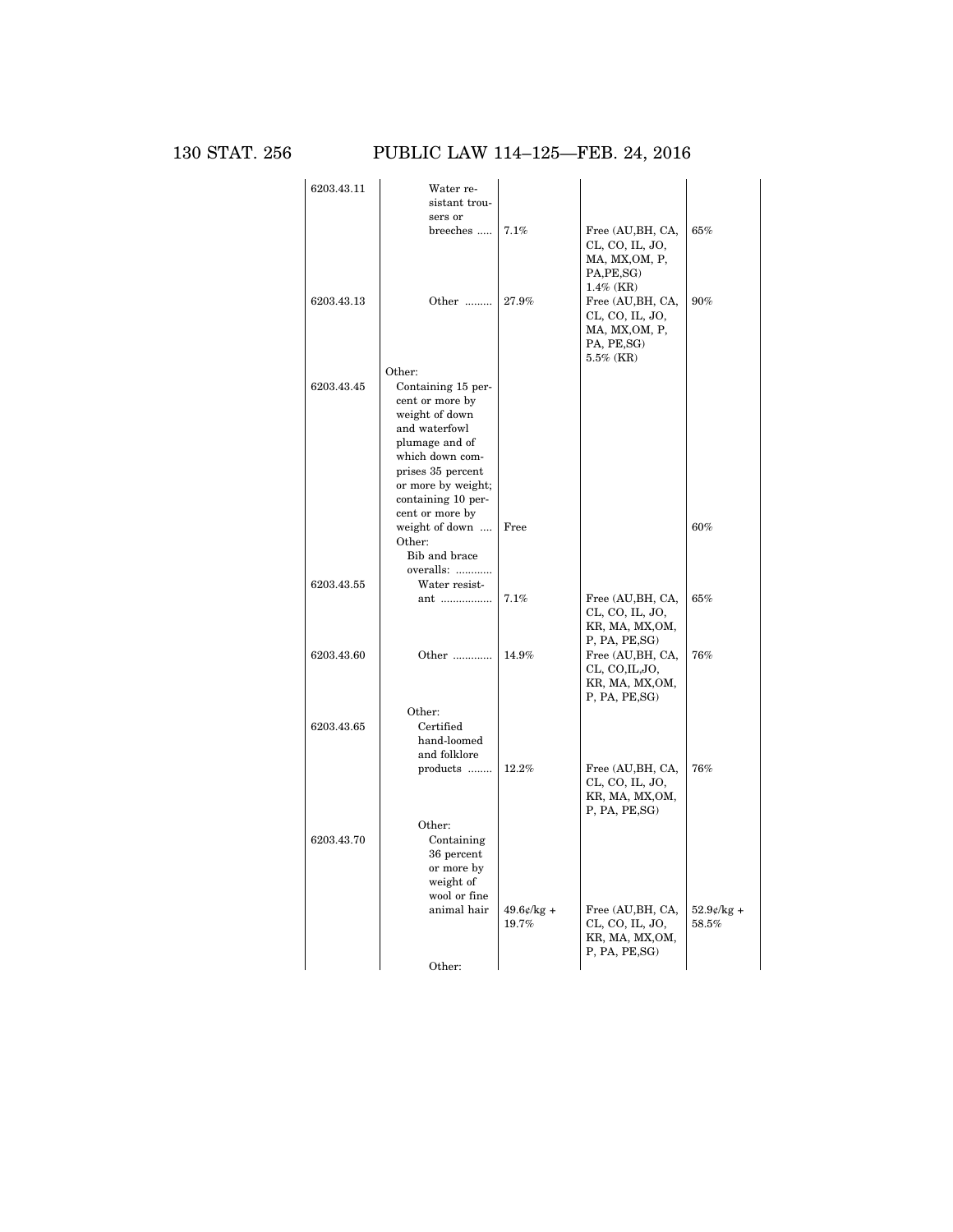| | | | | |
|---|---|---|---|---|
| 6203.43.11 | Water resistant trousers or breeches ..... | 7.1% | Free (AU,BH, CA, CL, CO, IL, JO, MA, MX,OM, P, PA,PE,SG) 1.4% (KR) | 65% |
| 6203.43.13 | Other ......... | 27.9% | Free (AU,BH, CA, CL, CO, IL, JO, MA, MX,OM, P, PA, PE,SG) 5.5% (KR) | 90% |
| | Other: | | | |
| 6203.43.45 | Containing 15 percent or more by weight of down and waterfowl plumage and of which down comprises 35 percent or more by weight; containing 10 percent or more by weight of down .... | Free | | 60% |
| | Other: | | | |
| | Bib and brace overalls: ........... | | | |
| 6203.43.55 | Water resistant ................ | 7.1% | Free (AU,BH, CA, CL, CO, IL, JO, KR, MA, MX,OM, P, PA, PE,SG) | 65% |
| 6203.43.60 | Other ............ | 14.9% | Free (AU,BH, CA, CL, CO,IL,JO, KR, MA, MX,OM, P, PA, PE,SG) | 76% |
| | Other: | | | |
| 6203.43.65 | Certified hand-loomed and folklore products ........ | 12.2% | Free (AU,BH, CA, CL, CO, IL, JO, KR, MA, MX,OM, P, PA, PE,SG) | 76% |
| | Other: | | | |
| 6203.43.70 | Containing 36 percent or more by weight of wool or fine animal hair | 49.6¢/kg + 19.7% | Free (AU,BH, CA, CL, CO, IL, JO, KR, MA, MX,OM, P, PA, PE,SG) | 52.9¢/kg + 58.5% |
| | Other: | | | |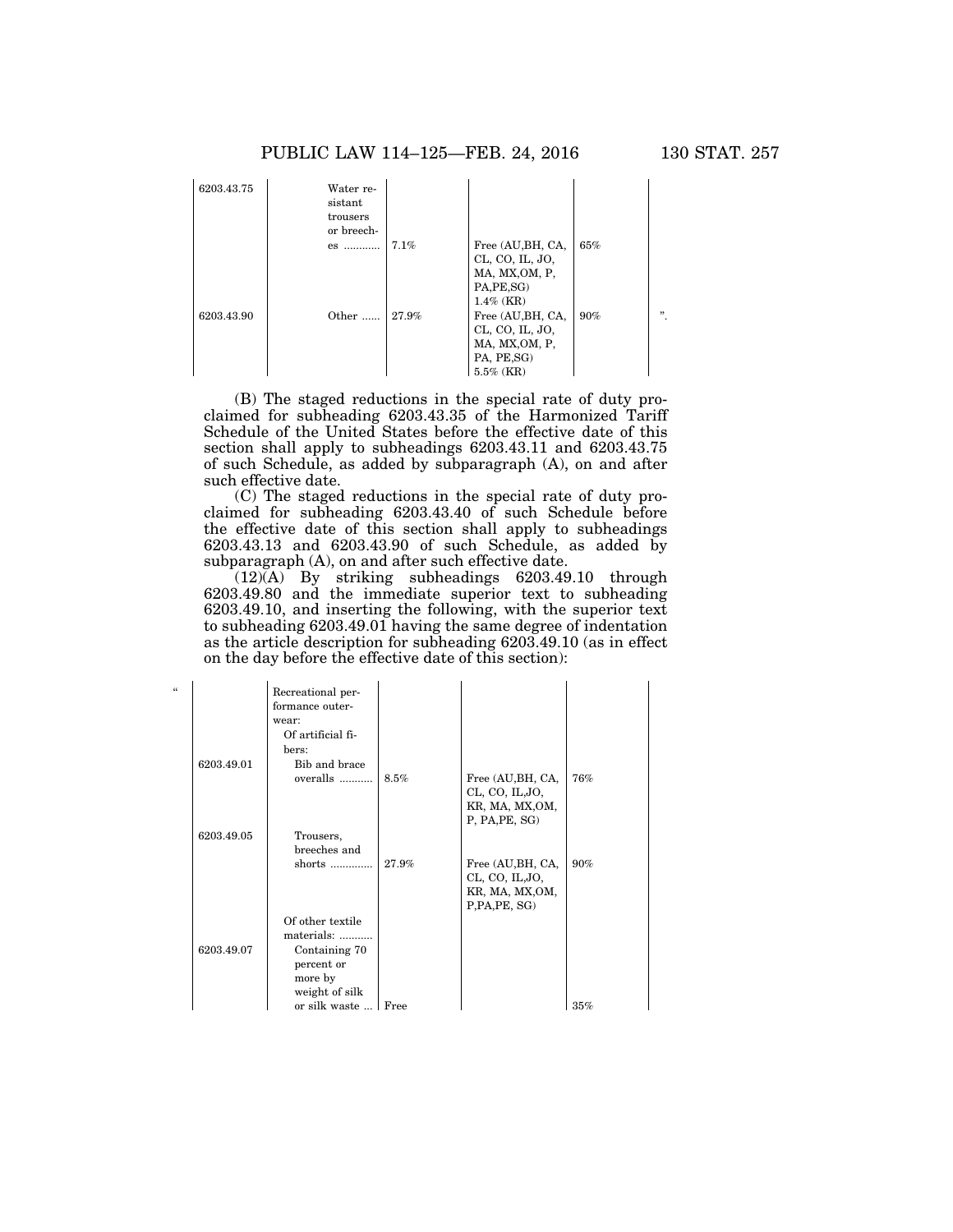| | | | | | |
|---|---|---|---|---|---|
| 6203.43.75 | Water resistant trousers or breeches ............ | 7.1% | Free (AU,BH, CA, CL, CO, IL, JO, MA, MX,OM, P, PA,PE,SG) 1.4% (KR) | 65% | |
| 6203.43.90 | Other ...... | 27.9% | Free (AU,BH, CA, CL, CO, IL, JO, MA, MX,OM, P, PA, PE,SG) 5.5% (KR) | 90% | ". |

(B) The staged reductions in the special rate of duty proclaimed for subheading 6203.43.35 of the Harmonized Tariff Schedule of the United States before the effective date of this section shall apply to subheadings 6203.43.11 and 6203.43.75 of such Schedule, as added by subparagraph (A), on and after such effective date.

(C) The staged reductions in the special rate of duty proclaimed for subheading 6203.43.40 of such Schedule before the effective date of this section shall apply to subheadings 6203.43.13 and 6203.43.90 of such Schedule, as added by subparagraph (A), on and after such effective date.

(12)(A) By striking subheadings 6203.49.10 through 6203.49.80 and the immediate superior text to subheading 6203.49.10, and inserting the following, with the superior text to subheading 6203.49.01 having the same degree of indentation as the article description for subheading 6203.49.10 (as in effect on the day before the effective date of this section):

| " | | | | | |
|---|---|---|---|---|---|
| | Recreational performance outerwear: | | | | |
| | Of artificial fibers: | | | | |
| 6203.49.01 | Bib and brace overalls ........... | 8.5% | Free (AU,BH, CA, CL, CO, IL,JO, KR, MA, MX,OM, P, PA,PE, SG) | 76% | |
| 6203.49.05 | Trousers, breeches and shorts ............. | 27.9% | Free (AU,BH, CA, CL, CO, IL,JO, KR, MA, MX,OM, P,PA,PE, SG) | 90% | |
| | Of other textile materials: .......... | | | | |
| 6203.49.07 | Containing 70 percent or more by weight of silk or silk waste ... | Free | | 35% | |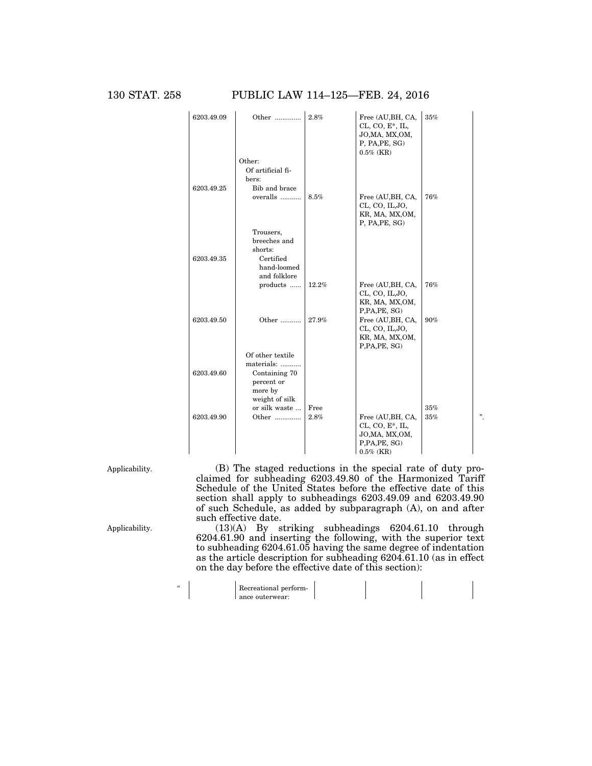| | | | | | |
|---|---|---|---|---|---|
| 6203.49.09 | Other ............. | 2.8% | Free (AU,BH, CA, CL, CO, E*, IL, JO,MA, MX,OM, P, PA,PE, SG) 0.5% (KR) | 35% | |
| | Other: Of artificial fibers: | | | | |
| 6203.49.25 | Bib and brace overalls ........... | 8.5% | Free (AU,BH, CA, CL, CO, IL,JO, KR, MA, MX,OM, P, PA,PE, SG) | 76% | |
| | Trousers, breeches and shorts: | | | | |
| 6203.49.35 | Certified hand-loomed and folklore products ...... | 12.2% | Free (AU,BH, CA, CL, CO, IL,JO, KR, MA, MX,OM, P,PA,PE, SG) | 76% | |
| 6203.49.50 | Other ........... | 27.9% | Free (AU,BH, CA, CL, CO, IL,JO, KR, MA, MX,OM, P,PA,PE, SG) | 90% | |
| | Of other textile materials: ........... | | | | |
| 6203.49.60 | Containing 70 percent or more by weight of silk or silk waste ... | Free | | 35% | |
| 6203.49.90 | Other ............. | 2.8% | Free (AU,BH, CA, CL, CO, E*, IL, JO,MA, MX,OM, P,PA,PE, SG) 0.5% (KR) | 35% | ”. |

Applicability.

(B) The staged reductions in the special rate of duty proclaimed for subheading 6203.49.80 of the Harmonized Tariff Schedule of the United States before the effective date of this section shall apply to subheadings 6203.49.09 and 6203.49.90 of such Schedule, as added by subparagraph (A), on and after such effective date.

Applicability.

(13)(A) By striking subheadings 6204.61.10 through 6204.61.90 and inserting the following, with the superior text to subheading 6204.61.05 having the same degree of indentation as the article description for subheading 6204.61.10 (as in effect on the day before the effective date of this section):

| | | | | | |
|---|---|---|---|---|---|
| “ | Recreational performance outerwear: | | | | |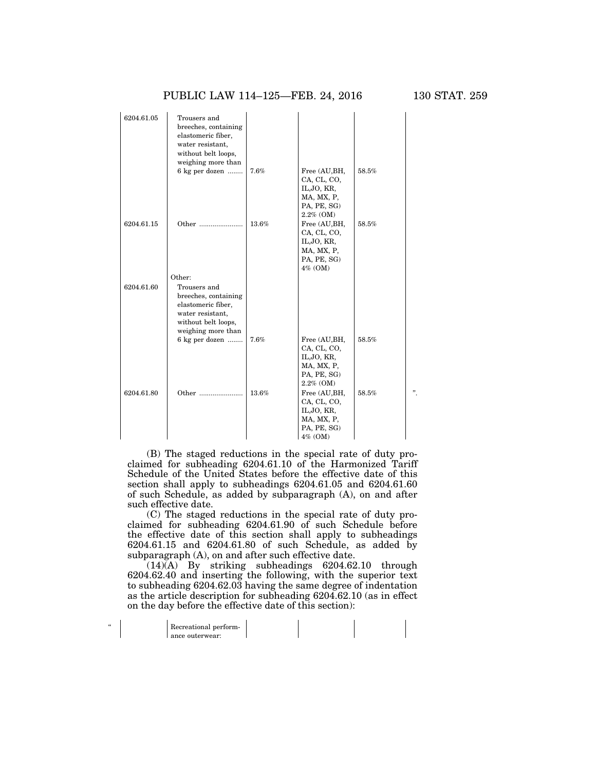| | | | | | |
|---|---|---|---|---|---|
| 6204.61.05 | Trousers and breeches, containing elastomeric fiber, water resistant, without belt loops, weighing more than 6 kg per dozen ........ | 7.6% | Free (AU,BH, CA, CL, CO, IL,JO, KR, MA, MX, P, PA, PE, SG) 2.2% (OM) | 58.5% | |
| 6204.61.15 | Other ....................... | 13.6% | Free (AU,BH, CA, CL, CO, IL,JO, KR, MA, MX, P, PA, PE, SG) 4% (OM) | 58.5% | |
| | Other: | | | | |
| 6204.61.60 | Trousers and breeches, containing elastomeric fiber, water resistant, without belt loops, weighing more than 6 kg per dozen ........ | 7.6% | Free (AU,BH, CA, CL, CO, IL,JO, KR, MA, MX, P, PA, PE, SG) 2.2% (OM) | 58.5% | |
| 6204.61.80 | Other ....................... | 13.6% | Free (AU,BH, CA, CL, CO, IL,JO, KR, MA, MX, P, PA, PE, SG) 4% (OM) | 58.5% | ". |

(B) The staged reductions in the special rate of duty proclaimed for subheading 6204.61.10 of the Harmonized Tariff Schedule of the United States before the effective date of this section shall apply to subheadings 6204.61.05 and 6204.61.60 of such Schedule, as added by subparagraph (A), on and after such effective date.

(C) The staged reductions in the special rate of duty proclaimed for subheading 6204.61.90 of such Schedule before the effective date of this section shall apply to subheadings 6204.61.15 and 6204.61.80 of such Schedule, as added by subparagraph (A), on and after such effective date.

(14)(A) By striking subheadings 6204.62.10 through 6204.62.40 and inserting the following, with the superior text to subheading 6204.62.03 having the same degree of indentation as the article description for subheading 6204.62.10 (as in effect on the day before the effective date of this section):

| | | | | | |
|---|---|---|---|---|---|
| " | Recreational performance outerwear: | | | | |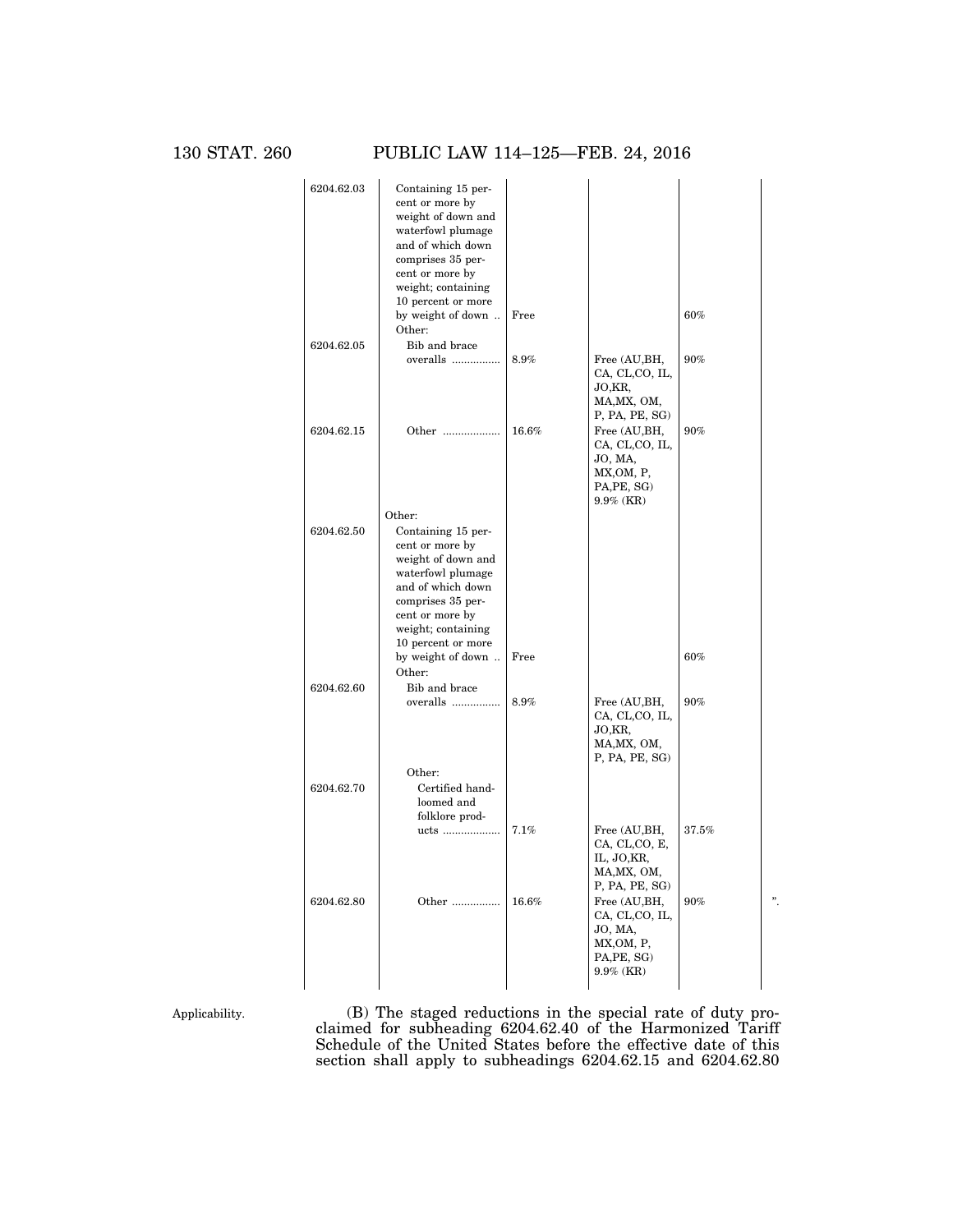| | | | | | |
|---|---|---|---|---|---|
| 6204.62.03 | Containing 15 percent or more by weight of down and waterfowl plumage and of which down comprises 35 percent or more by weight; containing 10 percent or more by weight of down .. | Free | | 60% | |
| | Other: | | | | |
| 6204.62.05 | Bib and brace overalls ................ | 8.9% | Free (AU,BH, CA, CL,CO, IL, JO,KR, MA,MX, OM, P, PA, PE, SG) | 90% | |
| 6204.62.15 | Other ................... | 16.6% | Free (AU,BH, CA, CL,CO, IL, JO, MA, MX,OM, P, PA,PE, SG) 9.9% (KR) | 90% | |
| | Other: | | | | |
| 6204.62.50 | Containing 15 percent or more by weight of down and waterfowl plumage and of which down comprises 35 percent or more by weight; containing 10 percent or more by weight of down .. | Free | | 60% | |
| | Other: | | | | |
| 6204.62.60 | Bib and brace overalls ................ | 8.9% | Free (AU,BH, CA, CL,CO, IL, JO,KR, MA,MX, OM, P, PA, PE, SG) | 90% | |
| | Other: | | | | |
| 6204.62.70 | Certified hand-loomed and folklore products ................... | 7.1% | Free (AU,BH, CA, CL,CO, E, IL, JO,KR, MA,MX, OM, P, PA, PE, SG) | 37.5% | |
| 6204.62.80 | Other ................ | 16.6% | Free (AU,BH, CA, CL,CO, IL, JO, MA, MX,OM, P, PA,PE, SG) 9.9% (KR) | 90% | ". |

Applicability.

(B) The staged reductions in the special rate of duty proclaimed for subheading 6204.62.40 of the Harmonized Tariff Schedule of the United States before the effective date of this section shall apply to subheadings 6204.62.15 and 6204.62.80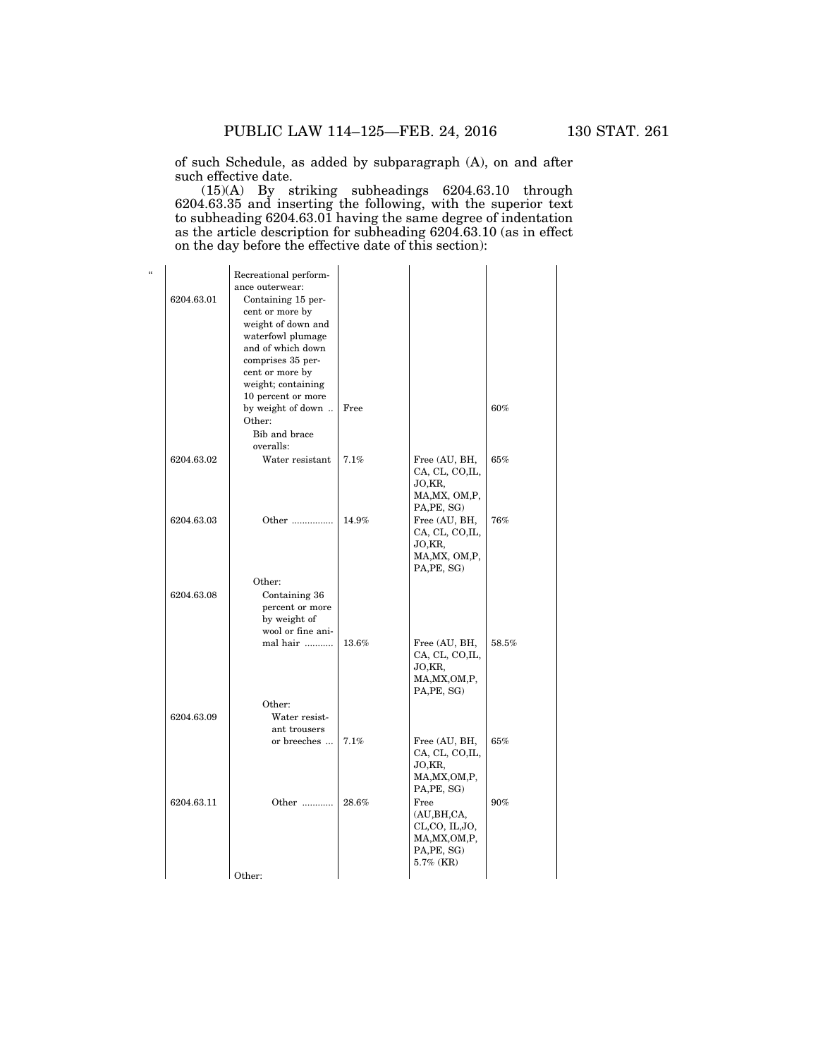of such Schedule, as added by subparagraph (A), on and after such effective date.

(15)(A) By striking subheadings 6204.63.10 through 6204.63.35 and inserting the following, with the superior text to subheading 6204.63.01 having the same degree of indentation as the article description for subheading 6204.63.10 (as in effect on the day before the effective date of this section):

| " | | | | | |
|---|---|---|---|---|---|
| | | Recreational performance outerwear: | | | |
| | 6204.63.01 | Containing 15 percent or more by weight of down and waterfowl plumage and of which down comprises 35 percent or more by weight; containing 10 percent or more by weight of down .. | Free | | 60% |
| | | Other: | | | |
| | | Bib and brace overalls: | | | |
| | 6204.63.02 | Water resistant | 7.1% | Free (AU, BH, CA, CL, CO,IL, JO,KR, MA,MX, OM,P, PA,PE, SG) | 65% |
| | 6204.63.03 | Other ................ | 14.9% | Free (AU, BH, CA, CL, CO,IL, JO,KR, MA,MX, OM,P, PA,PE, SG) | 76% |
| | | Other: | | | |
| | 6204.63.08 | Containing 36 percent or more by weight of wool or fine animal hair ........... | 13.6% | Free (AU, BH, CA, CL, CO,IL, JO,KR, MA,MX,OM,P, PA,PE, SG) | 58.5% |
| | | Other: | | | |
| | 6204.63.09 | Water resistant trousers or breeches ... | 7.1% | Free (AU, BH, CA, CL, CO,IL, JO,KR, MA,MX,OM,P, PA,PE, SG) | 65% |
| | 6204.63.11 | Other ........... | 28.6% | Free (AU,BH,CA, CL,CO, IL,JO, MA,MX,OM,P, PA,PE, SG) 5.7% (KR) | 90% |
| | | Other: | | | |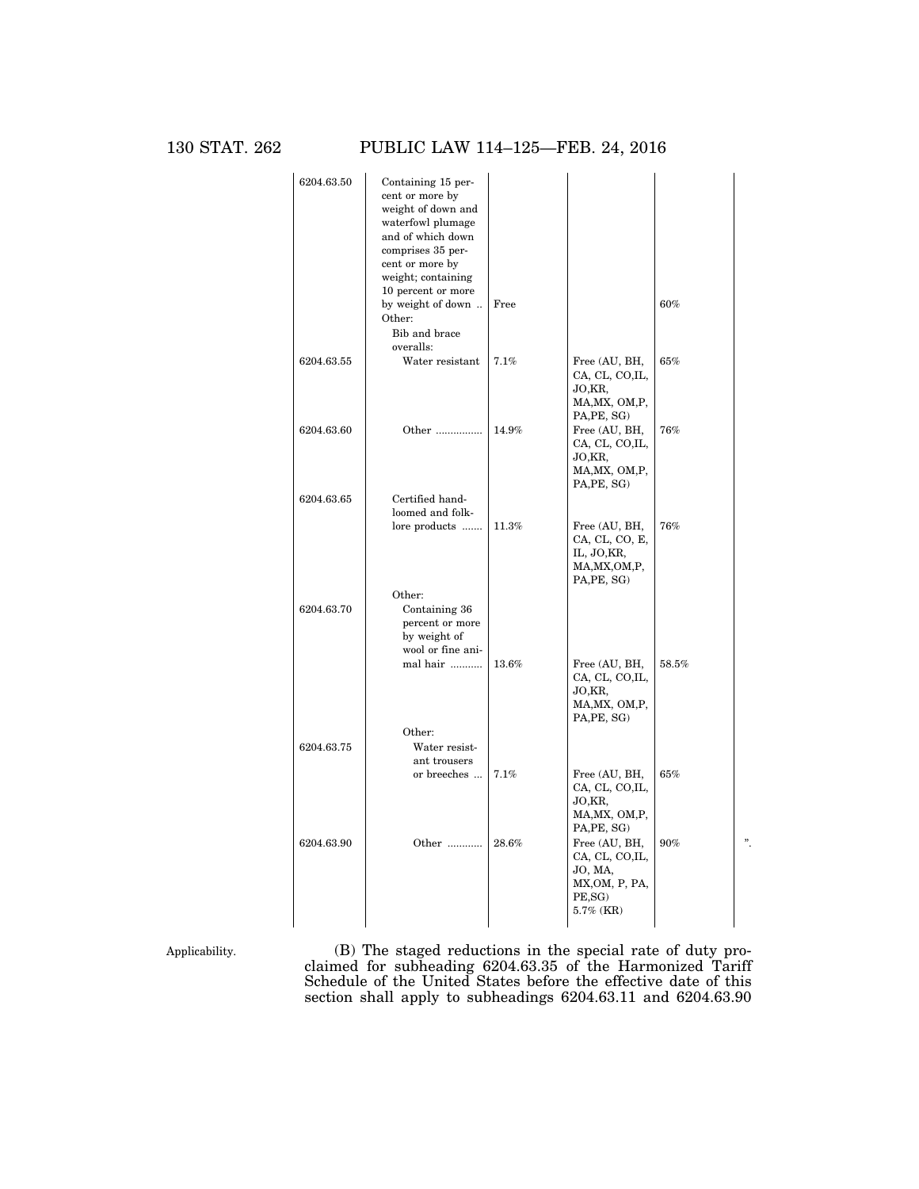| | | | | | |
|---|---|---|---|---|---|
| 6204.63.50 | Containing 15 percent or more by weight of down and waterfowl plumage and of which down comprises 35 percent or more by weight; containing 10 percent or more by weight of down .. | Free | | 60% | |
| | Other: | | | | |
| | Bib and brace overalls: | | | | |
| 6204.63.55 | Water resistant | 7.1% | Free (AU, BH, CA, CL, CO,IL, JO,KR, MA,MX, OM,P, PA,PE, SG) | 65% | |
| 6204.63.60 | Other ................ | 14.9% | Free (AU, BH, CA, CL, CO,IL, JO,KR, MA,MX, OM,P, PA,PE, SG) | 76% | |
| 6204.63.65 | Certified hand-loomed and folklore products ....... | 11.3% | Free (AU, BH, CA, CL, CO, E, IL, JO,KR, MA,MX,OM,P, PA,PE, SG) | 76% | |
| | Other: | | | | |
| 6204.63.70 | Containing 36 percent or more by weight of wool or fine animal hair .......... | 13.6% | Free (AU, BH, CA, CL, CO,IL, JO,KR, MA,MX, OM,P, PA,PE, SG) | 58.5% | |
| | Other: | | | | |
| 6204.63.75 | Water resistant trousers or breeches ... | 7.1% | Free (AU, BH, CA, CL, CO,IL, JO,KR, MA,MX, OM,P, PA,PE, SG) | 65% | |
| 6204.63.90 | Other ........... | 28.6% | Free (AU, BH, CA, CL, CO,IL, JO, MA, MX,OM, P, PA, PE,SG) 5.7% (KR) | 90% | ". |

Applicability.

(B) The staged reductions in the special rate of duty proclaimed for subheading 6204.63.35 of the Harmonized Tariff Schedule of the United States before the effective date of this section shall apply to subheadings 6204.63.11 and 6204.63.90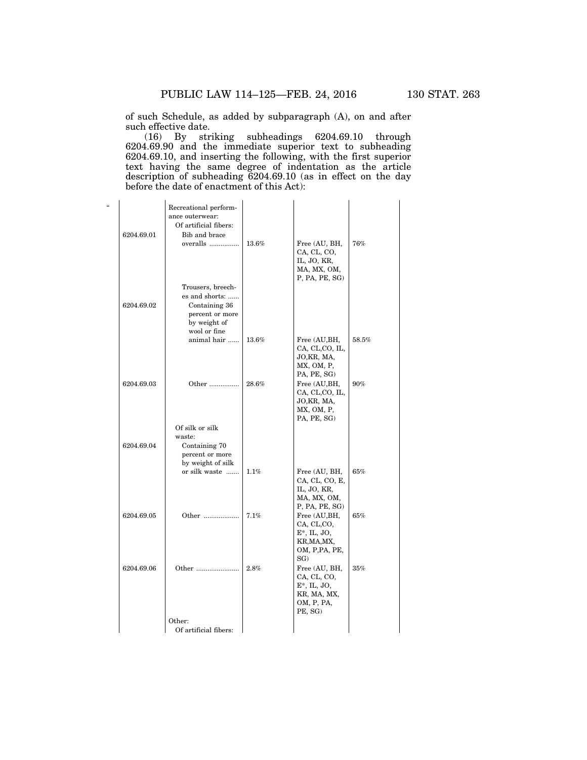of such Schedule, as added by subparagraph (A), on and after such effective date.

(16) By striking subheadings 6204.69.10 through 6204.69.90 and the immediate superior text to subheading 6204.69.10, and inserting the following, with the first superior text having the same degree of indentation as the article description of subheading 6204.69.10 (as in effect on the day before the date of enactment of this Act):

| " | | | | | |
|---|---|---|---|---|---|
| | | Recreational performance outerwear: | | | |
| | | Of artificial fibers: | | | |
| | 6204.69.01 | Bib and brace overalls ............... | 13.6% | Free (AU, BH, CA, CL, CO, IL, JO, KR, MA, MX, OM, P, PA, PE, SG) | 76% |
| | | Trousers, breeches and shorts: ...... | | | |
| | 6204.69.02 | Containing 36 percent or more by weight of wool or fine animal hair ...... | 13.6% | Free (AU,BH, CA, CL,CO, IL, JO,KR, MA, MX, OM, P, PA, PE, SG) | 58.5% |
| | 6204.69.03 | Other ............... | 28.6% | Free (AU,BH, CA, CL,CO, IL, JO,KR, MA, MX, OM, P, PA, PE, SG) | 90% |
| | | Of silk or silk waste: | | | |
| | 6204.69.04 | Containing 70 percent or more by weight of silk or silk waste ....... | 1.1% | Free (AU, BH, CA, CL, CO, E, IL, JO, KR, MA, MX, OM, P, PA, PE, SG) | 65% |
| | 6204.69.05 | Other .................. | 7.1% | Free (AU,BH, CA, CL,CO, E*, IL, JO, KR,MA,MX, OM, P,PA, PE, SG) | 65% |
| | 6204.69.06 | Other ...................... | 2.8% | Free (AU, BH, CA, CL, CO, E*, IL, JO, KR, MA, MX, OM, P, PA, PE, SG) | 35% |
| | | Other: | | | |
| | | Of artificial fibers: | | | |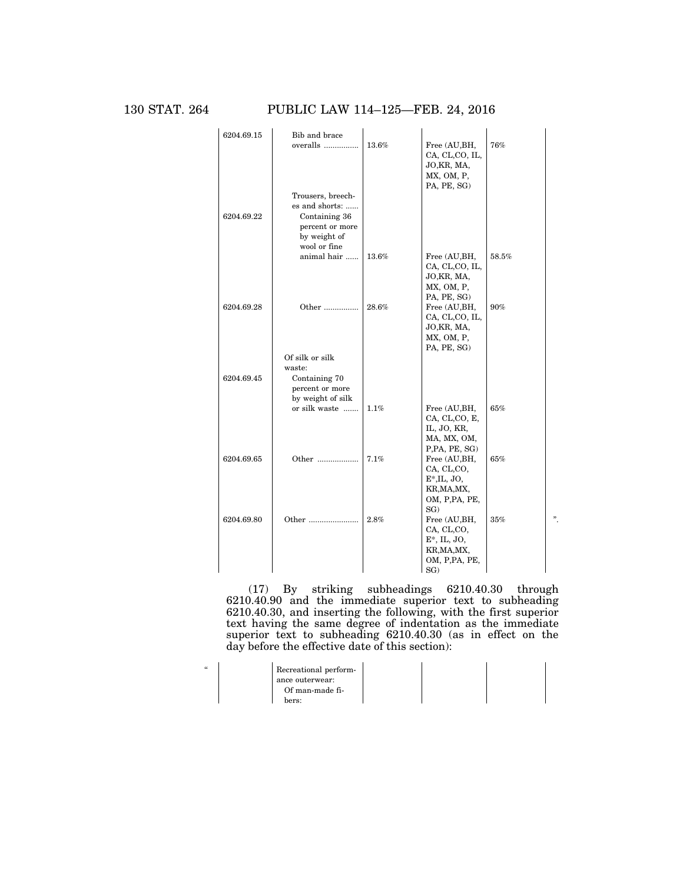| | | | | | |
|---|---|---|---|---|---|
| 6204.69.15 | Bib and brace overalls ............... | 13.6% | Free (AU,BH, CA, CL,CO, IL, JO,KR, MA, MX, OM, P, PA, PE, SG) | 76% | |
| | Trousers, breeches and shorts: ...... | | | | |
| 6204.69.22 | Containing 36 percent or more by weight of wool or fine animal hair ...... | 13.6% | Free (AU,BH, CA, CL,CO, IL, JO,KR, MA, MX, OM, P, PA, PE, SG) | 58.5% | |
| 6204.69.28 | Other ............... | 28.6% | Free (AU,BH, CA, CL,CO, IL, JO,KR, MA, MX, OM, P, PA, PE, SG) | 90% | |
| | Of silk or silk waste: | | | | |
| 6204.69.45 | Containing 70 percent or more by weight of silk or silk waste ....... | 1.1% | Free (AU,BH, CA, CL,CO, E, IL, JO, KR, MA, MX, OM, P,PA, PE, SG) | 65% | |
| 6204.69.65 | Other .................. | 7.1% | Free (AU,BH, CA, CL,CO, E*,IL, JO, KR,MA,MX, OM, P,PA, PE, SG) | 65% | |
| 6204.69.80 | Other ...................... | 2.8% | Free (AU,BH, CA, CL,CO, E*, IL, JO, KR,MA,MX, OM, P,PA, PE, SG) | 35% | ". |

(17) By striking subheadings 6210.40.30 through 6210.40.90 and the immediate superior text to subheading 6210.40.30, and inserting the following, with the first superior text having the same degree of indentation as the immediate superior text to subheading 6210.40.30 (as in effect on the day before the effective date of this section):

| | | | | | |
|---|---|---|---|---|---|
| " | Recreational performance outerwear: Of man-made fibers: | | | | |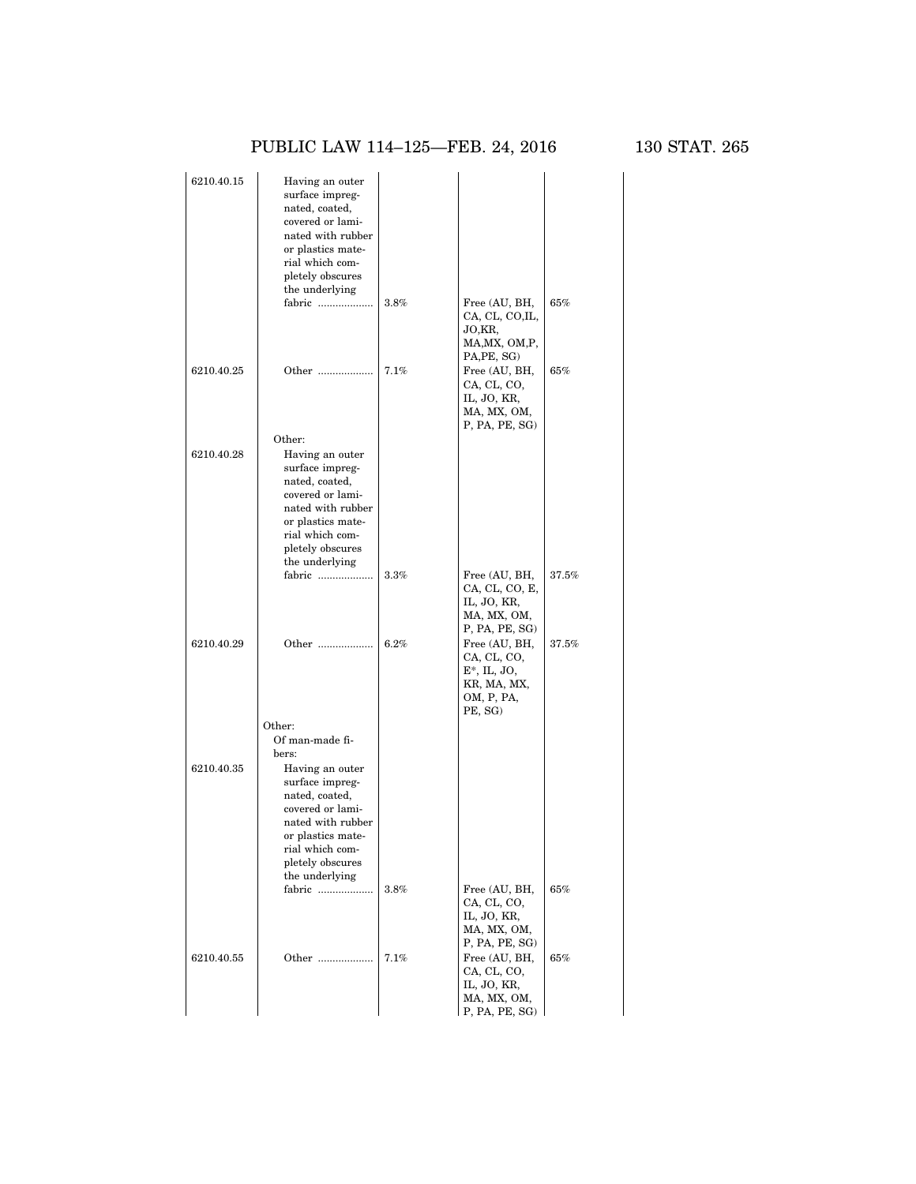| | | | | |
|---|---|---|---|---|
| 6210.40.15 | Having an outer surface impregnated, coated, covered or laminated with rubber or plastics material which completely obscures the underlying fabric ........ | 3.8% | Free (AU, BH, CA, CL, CO,IL, JO,KR, MA,MX, OM,P, PA,PE, SG) | 65% |
| 6210.40.25 | Other ........ | 7.1% | Free (AU, BH, CA, CL, CO, IL, JO, KR, MA, MX, OM, P, PA, PE, SG) | 65% |
| | Other: | | | |
| 6210.40.28 | Having an outer surface impregnated, coated, covered or laminated with rubber or plastics material which completely obscures the underlying fabric ........ | 3.3% | Free (AU, BH, CA, CL, CO, E, IL, JO, KR, MA, MX, OM, P, PA, PE, SG) | 37.5% |
| 6210.40.29 | Other ........ | 6.2% | Free (AU, BH, CA, CL, CO, E*, IL, JO, KR, MA, MX, OM, P, PA, PE, SG) | 37.5% |
| | Other: Of man-made fibers: | | | |
| 6210.40.35 | Having an outer surface impregnated, coated, covered or laminated with rubber or plastics material which completely obscures the underlying fabric ........ | 3.8% | Free (AU, BH, CA, CL, CO, IL, JO, KR, MA, MX, OM, P, PA, PE, SG) | 65% |
| 6210.40.55 | Other ........ | 7.1% | Free (AU, BH, CA, CL, CO, IL, JO, KR, MA, MX, OM, P, PA, PE, SG) | 65% |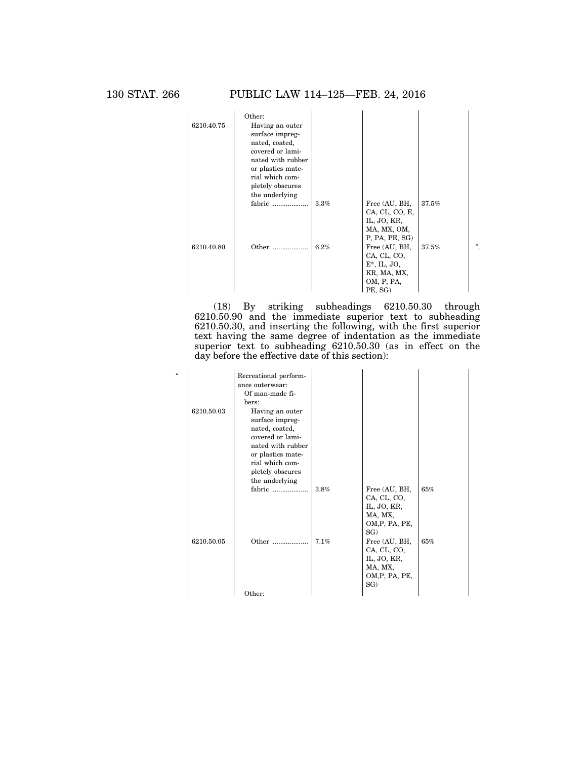| | | | | | |
|---|---|---|---|---|---|
| | Other: | | | | |
| 6210.40.75 | Having an outer surface impregnated, coated, covered or laminated with rubber or plastics material which completely obscures the underlying fabric .................. | 3.3% | Free (AU, BH, CA, CL, CO, E, IL, JO, KR, MA, MX, OM, P, PA, PE, SG) | 37.5% | |
| 6210.40.80 | Other .................. | 6.2% | Free (AU, BH, CA, CL, CO, E*, IL, JO, KR, MA, MX, OM, P, PA, PE, SG) | 37.5% | ". |

(18) By striking subheadings 6210.50.30 through 6210.50.90 and the immediate superior text to subheading 6210.50.30, and inserting the following, with the first superior text having the same degree of indentation as the immediate superior text to subheading 6210.50.30 (as in effect on the day before the effective date of this section):

| | | | | | |
|---|---|---|---|---|---|
| " | Recreational performance outerwear: | | | | |
| | Of man-made fibers: | | | | |
| 6210.50.03 | Having an outer surface impregnated, coated, covered or laminated with rubber or plastics material which completely obscures the underlying fabric .................. | 3.8% | Free (AU, BH, CA, CL, CO, IL, JO, KR, MA, MX, OM,P, PA, PE, SG) | 65% | |
| 6210.50.05 | Other .................. | 7.1% | Free (AU, BH, CA, CL, CO, IL, JO, KR, MA, MX, OM,P, PA, PE, SG) | 65% | |
| | Other: | | | | |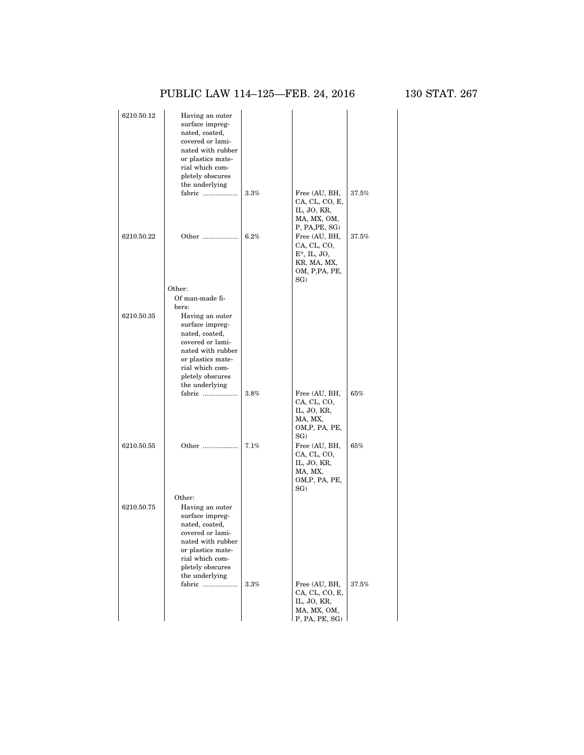| | | | | |
|---|---|---|---|---|
| 6210.50.12 | Having an outer surface impregnated, coated, covered or laminated with rubber or plastics material which completely obscures the underlying fabric .................. | 3.3% | Free (AU, BH, CA, CL, CO, E, IL, JO, KR, MA, MX, OM, P, PA,PE, SG) | 37.5% |
| 6210.50.22 | Other .................. | 6.2% | Free (AU, BH, CA, CL, CO, E*, IL, JO, KR, MA, MX, OM, P,PA, PE, SG) | 37.5% |
| | Other: | | | |
| | Of man-made fibers: | | | |
| 6210.50.35 | Having an outer surface impregnated, coated, covered or laminated with rubber or plastics material which completely obscures the underlying fabric .................. | 3.8% | Free (AU, BH, CA, CL, CO, IL, JO, KR, MA, MX, OM,P, PA, PE, SG) | 65% |
| 6210.50.55 | Other .................. | 7.1% | Free (AU, BH, CA, CL, CO, IL, JO, KR, MA, MX, OM,P, PA, PE, SG) | 65% |
| | Other: | | | |
| 6210.50.75 | Having an outer surface impregnated, coated, covered or laminated with rubber or plastics material which completely obscures the underlying fabric .................. | 3.3% | Free (AU, BH, CA, CL, CO, E, IL, JO, KR, MA, MX, OM, P, PA, PE, SG) | 37.5% |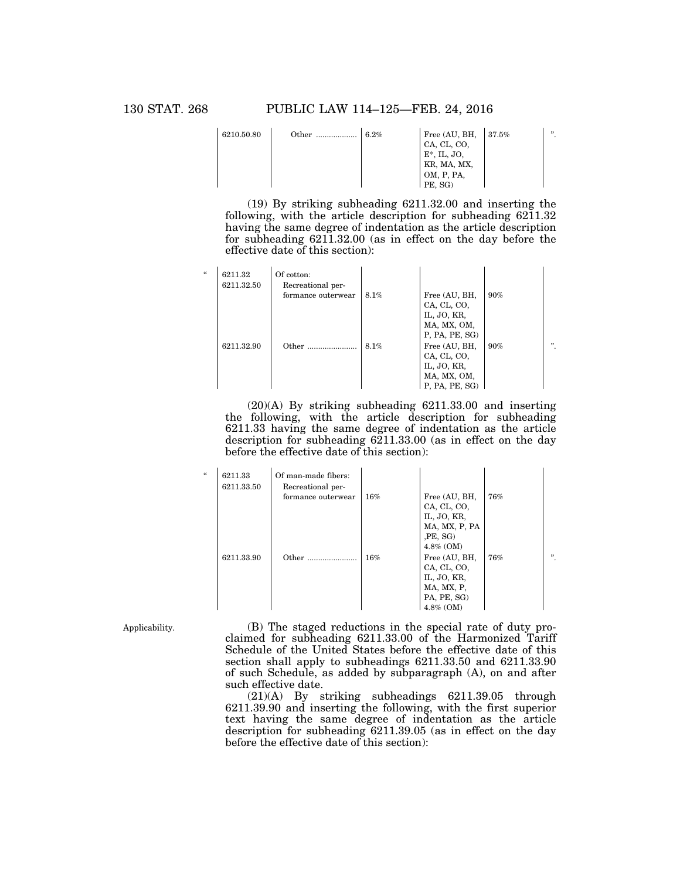| | | | | | |
|---|---|---|---|---|---|
| 6210.50.80 | Other ................... | 6.2% | Free (AU, BH, CA, CL, CO, E*, IL, JO, KR, MA, MX, OM, P, PA, PE, SG) | 37.5% | ". |

(19) By striking subheading 6211.32.00 and inserting the following, with the article description for subheading 6211.32 having the same degree of indentation as the article description for subheading 6211.32.00 (as in effect on the day before the effective date of this section):

| | | | | | |
|---|---|---|---|---|---|
| " 6211.32 | Of cotton: | | | | |
| 6211.32.50 | Recreational performance outerwear | 8.1% | Free (AU, BH, CA, CL, CO, IL, JO, KR, MA, MX, OM, P, PA, PE, SG) | 90% | |
| 6211.32.90 | Other ....................... | 8.1% | Free (AU, BH, CA, CL, CO, IL, JO, KR, MA, MX, OM, P, PA, PE, SG) | 90% | ". |

(20)(A) By striking subheading 6211.33.00 and inserting the following, with the article description for subheading 6211.33 having the same degree of indentation as the article description for subheading 6211.33.00 (as in effect on the day before the effective date of this section):

| | | | | | |
|---|---|---|---|---|---|
| " 6211.33 | Of man-made fibers: | | | | |
| 6211.33.50 | Recreational performance outerwear | 16% | Free (AU, BH, CA, CL, CO, IL, JO, KR, MA, MX, P, PA ,PE, SG) 4.8% (OM) | 76% | |
| 6211.33.90 | Other ....................... | 16% | Free (AU, BH, CA, CL, CO, IL, JO, KR, MA, MX, P, PA, PE, SG) 4.8% (OM) | 76% | ". |

Applicability.

(B) The staged reductions in the special rate of duty proclaimed for subheading 6211.33.00 of the Harmonized Tariff Schedule of the United States before the effective date of this section shall apply to subheadings 6211.33.50 and 6211.33.90 of such Schedule, as added by subparagraph (A), on and after such effective date.

(21)(A) By striking subheadings 6211.39.05 through 6211.39.90 and inserting the following, with the first superior text having the same degree of indentation as the article description for subheading 6211.39.05 (as in effect on the day before the effective date of this section):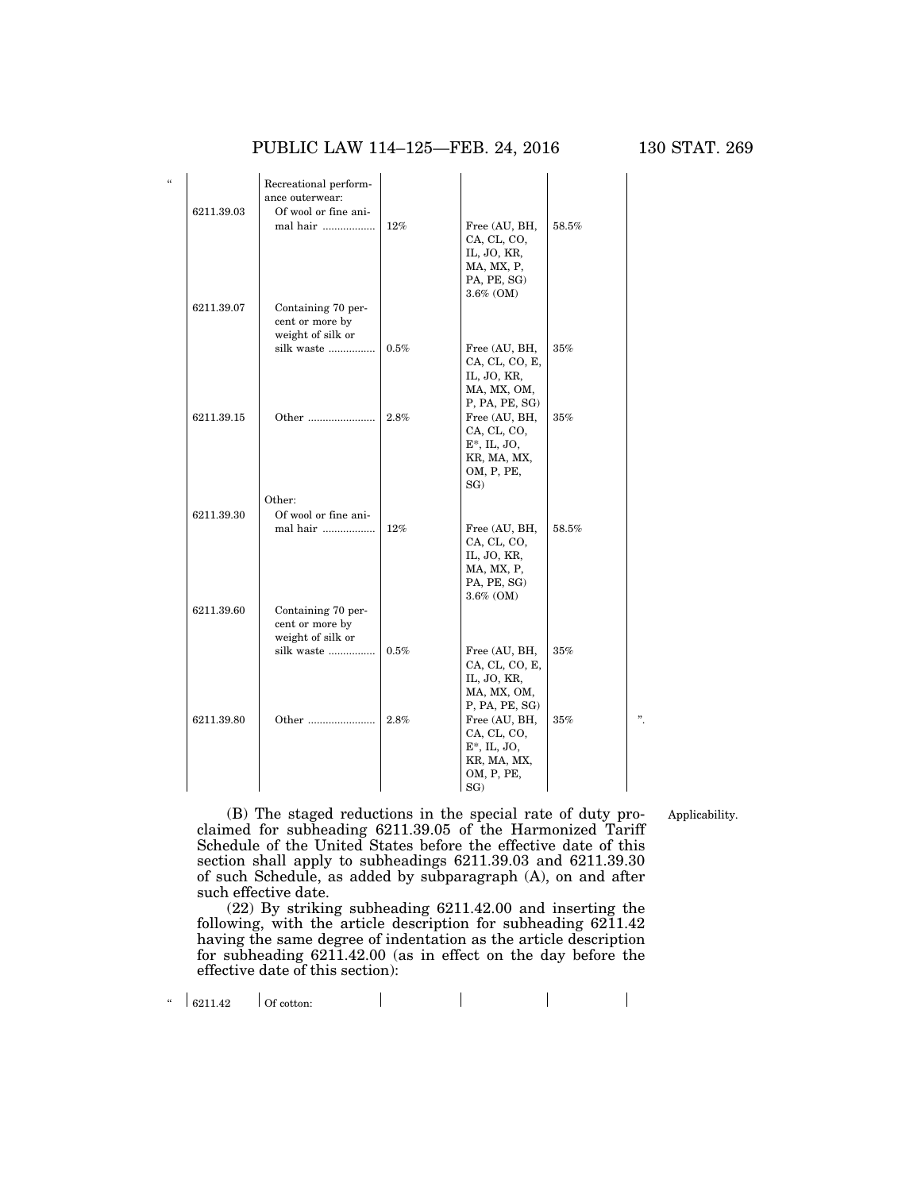| | | | | | |
|---|---|---|---|---|---|
| “ | Recreational performance outerwear: | | | | |
| 6211.39.03 | Of wool or fine animal hair ................. | 12% | Free (AU, BH, CA, CL, CO, IL, JO, KR, MA, MX, P, PA, PE, SG) 3.6% (OM) | 58.5% | |
| 6211.39.07 | Containing 70 percent or more by weight of silk or silk waste ............... | 0.5% | Free (AU, BH, CA, CL, CO, E, IL, JO, KR, MA, MX, OM, P, PA, PE, SG) | 35% | |
| 6211.39.15 | Other ...................... | 2.8% | Free (AU, BH, CA, CL, CO, E*, IL, JO, KR, MA, MX, OM, P, PE, SG) | 35% | |
| | Other: | | | | |
| 6211.39.30 | Of wool or fine animal hair ................. | 12% | Free (AU, BH, CA, CL, CO, IL, JO, KR, MA, MX, P, PA, PE, SG) 3.6% (OM) | 58.5% | |
| 6211.39.60 | Containing 70 percent or more by weight of silk or silk waste ............... | 0.5% | Free (AU, BH, CA, CL, CO, E, IL, JO, KR, MA, MX, OM, P, PA, PE, SG) | 35% | |
| 6211.39.80 | Other ...................... | 2.8% | Free (AU, BH, CA, CL, CO, E*, IL, JO, KR, MA, MX, OM, P, PE, SG) | 35% | ”. |

Applicability.

(B) The staged reductions in the special rate of duty proclaimed for subheading 6211.39.05 of the Harmonized Tariff Schedule of the United States before the effective date of this section shall apply to subheadings 6211.39.03 and 6211.39.30 of such Schedule, as added by subparagraph (A), on and after such effective date.

(22) By striking subheading 6211.42.00 and inserting the following, with the article description for subheading 6211.42 having the same degree of indentation as the article description for subheading 6211.42.00 (as in effect on the day before the effective date of this section):

| | | | | | |
|---|---|---|---|---|---|
| “ 6211.42 | Of cotton: | | | | |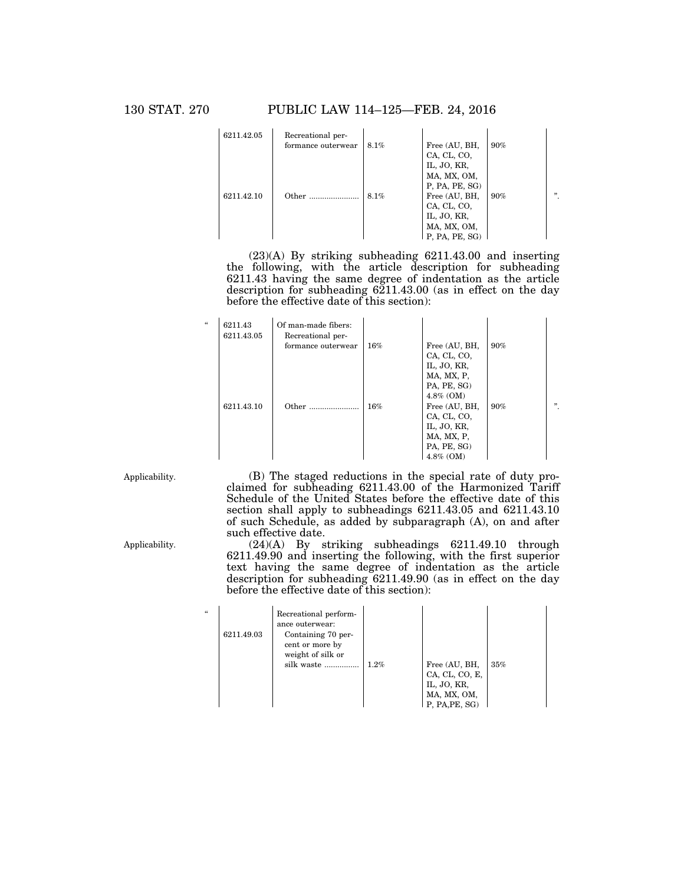| | | | | | |
|---|---|---|---|---|---|
| 6211.42.05 | Recreational performance outerwear | 8.1% | Free (AU, BH, CA, CL, CO, IL, JO, KR, MA, MX, OM, P, PA, PE, SG) | 90% | |
| 6211.42.10 | Other ....................... | 8.1% | Free (AU, BH, CA, CL, CO, IL, JO, KR, MA, MX, OM, P, PA, PE, SG) | 90% | ". |

(23)(A) By striking subheading 6211.43.00 and inserting the following, with the article description for subheading 6211.43 having the same degree of indentation as the article description for subheading 6211.43.00 (as in effect on the day before the effective date of this section):

| | | | | | | |
|---|---|---|---|---|---|---|
| " | 6211.43 | Of man-made fibers: | | | | |
| | 6211.43.05 | Recreational performance outerwear | 16% | Free (AU, BH, CA, CL, CO, IL, JO, KR, MA, MX, P, PA, PE, SG) 4.8% (OM) | 90% | |
| | 6211.43.10 | Other ....................... | 16% | Free (AU, BH, CA, CL, CO, IL, JO, KR, MA, MX, P, PA, PE, SG) 4.8% (OM) | 90% | ". |

Applicability.

(B) The staged reductions in the special rate of duty proclaimed for subheading 6211.43.00 of the Harmonized Tariff Schedule of the United States before the effective date of this section shall apply to subheadings 6211.43.05 and 6211.43.10 of such Schedule, as added by subparagraph (A), on and after such effective date.

Applicability.

(24)(A) By striking subheadings 6211.49.10 through 6211.49.90 and inserting the following, with the first superior text having the same degree of indentation as the article description for subheading 6211.49.90 (as in effect on the day before the effective date of this section):

| | | | | | | |
|---|---|---|---|---|---|---|
| " | | Recreational performance outerwear: | | | | |
| | 6211.49.03 | Containing 70 percent or more by weight of silk or silk waste ............... | 1.2% | Free (AU, BH, CA, CL, CO, E, IL, JO, KR, MA, MX, OM, P, PA,PE, SG) | 35% | |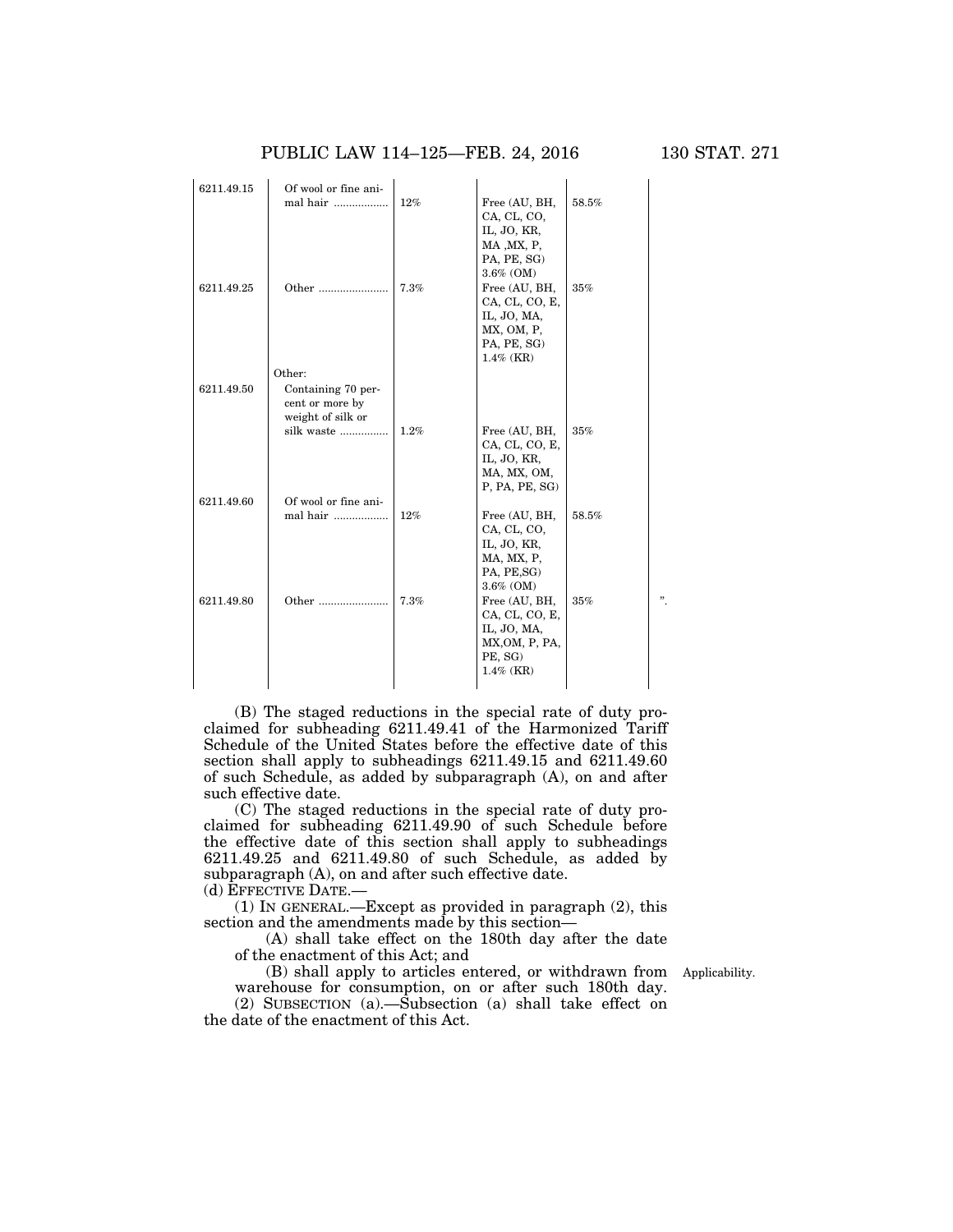| | | | | | |
|---|---|---|---|---|---|
| 6211.49.15 | Of wool or fine animal hair .................. | 12% | Free (AU, BH, CA, CL, CO, IL, JO, KR, MA ,MX, P, PA, PE, SG) 3.6% (OM) | 58.5% | |
| 6211.49.25 | Other ....................... | 7.3% | Free (AU, BH, CA, CL, CO, E, IL, JO, MA, MX, OM, P, PA, PE, SG) 1.4% (KR) | 35% | |
| | Other: | | | | |
| 6211.49.50 | Containing 70 percent or more by weight of silk or silk waste ................ | 1.2% | Free (AU, BH, CA, CL, CO, E, IL, JO, KR, MA, MX, OM, P, PA, PE, SG) | 35% | |
| 6211.49.60 | Of wool or fine animal hair .................. | 12% | Free (AU, BH, CA, CL, CO, IL, JO, KR, MA, MX, P, PA, PE,SG) 3.6% (OM) | 58.5% | |
| 6211.49.80 | Other ....................... | 7.3% | Free (AU, BH, CA, CL, CO, E, IL, JO, MA, MX,OM, P, PA, PE, SG) 1.4% (KR) | 35% | ". |

(B) The staged reductions in the special rate of duty proclaimed for subheading 6211.49.41 of the Harmonized Tariff Schedule of the United States before the effective date of this section shall apply to subheadings 6211.49.15 and 6211.49.60 of such Schedule, as added by subparagraph (A), on and after such effective date.

(C) The staged reductions in the special rate of duty proclaimed for subheading 6211.49.90 of such Schedule before the effective date of this section shall apply to subheadings 6211.49.25 and 6211.49.80 of such Schedule, as added by subparagraph (A), on and after such effective date.

(d) EFFECTIVE DATE.—

(1) IN GENERAL.—Except as provided in paragraph (2), this section and the amendments made by this section—

(A) shall take effect on the 180th day after the date of the enactment of this Act; and

(B) shall apply to articles entered, or withdrawn from warehouse for consumption, on or after such 180th day.

Applicability.

(2) SUBSECTION (a).—Subsection (a) shall take effect on the date of the enactment of this Act.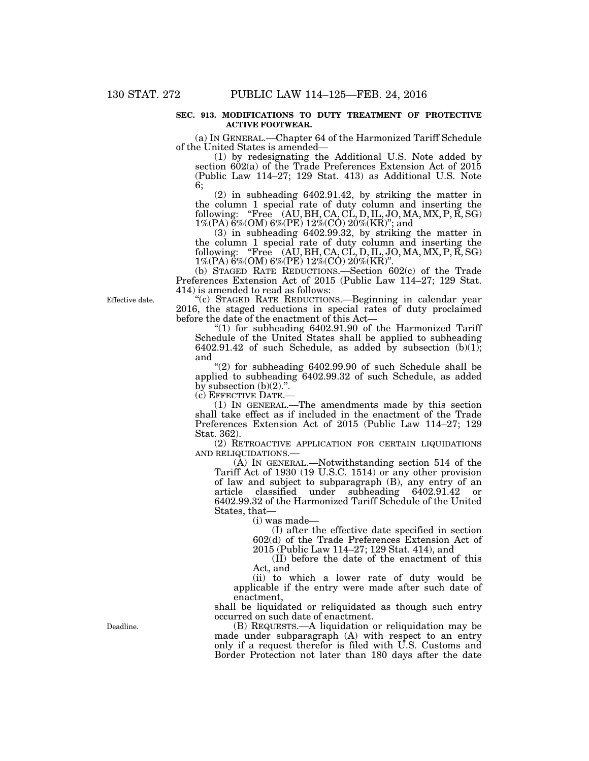**SEC. 913. MODIFICATIONS TO DUTY TREATMENT OF PROTECTIVE ACTIVE FOOTWEAR.**

(a) IN GENERAL.—Chapter 64 of the Harmonized Tariff Schedule of the United States is amended—

(1) by redesignating the Additional U.S. Note added by section 602(a) of the Trade Preferences Extension Act of 2015 (Public Law 114–27; 129 Stat. 413) as Additional U.S. Note 6;

(2) in subheading 6402.91.42, by striking the matter in the column 1 special rate of duty column and inserting the following: "Free (AU, BH, CA, CL, D, IL, JO, MA, MX, P, R, SG) 1%(PA) 6%(OM) 6%(PE) 12%(CO) 20%(KR)"; and

(3) in subheading 6402.99.32, by striking the matter in the column 1 special rate of duty column and inserting the following: "Free (AU, BH, CA, CL, D, IL, JO, MA, MX, P, R, SG) 1%(PA) 6%(OM) 6%(PE) 12%(CO) 20%(KR)".

(b) STAGED RATE REDUCTIONS.—Section 602(c) of the Trade Preferences Extension Act of 2015 (Public Law 114–27; 129 Stat. 414) is amended to read as follows:

Effective date.

"(c) STAGED RATE REDUCTIONS.—Beginning in calendar year 2016, the staged reductions in special rates of duty proclaimed before the date of the enactment of this Act—

"(1) for subheading 6402.91.90 of the Harmonized Tariff Schedule of the United States shall be applied to subheading 6402.91.42 of such Schedule, as added by subsection (b)(1); and

"(2) for subheading 6402.99.90 of such Schedule shall be applied to subheading 6402.99.32 of such Schedule, as added by subsection (b)(2).".

(c) EFFECTIVE DATE.—

(1) IN GENERAL.—The amendments made by this section shall take effect as if included in the enactment of the Trade Preferences Extension Act of 2015 (Public Law 114–27; 129 Stat. 362).

(2) RETROACTIVE APPLICATION FOR CERTAIN LIQUIDATIONS AND RELIQUIDATIONS.—

(A) IN GENERAL.—Notwithstanding section 514 of the Tariff Act of 1930 (19 U.S.C. 1514) or any other provision of law and subject to subparagraph (B), any entry of an article classified under subheading 6402.91.42 or 6402.99.32 of the Harmonized Tariff Schedule of the United States, that—

(i) was made—

(I) after the effective date specified in section 602(d) of the Trade Preferences Extension Act of 2015 (Public Law 114–27; 129 Stat. 414), and

(II) before the date of the enactment of this Act, and

(ii) to which a lower rate of duty would be applicable if the entry were made after such date of enactment,

shall be liquidated or reliquidated as though such entry occurred on such date of enactment.

Deadline.

(B) REQUESTS.—A liquidation or reliquidation may be made under subparagraph (A) with respect to an entry only if a request therefor is filed with U.S. Customs and Border Protection not later than 180 days after the date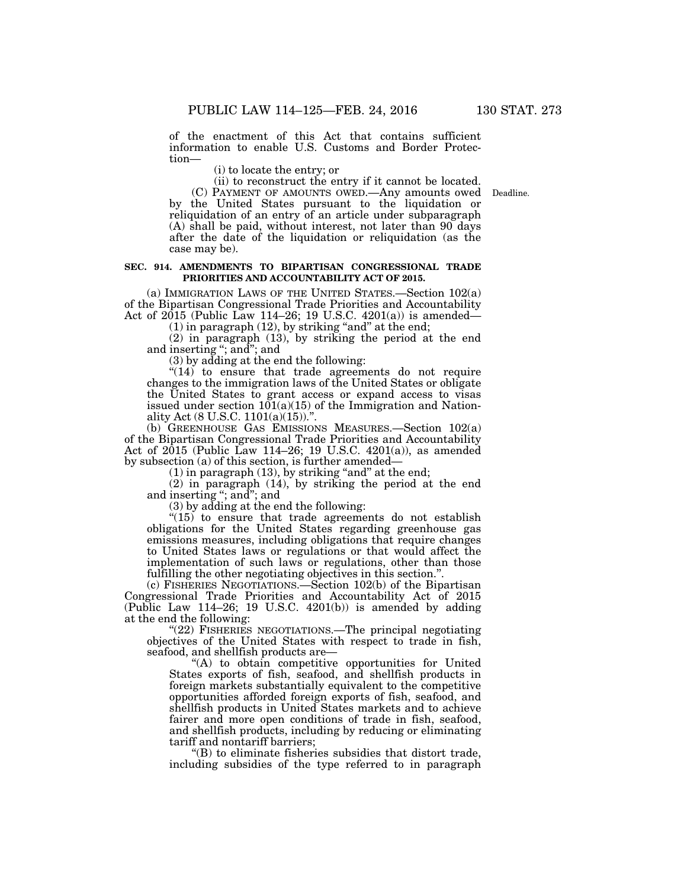of the enactment of this Act that contains sufficient information to enable U.S. Customs and Border Protection—

(i) to locate the entry; or

(ii) to reconstruct the entry if it cannot be located.

(C) PAYMENT OF AMOUNTS OWED.—Any amounts owed by the United States pursuant to the liquidation or reliquidation of an entry of an article under subparagraph (A) shall be paid, without interest, not later than 90 days after the date of the liquidation or reliquidation (as the case may be).

Deadline.

**SEC. 914. AMENDMENTS TO BIPARTISAN CONGRESSIONAL TRADE PRIORITIES AND ACCOUNTABILITY ACT OF 2015.**

(a) IMMIGRATION LAWS OF THE UNITED STATES.—Section 102(a) of the Bipartisan Congressional Trade Priorities and Accountability Act of 2015 (Public Law 114–26; 19 U.S.C. 4201(a)) is amended—

(1) in paragraph (12), by striking "and" at the end;

(2) in paragraph (13), by striking the period at the end and inserting "; and"; and

(3) by adding at the end the following:

"(14) to ensure that trade agreements do not require changes to the immigration laws of the United States or obligate the United States to grant access or expand access to visas issued under section 101(a)(15) of the Immigration and Nationality Act (8 U.S.C. 1101(a)(15)).".

(b) GREENHOUSE GAS EMISSIONS MEASURES.—Section 102(a) of the Bipartisan Congressional Trade Priorities and Accountability Act of 2015 (Public Law 114–26; 19 U.S.C. 4201(a)), as amended by subsection (a) of this section, is further amended—

(1) in paragraph (13), by striking "and" at the end;

(2) in paragraph (14), by striking the period at the end and inserting "; and"; and

(3) by adding at the end the following:

"(15) to ensure that trade agreements do not establish obligations for the United States regarding greenhouse gas emissions measures, including obligations that require changes to United States laws or regulations or that would affect the implementation of such laws or regulations, other than those fulfilling the other negotiating objectives in this section.".

(c) FISHERIES NEGOTIATIONS.—Section 102(b) of the Bipartisan Congressional Trade Priorities and Accountability Act of 2015 (Public Law 114–26; 19 U.S.C. 4201(b)) is amended by adding at the end the following:

"(22) FISHERIES NEGOTIATIONS.—The principal negotiating objectives of the United States with respect to trade in fish, seafood, and shellfish products are—

"(A) to obtain competitive opportunities for United States exports of fish, seafood, and shellfish products in foreign markets substantially equivalent to the competitive opportunities afforded foreign exports of fish, seafood, and shellfish products in United States markets and to achieve fairer and more open conditions of trade in fish, seafood, and shellfish products, including by reducing or eliminating tariff and nontariff barriers;

"(B) to eliminate fisheries subsidies that distort trade, including subsidies of the type referred to in paragraph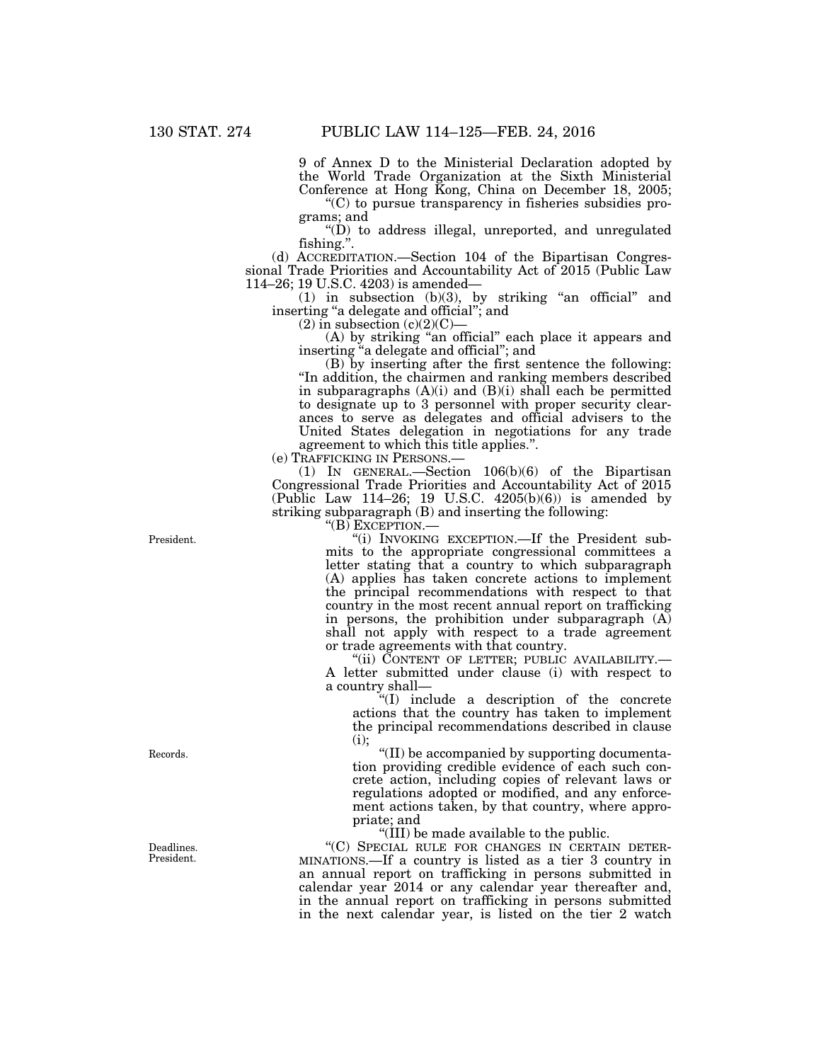9 of Annex D to the Ministerial Declaration adopted by the World Trade Organization at the Sixth Ministerial Conference at Hong Kong, China on December 18, 2005;

"(C) to pursue transparency in fisheries subsidies programs; and

"(D) to address illegal, unreported, and unregulated fishing.".

(d) ACCREDITATION.—Section 104 of the Bipartisan Congressional Trade Priorities and Accountability Act of 2015 (Public Law 114–26; 19 U.S.C. 4203) is amended—

(1) in subsection (b)(3), by striking "an official" and inserting "a delegate and official"; and

(2) in subsection (c)(2)(C)—

(A) by striking "an official" each place it appears and inserting "a delegate and official"; and

(B) by inserting after the first sentence the following: "In addition, the chairmen and ranking members described in subparagraphs (A)(i) and (B)(i) shall each be permitted to designate up to 3 personnel with proper security clearances to serve as delegates and official advisers to the United States delegation in negotiations for any trade agreement to which this title applies.".

(e) TRAFFICKING IN PERSONS.—

(1) IN GENERAL.—Section 106(b)(6) of the Bipartisan Congressional Trade Priorities and Accountability Act of 2015 (Public Law 114–26; 19 U.S.C. 4205(b)(6)) is amended by striking subparagraph (B) and inserting the following:

"(B) EXCEPTION.—

President.

"(i) INVOKING EXCEPTION.—If the President submits to the appropriate congressional committees a letter stating that a country to which subparagraph (A) applies has taken concrete actions to implement the principal recommendations with respect to that country in the most recent annual report on trafficking in persons, the prohibition under subparagraph (A) shall not apply with respect to a trade agreement or trade agreements with that country.

"(ii) CONTENT OF LETTER; PUBLIC AVAILABILITY.— A letter submitted under clause (i) with respect to a country shall—

"(I) include a description of the concrete actions that the country has taken to implement the principal recommendations described in clause (i);

Records.

"(II) be accompanied by supporting documentation providing credible evidence of each such concrete action, including copies of relevant laws or regulations adopted or modified, and any enforcement actions taken, by that country, where appropriate; and

"(III) be made available to the public.

Deadlines. President.

"(C) SPECIAL RULE FOR CHANGES IN CERTAIN DETERMINATIONS.—If a country is listed as a tier 3 country in an annual report on trafficking in persons submitted in calendar year 2014 or any calendar year thereafter and, in the annual report on trafficking in persons submitted in the next calendar year, is listed on the tier 2 watch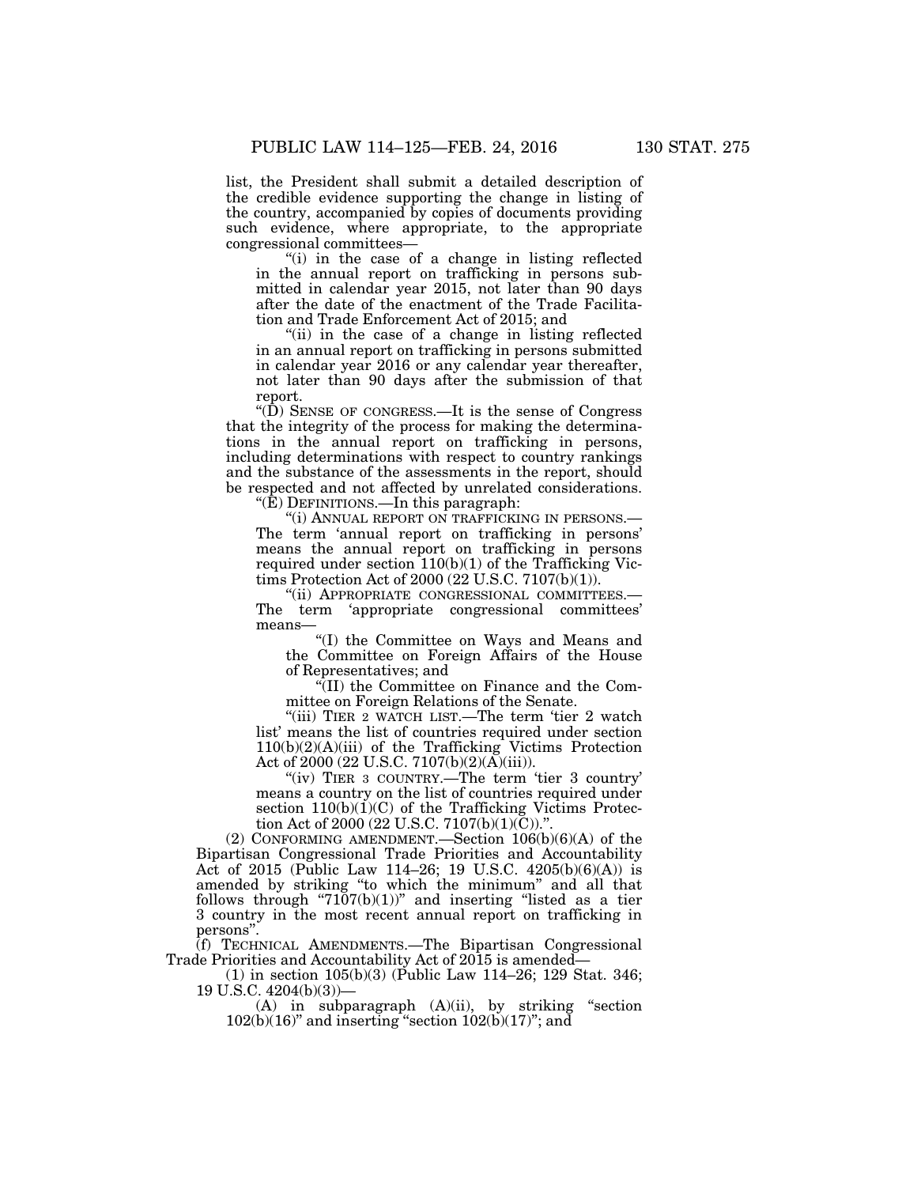list, the President shall submit a detailed description of the credible evidence supporting the change in listing of the country, accompanied by copies of documents providing such evidence, where appropriate, to the appropriate congressional committees—

"(i) in the case of a change in listing reflected in the annual report on trafficking in persons submitted in calendar year 2015, not later than 90 days after the date of the enactment of the Trade Facilitation and Trade Enforcement Act of 2015; and

"(ii) in the case of a change in listing reflected in an annual report on trafficking in persons submitted in calendar year 2016 or any calendar year thereafter, not later than 90 days after the submission of that report.

"(D) SENSE OF CONGRESS.—It is the sense of Congress that the integrity of the process for making the determinations in the annual report on trafficking in persons, including determinations with respect to country rankings and the substance of the assessments in the report, should be respected and not affected by unrelated considerations.

"(E) DEFINITIONS.—In this paragraph:

"(i) ANNUAL REPORT ON TRAFFICKING IN PERSONS.—The term 'annual report on trafficking in persons' means the annual report on trafficking in persons required under section 110(b)(1) of the Trafficking Victims Protection Act of 2000 (22 U.S.C. 7107(b)(1)).

"(ii) APPROPRIATE CONGRESSIONAL COMMITTEES.—The term 'appropriate congressional committees' means—

"(I) the Committee on Ways and Means and the Committee on Foreign Affairs of the House of Representatives; and

"(II) the Committee on Finance and the Committee on Foreign Relations of the Senate.

"(iii) TIER 2 WATCH LIST.—The term 'tier 2 watch list' means the list of countries required under section 110(b)(2)(A)(iii) of the Trafficking Victims Protection Act of 2000 (22 U.S.C. 7107(b)(2)(A)(iii)).

"(iv) TIER 3 COUNTRY.—The term 'tier 3 country' means a country on the list of countries required under section 110(b)(1)(C) of the Trafficking Victims Protection Act of 2000 (22 U.S.C. 7107(b)(1)(C)).".

(2) CONFORMING AMENDMENT.—Section 106(b)(6)(A) of the Bipartisan Congressional Trade Priorities and Accountability Act of 2015 (Public Law 114–26; 19 U.S.C. 4205(b)(6)(A)) is amended by striking "to which the minimum" and all that follows through "7107(b)(1))" and inserting "listed as a tier 3 country in the most recent annual report on trafficking in persons".

(f) TECHNICAL AMENDMENTS.—The Bipartisan Congressional Trade Priorities and Accountability Act of 2015 is amended—

(1) in section 105(b)(3) (Public Law 114–26; 129 Stat. 346; 19 U.S.C. 4204(b)(3))—

(A) in subparagraph (A)(ii), by striking "section 102(b)(16)" and inserting "section 102(b)(17)"; and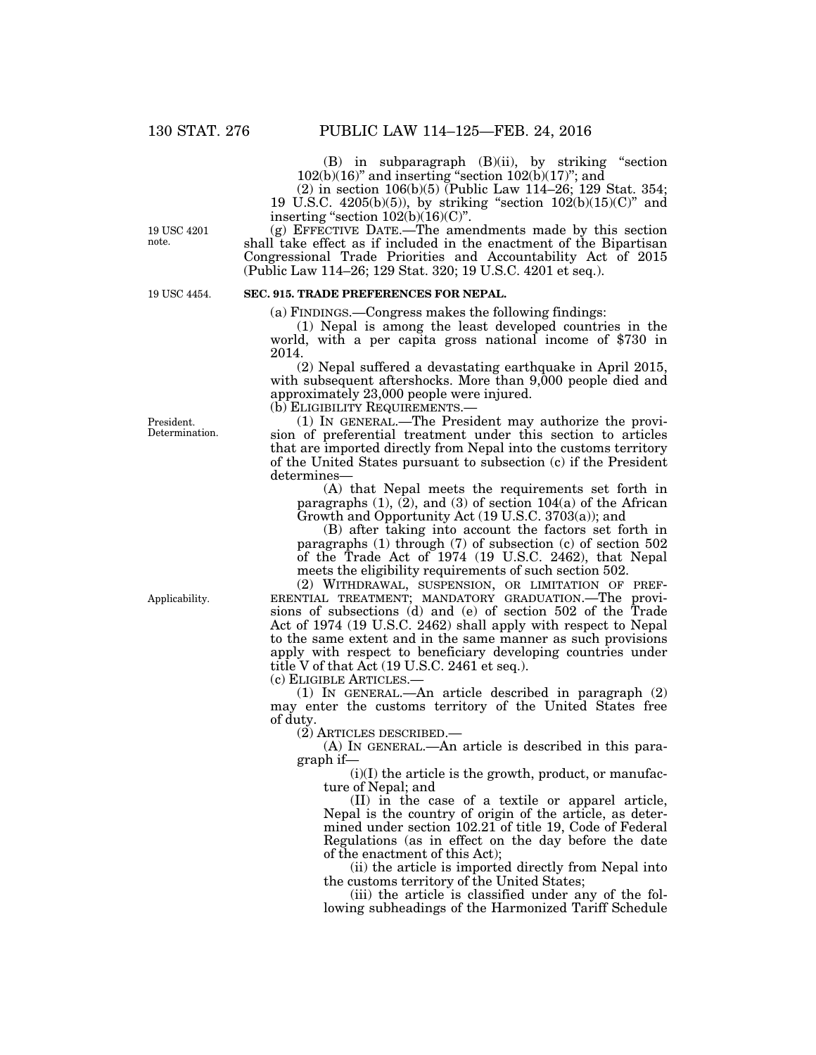(B) in subparagraph (B)(ii), by striking "section 102(b)(16)" and inserting "section 102(b)(17)"; and

(2) in section 106(b)(5) (Public Law 114–26; 129 Stat. 354; 19 U.S.C. 4205(b)(5)), by striking "section 102(b)(15)(C)" and inserting "section 102(b)(16)(C)".

19 USC 4201 note.

(g) EFFECTIVE DATE.—The amendments made by this section shall take effect as if included in the enactment of the Bipartisan Congressional Trade Priorities and Accountability Act of 2015 (Public Law 114–26; 129 Stat. 320; 19 U.S.C. 4201 et seq.).

19 USC 4454.

**SEC. 915. TRADE PREFERENCES FOR NEPAL.**

(a) FINDINGS.—Congress makes the following findings:

(1) Nepal is among the least developed countries in the world, with a per capita gross national income of $730 in 2014.

(2) Nepal suffered a devastating earthquake in April 2015, with subsequent aftershocks. More than 9,000 people died and approximately 23,000 people were injured.

(b) ELIGIBILITY REQUIREMENTS.—

President. Determination.

(1) IN GENERAL.—The President may authorize the provision of preferential treatment under this section to articles that are imported directly from Nepal into the customs territory of the United States pursuant to subsection (c) if the President determines—

(A) that Nepal meets the requirements set forth in paragraphs (1), (2), and (3) of section 104(a) of the African Growth and Opportunity Act (19 U.S.C. 3703(a)); and

(B) after taking into account the factors set forth in paragraphs (1) through (7) of subsection (c) of section 502 of the Trade Act of 1974 (19 U.S.C. 2462), that Nepal meets the eligibility requirements of such section 502.

Applicability.

(2) WITHDRAWAL, SUSPENSION, OR LIMITATION OF PREFERENTIAL TREATMENT; MANDATORY GRADUATION.—The provisions of subsections (d) and (e) of section 502 of the Trade Act of 1974 (19 U.S.C. 2462) shall apply with respect to Nepal to the same extent and in the same manner as such provisions apply with respect to beneficiary developing countries under title V of that Act (19 U.S.C. 2461 et seq.).

(c) ELIGIBLE ARTICLES.—

(1) IN GENERAL.—An article described in paragraph (2) may enter the customs territory of the United States free of duty.

(2) ARTICLES DESCRIBED.—

(A) IN GENERAL.—An article is described in this paragraph if—

(i)(I) the article is the growth, product, or manufacture of Nepal; and

(II) in the case of a textile or apparel article, Nepal is the country of origin of the article, as determined under section 102.21 of title 19, Code of Federal Regulations (as in effect on the day before the date of the enactment of this Act);

(ii) the article is imported directly from Nepal into the customs territory of the United States;

(iii) the article is classified under any of the following subheadings of the Harmonized Tariff Schedule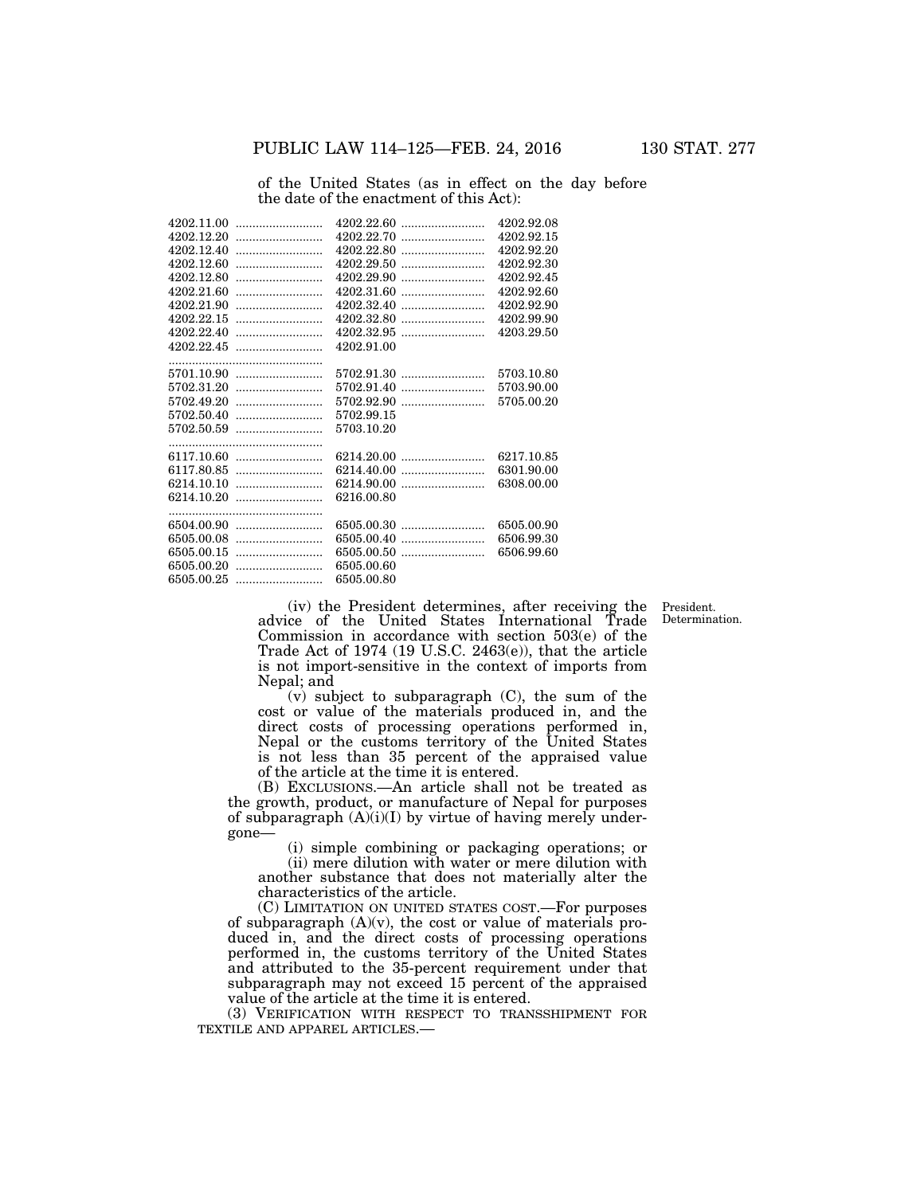of the United States (as in effect on the day before the date of the enactment of this Act):

| | | |
|---|---|---|
| 4202.11.00 | 4202.22.60 | 4202.92.08 |
| 4202.12.20 | 4202.22.70 | 4202.92.15 |
| 4202.12.40 | 4202.22.80 | 4202.92.20 |
| 4202.12.60 | 4202.29.50 | 4202.92.30 |
| 4202.12.80 | 4202.29.90 | 4202.92.45 |
| 4202.21.60 | 4202.31.60 | 4202.92.60 |
| 4202.21.90 | 4202.32.40 | 4202.92.90 |
| 4202.22.15 | 4202.32.80 | 4202.99.90 |
| 4202.22.40 | 4202.32.95 | 4203.29.50 |
| 4202.22.45 | 4202.91.00 | |
| 5701.10.90 | 5702.91.30 | 5703.10.80 |
| 5702.31.20 | 5702.91.40 | 5703.90.00 |
| 5702.49.20 | 5702.92.90 | 5705.00.20 |
| 5702.50.40 | 5702.99.15 | |
| 5702.50.59 | 5703.10.20 | |
| 6117.10.60 | 6214.20.00 | 6217.10.85 |
| 6117.80.85 | 6214.40.00 | 6301.90.00 |
| 6214.10.10 | 6214.90.00 | 6308.00.00 |
| 6214.10.20 | 6216.00.80 | |
| 6504.00.90 | 6505.00.30 | 6505.00.90 |
| 6505.00.08 | 6505.00.40 | 6506.99.30 |
| 6505.00.15 | 6505.00.50 | 6506.99.60 |
| 6505.00.20 | 6505.00.60 | |
| 6505.00.25 | 6505.00.80 | |

President. Determination.

(iv) the President determines, after receiving the advice of the United States International Trade Commission in accordance with section 503(e) of the Trade Act of 1974 (19 U.S.C. 2463(e)), that the article is not import-sensitive in the context of imports from Nepal; and

(v) subject to subparagraph (C), the sum of the cost or value of the materials produced in, and the direct costs of processing operations performed in, Nepal or the customs territory of the United States is not less than 35 percent of the appraised value of the article at the time it is entered.

(B) EXCLUSIONS.—An article shall not be treated as the growth, product, or manufacture of Nepal for purposes of subparagraph (A)(i)(I) by virtue of having merely undergone—

(i) simple combining or packaging operations; or

(ii) mere dilution with water or mere dilution with another substance that does not materially alter the characteristics of the article.

(C) LIMITATION ON UNITED STATES COST.—For purposes of subparagraph (A)(v), the cost or value of materials produced in, and the direct costs of processing operations performed in, the customs territory of the United States and attributed to the 35-percent requirement under that subparagraph may not exceed 15 percent of the appraised value of the article at the time it is entered.

(3) VERIFICATION WITH RESPECT TO TRANSSHIPMENT FOR TEXTILE AND APPAREL ARTICLES.—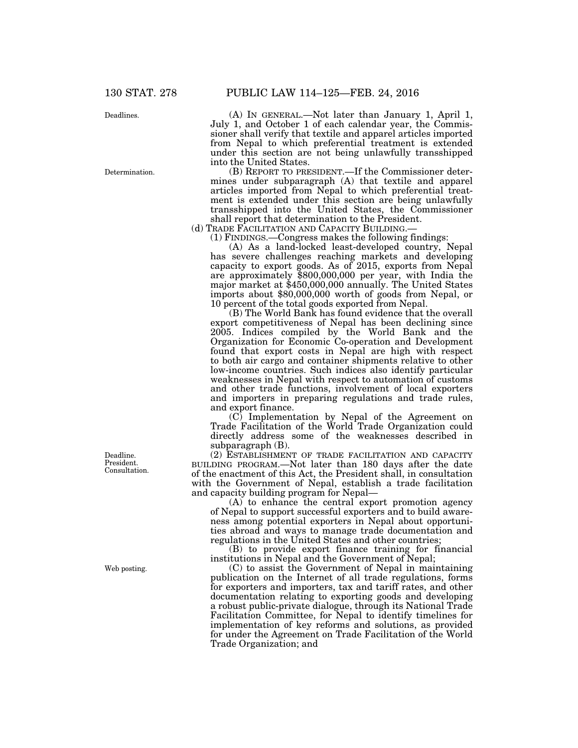(A) IN GENERAL.—Not later than January 1, April 1, July 1, and October 1 of each calendar year, the Commissioner shall verify that textile and apparel articles imported from Nepal to which preferential treatment is extended under this section are not being unlawfully transshipped into the United States.

(B) REPORT TO PRESIDENT.—If the Commissioner determines under subparagraph (A) that textile and apparel articles imported from Nepal to which preferential treatment is extended under this section are being unlawfully transshipped into the United States, the Commissioner shall report that determination to the President.

(d) TRADE FACILITATION AND CAPACITY BUILDING.—

(1) FINDINGS.—Congress makes the following findings:

(A) As a land-locked least-developed country, Nepal has severe challenges reaching markets and developing capacity to export goods. As of 2015, exports from Nepal are approximately $800,000,000 per year, with India the major market at $450,000,000 annually. The United States imports about $80,000,000 worth of goods from Nepal, or 10 percent of the total goods exported from Nepal.

(B) The World Bank has found evidence that the overall export competitiveness of Nepal has been declining since 2005. Indices compiled by the World Bank and the Organization for Economic Co-operation and Development found that export costs in Nepal are high with respect to both air cargo and container shipments relative to other low-income countries. Such indices also identify particular weaknesses in Nepal with respect to automation of customs and other trade functions, involvement of local exporters and importers in preparing regulations and trade rules, and export finance.

(C) Implementation by Nepal of the Agreement on Trade Facilitation of the World Trade Organization could directly address some of the weaknesses described in subparagraph (B).

(2) ESTABLISHMENT OF TRADE FACILITATION AND CAPACITY BUILDING PROGRAM.—Not later than 180 days after the date of the enactment of this Act, the President shall, in consultation with the Government of Nepal, establish a trade facilitation and capacity building program for Nepal—

(A) to enhance the central export promotion agency of Nepal to support successful exporters and to build awareness among potential exporters in Nepal about opportunities abroad and ways to manage trade documentation and regulations in the United States and other countries;

(B) to provide export finance training for financial institutions in Nepal and the Government of Nepal;

(C) to assist the Government of Nepal in maintaining publication on the Internet of all trade regulations, forms for exporters and importers, tax and tariff rates, and other documentation relating to exporting goods and developing a robust public-private dialogue, through its National Trade Facilitation Committee, for Nepal to identify timelines for implementation of key reforms and solutions, as provided for under the Agreement on Trade Facilitation of the World Trade Organization; and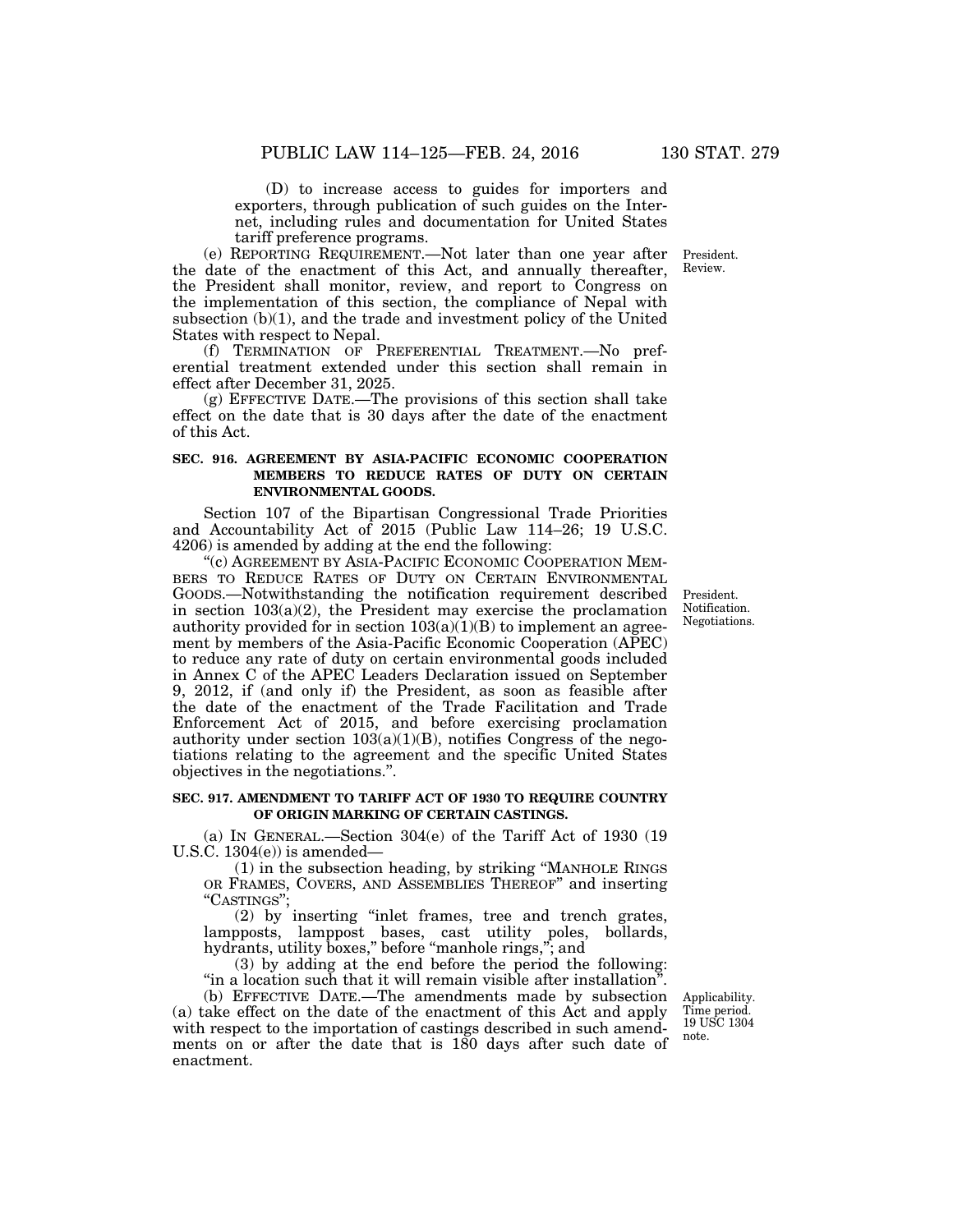(D) to increase access to guides for importers and exporters, through publication of such guides on the Internet, including rules and documentation for United States tariff preference programs.

(e) REPORTING REQUIREMENT.—Not later than one year after the date of the enactment of this Act, and annually thereafter, the President shall monitor, review, and report to Congress on the implementation of this section, the compliance of Nepal with subsection (b)(1), and the trade and investment policy of the United States with respect to Nepal.

President. Review.

(f) TERMINATION OF PREFERENTIAL TREATMENT.—No preferential treatment extended under this section shall remain in effect after December 31, 2025.

(g) EFFECTIVE DATE.—The provisions of this section shall take effect on the date that is 30 days after the date of the enactment of this Act.

**SEC. 916. AGREEMENT BY ASIA-PACIFIC ECONOMIC COOPERATION MEMBERS TO REDUCE RATES OF DUTY ON CERTAIN ENVIRONMENTAL GOODS.**

Section 107 of the Bipartisan Congressional Trade Priorities and Accountability Act of 2015 (Public Law 114–26; 19 U.S.C. 4206) is amended by adding at the end the following:

"(c) AGREEMENT BY ASIA-PACIFIC ECONOMIC COOPERATION MEMBERS TO REDUCE RATES OF DUTY ON CERTAIN ENVIRONMENTAL GOODS.—Notwithstanding the notification requirement described in section 103(a)(2), the President may exercise the proclamation authority provided for in section 103(a)(1)(B) to implement an agreement by members of the Asia-Pacific Economic Cooperation (APEC) to reduce any rate of duty on certain environmental goods included in Annex C of the APEC Leaders Declaration issued on September 9, 2012, if (and only if) the President, as soon as feasible after the date of the enactment of the Trade Facilitation and Trade Enforcement Act of 2015, and before exercising proclamation authority under section 103(a)(1)(B), notifies Congress of the negotiations relating to the agreement and the specific United States objectives in the negotiations.".

President. Notification. Negotiations.

**SEC. 917. AMENDMENT TO TARIFF ACT OF 1930 TO REQUIRE COUNTRY OF ORIGIN MARKING OF CERTAIN CASTINGS.**

(a) IN GENERAL.—Section 304(e) of the Tariff Act of 1930 (19 U.S.C. 1304(e)) is amended—

(1) in the subsection heading, by striking "MANHOLE RINGS OR FRAMES, COVERS, AND ASSEMBLIES THEREOF" and inserting "CASTINGS";

(2) by inserting "inlet frames, tree and trench grates, lampposts, lamppost bases, cast utility poles, bollards, hydrants, utility boxes," before "manhole rings,"; and

(3) by adding at the end before the period the following: "in a location such that it will remain visible after installation".

(b) EFFECTIVE DATE.—The amendments made by subsection (a) take effect on the date of the enactment of this Act and apply with respect to the importation of castings described in such amendments on or after the date that is 180 days after such date of enactment.

Applicability. Time period. 19 USC 1304 note.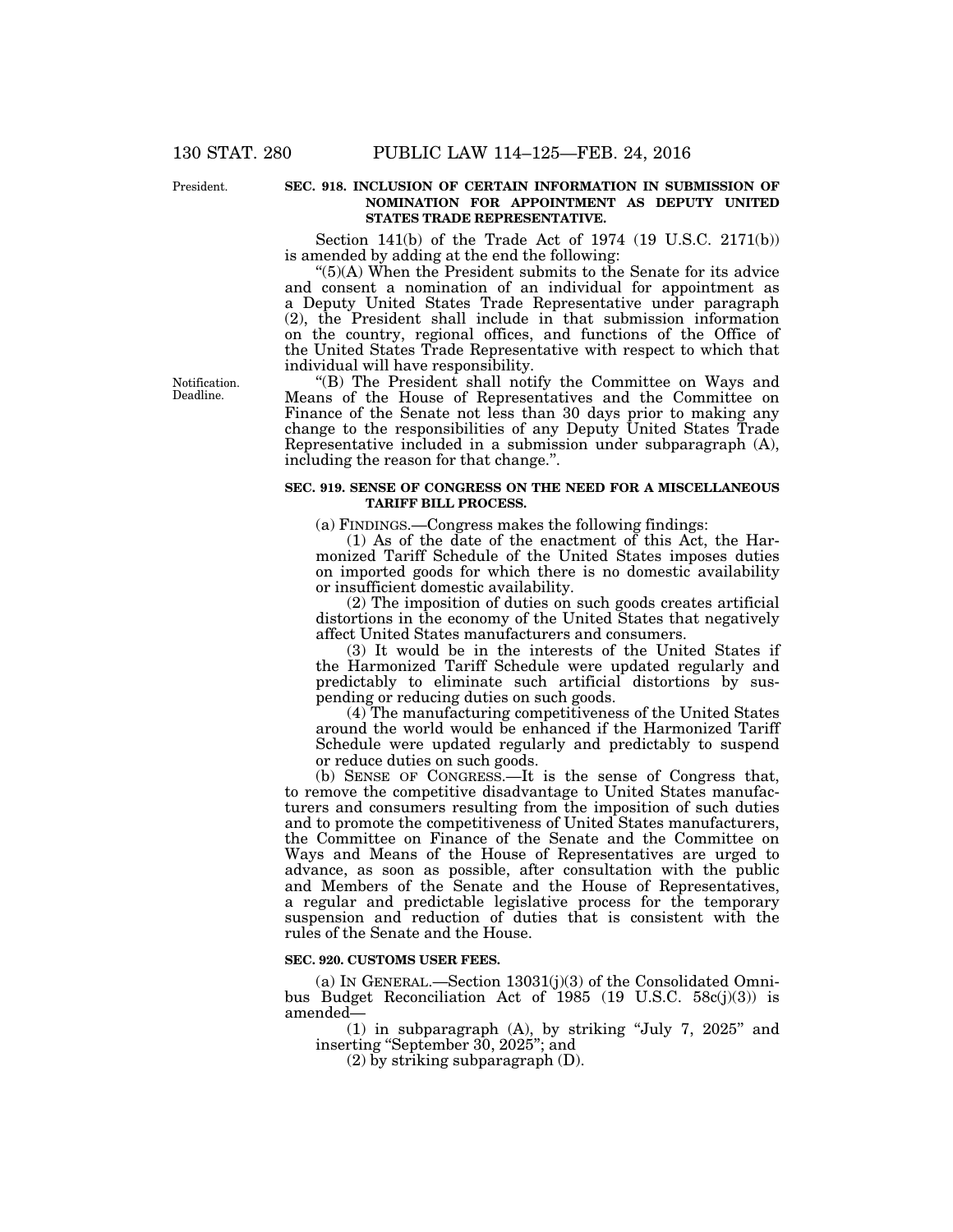President.

**SEC. 918. INCLUSION OF CERTAIN INFORMATION IN SUBMISSION OF NOMINATION FOR APPOINTMENT AS DEPUTY UNITED STATES TRADE REPRESENTATIVE.**

Section 141(b) of the Trade Act of 1974 (19 U.S.C. 2171(b)) is amended by adding at the end the following:

"(5)(A) When the President submits to the Senate for its advice and consent a nomination of an individual for appointment as a Deputy United States Trade Representative under paragraph (2), the President shall include in that submission information on the country, regional offices, and functions of the Office of the United States Trade Representative with respect to which that individual will have responsibility.

Notification. Deadline.

"(B) The President shall notify the Committee on Ways and Means of the House of Representatives and the Committee on Finance of the Senate not less than 30 days prior to making any change to the responsibilities of any Deputy United States Trade Representative included in a submission under subparagraph (A), including the reason for that change.".

**SEC. 919. SENSE OF CONGRESS ON THE NEED FOR A MISCELLANEOUS TARIFF BILL PROCESS.**

(a) FINDINGS.—Congress makes the following findings:

(1) As of the date of the enactment of this Act, the Harmonized Tariff Schedule of the United States imposes duties on imported goods for which there is no domestic availability or insufficient domestic availability.

(2) The imposition of duties on such goods creates artificial distortions in the economy of the United States that negatively affect United States manufacturers and consumers.

(3) It would be in the interests of the United States if the Harmonized Tariff Schedule were updated regularly and predictably to eliminate such artificial distortions by suspending or reducing duties on such goods.

(4) The manufacturing competitiveness of the United States around the world would be enhanced if the Harmonized Tariff Schedule were updated regularly and predictably to suspend or reduce duties on such goods.

(b) SENSE OF CONGRESS.—It is the sense of Congress that, to remove the competitive disadvantage to United States manufacturers and consumers resulting from the imposition of such duties and to promote the competitiveness of United States manufacturers, the Committee on Finance of the Senate and the Committee on Ways and Means of the House of Representatives are urged to advance, as soon as possible, after consultation with the public and Members of the Senate and the House of Representatives, a regular and predictable legislative process for the temporary suspension and reduction of duties that is consistent with the rules of the Senate and the House.

**SEC. 920. CUSTOMS USER FEES.**

(a) IN GENERAL.—Section 13031(j)(3) of the Consolidated Omnibus Budget Reconciliation Act of 1985 (19 U.S.C. 58c(j)(3)) is amended—

(1) in subparagraph (A), by striking "July 7, 2025" and inserting "September 30, 2025"; and

(2) by striking subparagraph (D).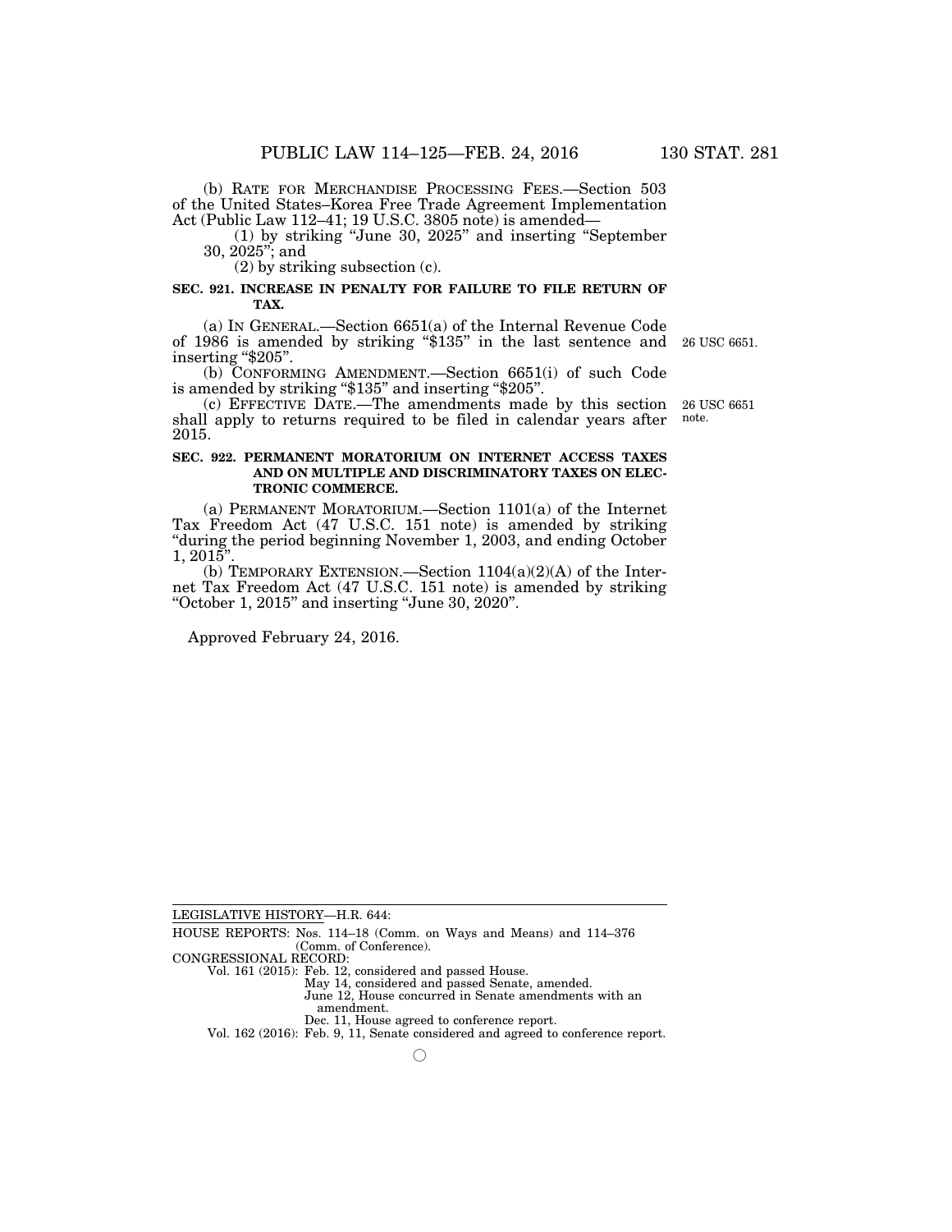(b) RATE FOR MERCHANDISE PROCESSING FEES.—Section 503 of the United States–Korea Free Trade Agreement Implementation Act (Public Law 112–41; 19 U.S.C. 3805 note) is amended—

(1) by striking "June 30, 2025" and inserting "September 30, 2025"; and

(2) by striking subsection (c).

**SEC. 921. INCREASE IN PENALTY FOR FAILURE TO FILE RETURN OF TAX.**

(a) IN GENERAL.—Section 6651(a) of the Internal Revenue Code of 1986 is amended by striking "$135" in the last sentence and inserting "$205".

26 USC 6651.

(b) CONFORMING AMENDMENT.—Section 6651(i) of such Code is amended by striking "$135" and inserting "$205".

(c) EFFECTIVE DATE.—The amendments made by this section shall apply to returns required to be filed in calendar years after 2015.

26 USC 6651 note.

**SEC. 922. PERMANENT MORATORIUM ON INTERNET ACCESS TAXES AND ON MULTIPLE AND DISCRIMINATORY TAXES ON ELECTRONIC COMMERCE.**

(a) PERMANENT MORATORIUM.—Section 1101(a) of the Internet Tax Freedom Act (47 U.S.C. 151 note) is amended by striking "during the period beginning November 1, 2003, and ending October 1, 2015".

(b) TEMPORARY EXTENSION.—Section 1104(a)(2)(A) of the Internet Tax Freedom Act (47 U.S.C. 151 note) is amended by striking "October 1, 2015" and inserting "June 30, 2020".

Approved February 24, 2016.

---

LEGISLATIVE HISTORY—H.R. 644:

HOUSE REPORTS: Nos. 114–18 (Comm. on Ways and Means) and 114–376 (Comm. of Conference).

CONGRESSIONAL RECORD:

Vol. 161 (2015): Feb. 12, considered and passed House.
May 14, considered and passed Senate, amended.
June 12, House concurred in Senate amendments with an amendment.
Dec. 11, House agreed to conference report.

Vol. 162 (2016): Feb. 9, 11, Senate considered and agreed to conference report.